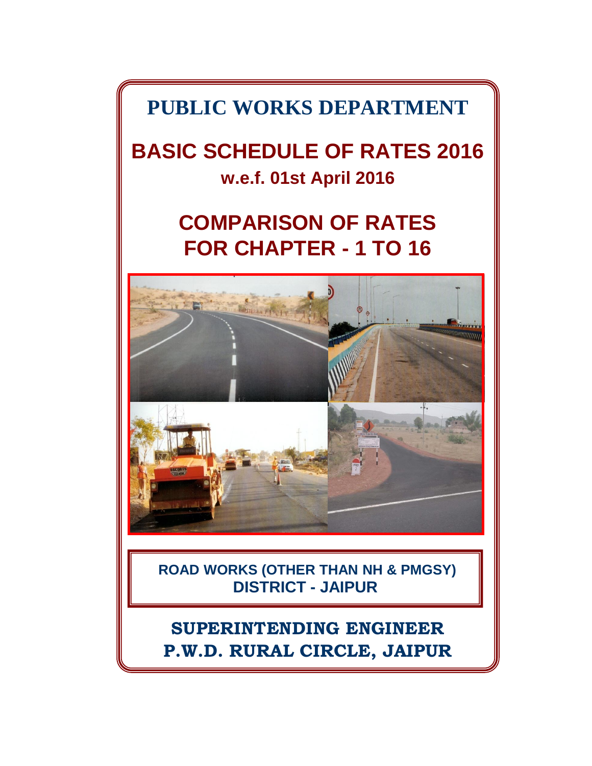# PUBLIC WORKS DEPARTMENT

# BASIC SCHEDULE OF RATES 2016

**w.e.f. 01st April 2016**

## COMPARISON OF RATES FOR CHAPTER - 1 TO 16

**ROAD WORKS (OTHER THAN NH & PMGSY)**
**DISTRICT - JAIPUR**

**SUPERINTENDING ENGINEER**
**P.W.D. RURAL CIRCLE, JAIPUR**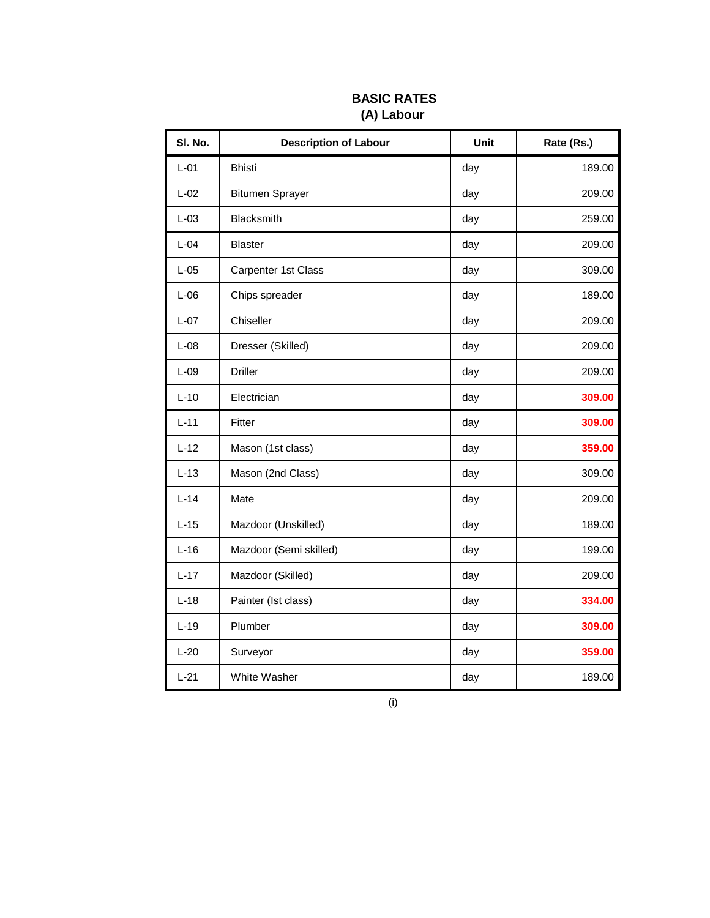# BASIC RATES
## (A) Labour

| Sl. No. | Description of Labour | Unit | Rate (Rs.) |
|---|---|---|---|
| L-01 | Bhisti | day | 189.00 |
| L-02 | Bitumen Sprayer | day | 209.00 |
| L-03 | Blacksmith | day | 259.00 |
| L-04 | Blaster | day | 209.00 |
| L-05 | Carpenter 1st Class | day | 309.00 |
| L-06 | Chips spreader | day | 189.00 |
| L-07 | Chiseller | day | 209.00 |
| L-08 | Dresser (Skilled) | day | 209.00 |
| L-09 | Driller | day | 209.00 |
| L-10 | Electrician | day | **309.00** |
| L-11 | Fitter | day | **309.00** |
| L-12 | Mason (1st class) | day | **359.00** |
| L-13 | Mason (2nd Class) | day | 309.00 |
| L-14 | Mate | day | 209.00 |
| L-15 | Mazdoor (Unskilled) | day | 189.00 |
| L-16 | Mazdoor (Semi skilled) | day | 199.00 |
| L-17 | Mazdoor (Skilled) | day | 209.00 |
| L-18 | Painter (Ist class) | day | **334.00** |
| L-19 | Plumber | day | **309.00** |
| L-20 | Surveyor | day | **359.00** |
| L-21 | White Washer | day | 189.00 |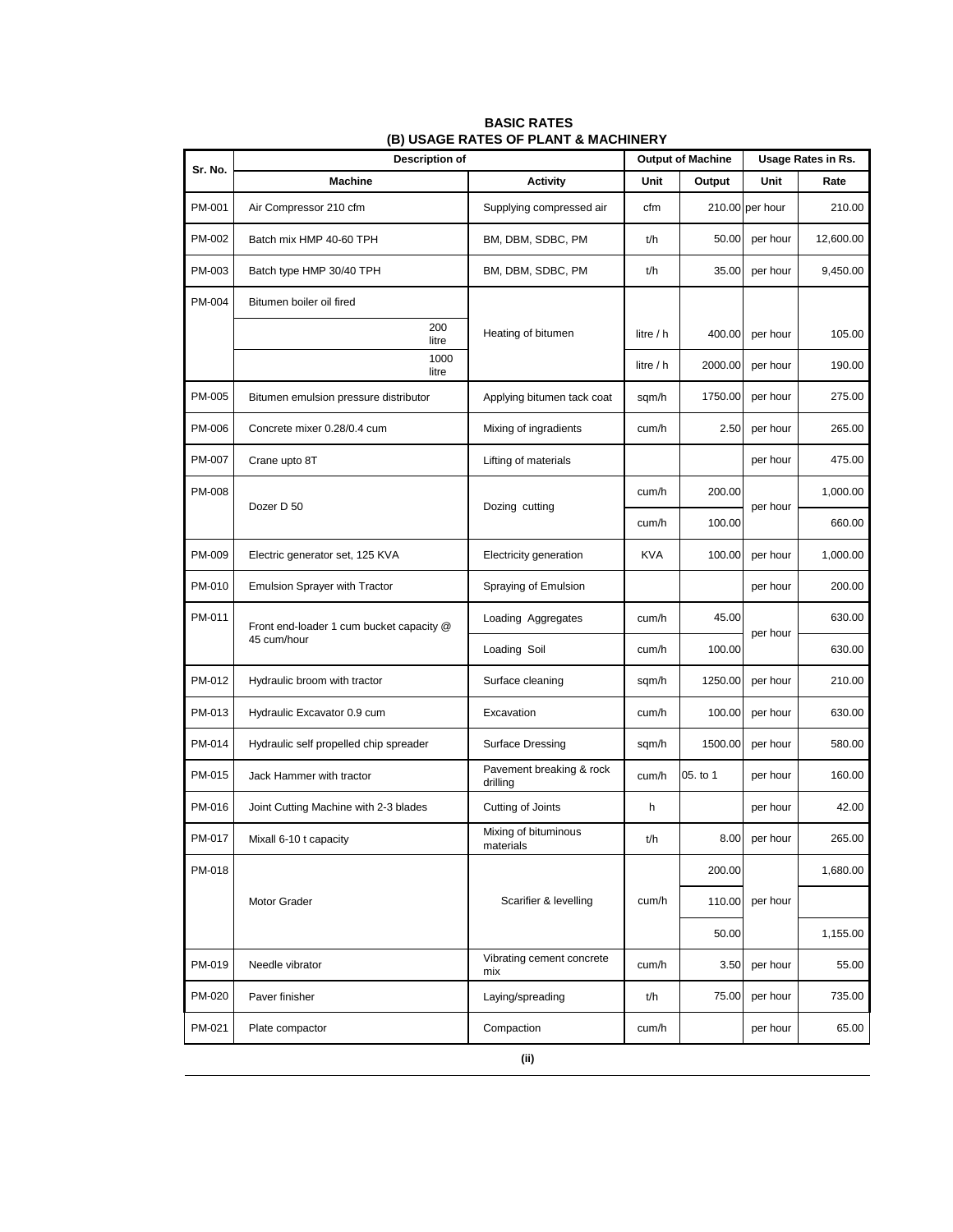**BASIC RATES**
**(B) USAGE RATES OF PLANT & MACHINERY**

| Sr. No. | Description of | | Output of Machine | | Usage Rates in Rs. | |
|---|---|---|---|---|---|---|
| | Machine | Activity | Unit | Output | Unit | Rate |
| PM-001 | Air Compressor 210 cfm | Supplying compressed air | cfm | 210.00 | per hour | 210.00 |
| PM-002 | Batch mix HMP 40-60 TPH | BM, DBM, SDBC, PM | t/h | 50.00 | per hour | 12,600.00 |
| PM-003 | Batch type HMP 30/40 TPH | BM, DBM, SDBC, PM | t/h | 35.00 | per hour | 9,450.00 |
| PM-004 | Bitumen boiler oil fired | | | | | |
| | 200 litre | Heating of bitumen | litre / h | 400.00 | per hour | 105.00 |
| | 1000 litre | | litre / h | 2000.00 | per hour | 190.00 |
| PM-005 | Bitumen emulsion pressure distributor | Applying bitumen tack coat | sqm/h | 1750.00 | per hour | 275.00 |
| PM-006 | Concrete mixer 0.28/0.4 cum | Mixing of ingradients | cum/h | 2.50 | per hour | 265.00 |
| PM-007 | Crane upto 8T | Lifting of materials | | | per hour | 475.00 |
| PM-008 | Dozer D 50 | Dozing cutting | cum/h | 200.00 | per hour | 1,000.00 |
| | | | cum/h | 100.00 | | 660.00 |
| PM-009 | Electric generator set, 125 KVA | Electricity generation | KVA | 100.00 | per hour | 1,000.00 |
| PM-010 | Emulsion Sprayer with Tractor | Spraying of Emulsion | | | per hour | 200.00 |
| PM-011 | Front end-loader 1 cum bucket capacity @ 45 cum/hour | Loading Aggregates | cum/h | 45.00 | per hour | 630.00 |
| | | Loading Soil | cum/h | 100.00 | | 630.00 |
| PM-012 | Hydraulic broom with tractor | Surface cleaning | sqm/h | 1250.00 | per hour | 210.00 |
| PM-013 | Hydraulic Excavator 0.9 cum | Excavation | cum/h | 100.00 | per hour | 630.00 |
| PM-014 | Hydraulic self propelled chip spreader | Surface Dressing | sqm/h | 1500.00 | per hour | 580.00 |
| PM-015 | Jack Hammer with tractor | Pavement breaking & rock drilling | cum/h | 05. to 1 | per hour | 160.00 |
| PM-016 | Joint Cutting Machine with 2-3 blades | Cutting of Joints | h | | per hour | 42.00 |
| PM-017 | Mixall 6-10 t capacity | Mixing of bituminous materials | t/h | 8.00 | per hour | 265.00 |
| PM-018 | Motor Grader | Scarifier & levelling | cum/h | 200.00 | per hour | 1,680.00 |
| | | | | 110.00 | | |
| | | | | 50.00 | | 1,155.00 |
| PM-019 | Needle vibrator | Vibrating cement concrete mix | cum/h | 3.50 | per hour | 55.00 |
| PM-020 | Paver finisher | Laying/spreading | t/h | 75.00 | per hour | 735.00 |
| PM-021 | Plate compactor | Compaction | cum/h | | per hour | 65.00 |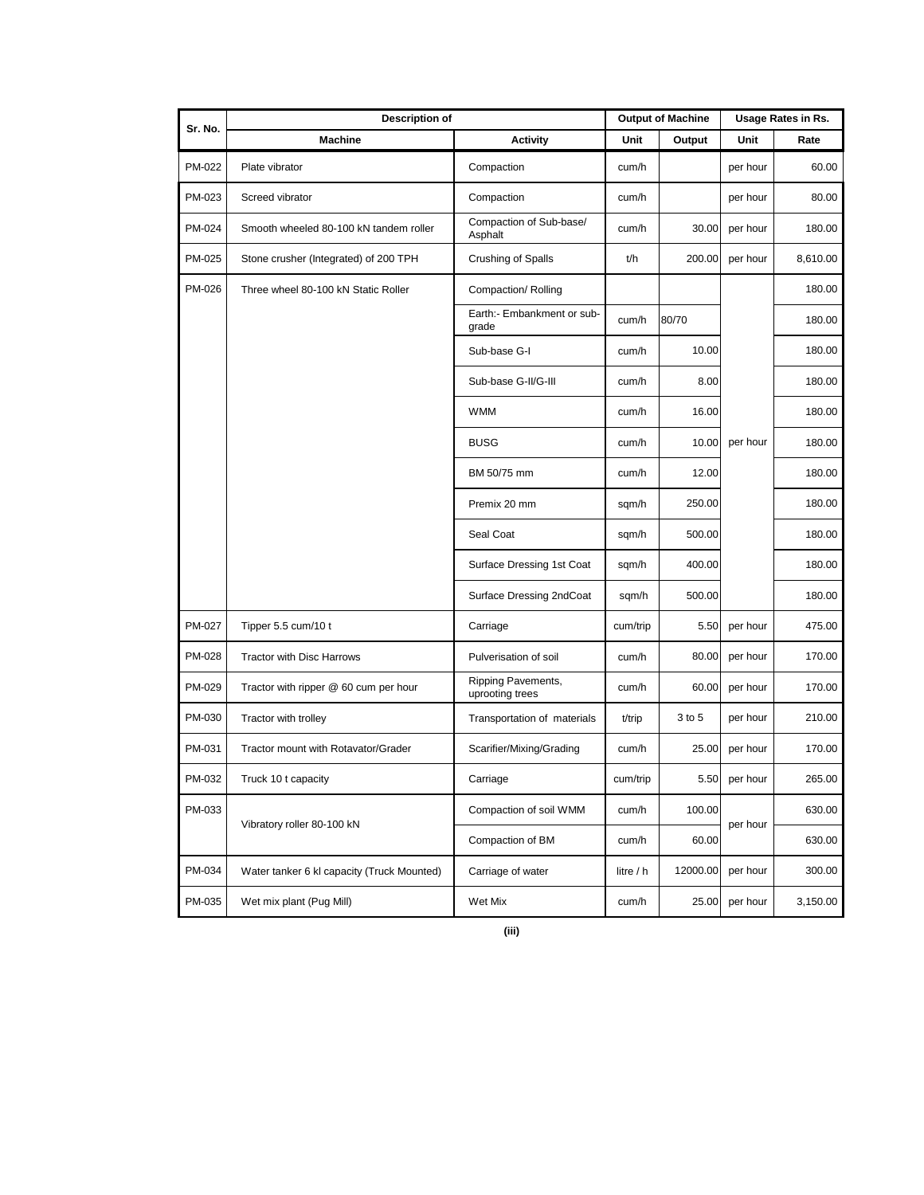| Sr. No. | Description of | | Output of Machine | | Usage Rates in Rs. | |
|---|---|---|---|---|---|---|
| | Machine | Activity | Unit | Output | Unit | Rate |
| PM-022 | Plate vibrator | Compaction | cum/h | | per hour | 60.00 |
| PM-023 | Screed vibrator | Compaction | cum/h | | per hour | 80.00 |
| PM-024 | Smooth wheeled 80-100 kN tandem roller | Compaction of Sub-base/ Asphalt | cum/h | 30.00 | per hour | 180.00 |
| PM-025 | Stone crusher (Integrated) of 200 TPH | Crushing of Spalls | t/h | 200.00 | per hour | 8,610.00 |
| PM-026 | Three wheel 80-100 kN Static Roller | Compaction/ Rolling | | | per hour | 180.00 |
| | | Earth:- Embankment or sub-grade | cum/h | 80/70 | | 180.00 |
| | | Sub-base G-I | cum/h | 10.00 | | 180.00 |
| | | Sub-base G-II/G-III | cum/h | 8.00 | | 180.00 |
| | | WMM | cum/h | 16.00 | | 180.00 |
| | | BUSG | cum/h | 10.00 | | 180.00 |
| | | BM 50/75 mm | cum/h | 12.00 | | 180.00 |
| | | Premix 20 mm | sqm/h | 250.00 | | 180.00 |
| | | Seal Coat | sqm/h | 500.00 | | 180.00 |
| | | Surface Dressing 1st Coat | sqm/h | 400.00 | | 180.00 |
| | | Surface Dressing 2ndCoat | sqm/h | 500.00 | | 180.00 |
| PM-027 | Tipper 5.5 cum/10 t | Carriage | cum/trip | 5.50 | per hour | 475.00 |
| PM-028 | Tractor with Disc Harrows | Pulverisation of soil | cum/h | 80.00 | per hour | 170.00 |
| PM-029 | Tractor with ripper @ 60 cum per hour | Ripping Pavements, uprooting trees | cum/h | 60.00 | per hour | 170.00 |
| PM-030 | Tractor with trolley | Transportation of materials | t/trip | 3 to 5 | per hour | 210.00 |
| PM-031 | Tractor mount with Rotavator/Grader | Scarifier/Mixing/Grading | cum/h | 25.00 | per hour | 170.00 |
| PM-032 | Truck 10 t capacity | Carriage | cum/trip | 5.50 | per hour | 265.00 |
| PM-033 | Vibratory roller 80-100 kN | Compaction of soil WMM | cum/h | 100.00 | per hour | 630.00 |
| | | Compaction of BM | cum/h | 60.00 | | 630.00 |
| PM-034 | Water tanker 6 kl capacity (Truck Mounted) | Carriage of water | litre / h | 12000.00 | per hour | 300.00 |
| PM-035 | Wet mix plant (Pug Mill) | Wet Mix | cum/h | 25.00 | per hour | 3,150.00 |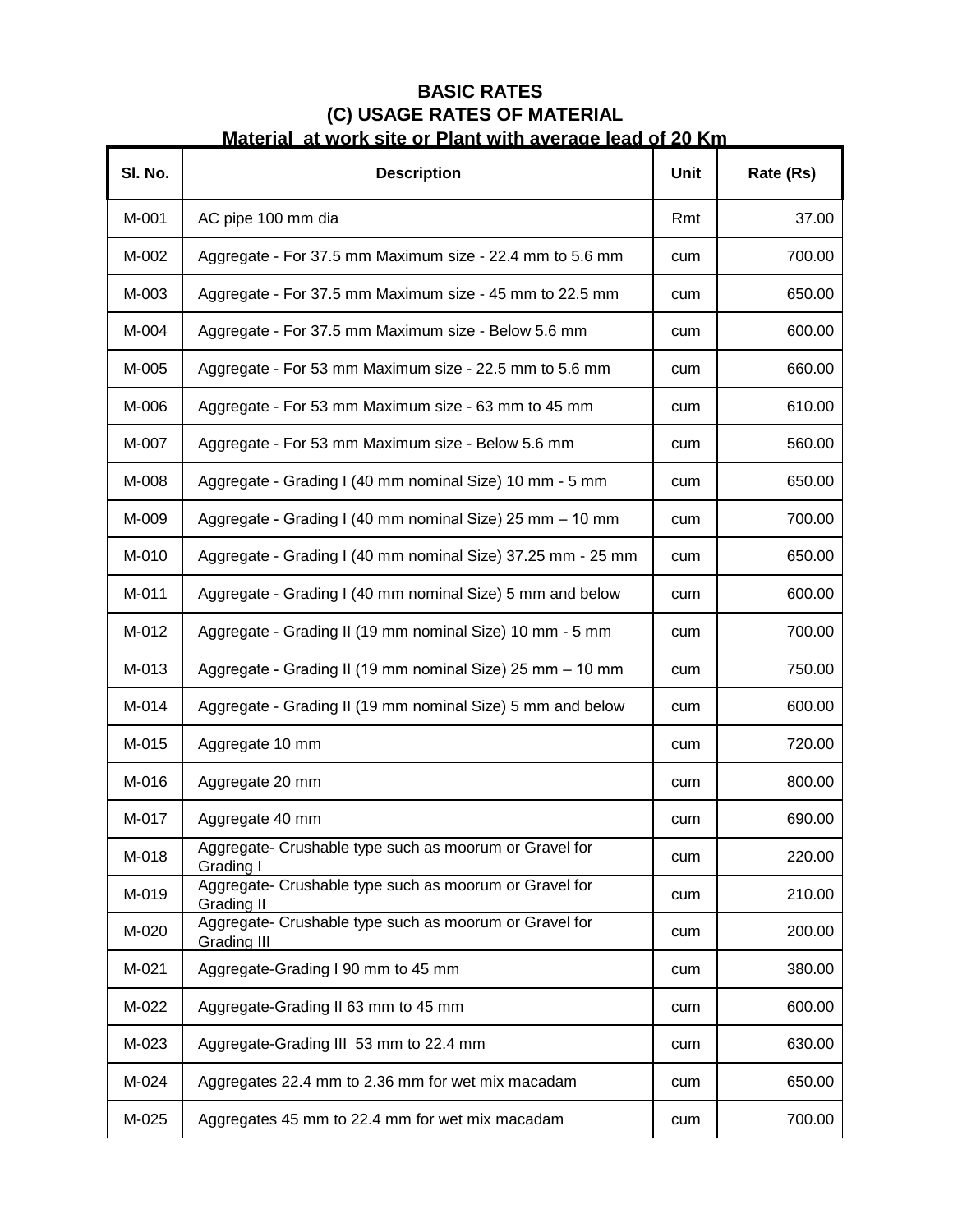# BASIC RATES

## (C) USAGE RATES OF MATERIAL

**Material at work site or Plant with average lead of 20 Km**

| Sl. No. | Description | Unit | Rate (Rs) |
|---|---|---|---|
| M-001 | AC pipe 100 mm dia | Rmt | 37.00 |
| M-002 | Aggregate - For 37.5 mm Maximum size - 22.4 mm to 5.6 mm | cum | 700.00 |
| M-003 | Aggregate - For 37.5 mm Maximum size - 45 mm to 22.5 mm | cum | 650.00 |
| M-004 | Aggregate - For 37.5 mm Maximum size - Below 5.6 mm | cum | 600.00 |
| M-005 | Aggregate - For 53 mm Maximum size - 22.5 mm to 5.6 mm | cum | 660.00 |
| M-006 | Aggregate - For 53 mm Maximum size - 63 mm to 45 mm | cum | 610.00 |
| M-007 | Aggregate - For 53 mm Maximum size - Below 5.6 mm | cum | 560.00 |
| M-008 | Aggregate - Grading I (40 mm nominal Size) 10 mm - 5 mm | cum | 650.00 |
| M-009 | Aggregate - Grading I (40 mm nominal Size) 25 mm – 10 mm | cum | 700.00 |
| M-010 | Aggregate - Grading I (40 mm nominal Size) 37.25 mm - 25 mm | cum | 650.00 |
| M-011 | Aggregate - Grading I (40 mm nominal Size) 5 mm and below | cum | 600.00 |
| M-012 | Aggregate - Grading II (19 mm nominal Size) 10 mm - 5 mm | cum | 700.00 |
| M-013 | Aggregate - Grading II (19 mm nominal Size) 25 mm – 10 mm | cum | 750.00 |
| M-014 | Aggregate - Grading II (19 mm nominal Size) 5 mm and below | cum | 600.00 |
| M-015 | Aggregate 10 mm | cum | 720.00 |
| M-016 | Aggregate 20 mm | cum | 800.00 |
| M-017 | Aggregate 40 mm | cum | 690.00 |
| M-018 | Aggregate- Crushable type such as moorum or Gravel for Grading I | cum | 220.00 |
| M-019 | Aggregate- Crushable type such as moorum or Gravel for Grading II | cum | 210.00 |
| M-020 | Aggregate- Crushable type such as moorum or Gravel for Grading III | cum | 200.00 |
| M-021 | Aggregate-Grading I 90 mm to 45 mm | cum | 380.00 |
| M-022 | Aggregate-Grading II 63 mm to 45 mm | cum | 600.00 |
| M-023 | Aggregate-Grading III 53 mm to 22.4 mm | cum | 630.00 |
| M-024 | Aggregates 22.4 mm to 2.36 mm for wet mix macadam | cum | 650.00 |
| M-025 | Aggregates 45 mm to 22.4 mm for wet mix macadam | cum | 700.00 |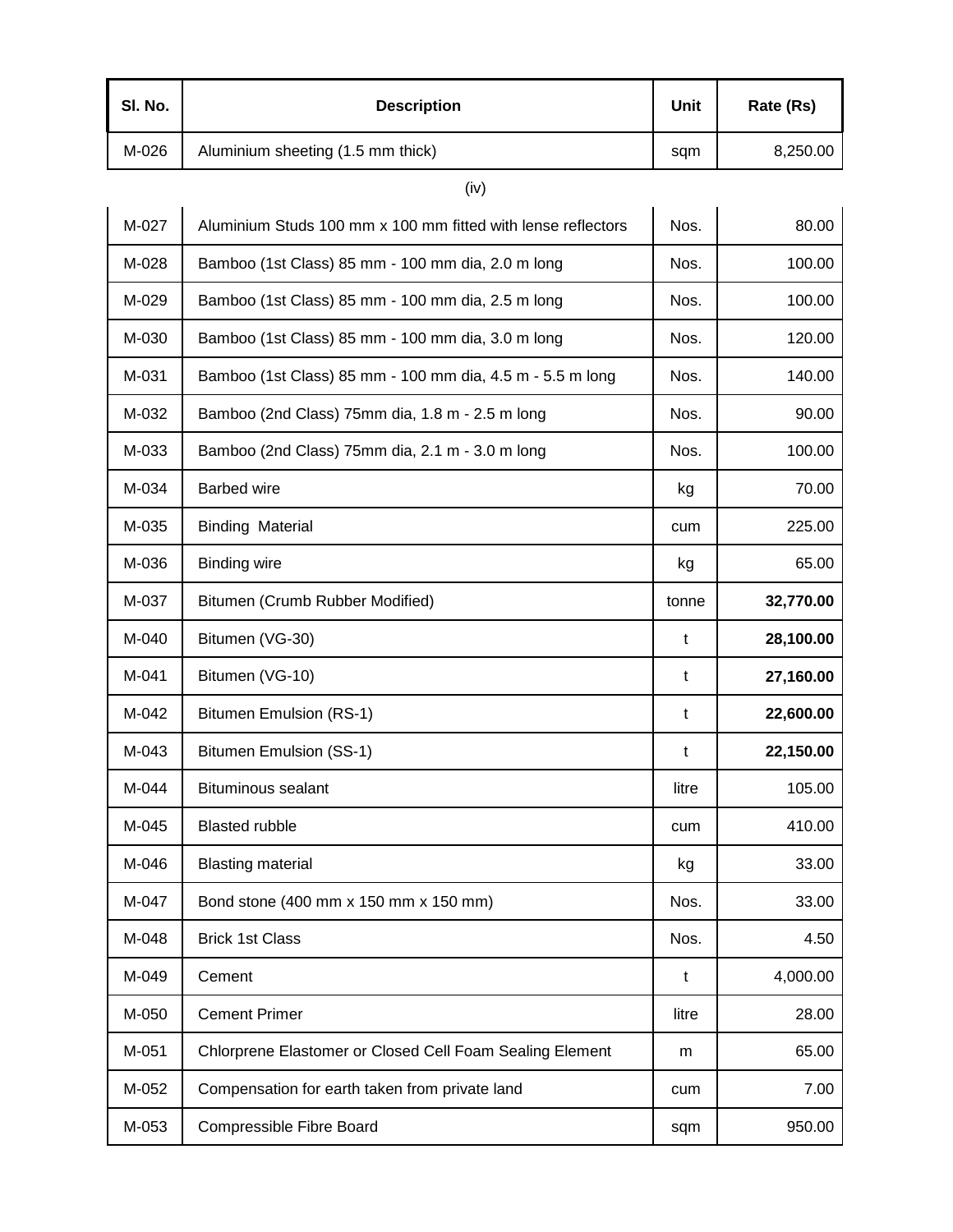| Sl. No. | Description | Unit | Rate (Rs) |
|---|---|---|---|
| M-026 | Aluminium sheeting (1.5 mm thick) | sqm | 8,250.00 |
| M-027 | Aluminium Studs 100 mm x 100 mm fitted with lense reflectors | Nos. | 80.00 |
| M-028 | Bamboo (1st Class) 85 mm - 100 mm dia, 2.0 m long | Nos. | 100.00 |
| M-029 | Bamboo (1st Class) 85 mm - 100 mm dia, 2.5 m long | Nos. | 100.00 |
| M-030 | Bamboo (1st Class) 85 mm - 100 mm dia, 3.0 m long | Nos. | 120.00 |
| M-031 | Bamboo (1st Class) 85 mm - 100 mm dia, 4.5 m - 5.5 m long | Nos. | 140.00 |
| M-032 | Bamboo (2nd Class) 75mm dia, 1.8 m - 2.5 m long | Nos. | 90.00 |
| M-033 | Bamboo (2nd Class) 75mm dia, 2.1 m - 3.0 m long | Nos. | 100.00 |
| M-034 | Barbed wire | kg | 70.00 |
| M-035 | Binding Material | cum | 225.00 |
| M-036 | Binding wire | kg | 65.00 |
| M-037 | Bitumen (Crumb Rubber Modified) | tonne | **32,770.00** |
| M-040 | Bitumen (VG-30) | t | **28,100.00** |
| M-041 | Bitumen (VG-10) | t | **27,160.00** |
| M-042 | Bitumen Emulsion (RS-1) | t | **22,600.00** |
| M-043 | Bitumen Emulsion (SS-1) | t | **22,150.00** |
| M-044 | Bituminous sealant | litre | 105.00 |
| M-045 | Blasted rubble | cum | 410.00 |
| M-046 | Blasting material | kg | 33.00 |
| M-047 | Bond stone (400 mm x 150 mm x 150 mm) | Nos. | 33.00 |
| M-048 | Brick 1st Class | Nos. | 4.50 |
| M-049 | Cement | t | 4,000.00 |
| M-050 | Cement Primer | litre | 28.00 |
| M-051 | Chlorprene Elastomer or Closed Cell Foam Sealing Element | m | 65.00 |
| M-052 | Compensation for earth taken from private land | cum | 7.00 |
| M-053 | Compressible Fibre Board | sqm | 950.00 |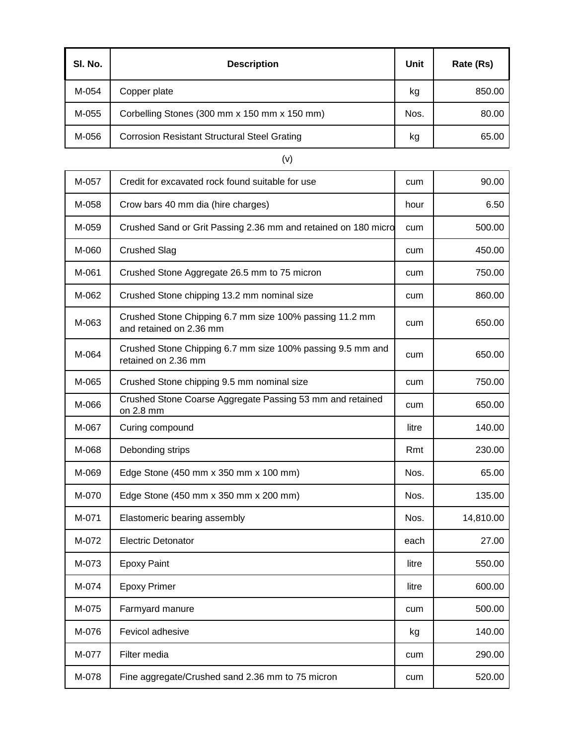| Sl. No. | Description | Unit | Rate (Rs) |
|---|---|---|---|
| M-054 | Copper plate | kg | 850.00 |
| M-055 | Corbelling Stones (300 mm x 150 mm x 150 mm) | Nos. | 80.00 |
| M-056 | Corrosion Resistant Structural Steel Grating | kg | 65.00 |

(v)

| Sl. No. | Description | Unit | Rate (Rs) |
|---|---|---|---|
| M-057 | Credit for excavated rock found suitable for use | cum | 90.00 |
| M-058 | Crow bars 40 mm dia (hire charges) | hour | 6.50 |
| M-059 | Crushed Sand or Grit Passing 2.36 mm and retained on 180 micro | cum | 500.00 |
| M-060 | Crushed Slag | cum | 450.00 |
| M-061 | Crushed Stone Aggregate 26.5 mm to 75 micron | cum | 750.00 |
| M-062 | Crushed Stone chipping 13.2 mm nominal size | cum | 860.00 |
| M-063 | Crushed Stone Chipping 6.7 mm size 100% passing 11.2 mm and retained on 2.36 mm | cum | 650.00 |
| M-064 | Crushed Stone Chipping 6.7 mm size 100% passing 9.5 mm and retained on 2.36 mm | cum | 650.00 |
| M-065 | Crushed Stone chipping 9.5 mm nominal size | cum | 750.00 |
| M-066 | Crushed Stone Coarse Aggregate Passing 53 mm and retained on 2.8 mm | cum | 650.00 |
| M-067 | Curing compound | litre | 140.00 |
| M-068 | Debonding strips | Rmt | 230.00 |
| M-069 | Edge Stone (450 mm x 350 mm x 100 mm) | Nos. | 65.00 |
| M-070 | Edge Stone (450 mm x 350 mm x 200 mm) | Nos. | 135.00 |
| M-071 | Elastomeric bearing assembly | Nos. | 14,810.00 |
| M-072 | Electric Detonator | each | 27.00 |
| M-073 | Epoxy Paint | litre | 550.00 |
| M-074 | Epoxy Primer | litre | 600.00 |
| M-075 | Farmyard manure | cum | 500.00 |
| M-076 | Fevicol adhesive | kg | 140.00 |
| M-077 | Filter media | cum | 290.00 |
| M-078 | Fine aggregate/Crushed sand 2.36 mm to 75 micron | cum | 520.00 |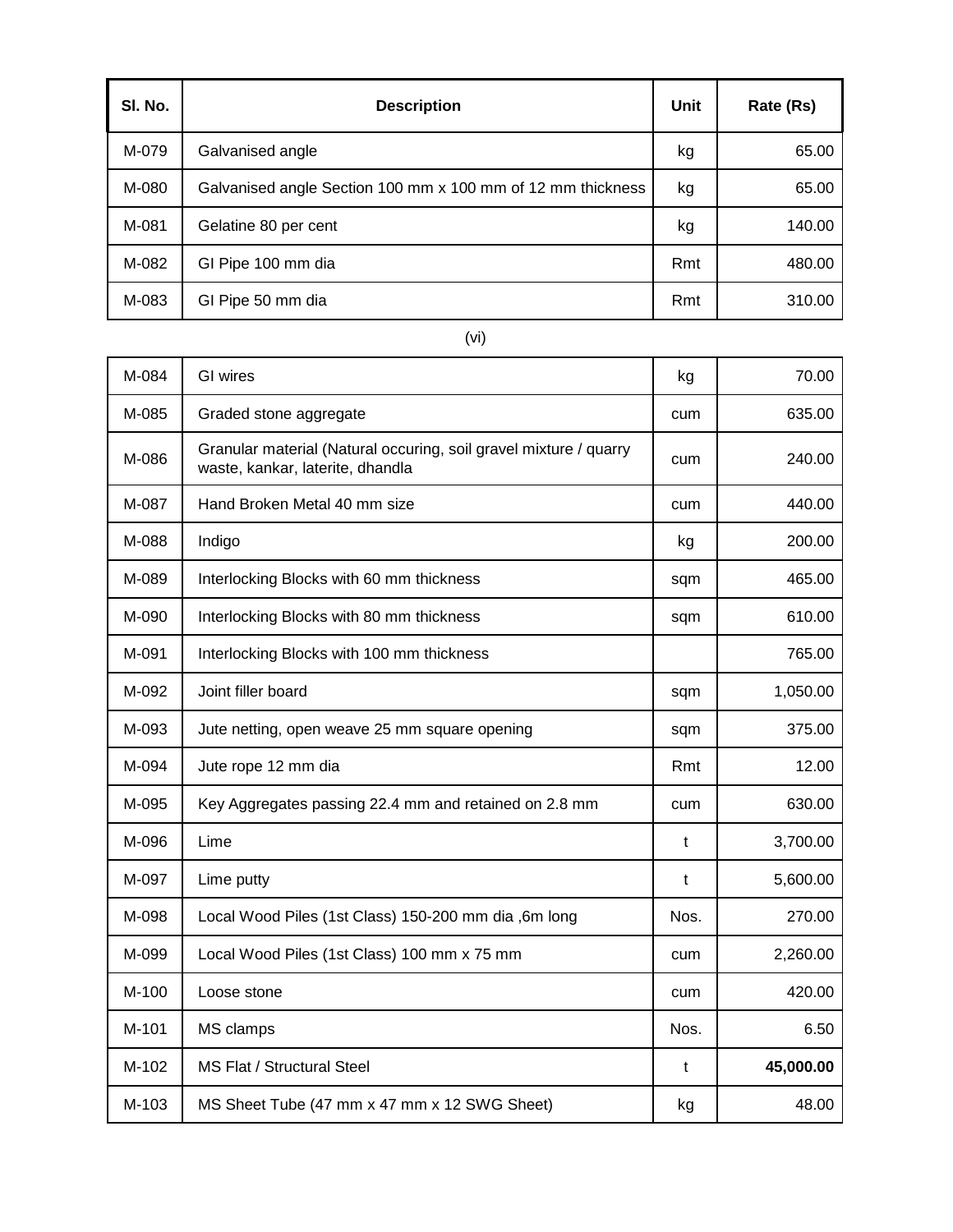| Sl. No. | Description | Unit | Rate (Rs) |
|---|---|---|---|
| M-079 | Galvanised angle | kg | 65.00 |
| M-080 | Galvanised angle Section 100 mm x 100 mm of 12 mm thickness | kg | 65.00 |
| M-081 | Gelatine 80 per cent | kg | 140.00 |
| M-082 | GI Pipe 100 mm dia | Rmt | 480.00 |
| M-083 | GI Pipe 50 mm dia | Rmt | 310.00 |

(vi)

| Sl. No. | Description | Unit | Rate (Rs) |
|---|---|---|---|
| M-084 | GI wires | kg | 70.00 |
| M-085 | Graded stone aggregate | cum | 635.00 |
| M-086 | Granular material (Natural occuring, soil gravel mixture / quarry waste, kankar, laterite, dhandla | cum | 240.00 |
| M-087 | Hand Broken Metal 40 mm size | cum | 440.00 |
| M-088 | Indigo | kg | 200.00 |
| M-089 | Interlocking Blocks with 60 mm thickness | sqm | 465.00 |
| M-090 | Interlocking Blocks with 80 mm thickness | sqm | 610.00 |
| M-091 | Interlocking Blocks with 100 mm thickness | | 765.00 |
| M-092 | Joint filler board | sqm | 1,050.00 |
| M-093 | Jute netting, open weave 25 mm square opening | sqm | 375.00 |
| M-094 | Jute rope 12 mm dia | Rmt | 12.00 |
| M-095 | Key Aggregates passing 22.4 mm and retained on 2.8 mm | cum | 630.00 |
| M-096 | Lime | t | 3,700.00 |
| M-097 | Lime putty | t | 5,600.00 |
| M-098 | Local Wood Piles (1st Class) 150-200 mm dia ,6m long | Nos. | 270.00 |
| M-099 | Local Wood Piles (1st Class) 100 mm x 75 mm | cum | 2,260.00 |
| M-100 | Loose stone | cum | 420.00 |
| M-101 | MS clamps | Nos. | 6.50 |
| M-102 | MS Flat / Structural Steel | t | **45,000.00** |
| M-103 | MS Sheet Tube (47 mm x 47 mm x 12 SWG Sheet) | kg | 48.00 |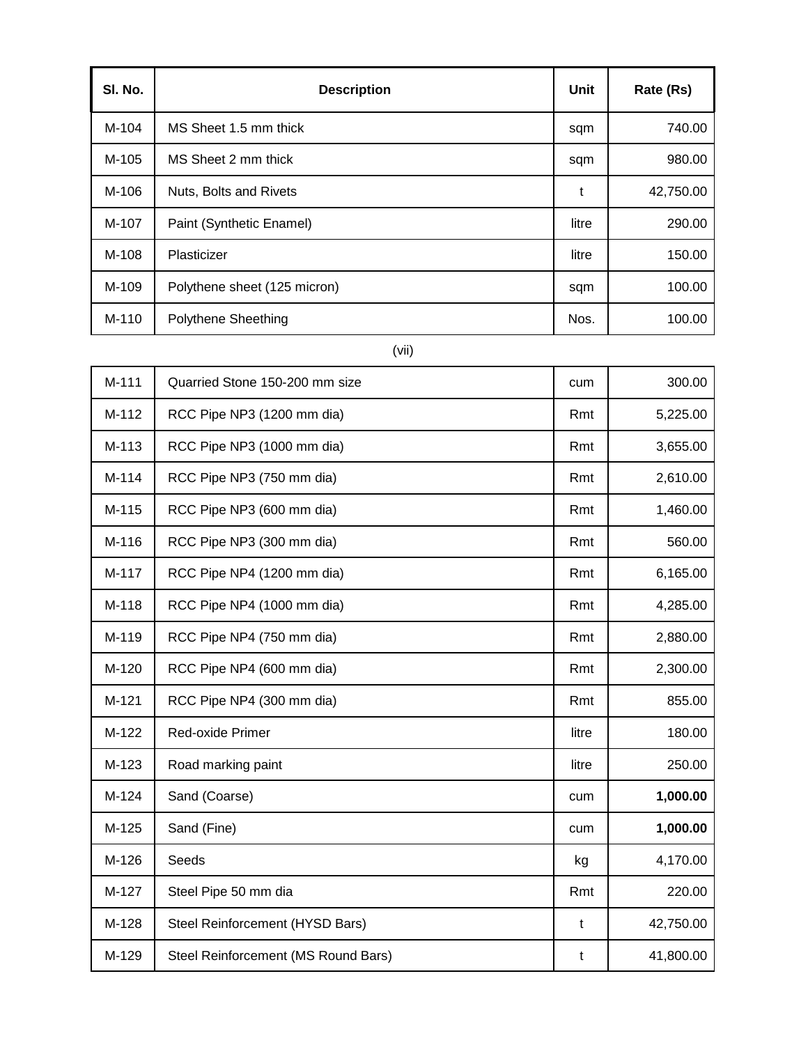| Sl. No. | Description | Unit | Rate (Rs) |
|---|---|---|---|
| M-104 | MS Sheet 1.5 mm thick | sqm | 740.00 |
| M-105 | MS Sheet 2 mm thick | sqm | 980.00 |
| M-106 | Nuts, Bolts and Rivets | t | 42,750.00 |
| M-107 | Paint (Synthetic Enamel) | litre | 290.00 |
| M-108 | Plasticizer | litre | 150.00 |
| M-109 | Polythene sheet (125 micron) | sqm | 100.00 |
| M-110 | Polythene Sheething | Nos. | 100.00 |
| M-111 | Quarried Stone 150-200 mm size | cum | 300.00 |
| M-112 | RCC Pipe NP3 (1200 mm dia) | Rmt | 5,225.00 |
| M-113 | RCC Pipe NP3 (1000 mm dia) | Rmt | 3,655.00 |
| M-114 | RCC Pipe NP3 (750 mm dia) | Rmt | 2,610.00 |
| M-115 | RCC Pipe NP3 (600 mm dia) | Rmt | 1,460.00 |
| M-116 | RCC Pipe NP3 (300 mm dia) | Rmt | 560.00 |
| M-117 | RCC Pipe NP4 (1200 mm dia) | Rmt | 6,165.00 |
| M-118 | RCC Pipe NP4 (1000 mm dia) | Rmt | 4,285.00 |
| M-119 | RCC Pipe NP4 (750 mm dia) | Rmt | 2,880.00 |
| M-120 | RCC Pipe NP4 (600 mm dia) | Rmt | 2,300.00 |
| M-121 | RCC Pipe NP4 (300 mm dia) | Rmt | 855.00 |
| M-122 | Red-oxide Primer | litre | 180.00 |
| M-123 | Road marking paint | litre | 250.00 |
| M-124 | Sand (Coarse) | cum | **1,000.00** |
| M-125 | Sand (Fine) | cum | **1,000.00** |
| M-126 | Seeds | kg | 4,170.00 |
| M-127 | Steel Pipe 50 mm dia | Rmt | 220.00 |
| M-128 | Steel Reinforcement (HYSD Bars) | t | 42,750.00 |
| M-129 | Steel Reinforcement (MS Round Bars) | t | 41,800.00 |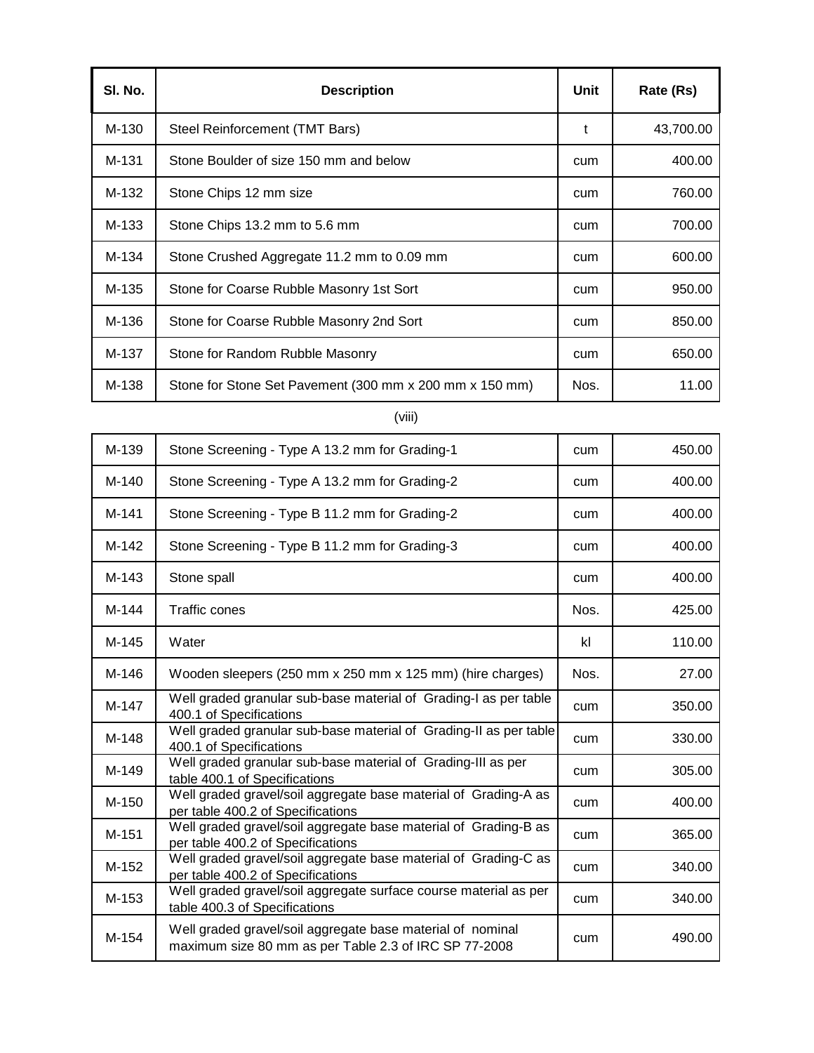| Sl. No. | Description | Unit | Rate (Rs) |
|---|---|---|---|
| M-130 | Steel Reinforcement (TMT Bars) | t | 43,700.00 |
| M-131 | Stone Boulder of size 150 mm and below | cum | 400.00 |
| M-132 | Stone Chips 12 mm size | cum | 760.00 |
| M-133 | Stone Chips 13.2 mm to 5.6 mm | cum | 700.00 |
| M-134 | Stone Crushed Aggregate 11.2 mm to 0.09 mm | cum | 600.00 |
| M-135 | Stone for Coarse Rubble Masonry 1st Sort | cum | 950.00 |
| M-136 | Stone for Coarse Rubble Masonry 2nd Sort | cum | 850.00 |
| M-137 | Stone for Random Rubble Masonry | cum | 650.00 |
| M-138 | Stone for Stone Set Pavement (300 mm x 200 mm x 150 mm) | Nos. | 11.00 |
| M-139 | Stone Screening - Type A 13.2 mm for Grading-1 | cum | 450.00 |
| M-140 | Stone Screening - Type A 13.2 mm for Grading-2 | cum | 400.00 |
| M-141 | Stone Screening - Type B 11.2 mm for Grading-2 | cum | 400.00 |
| M-142 | Stone Screening - Type B 11.2 mm for Grading-3 | cum | 400.00 |
| M-143 | Stone spall | cum | 400.00 |
| M-144 | Traffic cones | Nos. | 425.00 |
| M-145 | Water | kl | 110.00 |
| M-146 | Wooden sleepers (250 mm x 250 mm x 125 mm) (hire charges) | Nos. | 27.00 |
| M-147 | Well graded granular sub-base material of Grading-I as per table 400.1 of Specifications | cum | 350.00 |
| M-148 | Well graded granular sub-base material of Grading-II as per table 400.1 of Specifications | cum | 330.00 |
| M-149 | Well graded granular sub-base material of Grading-III as per table 400.1 of Specifications | cum | 305.00 |
| M-150 | Well graded gravel/soil aggregate base material of Grading-A as per table 400.2 of Specifications | cum | 400.00 |
| M-151 | Well graded gravel/soil aggregate base material of Grading-B as per table 400.2 of Specifications | cum | 365.00 |
| M-152 | Well graded gravel/soil aggregate base material of Grading-C as per table 400.2 of Specifications | cum | 340.00 |
| M-153 | Well graded gravel/soil aggregate surface course material as per table 400.3 of Specifications | cum | 340.00 |
| M-154 | Well graded gravel/soil aggregate base material of nominal maximum size 80 mm as per Table 2.3 of IRC SP 77-2008 | cum | 490.00 |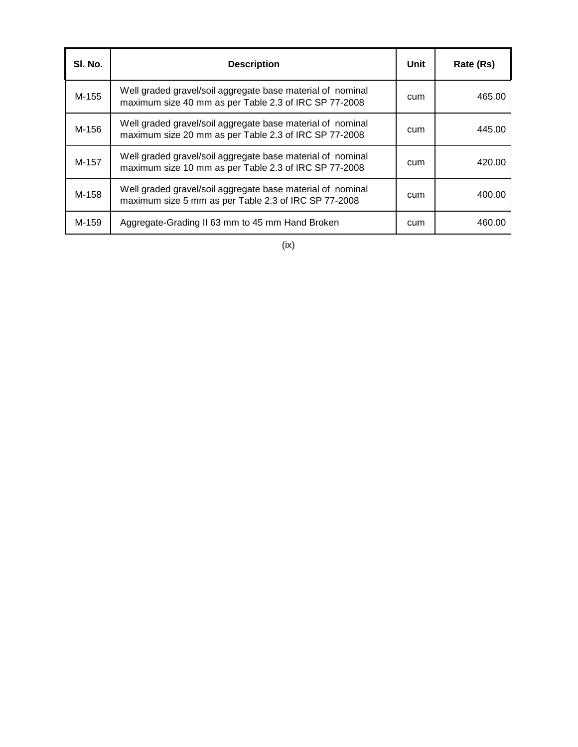| Sl. No. | Description | Unit | Rate (Rs) |
|---|---|---|---|
| M-155 | Well graded gravel/soil aggregate base material of nominal maximum size 40 mm as per Table 2.3 of IRC SP 77-2008 | cum | 465.00 |
| M-156 | Well graded gravel/soil aggregate base material of nominal maximum size 20 mm as per Table 2.3 of IRC SP 77-2008 | cum | 445.00 |
| M-157 | Well graded gravel/soil aggregate base material of nominal maximum size 10 mm as per Table 2.3 of IRC SP 77-2008 | cum | 420.00 |
| M-158 | Well graded gravel/soil aggregate base material of nominal maximum size 5 mm as per Table 2.3 of IRC SP 77-2008 | cum | 400.00 |
| M-159 | Aggregate-Grading II 63 mm to 45 mm Hand Broken | cum | 460.00 |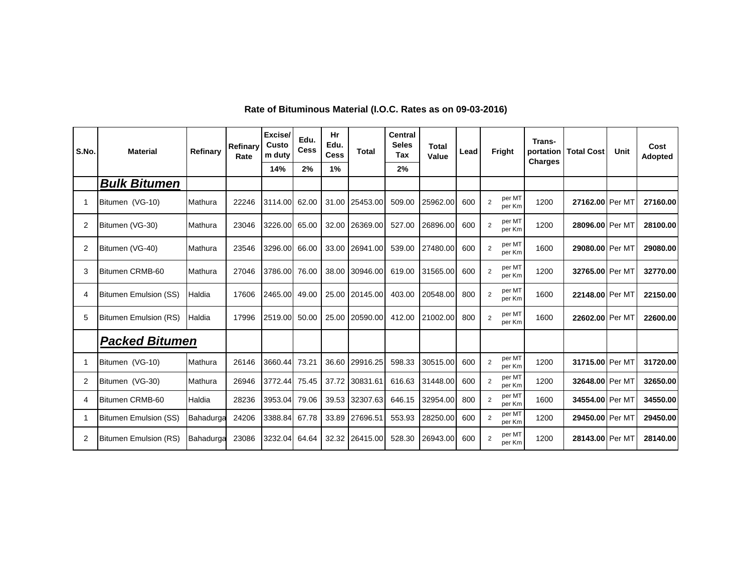## Rate of Bituminous Material (I.O.C. Rates as on 09-03-2016)

| S.No. | Material | Refinary | Refinary Rate | Excise/ Custom duty | Edu. Cess | Hr Edu. Cess | Total | Central Seles Tax | Total Value | Lead | Fright | | Trans- portation Charges | Total Cost | Unit | Cost Adopted |
|---|---|---|---|---|---|---|---|---|---|---|---|---|---|---|---|---|
| | | | | 14% | 2% | 1% | | 2% | | | | | | | | |
| | ***Bulk Bitumen*** | | | | | | | | | | | | | | | |
| 1 | Bitumen (VG-10) | Mathura | 22246 | 3114.00 | 62.00 | 31.00 | 25453.00 | 509.00 | 25962.00 | 600 | 2 | per MT per Km | 1200 | **27162.00** | Per MT | **27160.00** |
| 2 | Bitumen (VG-30) | Mathura | 23046 | 3226.00 | 65.00 | 32.00 | 26369.00 | 527.00 | 26896.00 | 600 | 2 | per MT per Km | 1200 | **28096.00** | Per MT | **28100.00** |
| 2 | Bitumen (VG-40) | Mathura | 23546 | 3296.00 | 66.00 | 33.00 | 26941.00 | 539.00 | 27480.00 | 600 | 2 | per MT per Km | 1600 | **29080.00** | Per MT | **29080.00** |
| 3 | Bitumen CRMB-60 | Mathura | 27046 | 3786.00 | 76.00 | 38.00 | 30946.00 | 619.00 | 31565.00 | 600 | 2 | per MT per Km | 1200 | **32765.00** | Per MT | **32770.00** |
| 4 | Bitumen Emulsion (SS) | Haldia | 17606 | 2465.00 | 49.00 | 25.00 | 20145.00 | 403.00 | 20548.00 | 800 | 2 | per MT per Km | 1600 | **22148.00** | Per MT | **22150.00** |
| 5 | Bitumen Emulsion (RS) | Haldia | 17996 | 2519.00 | 50.00 | 25.00 | 20590.00 | 412.00 | 21002.00 | 800 | 2 | per MT per Km | 1600 | **22602.00** | Per MT | **22600.00** |
| | ***Packed Bitumen*** | | | | | | | | | | | | | | | |
| 1 | Bitumen (VG-10) | Mathura | 26146 | 3660.44 | 73.21 | 36.60 | 29916.25 | 598.33 | 30515.00 | 600 | 2 | per MT per Km | 1200 | **31715.00** | Per MT | **31720.00** |
| 2 | Bitumen (VG-30) | Mathura | 26946 | 3772.44 | 75.45 | 37.72 | 30831.61 | 616.63 | 31448.00 | 600 | 2 | per MT per Km | 1200 | **32648.00** | Per MT | **32650.00** |
| 4 | Bitumen CRMB-60 | Haldia | 28236 | 3953.04 | 79.06 | 39.53 | 32307.63 | 646.15 | 32954.00 | 800 | 2 | per MT per Km | 1600 | **34554.00** | Per MT | **34550.00** |
| 1 | Bitumen Emulsion (SS) | Bahadurga | 24206 | 3388.84 | 67.78 | 33.89 | 27696.51 | 553.93 | 28250.00 | 600 | 2 | per MT per Km | 1200 | **29450.00** | Per MT | **29450.00** |
| 2 | Bitumen Emulsion (RS) | Bahadurga | 23086 | 3232.04 | 64.64 | 32.32 | 26415.00 | 528.30 | 26943.00 | 600 | 2 | per MT per Km | 1200 | **28143.00** | Per MT | **28140.00** |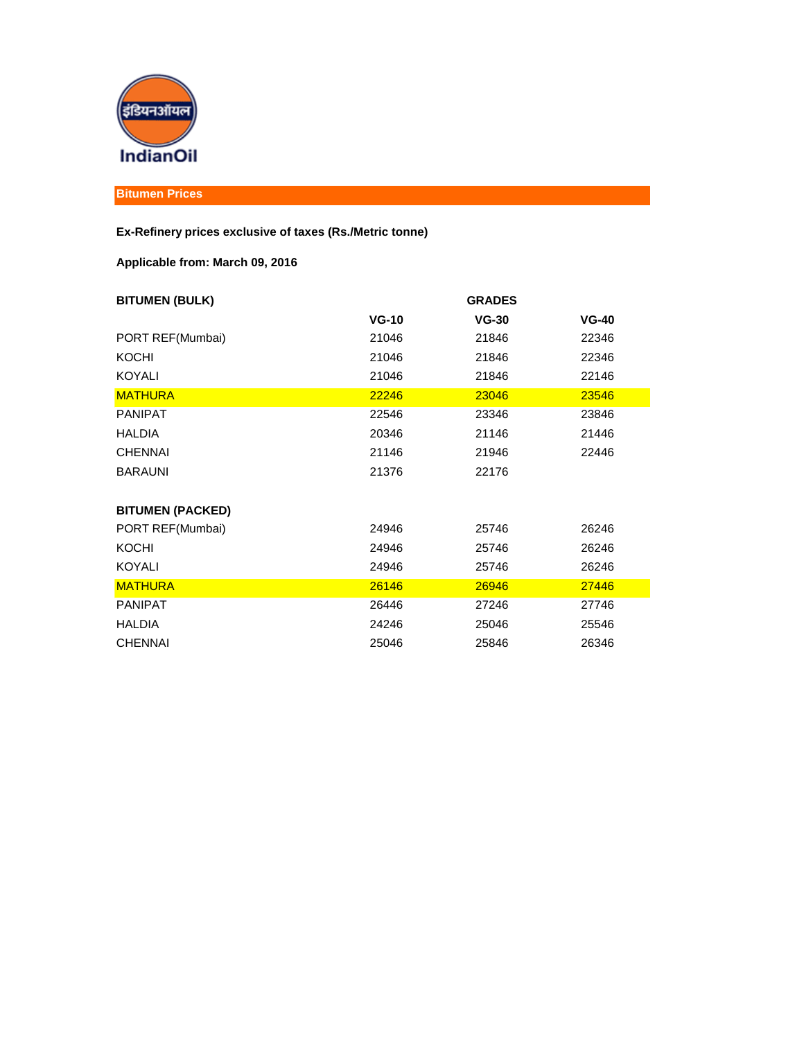IndianOil

## Bitumen Prices

**Ex-Refinery prices exclusive of taxes (Rs./Metric tonne)**

**Applicable from: March 09, 2016**

| **BITUMEN (BULK)** | | **GRADES** | |
|---|---|---|---|
| | **VG-10** | **VG-30** | **VG-40** |
| PORT REF(Mumbai) | 21046 | 21846 | 22346 |
| KOCHI | 21046 | 21846 | 22346 |
| KOYALI | 21046 | 21846 | 22146 |
| MATHURA | 22246 | 23046 | 23546 |
| PANIPAT | 22546 | 23346 | 23846 |
| HALDIA | 20346 | 21146 | 21446 |
| CHENNAI | 21146 | 21946 | 22446 |
| BARAUNI | 21376 | 22176 | |
| **BITUMEN (PACKED)** | | | |
| PORT REF(Mumbai) | 24946 | 25746 | 26246 |
| KOCHI | 24946 | 25746 | 26246 |
| KOYALI | 24946 | 25746 | 26246 |
| MATHURA | 26146 | 26946 | 27446 |
| PANIPAT | 26446 | 27246 | 27746 |
| HALDIA | 24246 | 25046 | 25546 |
| CHENNAI | 25046 | 25846 | 26346 |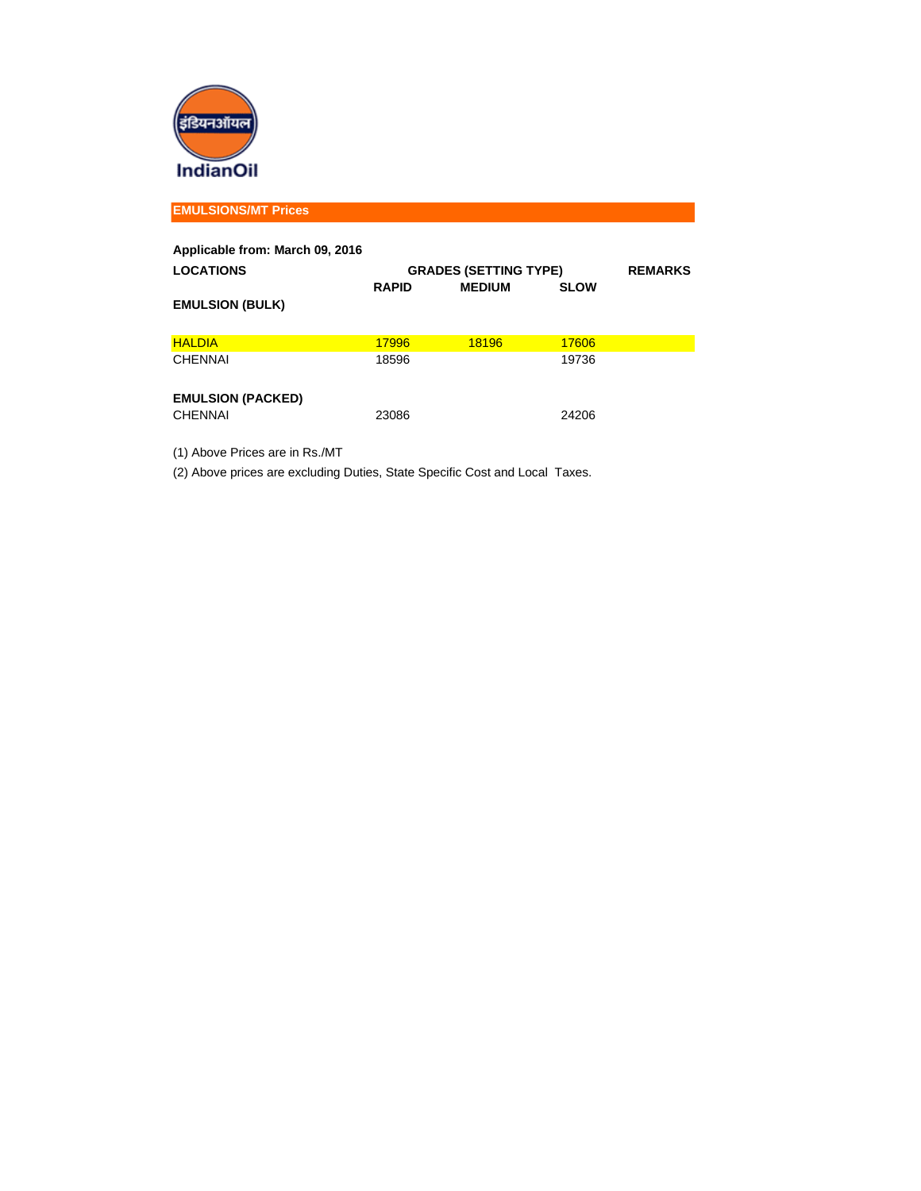IndianOil

## EMULSIONS/MT Prices

**Applicable from: March 09, 2016**

| LOCATIONS | GRADES (SETTING TYPE) | | | REMARKS |
|---|---|---|---|---|
| | RAPID | MEDIUM | SLOW | |
| **EMULSION (BULK)** | | | | |
| HALDIA | 17996 | 18196 | 17606 | |
| CHENNAI | 18596 | | 19736 | |
| **EMULSION (PACKED)** | | | | |
| CHENNAI | 23086 | | 24206 | |

(1) Above Prices are in Rs./MT

(2) Above prices are excluding Duties, State Specific Cost and Local Taxes.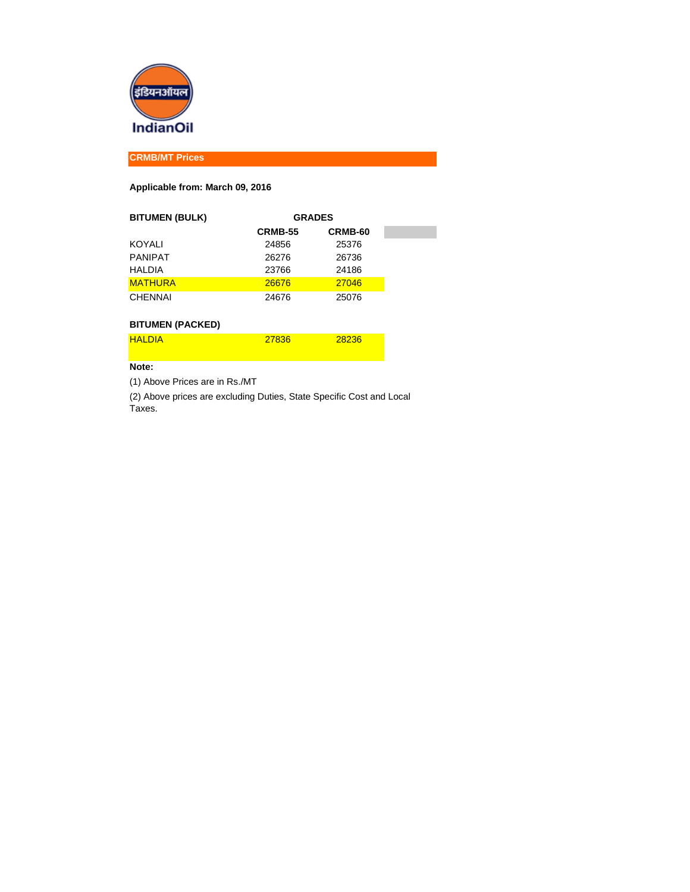IndianOil

## CRMB/MT Prices

**Applicable from: March 09, 2016**

| **BITUMEN (BULK)** | **GRADES** | |
|---|---|---|
| | **CRMB-55** | **CRMB-60** |
| KOYALI | 24856 | 25376 |
| PANIPAT | 26276 | 26736 |
| HALDIA | 23766 | 24186 |
| MATHURA | 26676 | 27046 |
| CHENNAI | 24676 | 25076 |
| **BITUMEN (PACKED)** | | |
| HALDIA | 27836 | 28236 |

**Note:**

(1) Above Prices are in Rs./MT

(2) Above prices are excluding Duties, State Specific Cost and Local Taxes.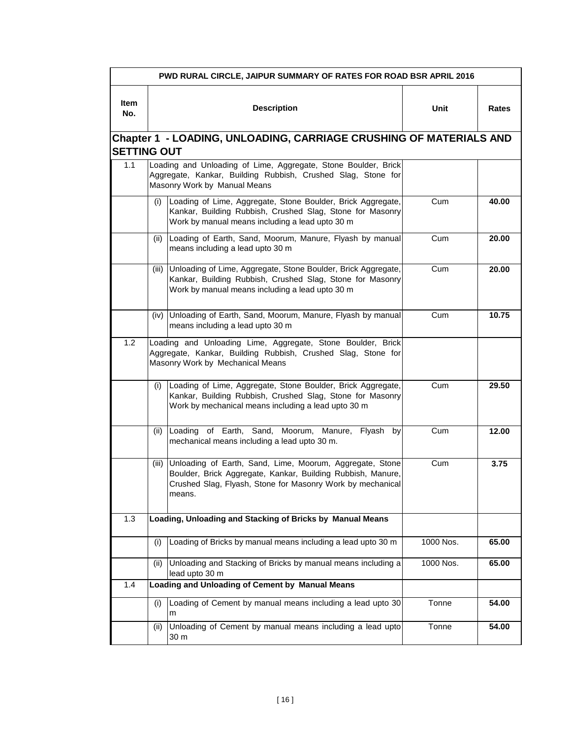| PWD RURAL CIRCLE, JAIPUR SUMMARY OF RATES FOR ROAD BSR APRIL 2016 | | | | |
|---|---|---|---|---|
| **Item No.** | | **Description** | **Unit** | **Rates** |
| **Chapter 1 - LOADING, UNLOADING, CARRIAGE CRUSHING OF MATERIALS AND SETTING OUT** | | | | |
| 1.1 | Loading and Unloading of Lime, Aggregate, Stone Boulder, Brick Aggregate, Kankar, Building Rubbish, Crushed Slag, Stone for Masonry Work by Manual Means | | | |
| | (i) | Loading of Lime, Aggregate, Stone Boulder, Brick Aggregate, Kankar, Building Rubbish, Crushed Slag, Stone for Masonry Work by manual means including a lead upto 30 m | Cum | **40.00** |
| | (ii) | Loading of Earth, Sand, Moorum, Manure, Flyash by manual means including a lead upto 30 m | Cum | **20.00** |
| | (iii) | Unloading of Lime, Aggregate, Stone Boulder, Brick Aggregate, Kankar, Building Rubbish, Crushed Slag, Stone for Masonry Work by manual means including a lead upto 30 m | Cum | **20.00** |
| | (iv) | Unloading of Earth, Sand, Moorum, Manure, Flyash by manual means including a lead upto 30 m | Cum | **10.75** |
| 1.2 | Loading and Unloading Lime, Aggregate, Stone Boulder, Brick Aggregate, Kankar, Building Rubbish, Crushed Slag, Stone for Masonry Work by Mechanical Means | | | |
| | (i) | Loading of Lime, Aggregate, Stone Boulder, Brick Aggregate, Kankar, Building Rubbish, Crushed Slag, Stone for Masonry Work by mechanical means including a lead upto 30 m | Cum | **29.50** |
| | (ii) | Loading of Earth, Sand, Moorum, Manure, Flyash by mechanical means including a lead upto 30 m. | Cum | **12.00** |
| | (iii) | Unloading of Earth, Sand, Lime, Moorum, Aggregate, Stone Boulder, Brick Aggregate, Kankar, Building Rubbish, Manure, Crushed Slag, Flyash, Stone for Masonry Work by mechanical means. | Cum | **3.75** |
| 1.3 | **Loading, Unloading and Stacking of Bricks by Manual Means** | | | |
| | (i) | Loading of Bricks by manual means including a lead upto 30 m | 1000 Nos. | **65.00** |
| | (ii) | Unloading and Stacking of Bricks by manual means including a lead upto 30 m | 1000 Nos. | **65.00** |
| 1.4 | **Loading and Unloading of Cement by Manual Means** | | | |
| | (i) | Loading of Cement by manual means including a lead upto 30 m | Tonne | **54.00** |
| | (ii) | Unloading of Cement by manual means including a lead upto 30 m | Tonne | **54.00** |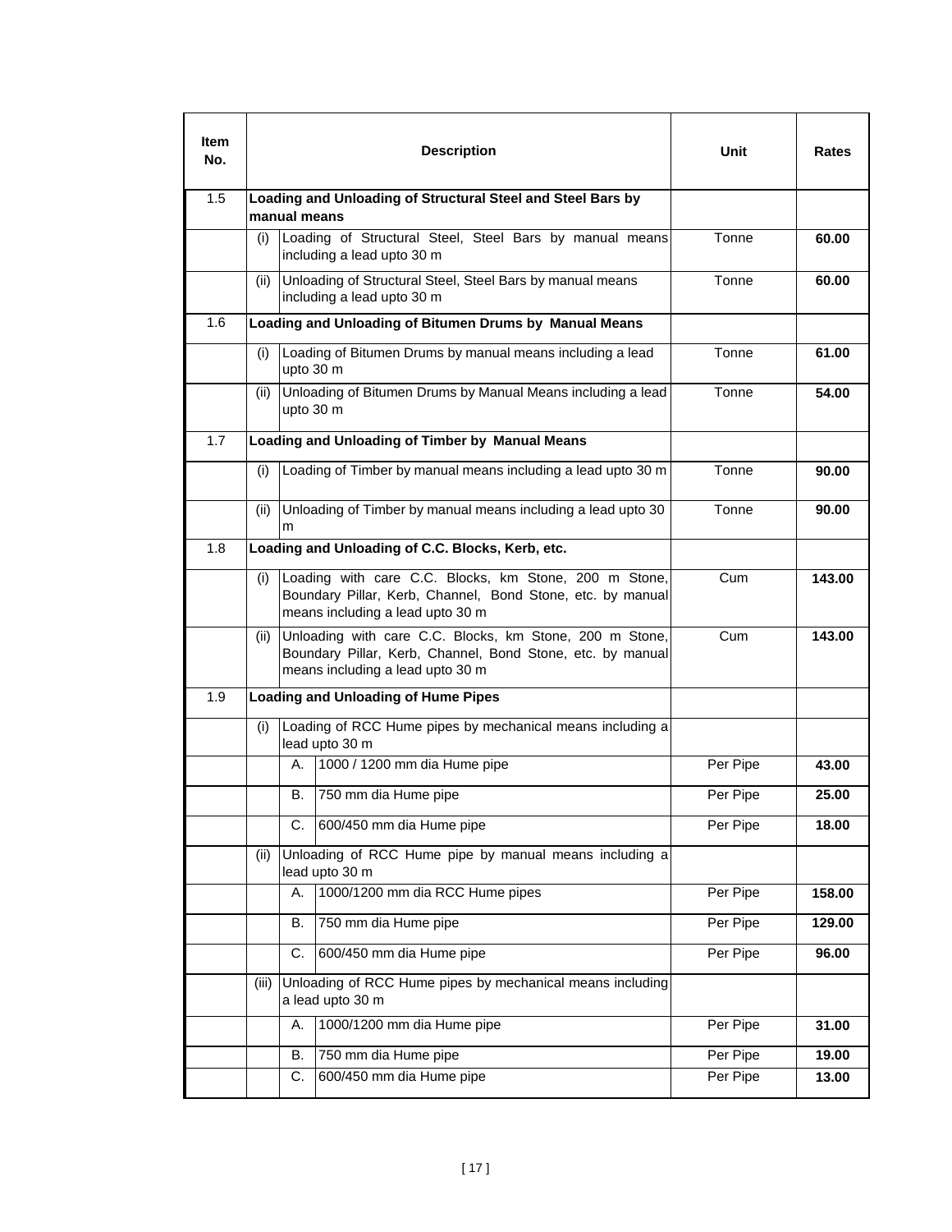| Item No. | Description | | | Unit | Rates |
|---|---|---|---|---|---|
| 1.5 | **Loading and Unloading of Structural Steel and Steel Bars by manual means** | | | | |
| | (i) | Loading of Structural Steel, Steel Bars by manual means including a lead upto 30 m | | Tonne | **60.00** |
| | (ii) | Unloading of Structural Steel, Steel Bars by manual means including a lead upto 30 m | | Tonne | **60.00** |
| 1.6 | **Loading and Unloading of Bitumen Drums by Manual Means** | | | | |
| | (i) | Loading of Bitumen Drums by manual means including a lead upto 30 m | | Tonne | **61.00** |
| | (ii) | Unloading of Bitumen Drums by Manual Means including a lead upto 30 m | | Tonne | **54.00** |
| 1.7 | **Loading and Unloading of Timber by Manual Means** | | | | |
| | (i) | Loading of Timber by manual means including a lead upto 30 m | | Tonne | **90.00** |
| | (ii) | Unloading of Timber by manual means including a lead upto 30 m | | Tonne | **90.00** |
| 1.8 | **Loading and Unloading of C.C. Blocks, Kerb, etc.** | | | | |
| | (i) | Loading with care C.C. Blocks, km Stone, 200 m Stone, Boundary Pillar, Kerb, Channel, Bond Stone, etc. by manual means including a lead upto 30 m | | Cum | **143.00** |
| | (ii) | Unloading with care C.C. Blocks, km Stone, 200 m Stone, Boundary Pillar, Kerb, Channel, Bond Stone, etc. by manual means including a lead upto 30 m | | Cum | **143.00** |
| 1.9 | **Loading and Unloading of Hume Pipes** | | | | |
| | (i) | Loading of RCC Hume pipes by mechanical means including a lead upto 30 m | | | |
| | | A. | 1000 / 1200 mm dia Hume pipe | Per Pipe | **43.00** |
| | | B. | 750 mm dia Hume pipe | Per Pipe | **25.00** |
| | | C. | 600/450 mm dia Hume pipe | Per Pipe | **18.00** |
| | (ii) | Unloading of RCC Hume pipe by manual means including a lead upto 30 m | | | |
| | | A. | 1000/1200 mm dia RCC Hume pipes | Per Pipe | **158.00** |
| | | B. | 750 mm dia Hume pipe | Per Pipe | **129.00** |
| | | C. | 600/450 mm dia Hume pipe | Per Pipe | **96.00** |
| | (iii) | Unloading of RCC Hume pipes by mechanical means including a lead upto 30 m | | | |
| | | A. | 1000/1200 mm dia Hume pipe | Per Pipe | **31.00** |
| | | B. | 750 mm dia Hume pipe | Per Pipe | **19.00** |
| | | C. | 600/450 mm dia Hume pipe | Per Pipe | **13.00** |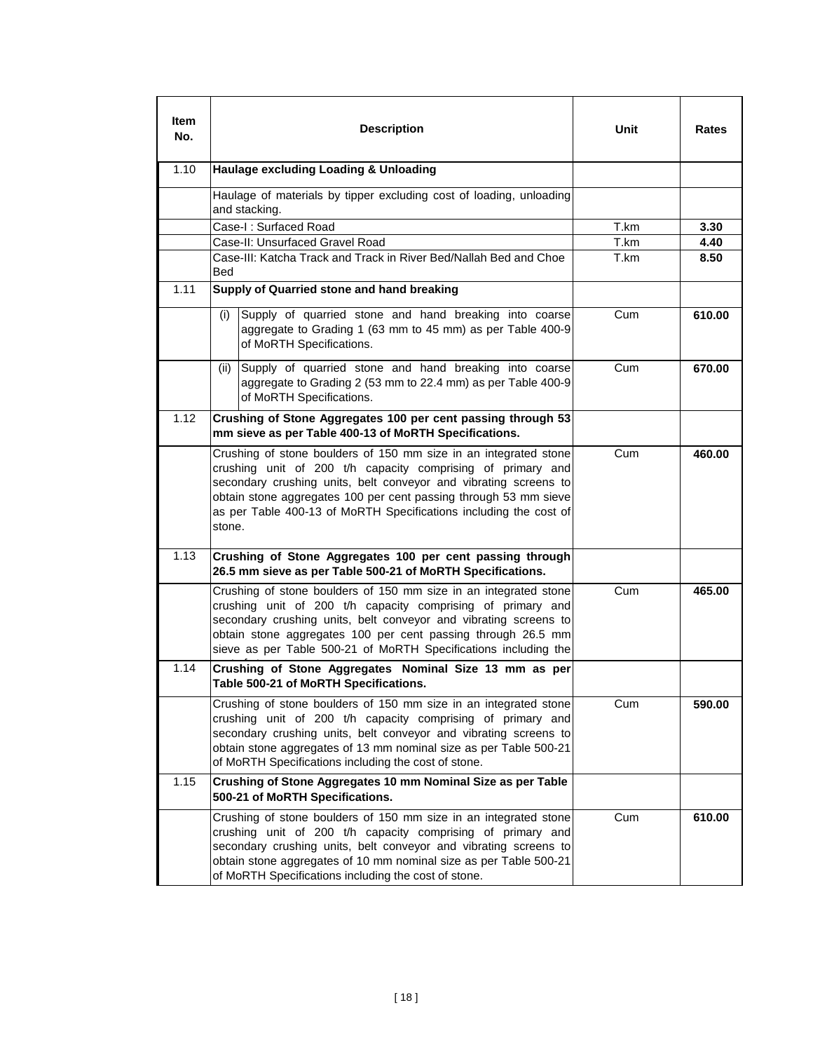| Item No. | Description | Unit | Rates |
|---|---|---|---|
| 1.10 | **Haulage excluding Loading & Unloading** | | |
| | Haulage of materials by tipper excluding cost of loading, unloading and stacking. | | |
| | Case-I : Surfaced Road | T.km | **3.30** |
| | Case-II: Unsurfaced Gravel Road | T.km | **4.40** |
| | Case-III: Katcha Track and Track in River Bed/Nallah Bed and Choe Bed | T.km | **8.50** |
| 1.11 | **Supply of Quarried stone and hand breaking** | | |
| | (i) Supply of quarried stone and hand breaking into coarse aggregate to Grading 1 (63 mm to 45 mm) as per Table 400-9 of MoRTH Specifications. | Cum | **610.00** |
| | (ii) Supply of quarried stone and hand breaking into coarse aggregate to Grading 2 (53 mm to 22.4 mm) as per Table 400-9 of MoRTH Specifications. | Cum | **670.00** |
| 1.12 | **Crushing of Stone Aggregates 100 per cent passing through 53 mm sieve as per Table 400-13 of MoRTH Specifications.** | | |
| | Crushing of stone boulders of 150 mm size in an integrated stone crushing unit of 200 t/h capacity comprising of primary and secondary crushing units, belt conveyor and vibrating screens to obtain stone aggregates 100 per cent passing through 53 mm sieve as per Table 400-13 of MoRTH Specifications including the cost of stone. | Cum | **460.00** |
| 1.13 | **Crushing of Stone Aggregates 100 per cent passing through 26.5 mm sieve as per Table 500-21 of MoRTH Specifications.** | | |
| | Crushing of stone boulders of 150 mm size in an integrated stone crushing unit of 200 t/h capacity comprising of primary and secondary crushing units, belt conveyor and vibrating screens to obtain stone aggregates 100 per cent passing through 26.5 mm sieve as per Table 500-21 of MoRTH Specifications including the | Cum | **465.00** |
| 1.14 | **Crushing of Stone Aggregates Nominal Size 13 mm as per Table 500-21 of MoRTH Specifications.** | | |
| | Crushing of stone boulders of 150 mm size in an integrated stone crushing unit of 200 t/h capacity comprising of primary and secondary crushing units, belt conveyor and vibrating screens to obtain stone aggregates of 13 mm nominal size as per Table 500-21 of MoRTH Specifications including the cost of stone. | Cum | **590.00** |
| 1.15 | **Crushing of Stone Aggregates 10 mm Nominal Size as per Table 500-21 of MoRTH Specifications.** | | |
| | Crushing of stone boulders of 150 mm size in an integrated stone crushing unit of 200 t/h capacity comprising of primary and secondary crushing units, belt conveyor and vibrating screens to obtain stone aggregates of 10 mm nominal size as per Table 500-21 of MoRTH Specifications including the cost of stone. | Cum | **610.00** |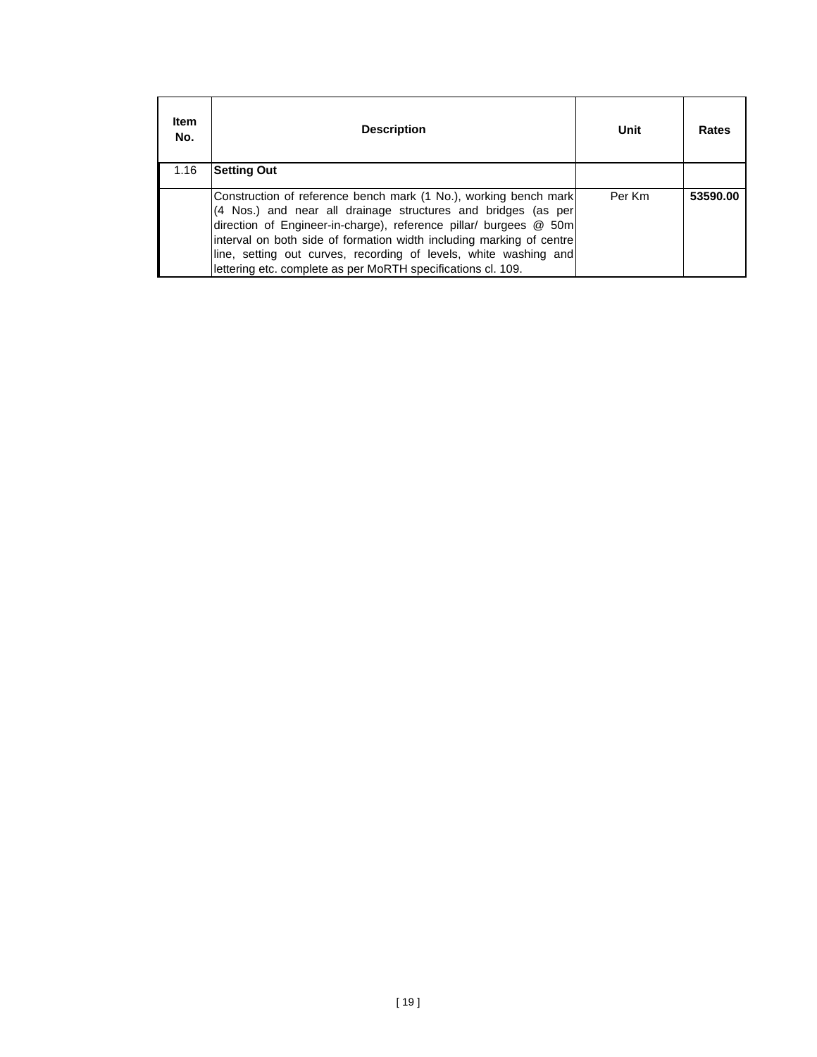| Item No. | Description | Unit | Rates |
|---|---|---|---|
| 1.16 | **Setting Out** | | |
| | Construction of reference bench mark (1 No.), working bench mark (4 Nos.) and near all drainage structures and bridges (as per direction of Engineer-in-charge), reference pillar/ burgees @ 50m interval on both side of formation width including marking of centre line, setting out curves, recording of levels, white washing and lettering etc. complete as per MoRTH specifications cl. 109. | Per Km | **53590.00** |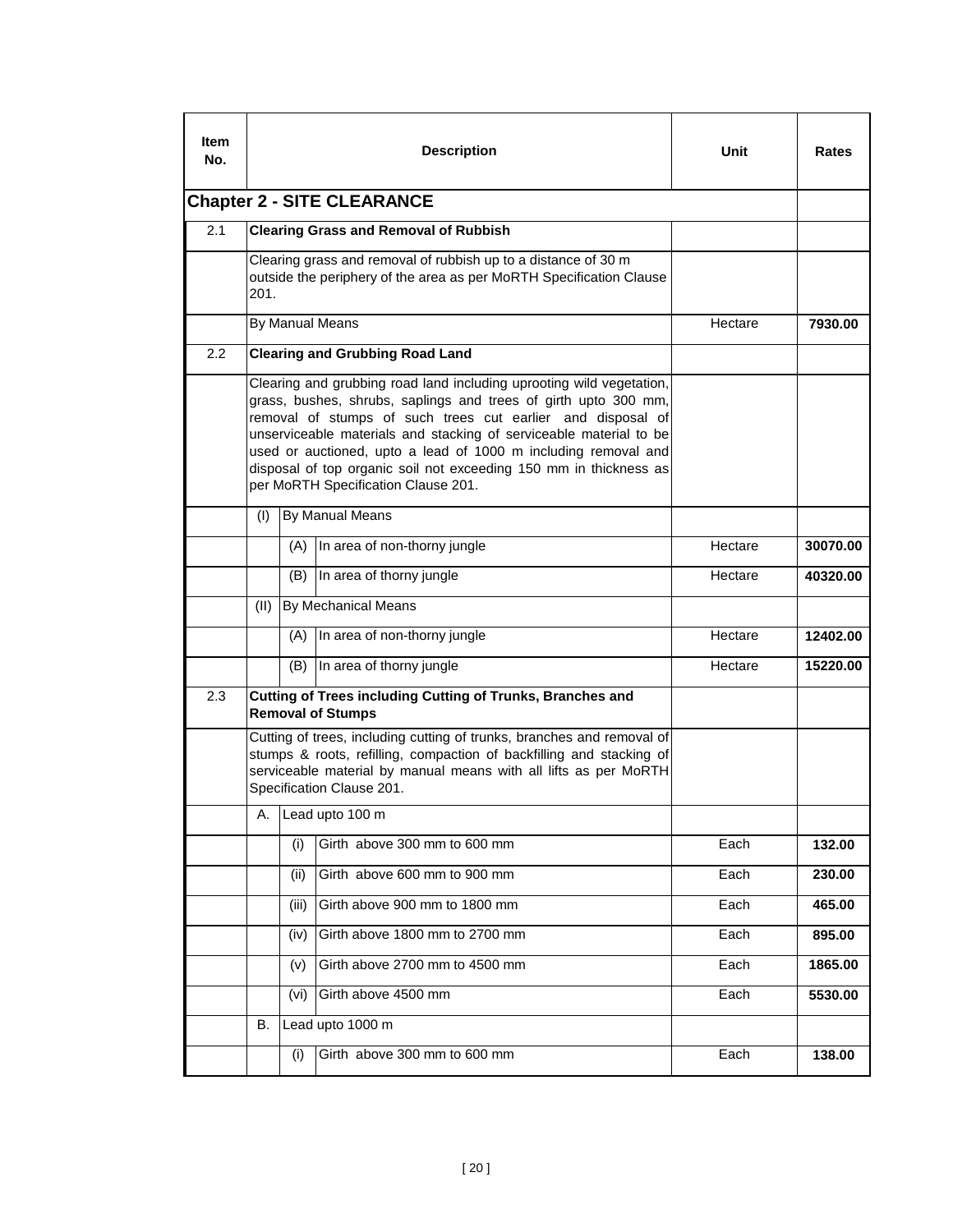| Item No. | Description | | | Unit | Rates |
|---|---|---|---|---|---|
| **Chapter 2 - SITE CLEARANCE** | | | | | |
| 2.1 | **Clearing Grass and Removal of Rubbish** | | | | |
| | Clearing grass and removal of rubbish up to a distance of 30 m outside the periphery of the area as per MoRTH Specification Clause 201. | | | | |
| | By Manual Means | | | Hectare | **7930.00** |
| 2.2 | **Clearing and Grubbing Road Land** | | | | |
| | Clearing and grubbing road land including uprooting wild vegetation, grass, bushes, shrubs, saplings and trees of girth upto 300 mm, removal of stumps of such trees cut earlier and disposal of unserviceable materials and stacking of serviceable material to be used or auctioned, upto a lead of 1000 m including removal and disposal of top organic soil not exceeding 150 mm in thickness as per MoRTH Specification Clause 201. | | | | |
| | (I) | By Manual Means | | | |
| | | (A) | In area of non-thorny jungle | Hectare | **30070.00** |
| | | (B) | In area of thorny jungle | Hectare | **40320.00** |
| | (II) | By Mechanical Means | | | |
| | | (A) | In area of non-thorny jungle | Hectare | **12402.00** |
| | | (B) | In area of thorny jungle | Hectare | **15220.00** |
| 2.3 | **Cutting of Trees including Cutting of Trunks, Branches and Removal of Stumps** | | | | |
| | Cutting of trees, including cutting of trunks, branches and removal of stumps & roots, refilling, compaction of backfilling and stacking of serviceable material by manual means with all lifts as per MoRTH Specification Clause 201. | | | | |
| | A. | Lead upto 100 m | | | |
| | | (i) | Girth above 300 mm to 600 mm | Each | **132.00** |
| | | (ii) | Girth above 600 mm to 900 mm | Each | **230.00** |
| | | (iii) | Girth above 900 mm to 1800 mm | Each | **465.00** |
| | | (iv) | Girth above 1800 mm to 2700 mm | Each | **895.00** |
| | | (v) | Girth above 2700 mm to 4500 mm | Each | **1865.00** |
| | | (vi) | Girth above 4500 mm | Each | **5530.00** |
| | B. | Lead upto 1000 m | | | |
| | | (i) | Girth above 300 mm to 600 mm | Each | **138.00** |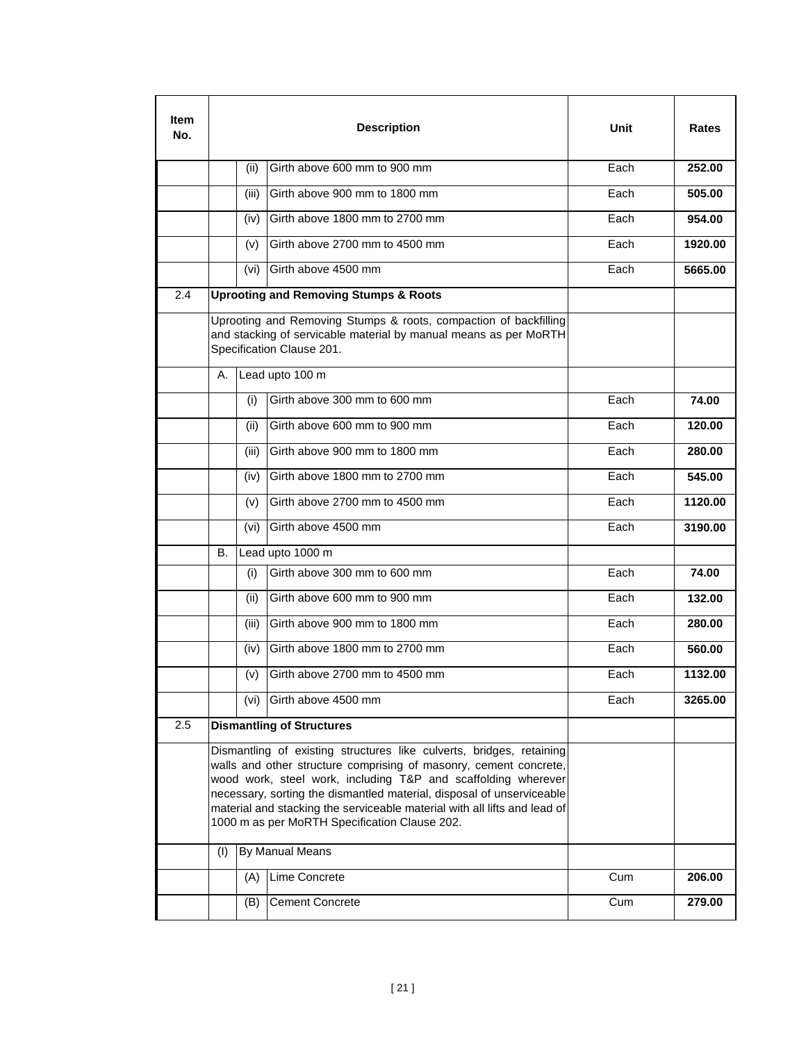| Item No. | Description | | | Unit | Rates |
|---|---|---|---|---|---|
| | | (ii) | Girth above 600 mm to 900 mm | Each | **252.00** |
| | | (iii) | Girth above 900 mm to 1800 mm | Each | **505.00** |
| | | (iv) | Girth above 1800 mm to 2700 mm | Each | **954.00** |
| | | (v) | Girth above 2700 mm to 4500 mm | Each | **1920.00** |
| | | (vi) | Girth above 4500 mm | Each | **5665.00** |
| 2.4 | **Uprooting and Removing Stumps & Roots** | | | | |
| | Uprooting and Removing Stumps & roots, compaction of backfilling and stacking of servicable material by manual means as per MoRTH Specification Clause 201. | | | | |
| | A. | Lead upto 100 m | | | |
| | | (i) | Girth above 300 mm to 600 mm | Each | **74.00** |
| | | (ii) | Girth above 600 mm to 900 mm | Each | **120.00** |
| | | (iii) | Girth above 900 mm to 1800 mm | Each | **280.00** |
| | | (iv) | Girth above 1800 mm to 2700 mm | Each | **545.00** |
| | | (v) | Girth above 2700 mm to 4500 mm | Each | **1120.00** |
| | | (vi) | Girth above 4500 mm | Each | **3190.00** |
| | B. | Lead upto 1000 m | | | |
| | | (i) | Girth above 300 mm to 600 mm | Each | **74.00** |
| | | (ii) | Girth above 600 mm to 900 mm | Each | **132.00** |
| | | (iii) | Girth above 900 mm to 1800 mm | Each | **280.00** |
| | | (iv) | Girth above 1800 mm to 2700 mm | Each | **560.00** |
| | | (v) | Girth above 2700 mm to 4500 mm | Each | **1132.00** |
| | | (vi) | Girth above 4500 mm | Each | **3265.00** |
| 2.5 | **Dismantling of Structures** | | | | |
| | Dismantling of existing structures like culverts, bridges, retaining walls and other structure comprising of masonry, cement concrete, wood work, steel work, including T&P and scaffolding wherever necessary, sorting the dismantled material, disposal of unserviceable material and stacking the serviceable material with all lifts and lead of 1000 m as per MoRTH Specification Clause 202. | | | | |
| | (I) | By Manual Means | | | |
| | | (A) | Lime Concrete | Cum | **206.00** |
| | | (B) | Cement Concrete | Cum | **279.00** |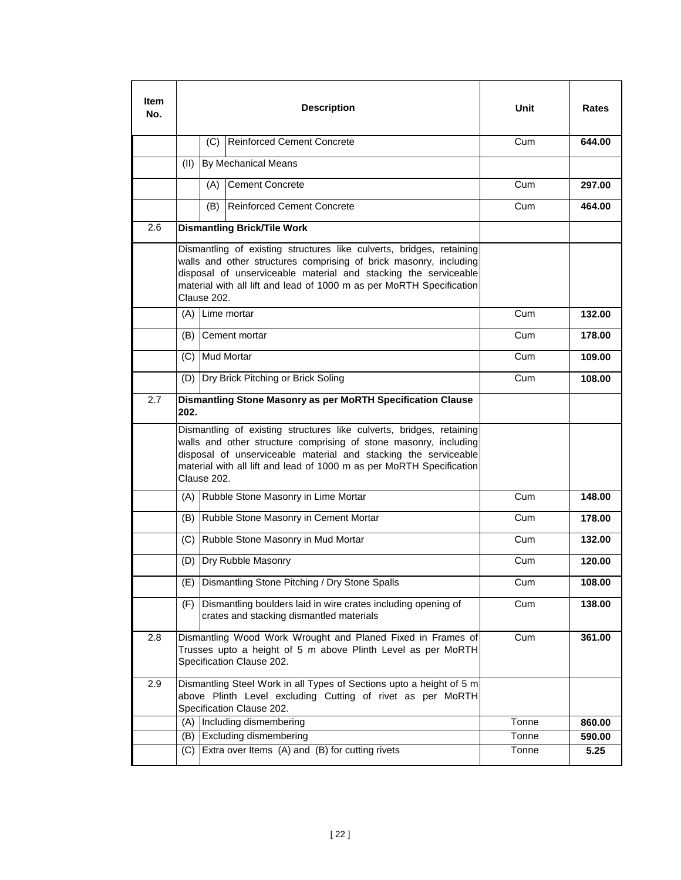| Item No. | Description | Unit | Rates |
|---|---|---|---|
| | (C) Reinforced Cement Concrete | Cum | **644.00** |
| | (II) By Mechanical Means | | |
| | (A) Cement Concrete | Cum | **297.00** |
| | (B) Reinforced Cement Concrete | Cum | **464.00** |
| 2.6 | **Dismantling Brick/Tile Work** | | |
| | Dismantling of existing structures like culverts, bridges, retaining walls and other structures comprising of brick masonry, including disposal of unserviceable material and stacking the serviceable material with all lift and lead of 1000 m as per MoRTH Specification Clause 202. | | |
| | (A) Lime mortar | Cum | **132.00** |
| | (B) Cement mortar | Cum | **178.00** |
| | (C) Mud Mortar | Cum | **109.00** |
| | (D) Dry Brick Pitching or Brick Soling | Cum | **108.00** |
| 2.7 | **Dismantling Stone Masonry as per MoRTH Specification Clause 202.** | | |
| | Dismantling of existing structures like culverts, bridges, retaining walls and other structure comprising of stone masonry, including disposal of unserviceable material and stacking the serviceable material with all lift and lead of 1000 m as per MoRTH Specification Clause 202. | | |
| | (A) Rubble Stone Masonry in Lime Mortar | Cum | **148.00** |
| | (B) Rubble Stone Masonry in Cement Mortar | Cum | **178.00** |
| | (C) Rubble Stone Masonry in Mud Mortar | Cum | **132.00** |
| | (D) Dry Rubble Masonry | Cum | **120.00** |
| | (E) Dismantling Stone Pitching / Dry Stone Spalls | Cum | **108.00** |
| | (F) Dismantling boulders laid in wire crates including opening of crates and stacking dismantled materials | Cum | **138.00** |
| 2.8 | Dismantling Wood Work Wrought and Planed Fixed in Frames of Trusses upto a height of 5 m above Plinth Level as per MoRTH Specification Clause 202. | Cum | **361.00** |
| 2.9 | Dismantling Steel Work in all Types of Sections upto a height of 5 m above Plinth Level excluding Cutting of rivet as per MoRTH Specification Clause 202. | | |
| | (A) Including dismembering | Tonne | **860.00** |
| | (B) Excluding dismembering | Tonne | **590.00** |
| | (C) Extra over Items (A) and (B) for cutting rivets | Tonne | **5.25** |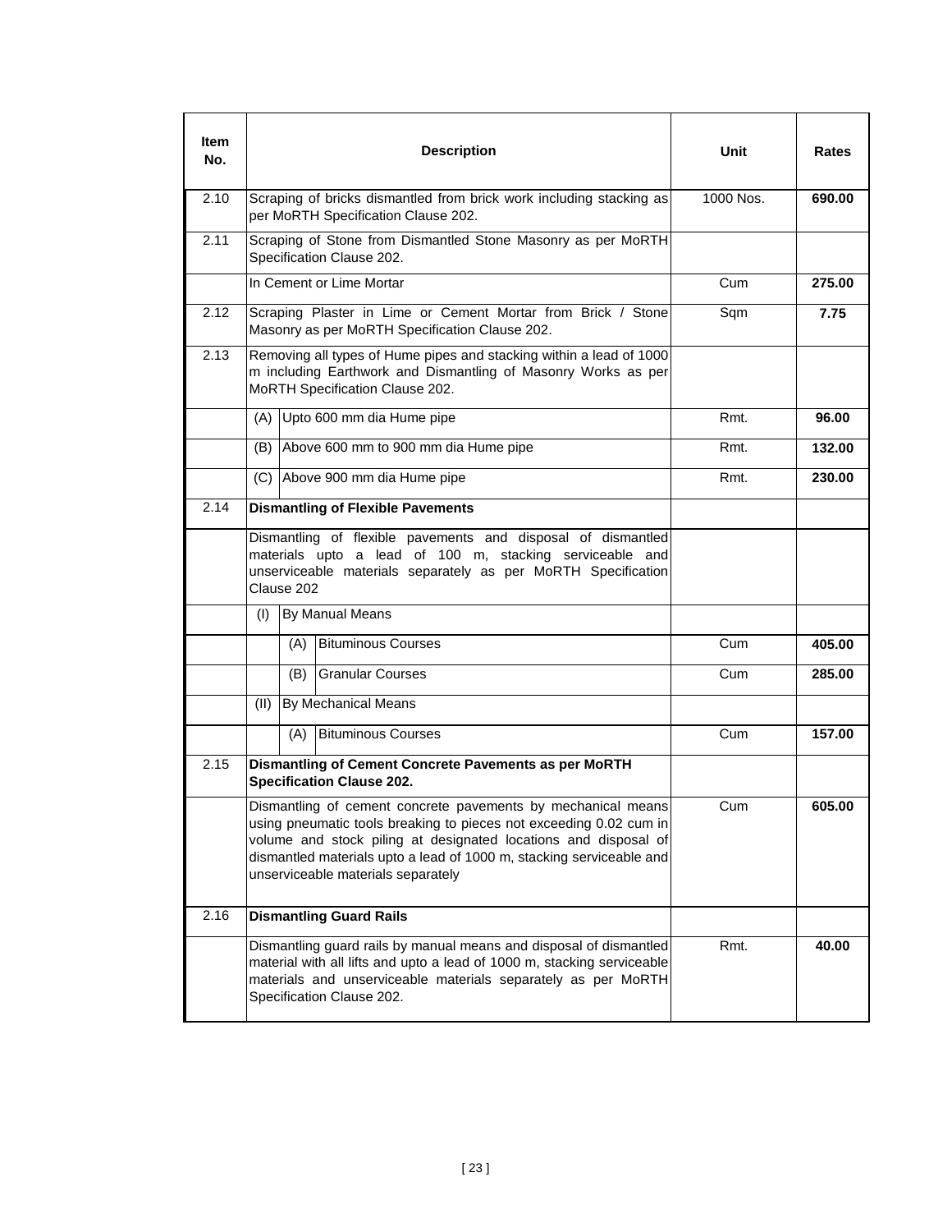| Item No. | Description | Unit | Rates |
|---|---|---|---|
| 2.10 | Scraping of bricks dismantled from brick work including stacking as per MoRTH Specification Clause 202. | 1000 Nos. | **690.00** |
| 2.11 | Scraping of Stone from Dismantled Stone Masonry as per MoRTH Specification Clause 202. | | |
| | In Cement or Lime Mortar | Cum | **275.00** |
| 2.12 | Scraping Plaster in Lime or Cement Mortar from Brick / Stone Masonry as per MoRTH Specification Clause 202. | Sqm | **7.75** |
| 2.13 | Removing all types of Hume pipes and stacking within a lead of 1000 m including Earthwork and Dismantling of Masonry Works as per MoRTH Specification Clause 202. | | |
| | (A) Upto 600 mm dia Hume pipe | Rmt. | **96.00** |
| | (B) Above 600 mm to 900 mm dia Hume pipe | Rmt. | **132.00** |
| | (C) Above 900 mm dia Hume pipe | Rmt. | **230.00** |
| 2.14 | **Dismantling of Flexible Pavements** | | |
| | Dismantling of flexible pavements and disposal of dismantled materials upto a lead of 100 m, stacking serviceable and unserviceable materials separately as per MoRTH Specification Clause 202 | | |
| | (I) By Manual Means | | |
| | (A) Bituminous Courses | Cum | **405.00** |
| | (B) Granular Courses | Cum | **285.00** |
| | (II) By Mechanical Means | | |
| | (A) Bituminous Courses | Cum | **157.00** |
| 2.15 | **Dismantling of Cement Concrete Pavements as per MoRTH Specification Clause 202.** | | |
| | Dismantling of cement concrete pavements by mechanical means using pneumatic tools breaking to pieces not exceeding 0.02 cum in volume and stock piling at designated locations and disposal of dismantled materials upto a lead of 1000 m, stacking serviceable and unserviceable materials separately | Cum | **605.00** |
| 2.16 | **Dismantling Guard Rails** | | |
| | Dismantling guard rails by manual means and disposal of dismantled material with all lifts and upto a lead of 1000 m, stacking serviceable materials and unserviceable materials separately as per MoRTH Specification Clause 202. | Rmt. | **40.00** |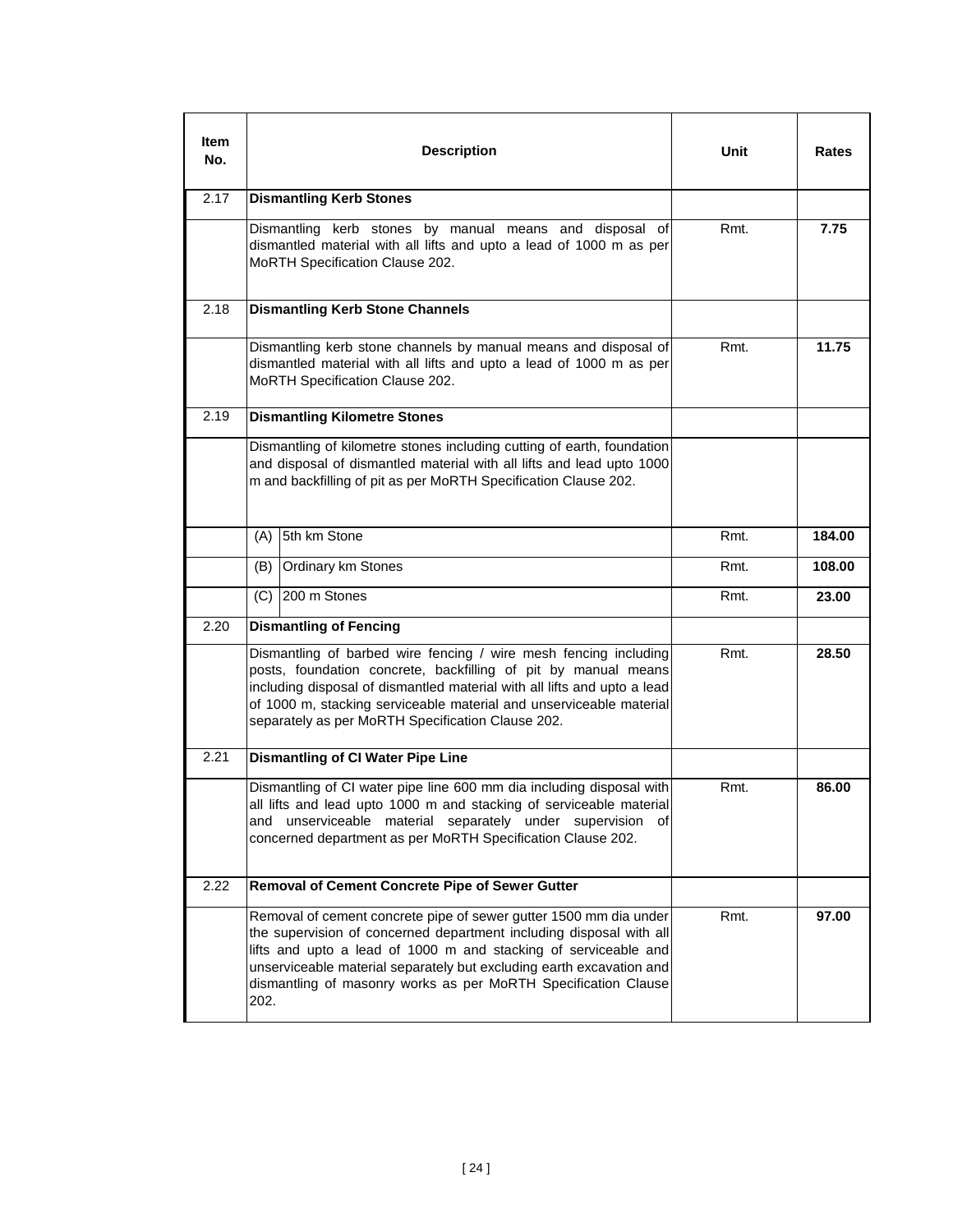| Item No. | Description | Unit | Rates |
|---|---|---|---|
| 2.17 | **Dismantling Kerb Stones** | | |
| | Dismantling kerb stones by manual means and disposal of dismantled material with all lifts and upto a lead of 1000 m as per MoRTH Specification Clause 202. | Rmt. | **7.75** |
| 2.18 | **Dismantling Kerb Stone Channels** | | |
| | Dismantling kerb stone channels by manual means and disposal of dismantled material with all lifts and upto a lead of 1000 m as per MoRTH Specification Clause 202. | Rmt. | **11.75** |
| 2.19 | **Dismantling Kilometre Stones** | | |
| | Dismantling of kilometre stones including cutting of earth, foundation and disposal of dismantled material with all lifts and lead upto 1000 m and backfilling of pit as per MoRTH Specification Clause 202. | | |
| | (A) 5th km Stone | Rmt. | **184.00** |
| | (B) Ordinary km Stones | Rmt. | **108.00** |
| | (C) 200 m Stones | Rmt. | **23.00** |
| 2.20 | **Dismantling of Fencing** | | |
| | Dismantling of barbed wire fencing / wire mesh fencing including posts, foundation concrete, backfilling of pit by manual means including disposal of dismantled material with all lifts and upto a lead of 1000 m, stacking serviceable material and unserviceable material separately as per MoRTH Specification Clause 202. | Rmt. | **28.50** |
| 2.21 | **Dismantling of CI Water Pipe Line** | | |
| | Dismantling of CI water pipe line 600 mm dia including disposal with all lifts and lead upto 1000 m and stacking of serviceable material and unserviceable material separately under supervision of concerned department as per MoRTH Specification Clause 202. | Rmt. | **86.00** |
| 2.22 | **Removal of Cement Concrete Pipe of Sewer Gutter** | | |
| | Removal of cement concrete pipe of sewer gutter 1500 mm dia under the supervision of concerned department including disposal with all lifts and upto a lead of 1000 m and stacking of serviceable and unserviceable material separately but excluding earth excavation and dismantling of masonry works as per MoRTH Specification Clause 202. | Rmt. | **97.00** |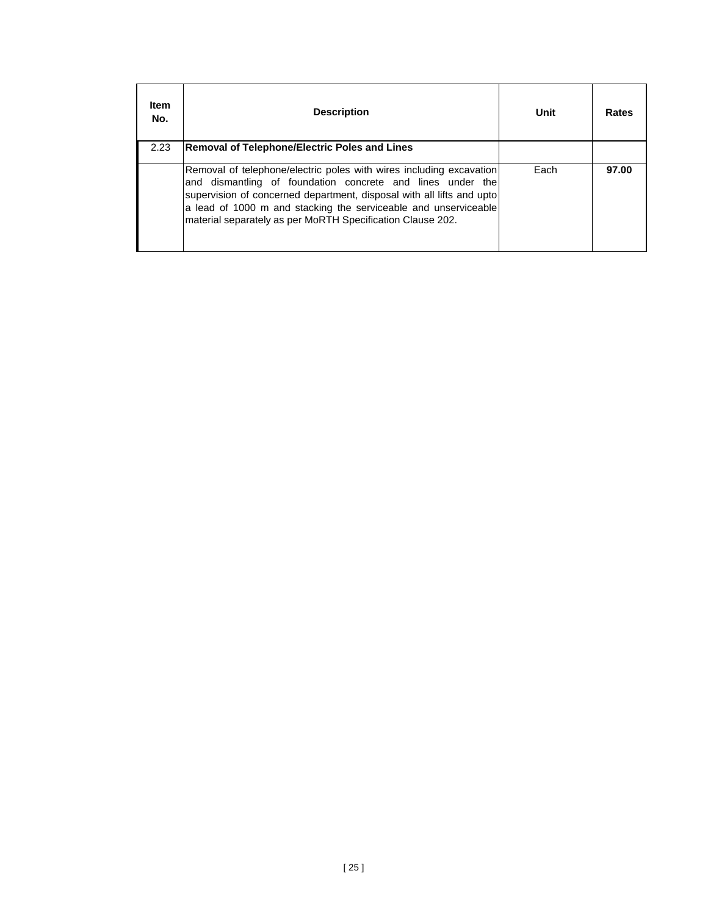| Item No. | Description | Unit | Rates |
|---|---|---|---|
| 2.23 | **Removal of Telephone/Electric Poles and Lines** | | |
| | Removal of telephone/electric poles with wires including excavation and dismantling of foundation concrete and lines under the supervision of concerned department, disposal with all lifts and upto a lead of 1000 m and stacking the serviceable and unserviceable material separately as per MoRTH Specification Clause 202. | Each | **97.00** |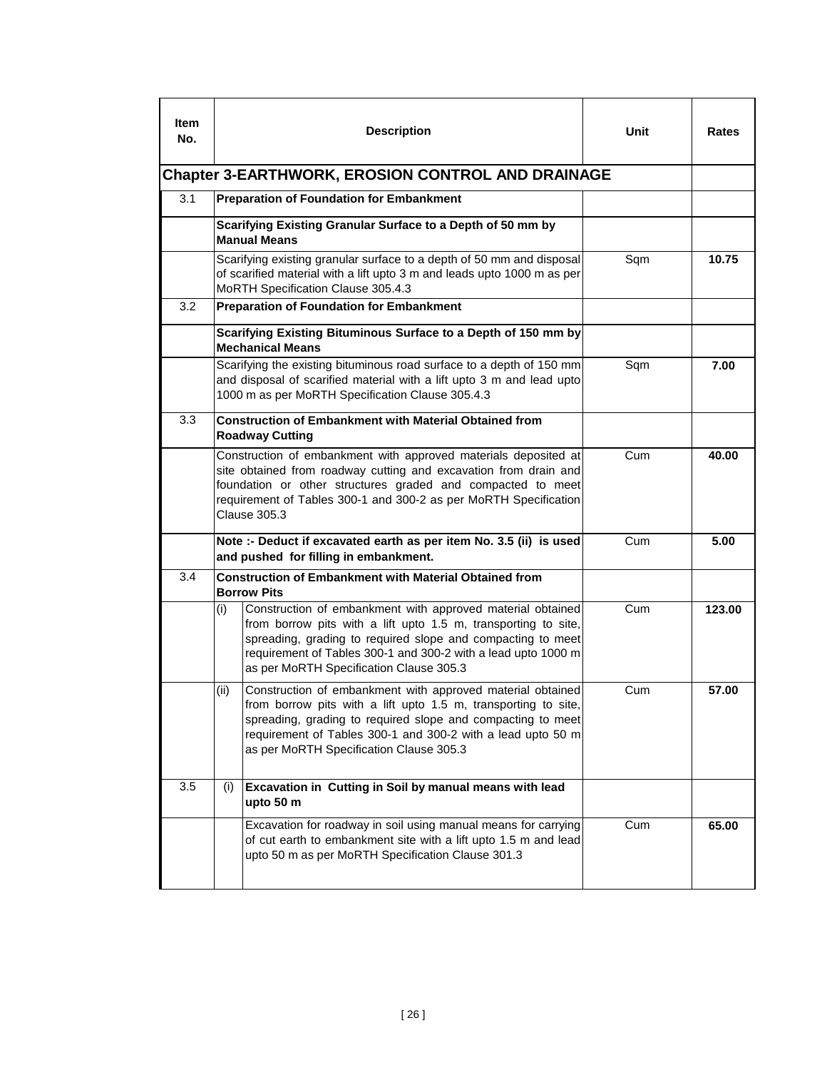| Item No. | | Description | Unit | Rates |
|---|---|---|---|---|
| **Chapter 3-EARTHWORK, EROSION CONTROL AND DRAINAGE** | | | | |
| 3.1 | | **Preparation of Foundation for Embankment** | | |
| | | **Scarifying Existing Granular Surface to a Depth of 50 mm by Manual Means** | | |
| | | Scarifying existing granular surface to a depth of 50 mm and disposal of scarified material with a lift upto 3 m and leads upto 1000 m as per MoRTH Specification Clause 305.4.3 | Sqm | **10.75** |
| 3.2 | | **Preparation of Foundation for Embankment** | | |
| | | **Scarifying Existing Bituminous Surface to a Depth of 150 mm by Mechanical Means** | | |
| | | Scarifying the existing bituminous road surface to a depth of 150 mm and disposal of scarified material with a lift upto 3 m and lead upto 1000 m as per MoRTH Specification Clause 305.4.3 | Sqm | **7.00** |
| 3.3 | | **Construction of Embankment with Material Obtained from Roadway Cutting** | | |
| | | Construction of embankment with approved materials deposited at site obtained from roadway cutting and excavation from drain and foundation or other structures graded and compacted to meet requirement of Tables 300-1 and 300-2 as per MoRTH Specification Clause 305.3 | Cum | **40.00** |
| | | **Note :- Deduct if excavated earth as per item No. 3.5 (ii) is used and pushed for filling in embankment.** | Cum | **5.00** |
| 3.4 | | **Construction of Embankment with Material Obtained from Borrow Pits** | | |
| | (i) | Construction of embankment with approved material obtained from borrow pits with a lift upto 1.5 m, transporting to site, spreading, grading to required slope and compacting to meet requirement of Tables 300-1 and 300-2 with a lead upto 1000 m as per MoRTH Specification Clause 305.3 | Cum | **123.00** |
| | (ii) | Construction of embankment with approved material obtained from borrow pits with a lift upto 1.5 m, transporting to site, spreading, grading to required slope and compacting to meet requirement of Tables 300-1 and 300-2 with a lead upto 50 m as per MoRTH Specification Clause 305.3 | Cum | **57.00** |
| 3.5 | (i) | **Excavation in Cutting in Soil by manual means with lead upto 50 m** | | |
| | | Excavation for roadway in soil using manual means for carrying of cut earth to embankment site with a lift upto 1.5 m and lead upto 50 m as per MoRTH Specification Clause 301.3 | Cum | **65.00** |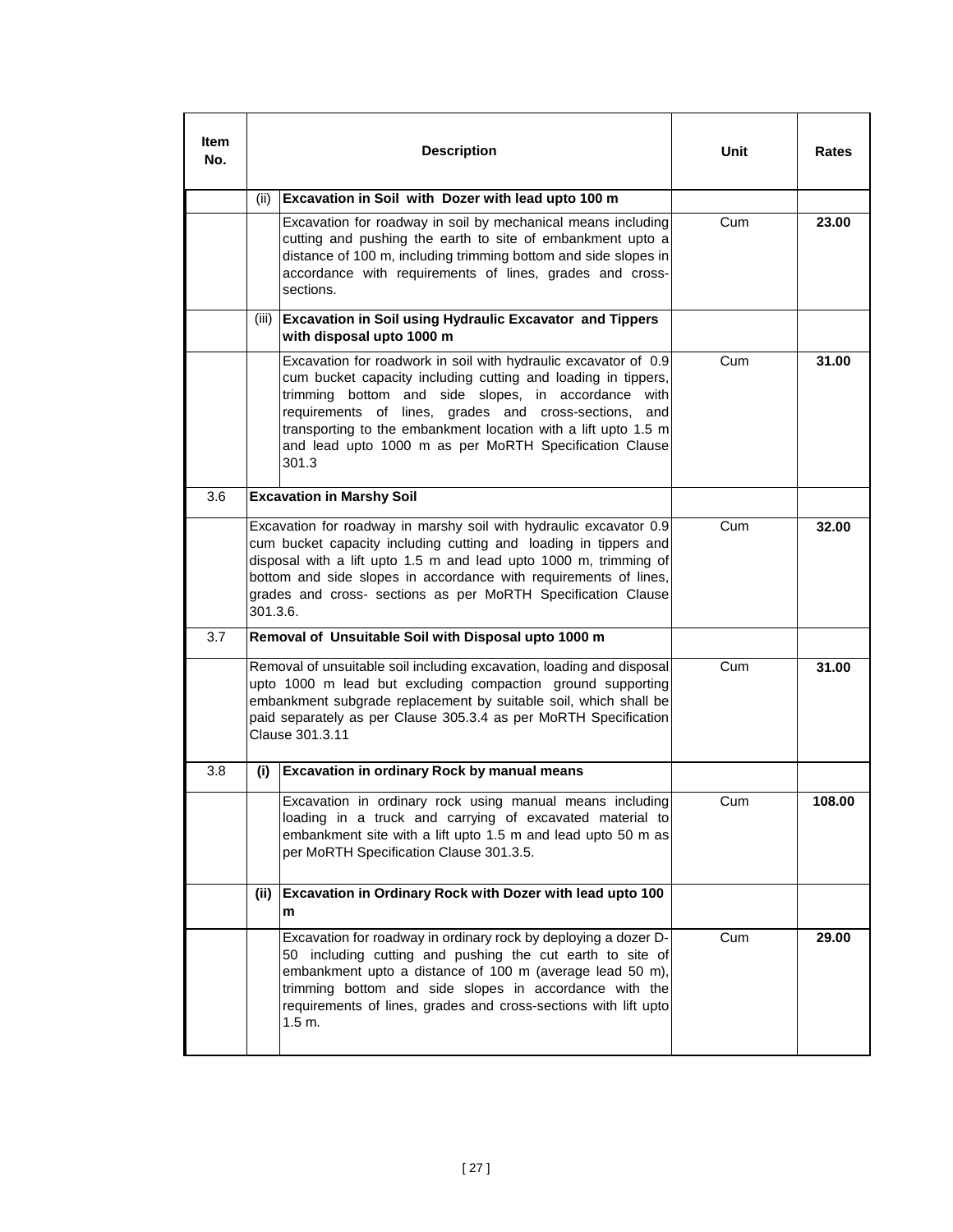| Item No. | | Description | Unit | Rates |
|---|---|---|---|---|
| | (ii) | **Excavation in Soil with Dozer with lead upto 100 m** | | |
| | | Excavation for roadway in soil by mechanical means including cutting and pushing the earth to site of embankment upto a distance of 100 m, including trimming bottom and side slopes in accordance with requirements of lines, grades and cross-sections. | Cum | **23.00** |
| | (iii) | **Excavation in Soil using Hydraulic Excavator and Tippers with disposal upto 1000 m** | | |
| | | Excavation for roadwork in soil with hydraulic excavator of 0.9 cum bucket capacity including cutting and loading in tippers, trimming bottom and side slopes, in accordance with requirements of lines, grades and cross-sections, and transporting to the embankment location with a lift upto 1.5 m and lead upto 1000 m as per MoRTH Specification Clause 301.3 | Cum | **31.00** |
| 3.6 | **Excavation in Marshy Soil** | | | |
| | Excavation for roadway in marshy soil with hydraulic excavator 0.9 cum bucket capacity including cutting and loading in tippers and disposal with a lift upto 1.5 m and lead upto 1000 m, trimming of bottom and side slopes in accordance with requirements of lines, grades and cross- sections as per MoRTH Specification Clause 301.3.6. | | Cum | **32.00** |
| 3.7 | **Removal of Unsuitable Soil with Disposal upto 1000 m** | | | |
| | Removal of unsuitable soil including excavation, loading and disposal upto 1000 m lead but excluding compaction ground supporting embankment subgrade replacement by suitable soil, which shall be paid separately as per Clause 305.3.4 as per MoRTH Specification Clause 301.3.11 | | Cum | **31.00** |
| 3.8 | **(i)** | **Excavation in ordinary Rock by manual means** | | |
| | | Excavation in ordinary rock using manual means including loading in a truck and carrying of excavated material to embankment site with a lift upto 1.5 m and lead upto 50 m as per MoRTH Specification Clause 301.3.5. | Cum | **108.00** |
| | **(ii)** | **Excavation in Ordinary Rock with Dozer with lead upto 100 m** | | |
| | | Excavation for roadway in ordinary rock by deploying a dozer D-50 including cutting and pushing the cut earth to site of embankment upto a distance of 100 m (average lead 50 m), trimming bottom and side slopes in accordance with the requirements of lines, grades and cross-sections with lift upto 1.5 m. | Cum | **29.00** |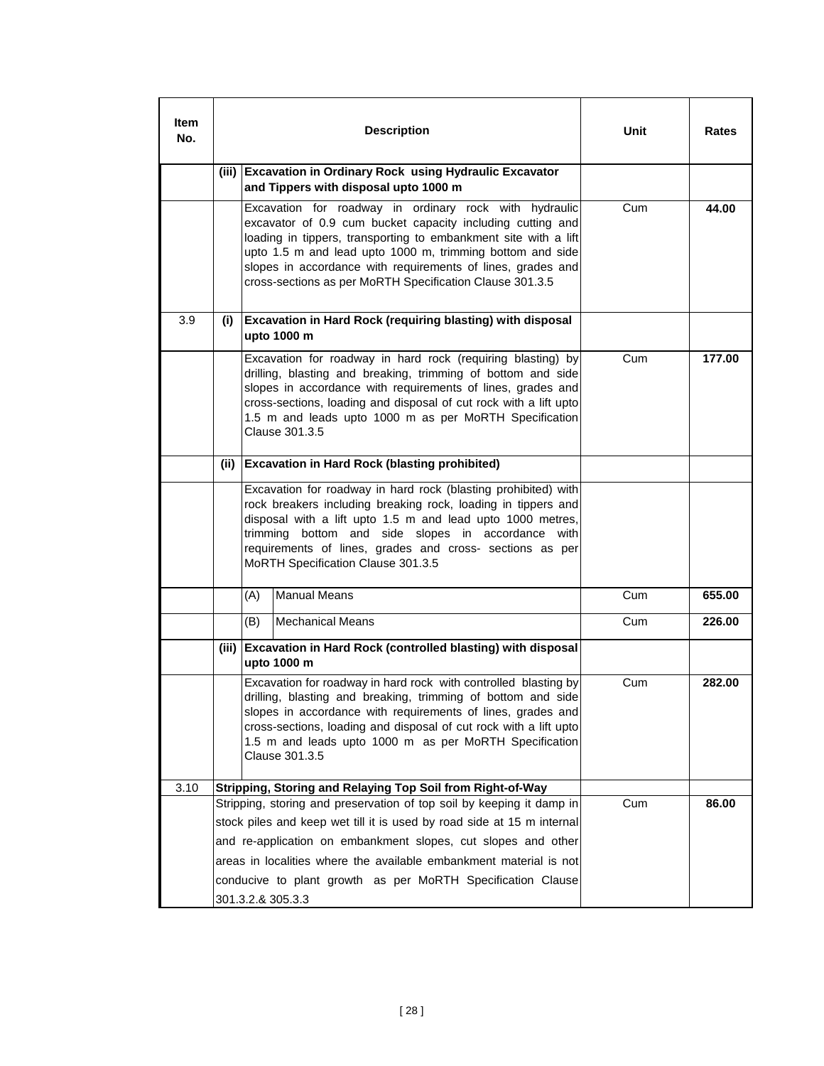| Item No. | Description | | | Unit | Rates |
|---|---|---|---|---|---|
| | **(iii)** | **Excavation in Ordinary Rock using Hydraulic Excavator and Tippers with disposal upto 1000 m** | | | |
| | | Excavation for roadway in ordinary rock with hydraulic excavator of 0.9 cum bucket capacity including cutting and loading in tippers, transporting to embankment site with a lift upto 1.5 m and lead upto 1000 m, trimming bottom and side slopes in accordance with requirements of lines, grades and cross-sections as per MoRTH Specification Clause 301.3.5 | | Cum | **44.00** |
| 3.9 | **(i)** | **Excavation in Hard Rock (requiring blasting) with disposal upto 1000 m** | | | |
| | | Excavation for roadway in hard rock (requiring blasting) by drilling, blasting and breaking, trimming of bottom and side slopes in accordance with requirements of lines, grades and cross-sections, loading and disposal of cut rock with a lift upto 1.5 m and leads upto 1000 m as per MoRTH Specification Clause 301.3.5 | | Cum | **177.00** |
| | **(ii)** | **Excavation in Hard Rock (blasting prohibited)** | | | |
| | | Excavation for roadway in hard rock (blasting prohibited) with rock breakers including breaking rock, loading in tippers and disposal with a lift upto 1.5 m and lead upto 1000 metres, trimming bottom and side slopes in accordance with requirements of lines, grades and cross- sections as per MoRTH Specification Clause 301.3.5 | | | |
| | | (A) | Manual Means | Cum | **655.00** |
| | | (B) | Mechanical Means | Cum | **226.00** |
| | **(iii)** | **Excavation in Hard Rock (controlled blasting) with disposal upto 1000 m** | | | |
| | | Excavation for roadway in hard rock with controlled blasting by drilling, blasting and breaking, trimming of bottom and side slopes in accordance with requirements of lines, grades and cross-sections, loading and disposal of cut rock with a lift upto 1.5 m and leads upto 1000 m as per MoRTH Specification Clause 301.3.5 | | Cum | **282.00** |
| 3.10 | **Stripping, Storing and Relaying Top Soil from Right-of-Way** | | | | |
| | Stripping, storing and preservation of top soil by keeping it damp in stock piles and keep wet till it is used by road side at 15 m internal and re-application on embankment slopes, cut slopes and other areas in localities where the available embankment material is not conducive to plant growth as per MoRTH Specification Clause 301.3.2.& 305.3.3 | | | Cum | **86.00** |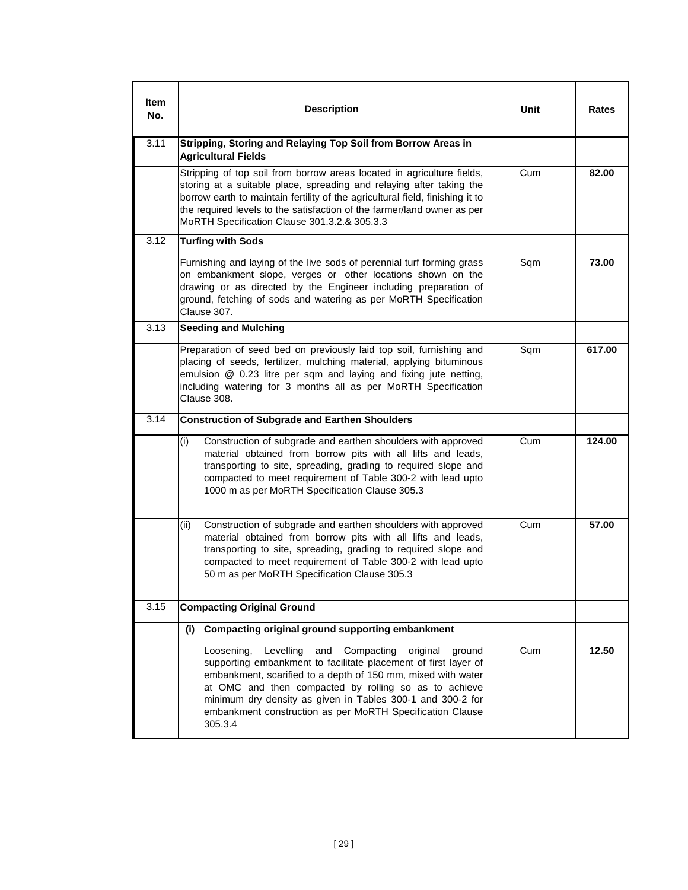| Item No. | Description | Unit | Rates |
|---|---|---|---|
| 3.11 | **Stripping, Storing and Relaying Top Soil from Borrow Areas in Agricultural Fields** | | |
| | Stripping of top soil from borrow areas located in agriculture fields, storing at a suitable place, spreading and relaying after taking the borrow earth to maintain fertility of the agricultural field, finishing it to the required levels to the satisfaction of the farmer/land owner as per MoRTH Specification Clause 301.3.2.& 305.3.3 | Cum | **82.00** |
| 3.12 | **Turfing with Sods** | | |
| | Furnishing and laying of the live sods of perennial turf forming grass on embankment slope, verges or other locations shown on the drawing or as directed by the Engineer including preparation of ground, fetching of sods and watering as per MoRTH Specification Clause 307. | Sqm | **73.00** |
| 3.13 | **Seeding and Mulching** | | |
| | Preparation of seed bed on previously laid top soil, furnishing and placing of seeds, fertilizer, mulching material, applying bituminous emulsion @ 0.23 litre per sqm and laying and fixing jute netting, including watering for 3 months all as per MoRTH Specification Clause 308. | Sqm | **617.00** |
| 3.14 | **Construction of Subgrade and Earthen Shoulders** | | |
| | (i) Construction of subgrade and earthen shoulders with approved material obtained from borrow pits with all lifts and leads, transporting to site, spreading, grading to required slope and compacted to meet requirement of Table 300-2 with lead upto 1000 m as per MoRTH Specification Clause 305.3 | Cum | **124.00** |
| | (ii) Construction of subgrade and earthen shoulders with approved material obtained from borrow pits with all lifts and leads, transporting to site, spreading, grading to required slope and compacted to meet requirement of Table 300-2 with lead upto 50 m as per MoRTH Specification Clause 305.3 | Cum | **57.00** |
| 3.15 | **Compacting Original Ground** | | |
| | **(i) Compacting original ground supporting embankment** | | |
| | Loosening, Levelling and Compacting original ground supporting embankment to facilitate placement of first layer of embankment, scarified to a depth of 150 mm, mixed with water at OMC and then compacted by rolling so as to achieve minimum dry density as given in Tables 300-1 and 300-2 for embankment construction as per MoRTH Specification Clause 305.3.4 | Cum | **12.50** |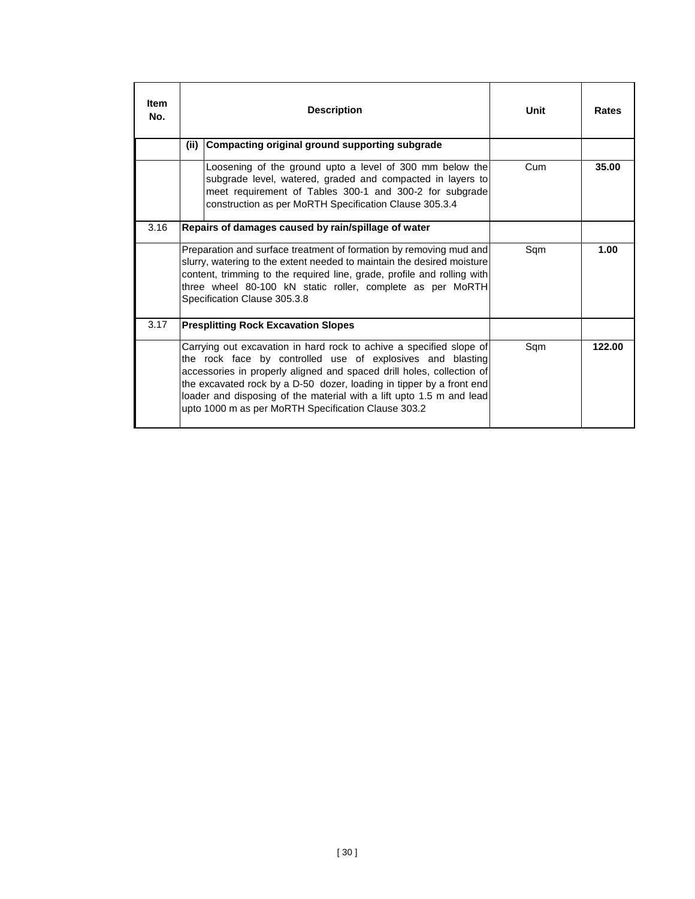| Item No. | Description | Unit | Rates |
|---|---|---|---|
| | **(ii) Compacting original ground supporting subgrade** | | |
| | Loosening of the ground upto a level of 300 mm below the subgrade level, watered, graded and compacted in layers to meet requirement of Tables 300-1 and 300-2 for subgrade construction as per MoRTH Specification Clause 305.3.4 | Cum | **35.00** |
| 3.16 | **Repairs of damages caused by rain/spillage of water** | | |
| | Preparation and surface treatment of formation by removing mud and slurry, watering to the extent needed to maintain the desired moisture content, trimming to the required line, grade, profile and rolling with three wheel 80-100 kN static roller, complete as per MoRTH Specification Clause 305.3.8 | Sqm | **1.00** |
| 3.17 | **Presplitting Rock Excavation Slopes** | | |
| | Carrying out excavation in hard rock to achive a specified slope of the rock face by controlled use of explosives and blasting accessories in properly aligned and spaced drill holes, collection of the excavated rock by a D-50 dozer, loading in tipper by a front end loader and disposing of the material with a lift upto 1.5 m and lead upto 1000 m as per MoRTH Specification Clause 303.2 | Sqm | **122.00** |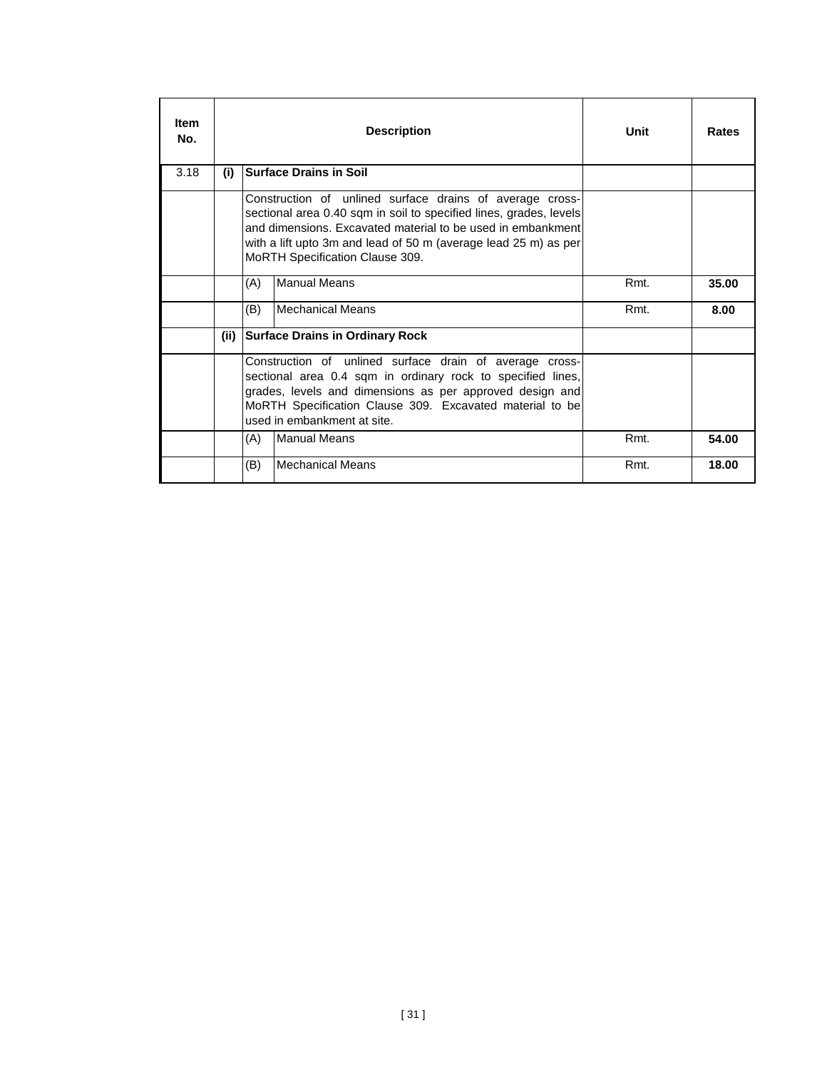| Item No. | | | Description | Unit | Rates |
|---|---|---|---|---|---|
| 3.18 | **(i)** | **Surface Drains in Soil** | | | |
| | | Construction of unlined surface drains of average cross-sectional area 0.40 sqm in soil to specified lines, grades, levels and dimensions. Excavated material to be used in embankment with a lift upto 3m and lead of 50 m (average lead 25 m) as per MoRTH Specification Clause 309. | | | |
| | | (A) | Manual Means | Rmt. | **35.00** |
| | | (B) | Mechanical Means | Rmt. | **8.00** |
| | **(ii)** | **Surface Drains in Ordinary Rock** | | | |
| | | Construction of unlined surface drain of average cross-sectional area 0.4 sqm in ordinary rock to specified lines, grades, levels and dimensions as per approved design and MoRTH Specification Clause 309. Excavated material to be used in embankment at site. | | | |
| | | (A) | Manual Means | Rmt. | **54.00** |
| | | (B) | Mechanical Means | Rmt. | **18.00** |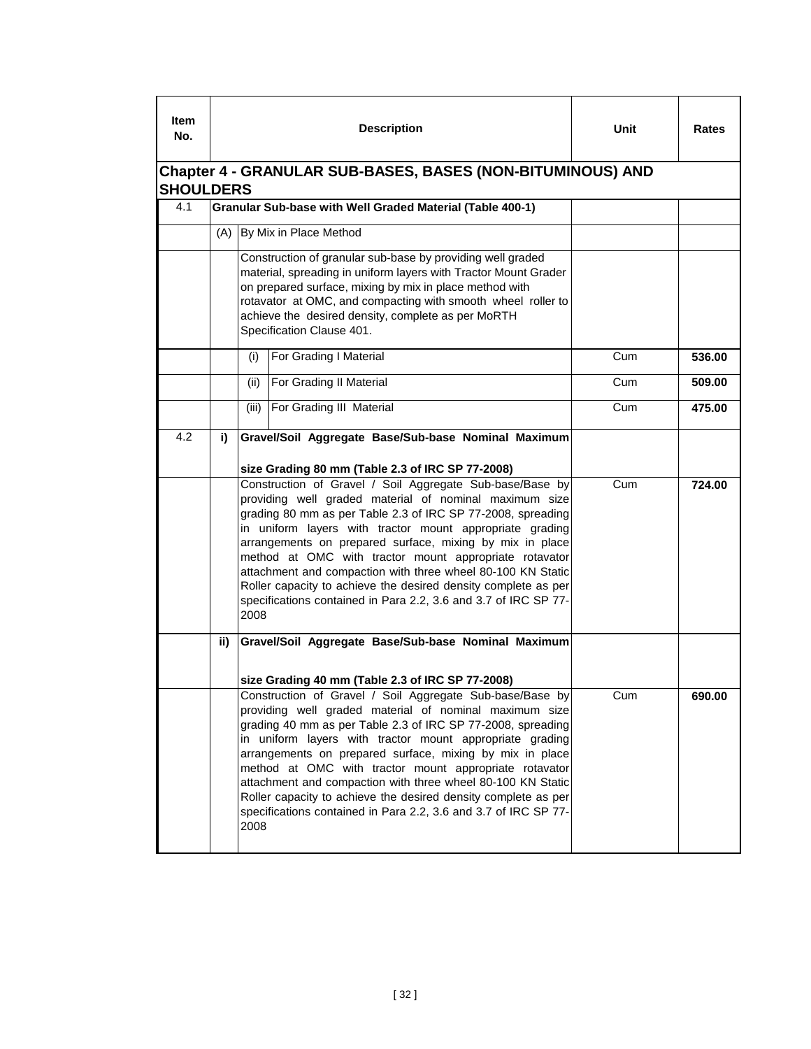| Item No. | Description | | | Unit | Rates |
|---|---|---|---|---|---|
| **Chapter 4 - GRANULAR SUB-BASES, BASES (NON-BITUMINOUS) AND SHOULDERS** | | | | | |
| 4.1 | **Granular Sub-base with Well Graded Material (Table 400-1)** | | | | |
| | (A) | By Mix in Place Method | | | |
| | | Construction of granular sub-base by providing well graded material, spreading in uniform layers with Tractor Mount Grader on prepared surface, mixing by mix in place method with rotavator at OMC, and compacting with smooth wheel roller to achieve the desired density, complete as per MoRTH Specification Clause 401. | | | |
| | | (i) | For Grading I Material | Cum | **536.00** |
| | | (ii) | For Grading II Material | Cum | **509.00** |
| | | (iii) | For Grading III Material | Cum | **475.00** |
| 4.2 | **i)** | **Gravel/Soil Aggregate Base/Sub-base Nominal Maximum size Grading 80 mm (Table 2.3 of IRC SP 77-2008)** | | | |
| | | Construction of Gravel / Soil Aggregate Sub-base/Base by providing well graded material of nominal maximum size grading 80 mm as per Table 2.3 of IRC SP 77-2008, spreading in uniform layers with tractor mount appropriate grading arrangements on prepared surface, mixing by mix in place method at OMC with tractor mount appropriate rotavator attachment and compaction with three wheel 80-100 KN Static Roller capacity to achieve the desired density complete as per specifications contained in Para 2.2, 3.6 and 3.7 of IRC SP 77-2008 | | Cum | **724.00** |
| | **ii)** | **Gravel/Soil Aggregate Base/Sub-base Nominal Maximum size Grading 40 mm (Table 2.3 of IRC SP 77-2008)** | | | |
| | | Construction of Gravel / Soil Aggregate Sub-base/Base by providing well graded material of nominal maximum size grading 40 mm as per Table 2.3 of IRC SP 77-2008, spreading in uniform layers with tractor mount appropriate grading arrangements on prepared surface, mixing by mix in place method at OMC with tractor mount appropriate rotavator attachment and compaction with three wheel 80-100 KN Static Roller capacity to achieve the desired density complete as per specifications contained in Para 2.2, 3.6 and 3.7 of IRC SP 77-2008 | | Cum | **690.00** |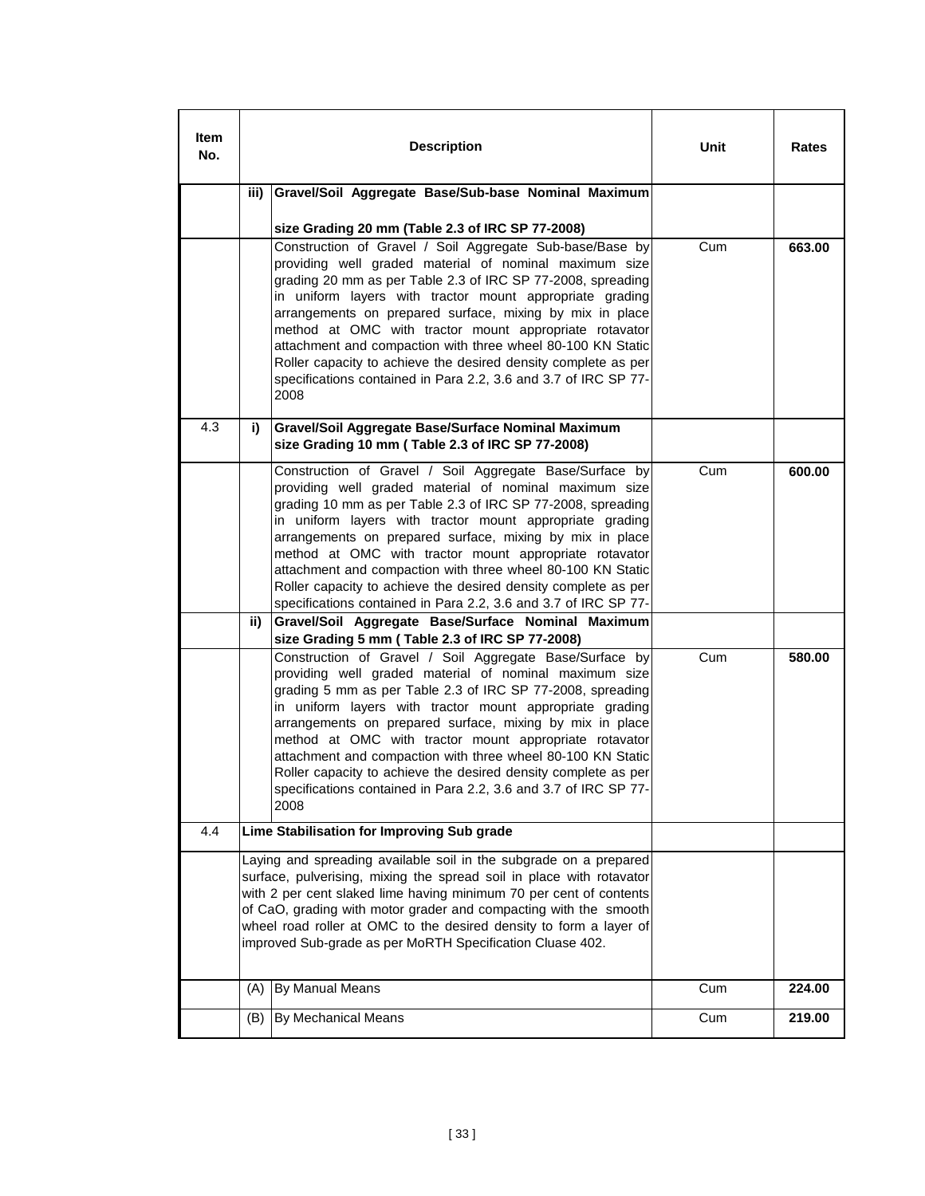| Item No. | | Description | Unit | Rates |
|---|---|---|---|---|
| | **iii)** | **Gravel/Soil Aggregate Base/Sub-base Nominal Maximum size Grading 20 mm (Table 2.3 of IRC SP 77-2008)** | | |
| | | Construction of Gravel / Soil Aggregate Sub-base/Base by providing well graded material of nominal maximum size grading 20 mm as per Table 2.3 of IRC SP 77-2008, spreading in uniform layers with tractor mount appropriate grading arrangements on prepared surface, mixing by mix in place method at OMC with tractor mount appropriate rotavator attachment and compaction with three wheel 80-100 KN Static Roller capacity to achieve the desired density complete as per specifications contained in Para 2.2, 3.6 and 3.7 of IRC SP 77-2008 | Cum | **663.00** |
| 4.3 | **i)** | **Gravel/Soil Aggregate Base/Surface Nominal Maximum size Grading 10 mm ( Table 2.3 of IRC SP 77-2008)** | | |
| | | Construction of Gravel / Soil Aggregate Base/Surface by providing well graded material of nominal maximum size grading 10 mm as per Table 2.3 of IRC SP 77-2008, spreading in uniform layers with tractor mount appropriate grading arrangements on prepared surface, mixing by mix in place method at OMC with tractor mount appropriate rotavator attachment and compaction with three wheel 80-100 KN Static Roller capacity to achieve the desired density complete as per specifications contained in Para 2.2, 3.6 and 3.7 of IRC SP 77- | Cum | **600.00** |
| | **ii)** | **Gravel/Soil Aggregate Base/Surface Nominal Maximum size Grading 5 mm ( Table 2.3 of IRC SP 77-2008)** | | |
| | | Construction of Gravel / Soil Aggregate Base/Surface by providing well graded material of nominal maximum size grading 5 mm as per Table 2.3 of IRC SP 77-2008, spreading in uniform layers with tractor mount appropriate grading arrangements on prepared surface, mixing by mix in place method at OMC with tractor mount appropriate rotavator attachment and compaction with three wheel 80-100 KN Static Roller capacity to achieve the desired density complete as per specifications contained in Para 2.2, 3.6 and 3.7 of IRC SP 77-2008 | Cum | **580.00** |
| 4.4 | **Lime Stabilisation for Improving Sub grade** | | | |
| | Laying and spreading available soil in the subgrade on a prepared surface, pulverising, mixing the spread soil in place with rotavator with 2 per cent slaked lime having minimum 70 per cent of contents of CaO, grading with motor grader and compacting with the smooth wheel road roller at OMC to the desired density to form a layer of improved Sub-grade as per MoRTH Specification Cluase 402. | | | |
| | (A) | By Manual Means | Cum | **224.00** |
| | (B) | By Mechanical Means | Cum | **219.00** |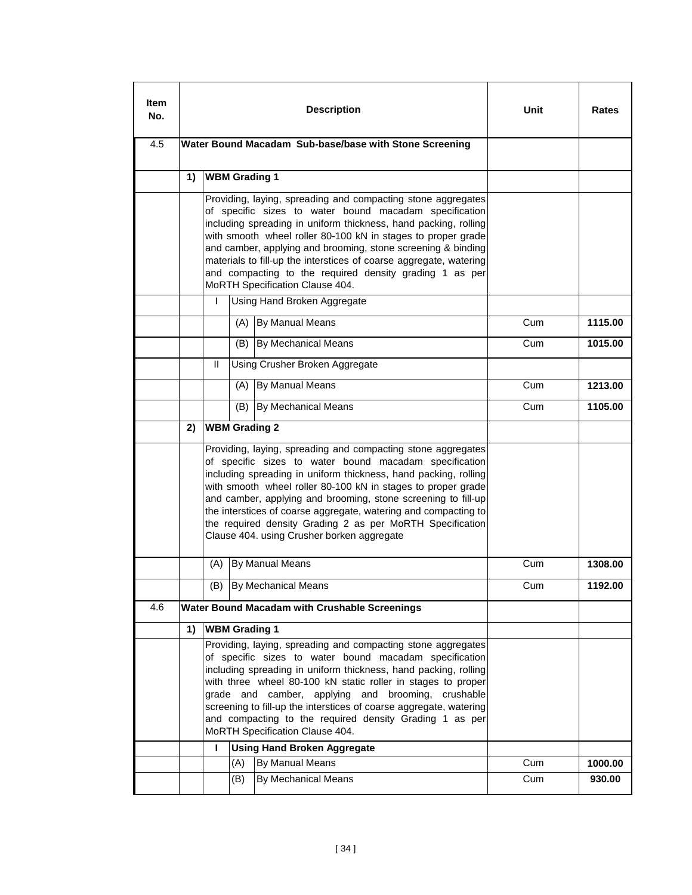| Item No. | Description | Unit | Rates |
|---|---|---|---|
| 4.5 | **Water Bound Macadam Sub-base/base with Stone Screening** | | |
| | **1) WBM Grading 1** | | |
| | Providing, laying, spreading and compacting stone aggregates of specific sizes to water bound macadam specification including spreading in uniform thickness, hand packing, rolling with smooth wheel roller 80-100 kN in stages to proper grade and camber, applying and brooming, stone screening & binding materials to fill-up the interstices of coarse aggregate, watering and compacting to the required density grading 1 as per MoRTH Specification Clause 404. | | |
| | I Using Hand Broken Aggregate | | |
| | (A) By Manual Means | Cum | **1115.00** |
| | (B) By Mechanical Means | Cum | **1015.00** |
| | II Using Crusher Broken Aggregate | | |
| | (A) By Manual Means | Cum | **1213.00** |
| | (B) By Mechanical Means | Cum | **1105.00** |
| | **2) WBM Grading 2** | | |
| | Providing, laying, spreading and compacting stone aggregates of specific sizes to water bound macadam specification including spreading in uniform thickness, hand packing, rolling with smooth wheel roller 80-100 kN in stages to proper grade and camber, applying and brooming, stone screening to fill-up the interstices of coarse aggregate, watering and compacting to the required density Grading 2 as per MoRTH Specification Clause 404. using Crusher borken aggregate | | |
| | (A) By Manual Means | Cum | **1308.00** |
| | (B) By Mechanical Means | Cum | **1192.00** |
| 4.6 | **Water Bound Macadam with Crushable Screenings** | | |
| | **1) WBM Grading 1** | | |
| | Providing, laying, spreading and compacting stone aggregates of specific sizes to water bound macadam specification including spreading in uniform thickness, hand packing, rolling with three wheel 80-100 kN static roller in stages to proper grade and camber, applying and brooming, crushable screening to fill-up the interstices of coarse aggregate, watering and compacting to the required density Grading 1 as per MoRTH Specification Clause 404. | | |
| | **I Using Hand Broken Aggregate** | | |
| | (A) By Manual Means | Cum | **1000.00** |
| | (B) By Mechanical Means | Cum | **930.00** |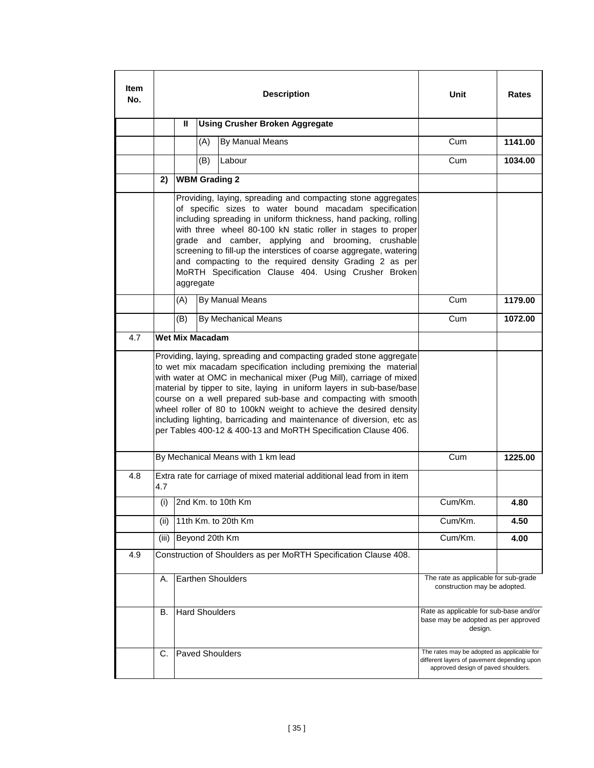| Item No. | Description | Unit | Rates |
|---|---|---|---|
| | **II Using Crusher Broken Aggregate** | | |
| | (A) By Manual Means | Cum | **1141.00** |
| | (B) Labour | Cum | **1034.00** |
| | **2) WBM Grading 2** | | |
| | Providing, laying, spreading and compacting stone aggregates of specific sizes to water bound macadam specification including spreading in uniform thickness, hand packing, rolling with three wheel 80-100 kN static roller in stages to proper grade and camber, applying and brooming, crushable screening to fill-up the interstices of coarse aggregate, watering and compacting to the required density Grading 2 as per MoRTH Specification Clause 404. Using Crusher Broken aggregate | | |
| | (A) By Manual Means | Cum | **1179.00** |
| | (B) By Mechanical Means | Cum | **1072.00** |
| 4.7 | **Wet Mix Macadam** | | |
| | Providing, laying, spreading and compacting graded stone aggregate to wet mix macadam specification including premixing the material with water at OMC in mechanical mixer (Pug Mill), carriage of mixed material by tipper to site, laying in uniform layers in sub-base/base course on a well prepared sub-base and compacting with smooth wheel roller of 80 to 100kN weight to achieve the desired density including lighting, barricading and maintenance of diversion, etc as per Tables 400-12 & 400-13 and MoRTH Specification Clause 406. | | |
| | By Mechanical Means with 1 km lead | Cum | **1225.00** |
| 4.8 | Extra rate for carriage of mixed material additional lead from in item 4.7 | | |
| | (i) 2nd Km. to 10th Km | Cum/Km. | **4.80** |
| | (ii) 11th Km. to 20th Km | Cum/Km. | **4.50** |
| | (iii) Beyond 20th Km | Cum/Km. | **4.00** |
| 4.9 | Construction of Shoulders as per MoRTH Specification Clause 408. | | |
| | A. Earthen Shoulders | The rate as applicable for sub-grade construction may be adopted. | |
| | B. Hard Shoulders | Rate as applicable for sub-base and/or base may be adopted as per approved design. | |
| | C. Paved Shoulders | The rates may be adopted as applicable for different layers of pavement depending upon approved design of paved shoulders. | |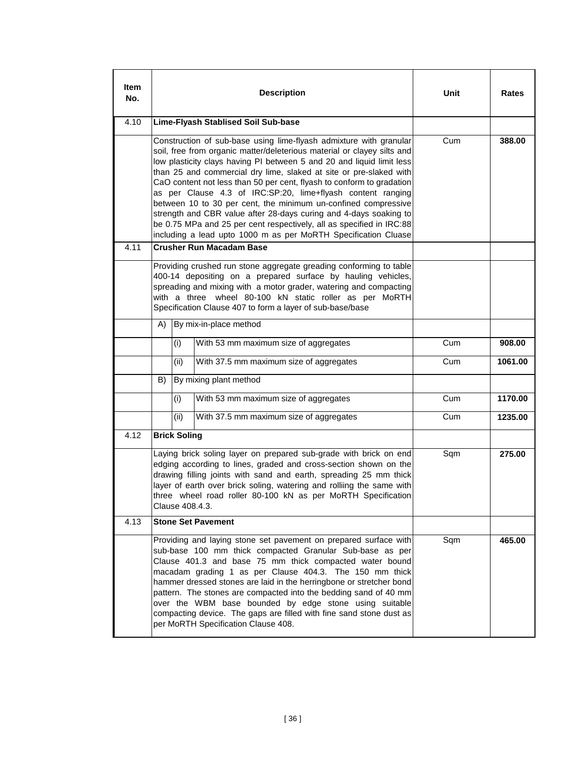| Item No. | Description | Unit | Rates |
|---|---|---|---|
| 4.10 | **Lime-Flyash Stablised Soil Sub-base** | | |
| | Construction of sub-base using lime-flyash admixture with granular soil, free from organic matter/deleterious material or clayey silts and low plasticity clays having PI between 5 and 20 and liquid limit less than 25 and commercial dry lime, slaked at site or pre-slaked with CaO content not less than 50 per cent, flyash to conform to gradation as per Clause 4.3 of IRC:SP:20, lime+flyash content ranging between 10 to 30 per cent, the minimum un-confined compressive strength and CBR value after 28-days curing and 4-days soaking to be 0.75 MPa and 25 per cent respectively, all as specified in IRC:88 including a lead upto 1000 m as per MoRTH Specification Cluase | Cum | **388.00** |
| 4.11 | **Crusher Run Macadam Base** | | |
| | Providing crushed run stone aggregate greading conforming to table 400-14 depositing on a prepared surface by hauling vehicles, spreading and mixing with a motor grader, watering and compacting with a three wheel 80-100 kN static roller as per MoRTH Specification Clause 407 to form a layer of sub-base/base | | |
| | A) By mix-in-place method | | |
| | (i) With 53 mm maximum size of aggregates | Cum | **908.00** |
| | (ii) With 37.5 mm maximum size of aggregates | Cum | **1061.00** |
| | B) By mixing plant method | | |
| | (i) With 53 mm maximum size of aggregates | Cum | **1170.00** |
| | (ii) With 37.5 mm maximum size of aggregates | Cum | **1235.00** |
| 4.12 | **Brick Soling** | | |
| | Laying brick soling layer on prepared sub-grade with brick on end edging according to lines, graded and cross-section shown on the drawing filling joints with sand and earth, spreading 25 mm thick layer of earth over brick soling, watering and rolliing the same with three wheel road roller 80-100 kN as per MoRTH Specification Clause 408.4.3. | Sqm | **275.00** |
| 4.13 | **Stone Set Pavement** | | |
| | Providing and laying stone set pavement on prepared surface with sub-base 100 mm thick compacted Granular Sub-base as per Clause 401.3 and base 75 mm thick compacted water bound macadam grading 1 as per Clause 404.3. The 150 mm thick hammer dressed stones are laid in the herringbone or stretcher bond pattern. The stones are compacted into the bedding sand of 40 mm over the WBM base bounded by edge stone using suitable compacting device. The gaps are filled with fine sand stone dust as per MoRTH Specification Clause 408. | Sqm | **465.00** |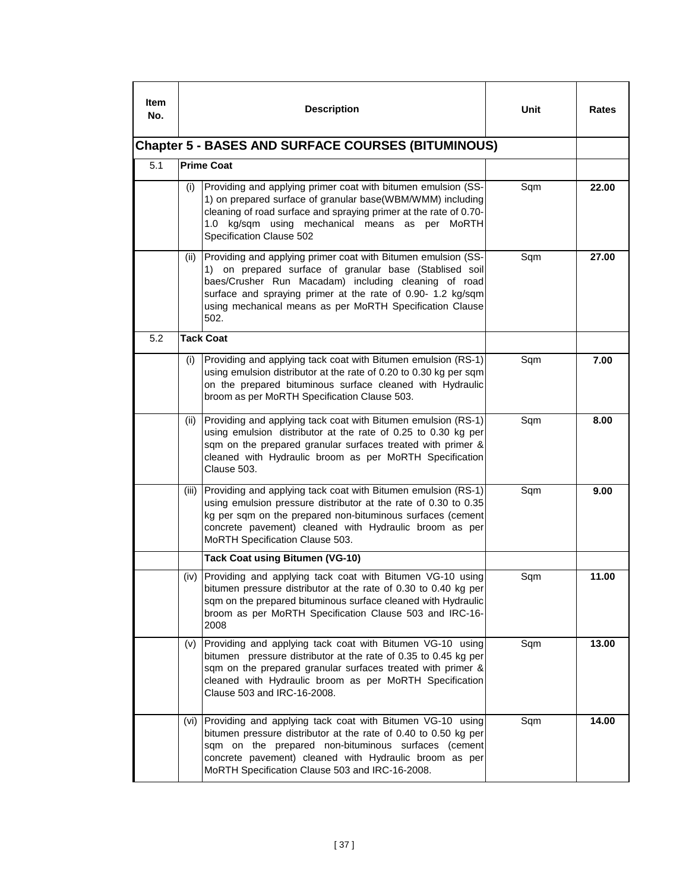| Item No. | | Description | Unit | Rates |
|---|---|---|---|---|
| **Chapter 5 - BASES AND SURFACE COURSES (BITUMINOUS)** | | | | |
| 5.1 | | **Prime Coat** | | |
| | (i) | Providing and applying primer coat with bitumen emulsion (SS-1) on prepared surface of granular base(WBM/WMM) including cleaning of road surface and spraying primer at the rate of 0.70-1.0 kg/sqm using mechanical means as per MoRTH Specification Clause 502 | Sqm | **22.00** |
| | (ii) | Providing and applying primer coat with Bitumen emulsion (SS-1) on prepared surface of granular base (Stablised soil baes/Crusher Run Macadam) including cleaning of road surface and spraying primer at the rate of 0.90- 1.2 kg/sqm using mechanical means as per MoRTH Specification Clause 502. | Sqm | **27.00** |
| 5.2 | | **Tack Coat** | | |
| | (i) | Providing and applying tack coat with Bitumen emulsion (RS-1) using emulsion distributor at the rate of 0.20 to 0.30 kg per sqm on the prepared bituminous surface cleaned with Hydraulic broom as per MoRTH Specification Clause 503. | Sqm | **7.00** |
| | (ii) | Providing and applying tack coat with Bitumen emulsion (RS-1) using emulsion distributor at the rate of 0.25 to 0.30 kg per sqm on the prepared granular surfaces treated with primer & cleaned with Hydraulic broom as per MoRTH Specification Clause 503. | Sqm | **8.00** |
| | (iii) | Providing and applying tack coat with Bitumen emulsion (RS-1) using emulsion pressure distributor at the rate of 0.30 to 0.35 kg per sqm on the prepared non-bituminous surfaces (cement concrete pavement) cleaned with Hydraulic broom as per MoRTH Specification Clause 503. | Sqm | **9.00** |
| | | **Tack Coat using Bitumen (VG-10)** | | |
| | (iv) | Providing and applying tack coat with Bitumen VG-10 using bitumen pressure distributor at the rate of 0.30 to 0.40 kg per sqm on the prepared bituminous surface cleaned with Hydraulic broom as per MoRTH Specification Clause 503 and IRC-16-2008 | Sqm | **11.00** |
| | (v) | Providing and applying tack coat with Bitumen VG-10 using bitumen pressure distributor at the rate of 0.35 to 0.45 kg per sqm on the prepared granular surfaces treated with primer & cleaned with Hydraulic broom as per MoRTH Specification Clause 503 and IRC-16-2008. | Sqm | **13.00** |
| | (vi) | Providing and applying tack coat with Bitumen VG-10 using bitumen pressure distributor at the rate of 0.40 to 0.50 kg per sqm on the prepared non-bituminous surfaces (cement concrete pavement) cleaned with Hydraulic broom as per MoRTH Specification Clause 503 and IRC-16-2008. | Sqm | **14.00** |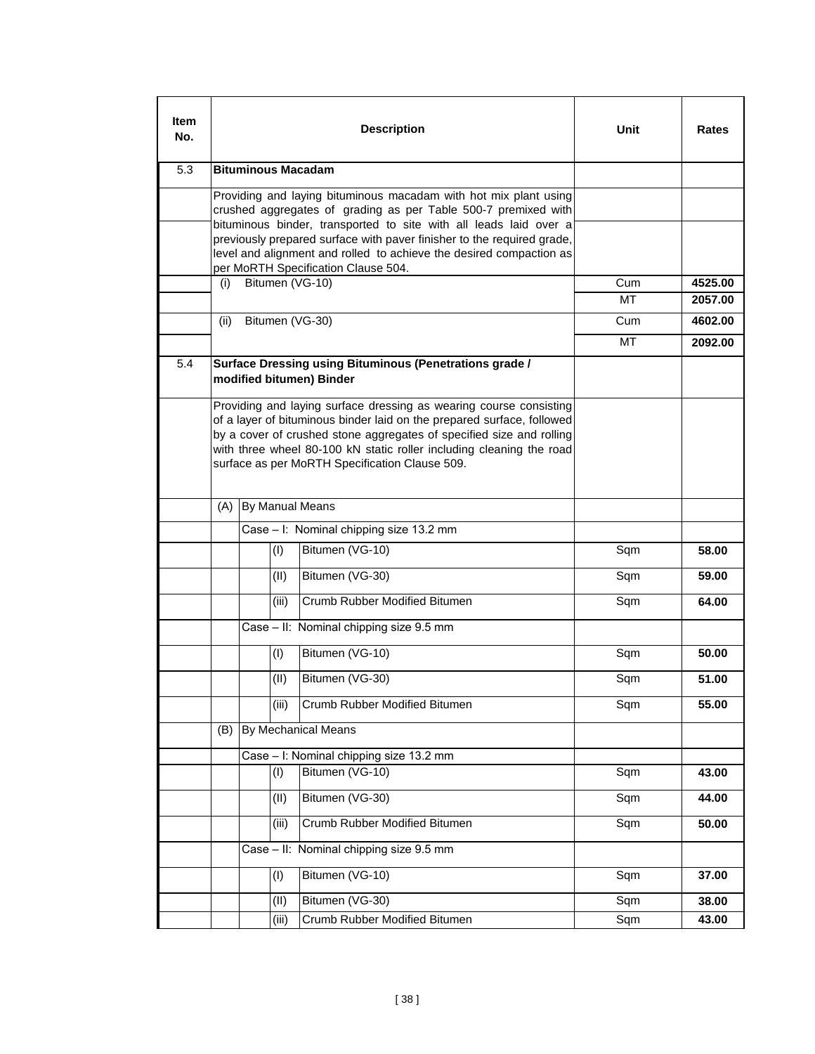| Item No. | Description | Unit | Rates |
|---|---|---|---|
| 5.3 | **Bituminous Macadam** | | |
| | Providing and laying bituminous macadam with hot mix plant using crushed aggregates of grading as per Table 500-7 premixed with bituminous binder, transported to site with all leads laid over a previously prepared surface with paver finisher to the required grade, level and alignment and rolled to achieve the desired compaction as per MoRTH Specification Clause 504. | | |
| | (i) Bitumen (VG-10) | Cum | **4525.00** |
| | | MT | **2057.00** |
| | (ii) Bitumen (VG-30) | Cum | **4602.00** |
| | | MT | **2092.00** |
| 5.4 | **Surface Dressing using Bituminous (Penetrations grade / modified bitumen) Binder** | | |
| | Providing and laying surface dressing as wearing course consisting of a layer of bituminous binder laid on the prepared surface, followed by a cover of crushed stone aggregates of specified size and rolling with three wheel 80-100 kN static roller including cleaning the road surface as per MoRTH Specification Clause 509. | | |
| | (A) By Manual Means | | |
| | Case – I: Nominal chipping size 13.2 mm | | |
| | (I) Bitumen (VG-10) | Sqm | **58.00** |
| | (II) Bitumen (VG-30) | Sqm | **59.00** |
| | (iii) Crumb Rubber Modified Bitumen | Sqm | **64.00** |
| | Case – II: Nominal chipping size 9.5 mm | | |
| | (I) Bitumen (VG-10) | Sqm | **50.00** |
| | (II) Bitumen (VG-30) | Sqm | **51.00** |
| | (iii) Crumb Rubber Modified Bitumen | Sqm | **55.00** |
| | (B) By Mechanical Means | | |
| | Case – I: Nominal chipping size 13.2 mm | | |
| | (I) Bitumen (VG-10) | Sqm | **43.00** |
| | (II) Bitumen (VG-30) | Sqm | **44.00** |
| | (iii) Crumb Rubber Modified Bitumen | Sqm | **50.00** |
| | Case – II: Nominal chipping size 9.5 mm | | |
| | (I) Bitumen (VG-10) | Sqm | **37.00** |
| | (II) Bitumen (VG-30) | Sqm | **38.00** |
| | (iii) Crumb Rubber Modified Bitumen | Sqm | **43.00** |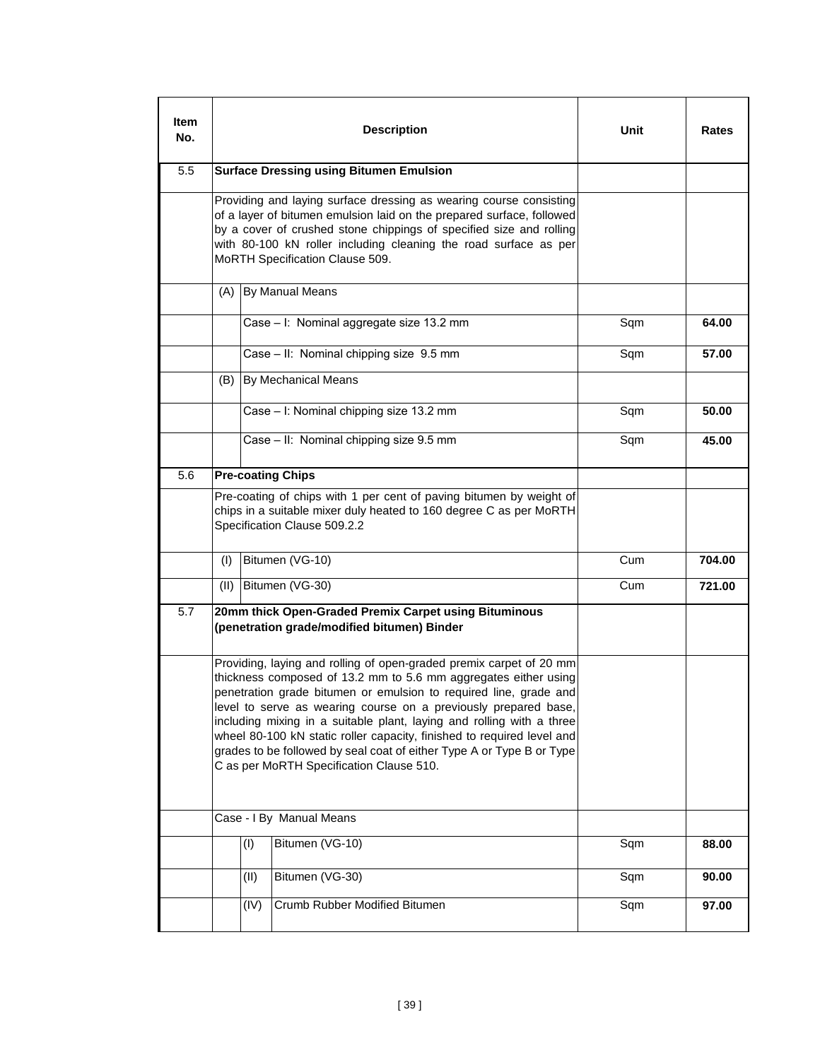| Item No. | Description | Unit | Rates |
|---|---|---|---|
| 5.5 | **Surface Dressing using Bitumen Emulsion** | | |
| | Providing and laying surface dressing as wearing course consisting of a layer of bitumen emulsion laid on the prepared surface, followed by a cover of crushed stone chippings of specified size and rolling with 80-100 kN roller including cleaning the road surface as per MoRTH Specification Clause 509. | | |
| | (A) By Manual Means | | |
| | Case – I: Nominal aggregate size 13.2 mm | Sqm | **64.00** |
| | Case – II: Nominal chipping size 9.5 mm | Sqm | **57.00** |
| | (B) By Mechanical Means | | |
| | Case – I: Nominal chipping size 13.2 mm | Sqm | **50.00** |
| | Case – II: Nominal chipping size 9.5 mm | Sqm | **45.00** |
| 5.6 | **Pre-coating Chips** | | |
| | Pre-coating of chips with 1 per cent of paving bitumen by weight of chips in a suitable mixer duly heated to 160 degree C as per MoRTH Specification Clause 509.2.2 | | |
| | (I) Bitumen (VG-10) | Cum | **704.00** |
| | (II) Bitumen (VG-30) | Cum | **721.00** |
| 5.7 | **20mm thick Open-Graded Premix Carpet using Bituminous (penetration grade/modified bitumen) Binder** | | |
| | Providing, laying and rolling of open-graded premix carpet of 20 mm thickness composed of 13.2 mm to 5.6 mm aggregates either using penetration grade bitumen or emulsion to required line, grade and level to serve as wearing course on a previously prepared base, including mixing in a suitable plant, laying and rolling with a three wheel 80-100 kN static roller capacity, finished to required level and grades to be followed by seal coat of either Type A or Type B or Type C as per MoRTH Specification Clause 510. | | |
| | Case - I By Manual Means | | |
| | (I) Bitumen (VG-10) | Sqm | **88.00** |
| | (II) Bitumen (VG-30) | Sqm | **90.00** |
| | (IV) Crumb Rubber Modified Bitumen | Sqm | **97.00** |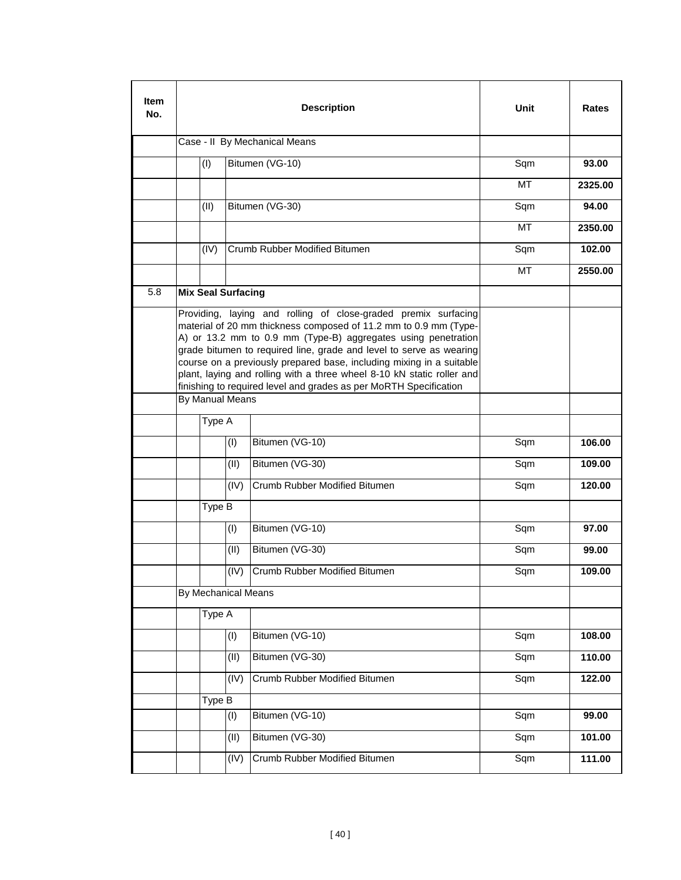| Item No. | Description | | | | Unit | Rates |
|---|---|---|---|---|---|---|
| | Case - II By Mechanical Means | | | | | |
| | | (I) | Bitumen (VG-10) | | Sqm | **93.00** |
| | | | | | MT | **2325.00** |
| | | (II) | Bitumen (VG-30) | | Sqm | **94.00** |
| | | | | | MT | **2350.00** |
| | | (IV) | Crumb Rubber Modified Bitumen | | Sqm | **102.00** |
| | | | | | MT | **2550.00** |
| 5.8 | **Mix Seal Surfacing** | | | | | |
| | Providing, laying and rolling of close-graded premix surfacing material of 20 mm thickness composed of 11.2 mm to 0.9 mm (Type-A) or 13.2 mm to 0.9 mm (Type-B) aggregates using penetration grade bitumen to required line, grade and level to serve as wearing course on a previously prepared base, including mixing in a suitable plant, laying and rolling with a three wheel 8-10 kN static roller and finishing to required level and grades as per MoRTH Specification | | | | | |
| | By Manual Means | | | | | |
| | | Type A | | | | |
| | | | (I) | Bitumen (VG-10) | Sqm | **106.00** |
| | | | (II) | Bitumen (VG-30) | Sqm | **109.00** |
| | | | (IV) | Crumb Rubber Modified Bitumen | Sqm | **120.00** |
| | | Type B | | | | |
| | | | (I) | Bitumen (VG-10) | Sqm | **97.00** |
| | | | (II) | Bitumen (VG-30) | Sqm | **99.00** |
| | | | (IV) | Crumb Rubber Modified Bitumen | Sqm | **109.00** |
| | By Mechanical Means | | | | | |
| | | Type A | | | | |
| | | | (I) | Bitumen (VG-10) | Sqm | **108.00** |
| | | | (II) | Bitumen (VG-30) | Sqm | **110.00** |
| | | | (IV) | Crumb Rubber Modified Bitumen | Sqm | **122.00** |
| | | Type B | | | | |
| | | | (I) | Bitumen (VG-10) | Sqm | **99.00** |
| | | | (II) | Bitumen (VG-30) | Sqm | **101.00** |
| | | | (IV) | Crumb Rubber Modified Bitumen | Sqm | **111.00** |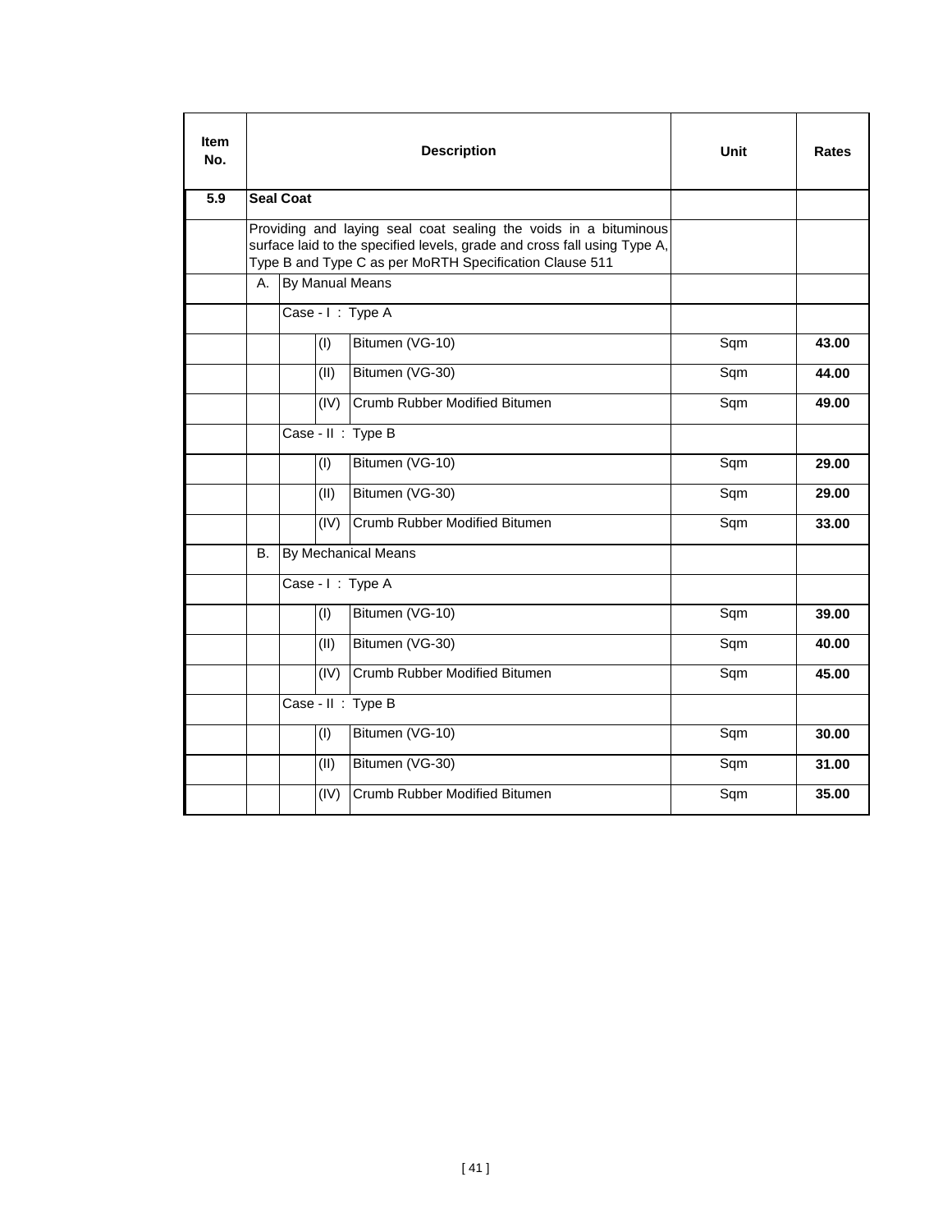| Item No. | Description | | | | Unit | Rates |
|---|---|---|---|---|---|---|
| **5.9** | **Seal Coat** | | | | | |
| | Providing and laying seal coat sealing the voids in a bituminous surface laid to the specified levels, grade and cross fall using Type A, Type B and Type C as per MoRTH Specification Clause 511 | | | | | |
| | A. | By Manual Means | | | | |
| | | Case - I : Type A | | | | |
| | | | (I) | Bitumen (VG-10) | Sqm | **43.00** |
| | | | (II) | Bitumen (VG-30) | Sqm | **44.00** |
| | | | (IV) | Crumb Rubber Modified Bitumen | Sqm | **49.00** |
| | | Case - II : Type B | | | | |
| | | | (I) | Bitumen (VG-10) | Sqm | **29.00** |
| | | | (II) | Bitumen (VG-30) | Sqm | **29.00** |
| | | | (IV) | Crumb Rubber Modified Bitumen | Sqm | **33.00** |
| | B. | By Mechanical Means | | | | |
| | | Case - I : Type A | | | | |
| | | | (I) | Bitumen (VG-10) | Sqm | **39.00** |
| | | | (II) | Bitumen (VG-30) | Sqm | **40.00** |
| | | | (IV) | Crumb Rubber Modified Bitumen | Sqm | **45.00** |
| | | Case - II : Type B | | | | |
| | | | (I) | Bitumen (VG-10) | Sqm | **30.00** |
| | | | (II) | Bitumen (VG-30) | Sqm | **31.00** |
| | | | (IV) | Crumb Rubber Modified Bitumen | Sqm | **35.00** |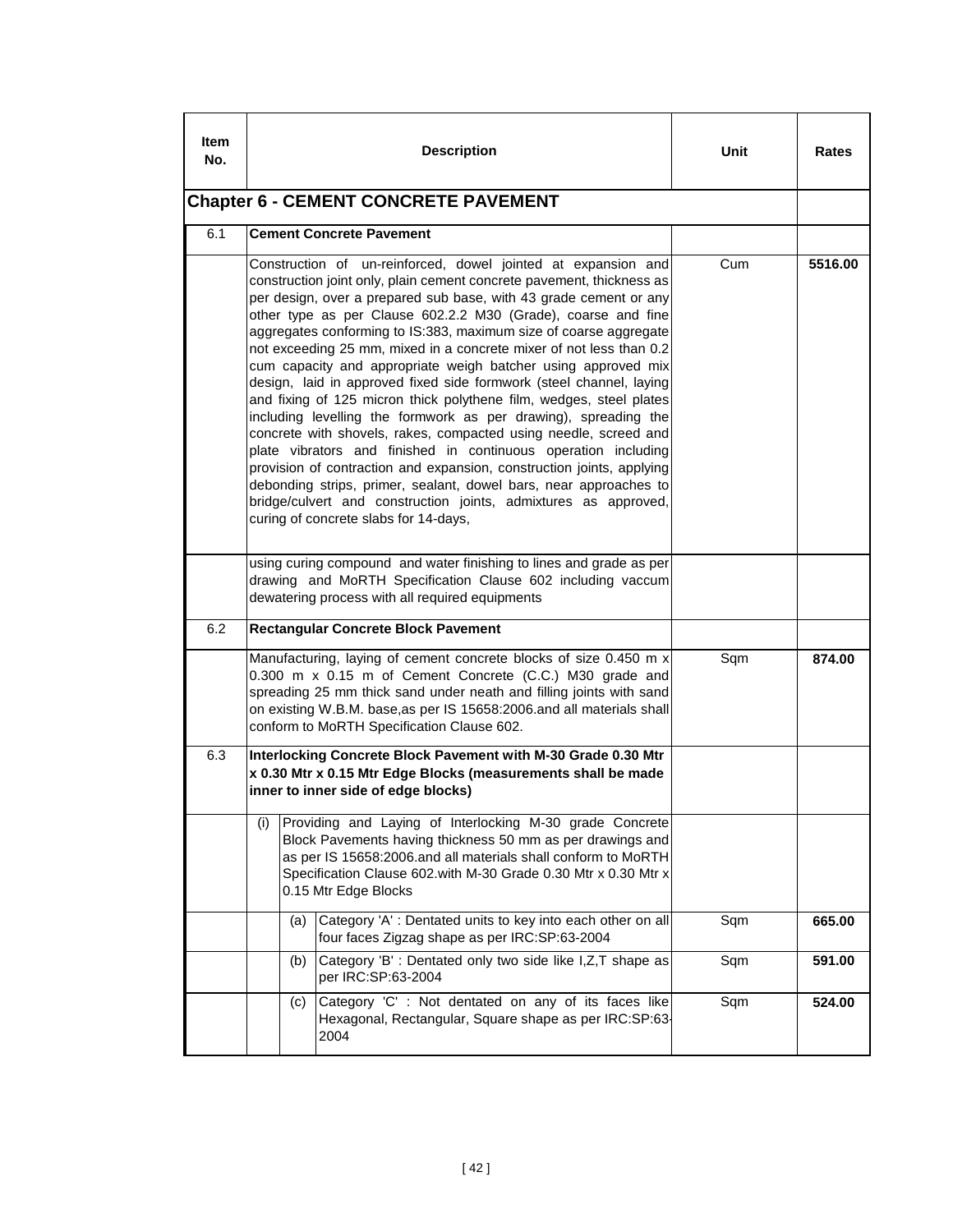| Item No. | Description | Unit | Rates |
|---|---|---|---|
| | **Chapter 6 - CEMENT CONCRETE PAVEMENT** | | |
| 6.1 | **Cement Concrete Pavement** | | |
| | Construction of un-reinforced, dowel jointed at expansion and construction joint only, plain cement concrete pavement, thickness as per design, over a prepared sub base, with 43 grade cement or any other type as per Clause 602.2.2 M30 (Grade), coarse and fine aggregates conforming to IS:383, maximum size of coarse aggregate not exceeding 25 mm, mixed in a concrete mixer of not less than 0.2 cum capacity and appropriate weigh batcher using approved mix design, laid in approved fixed side formwork (steel channel, laying and fixing of 125 micron thick polythene film, wedges, steel plates including levelling the formwork as per drawing), spreading the concrete with shovels, rakes, compacted using needle, screed and plate vibrators and finished in continuous operation including provision of contraction and expansion, construction joints, applying debonding strips, primer, sealant, dowel bars, near approaches to bridge/culvert and construction joints, admixtures as approved, curing of concrete slabs for 14-days, | Cum | **5516.00** |
| | using curing compound and water finishing to lines and grade as per drawing and MoRTH Specification Clause 602 including vaccum dewatering process with all required equipments | | |
| 6.2 | **Rectangular Concrete Block Pavement** | | |
| | Manufacturing, laying of cement concrete blocks of size 0.450 m x 0.300 m x 0.15 m of Cement Concrete (C.C.) M30 grade and spreading 25 mm thick sand under neath and filling joints with sand on existing W.B.M. base,as per IS 15658:2006.and all materials shall conform to MoRTH Specification Clause 602. | Sqm | **874.00** |
| 6.3 | **Interlocking Concrete Block Pavement with M-30 Grade 0.30 Mtr x 0.30 Mtr x 0.15 Mtr Edge Blocks (measurements shall be made inner to inner side of edge blocks)** | | |
| | (i) Providing and Laying of Interlocking M-30 grade Concrete Block Pavements having thickness 50 mm as per drawings and as per IS 15658:2006.and all materials shall conform to MoRTH Specification Clause 602.with M-30 Grade 0.30 Mtr x 0.30 Mtr x 0.15 Mtr Edge Blocks | | |
| | (a) Category 'A' : Dentated units to key into each other on all four faces Zigzag shape as per IRC:SP:63-2004 | Sqm | **665.00** |
| | (b) Category 'B' : Dentated only two side like I,Z,T shape as per IRC:SP:63-2004 | Sqm | **591.00** |
| | (c) Category 'C' : Not dentated on any of its faces like Hexagonal, Rectangular, Square shape as per IRC:SP:63-2004 | Sqm | **524.00** |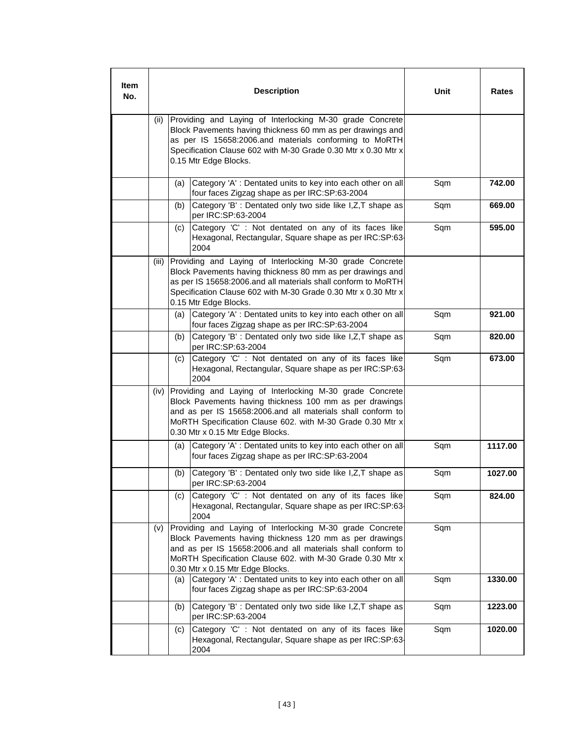| Item No. | | | Description | Unit | Rates |
|---|---|---|---|---|---|
| | (ii) | | Providing and Laying of Interlocking M-30 grade Concrete Block Pavements having thickness 60 mm as per drawings and as per IS 15658:2006.and materials conforming to MoRTH Specification Clause 602 with M-30 Grade 0.30 Mtr x 0.30 Mtr x 0.15 Mtr Edge Blocks. | | |
| | | (a) | Category 'A' : Dentated units to key into each other on all four faces Zigzag shape as per IRC:SP:63-2004 | Sqm | **742.00** |
| | | (b) | Category 'B' : Dentated only two side like I,Z,T shape as per IRC:SP:63-2004 | Sqm | **669.00** |
| | | (c) | Category 'C' : Not dentated on any of its faces like Hexagonal, Rectangular, Square shape as per IRC:SP:63-2004 | Sqm | **595.00** |
| | (iii) | | Providing and Laying of Interlocking M-30 grade Concrete Block Pavements having thickness 80 mm as per drawings and as per IS 15658:2006.and all materials shall conform to MoRTH Specification Clause 602 with M-30 Grade 0.30 Mtr x 0.30 Mtr x 0.15 Mtr Edge Blocks. | | |
| | | (a) | Category 'A' : Dentated units to key into each other on all four faces Zigzag shape as per IRC:SP:63-2004 | Sqm | **921.00** |
| | | (b) | Category 'B' : Dentated only two side like I,Z,T shape as per IRC:SP:63-2004 | Sqm | **820.00** |
| | | (c) | Category 'C' : Not dentated on any of its faces like Hexagonal, Rectangular, Square shape as per IRC:SP:63-2004 | Sqm | **673.00** |
| | (iv) | | Providing and Laying of Interlocking M-30 grade Concrete Block Pavements having thickness 100 mm as per drawings and as per IS 15658:2006.and all materials shall conform to MoRTH Specification Clause 602. with M-30 Grade 0.30 Mtr x 0.30 Mtr x 0.15 Mtr Edge Blocks. | | |
| | | (a) | Category 'A' : Dentated units to key into each other on all four faces Zigzag shape as per IRC:SP:63-2004 | Sqm | **1117.00** |
| | | (b) | Category 'B' : Dentated only two side like I,Z,T shape as per IRC:SP:63-2004 | Sqm | **1027.00** |
| | | (c) | Category 'C' : Not dentated on any of its faces like Hexagonal, Rectangular, Square shape as per IRC:SP:63-2004 | Sqm | **824.00** |
| | (v) | | Providing and Laying of Interlocking M-30 grade Concrete Block Pavements having thickness 120 mm as per drawings and as per IS 15658:2006.and all materials shall conform to MoRTH Specification Clause 602. with M-30 Grade 0.30 Mtr x 0.30 Mtr x 0.15 Mtr Edge Blocks. | Sqm | |
| | | (a) | Category 'A' : Dentated units to key into each other on all four faces Zigzag shape as per IRC:SP:63-2004 | Sqm | **1330.00** |
| | | (b) | Category 'B' : Dentated only two side like I,Z,T shape as per IRC:SP:63-2004 | Sqm | **1223.00** |
| | | (c) | Category 'C' : Not dentated on any of its faces like Hexagonal, Rectangular, Square shape as per IRC:SP:63-2004 | Sqm | **1020.00** |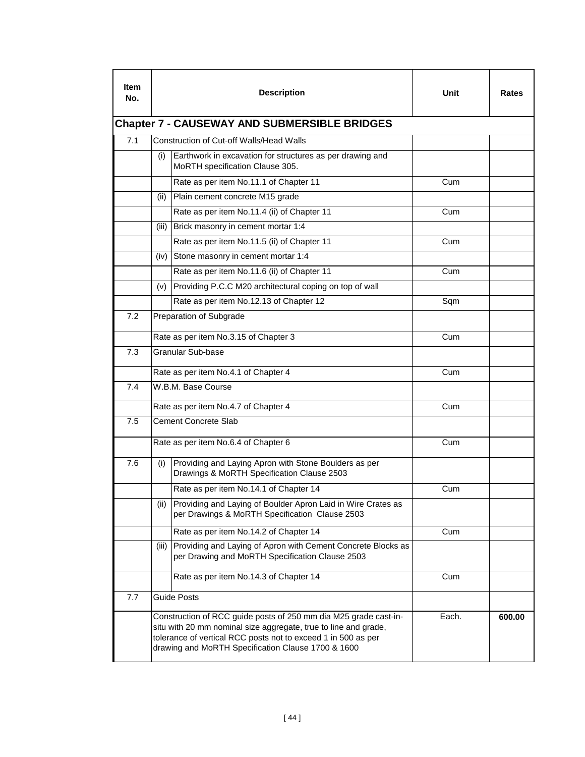| Item No. | | Description | Unit | Rates |
|---|---|---|---|---|
| **Chapter 7 - CAUSEWAY AND SUBMERSIBLE BRIDGES** | | | | |
| 7.1 | Construction of Cut-off Walls/Head Walls | | | |
| | (i) | Earthwork in excavation for structures as per drawing and MoRTH specification Clause 305. | | |
| | | Rate as per item No.11.1 of Chapter 11 | Cum | |
| | (ii) | Plain cement concrete M15 grade | | |
| | | Rate as per item No.11.4 (ii) of Chapter 11 | Cum | |
| | (iii) | Brick masonry in cement mortar 1:4 | | |
| | | Rate as per item No.11.5 (ii) of Chapter 11 | Cum | |
| | (iv) | Stone masonry in cement mortar 1:4 | | |
| | | Rate as per item No.11.6 (ii) of Chapter 11 | Cum | |
| | (v) | Providing P.C.C M20 architectural coping on top of wall | | |
| | | Rate as per item No.12.13 of Chapter 12 | Sqm | |
| 7.2 | Preparation of Subgrade | | | |
| | Rate as per item No.3.15 of Chapter 3 | | Cum | |
| 7.3 | Granular Sub-base | | | |
| | Rate as per item No.4.1 of Chapter 4 | | Cum | |
| 7.4 | W.B.M. Base Course | | | |
| | Rate as per item No.4.7 of Chapter 4 | | Cum | |
| 7.5 | Cement Concrete Slab | | | |
| | Rate as per item No.6.4 of Chapter 6 | | Cum | |
| 7.6 | (i) | Providing and Laying Apron with Stone Boulders as per Drawings & MoRTH Specification Clause 2503 | | |
| | | Rate as per item No.14.1 of Chapter 14 | Cum | |
| | (ii) | Providing and Laying of Boulder Apron Laid in Wire Crates as per Drawings & MoRTH Specification Clause 2503 | | |
| | | Rate as per item No.14.2 of Chapter 14 | Cum | |
| | (iii) | Providing and Laying of Apron with Cement Concrete Blocks as per Drawing and MoRTH Specification Clause 2503 | | |
| | | Rate as per item No.14.3 of Chapter 14 | Cum | |
| 7.7 | Guide Posts | | | |
| | Construction of RCC guide posts of 250 mm dia M25 grade cast-in-situ with 20 mm nominal size aggregate, true to line and grade, tolerance of vertical RCC posts not to exceed 1 in 500 as per drawing and MoRTH Specification Clause 1700 & 1600 | | Each. | **600.00** |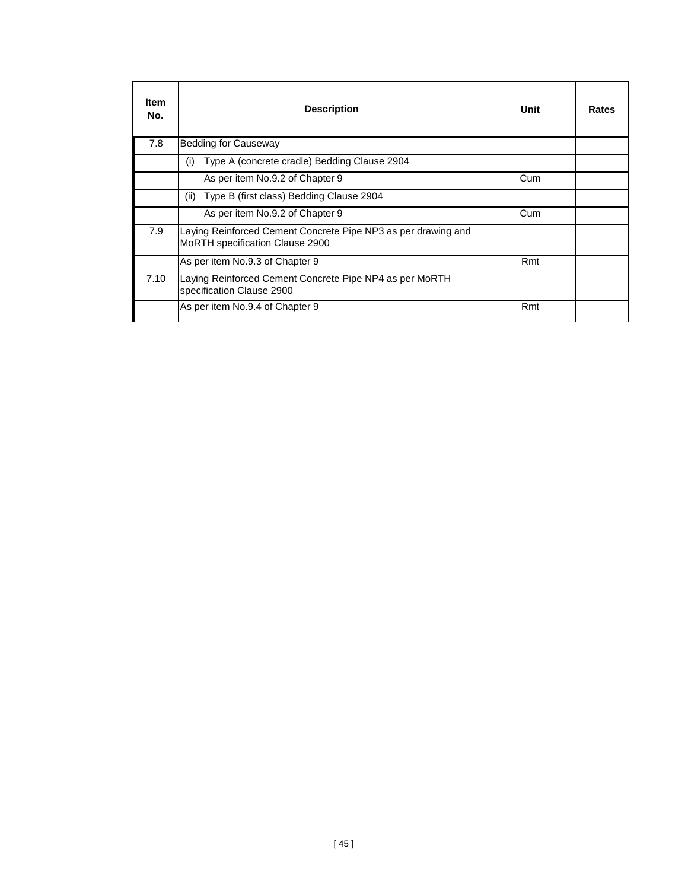| Item No. | Description | | Unit | Rates |
|---|---|---|---|---|
| 7.8 | Bedding for Causeway | | | |
| | (i) | Type A (concrete cradle) Bedding Clause 2904 | | |
| | | As per item No.9.2 of Chapter 9 | Cum | |
| | (ii) | Type B (first class) Bedding Clause 2904 | | |
| | | As per item No.9.2 of Chapter 9 | Cum | |
| 7.9 | Laying Reinforced Cement Concrete Pipe NP3 as per drawing and MoRTH specification Clause 2900 | | | |
| | As per item No.9.3 of Chapter 9 | | Rmt | |
| 7.10 | Laying Reinforced Cement Concrete Pipe NP4 as per MoRTH specification Clause 2900 | | | |
| | As per item No.9.4 of Chapter 9 | | Rmt | |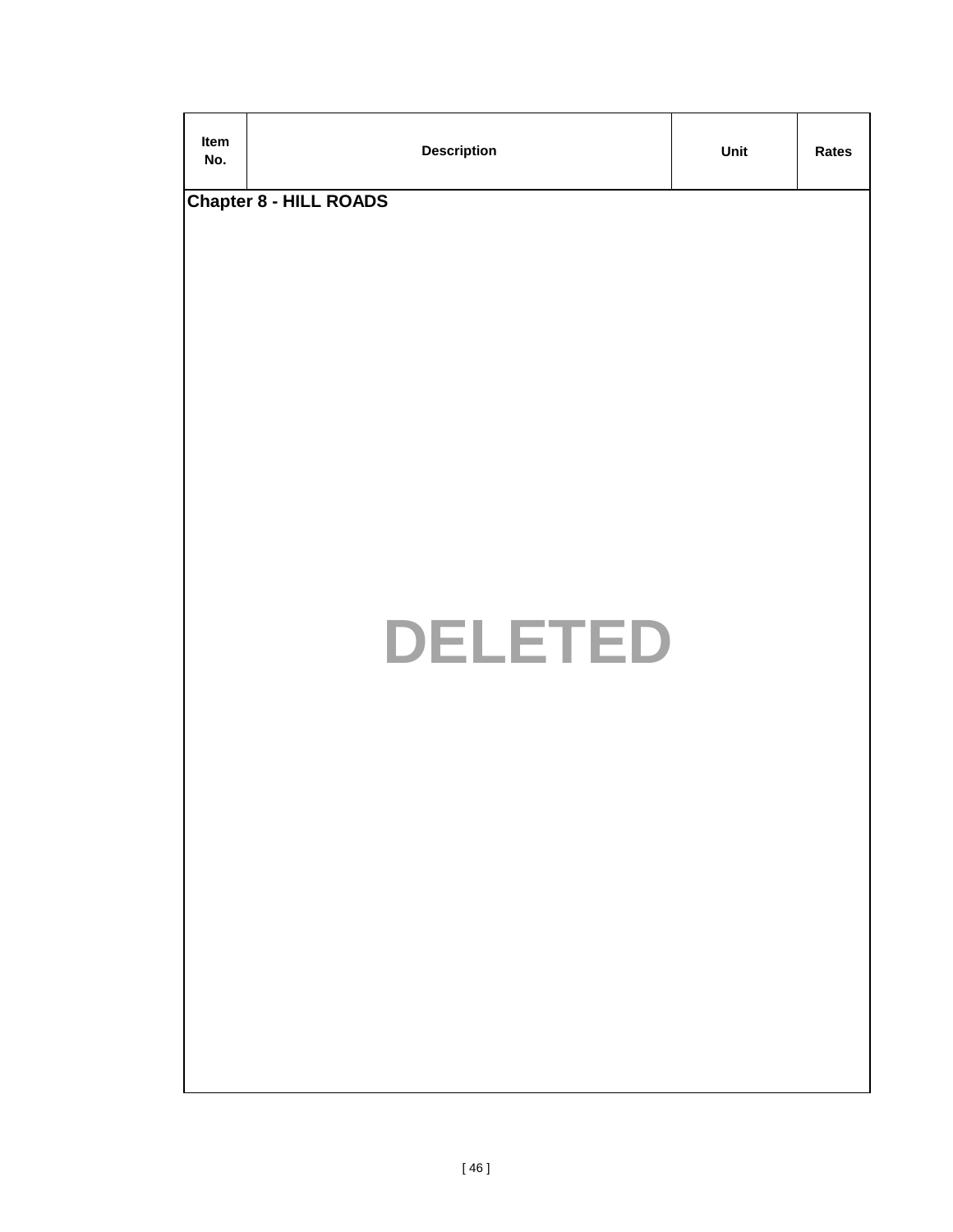| Item No. | Description | Unit | Rates |
|---|---|---|---|

**Chapter 8 - HILL ROADS**

DELETED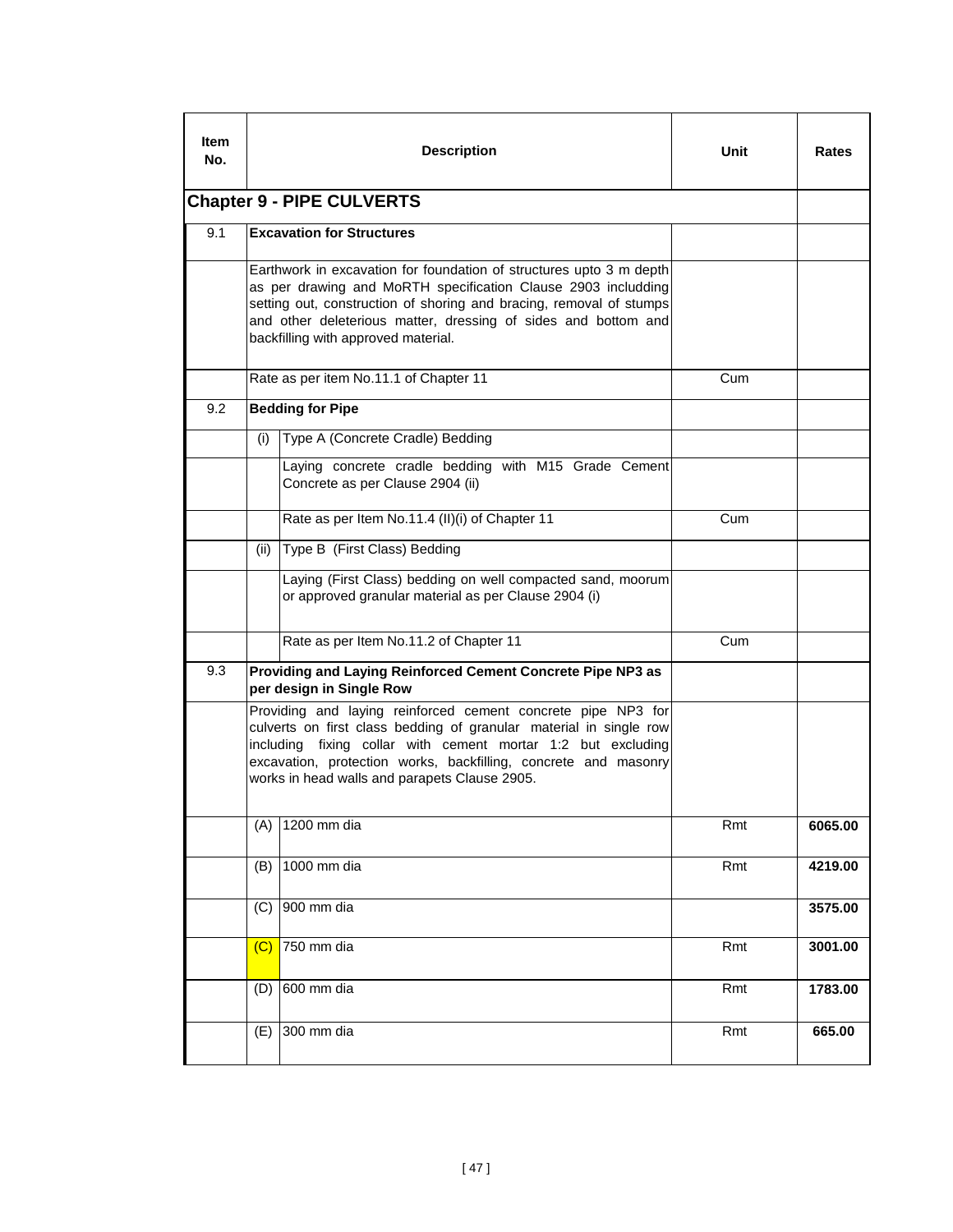| Item No. | | Description | Unit | Rates |
|---|---|---|---|---|
| **Chapter 9 - PIPE CULVERTS** | | | | |
| 9.1 | **Excavation for Structures** | | | |
| | Earthwork in excavation for foundation of structures upto 3 m depth as per drawing and MoRTH specification Clause 2903 includding setting out, construction of shoring and bracing, removal of stumps and other deleterious matter, dressing of sides and bottom and backfilling with approved material. | | | |
| | Rate as per item No.11.1 of Chapter 11 | | Cum | |
| 9.2 | **Bedding for Pipe** | | | |
| | (i) | Type A (Concrete Cradle) Bedding | | |
| | | Laying concrete cradle bedding with M15 Grade Cement Concrete as per Clause 2904 (ii) | | |
| | | Rate as per Item No.11.4 (II)(i) of Chapter 11 | Cum | |
| | (ii) | Type B (First Class) Bedding | | |
| | | Laying (First Class) bedding on well compacted sand, moorum or approved granular material as per Clause 2904 (i) | | |
| | | Rate as per Item No.11.2 of Chapter 11 | Cum | |
| 9.3 | **Providing and Laying Reinforced Cement Concrete Pipe NP3 as per design in Single Row** | | | |
| | Providing and laying reinforced cement concrete pipe NP3 for culverts on first class bedding of granular material in single row including fixing collar with cement mortar 1:2 but excluding excavation, protection works, backfilling, concrete and masonry works in head walls and parapets Clause 2905. | | | |
| | (A) | 1200 mm dia | Rmt | **6065.00** |
| | (B) | 1000 mm dia | Rmt | **4219.00** |
| | (C) | 900 mm dia | | **3575.00** |
| | (C) | 750 mm dia | Rmt | **3001.00** |
| | (D) | 600 mm dia | Rmt | **1783.00** |
| | (E) | 300 mm dia | Rmt | **665.00** |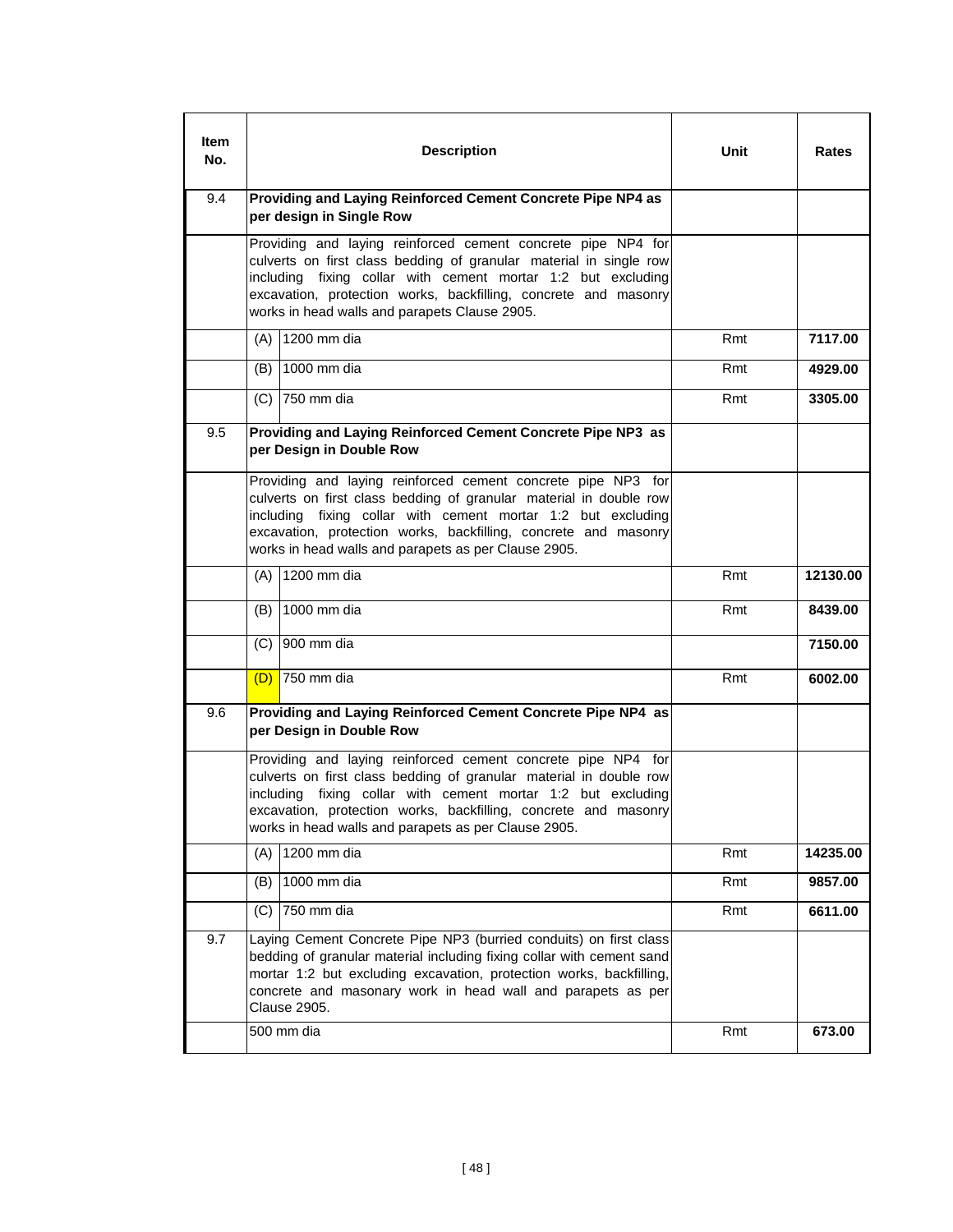| Item No. | Description | | Unit | Rates |
|---|---|---|---|---|
| 9.4 | **Providing and Laying Reinforced Cement Concrete Pipe NP4 as per design in Single Row** | | | |
| | Providing and laying reinforced cement concrete pipe NP4 for culverts on first class bedding of granular material in single row including fixing collar with cement mortar 1:2 but excluding excavation, protection works, backfilling, concrete and masonry works in head walls and parapets Clause 2905. | | | |
| | (A) | 1200 mm dia | Rmt | **7117.00** |
| | (B) | 1000 mm dia | Rmt | **4929.00** |
| | (C) | 750 mm dia | Rmt | **3305.00** |
| 9.5 | **Providing and Laying Reinforced Cement Concrete Pipe NP3 as per Design in Double Row** | | | |
| | Providing and laying reinforced cement concrete pipe NP3 for culverts on first class bedding of granular material in double row including fixing collar with cement mortar 1:2 but excluding excavation, protection works, backfilling, concrete and masonry works in head walls and parapets as per Clause 2905. | | | |
| | (A) | 1200 mm dia | Rmt | **12130.00** |
| | (B) | 1000 mm dia | Rmt | **8439.00** |
| | (C) | 900 mm dia | | **7150.00** |
| | (D) | 750 mm dia | Rmt | **6002.00** |
| 9.6 | **Providing and Laying Reinforced Cement Concrete Pipe NP4 as per Design in Double Row** | | | |
| | Providing and laying reinforced cement concrete pipe NP4 for culverts on first class bedding of granular material in double row including fixing collar with cement mortar 1:2 but excluding excavation, protection works, backfilling, concrete and masonry works in head walls and parapets as per Clause 2905. | | | |
| | (A) | 1200 mm dia | Rmt | **14235.00** |
| | (B) | 1000 mm dia | Rmt | **9857.00** |
| | (C) | 750 mm dia | Rmt | **6611.00** |
| 9.7 | Laying Cement Concrete Pipe NP3 (burried conduits) on first class bedding of granular material including fixing collar with cement sand mortar 1:2 but excluding excavation, protection works, backfilling, concrete and masonary work in head wall and parapets as per Clause 2905. | | | |
| | 500 mm dia | | Rmt | **673.00** |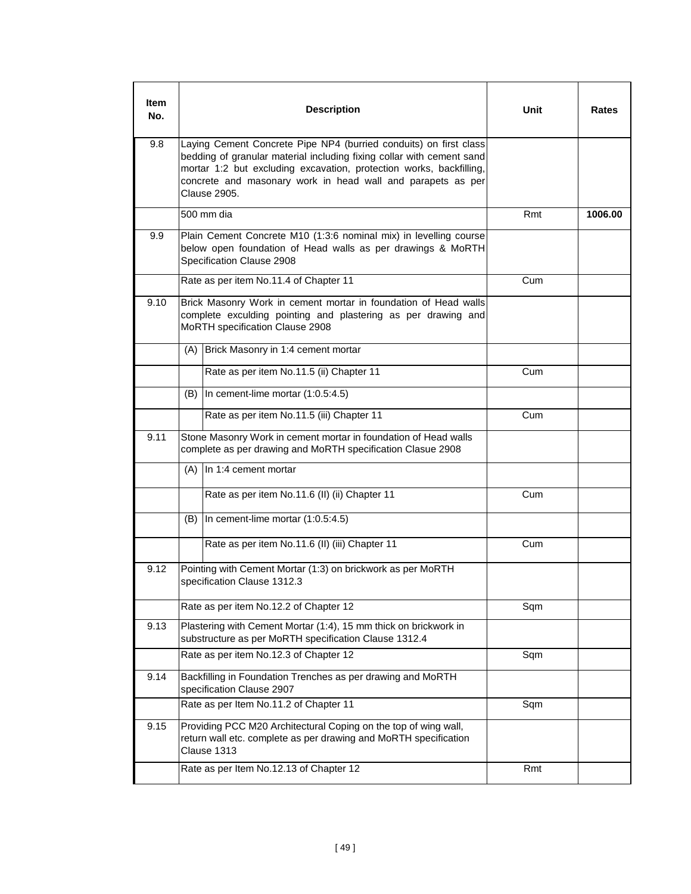| Item No. | Description | | Unit | Rates |
|---|---|---|---|---|
| 9.8 | Laying Cement Concrete Pipe NP4 (burried conduits) on first class bedding of granular material including fixing collar with cement sand mortar 1:2 but excluding excavation, protection works, backfilling, concrete and masonary work in head wall and parapets as per Clause 2905. | | | |
| | 500 mm dia | | Rmt | 1006.00 |
| 9.9 | Plain Cement Concrete M10 (1:3:6 nominal mix) in levelling course below open foundation of Head walls as per drawings & MoRTH Specification Clause 2908 | | | |
| | Rate as per item No.11.4 of Chapter 11 | | Cum | |
| 9.10 | Brick Masonry Work in cement mortar in foundation of Head walls complete exculding pointing and plastering as per drawing and MoRTH specification Clause 2908 | | | |
| | (A) | Brick Masonry in 1:4 cement mortar | | |
| | | Rate as per item No.11.5 (ii) Chapter 11 | Cum | |
| | (B) | In cement-lime mortar (1:0.5:4.5) | | |
| | | Rate as per item No.11.5 (iii) Chapter 11 | Cum | |
| 9.11 | Stone Masonry Work in cement mortar in foundation of Head walls complete as per drawing and MoRTH specification Clasue 2908 | | | |
| | (A) | In 1:4 cement mortar | | |
| | | Rate as per item No.11.6 (II) (ii) Chapter 11 | Cum | |
| | (B) | In cement-lime mortar (1:0.5:4.5) | | |
| | | Rate as per item No.11.6 (II) (iii) Chapter 11 | Cum | |
| 9.12 | Pointing with Cement Mortar (1:3) on brickwork as per MoRTH specification Clause 1312.3 | | | |
| | Rate as per item No.12.2 of Chapter 12 | | Sqm | |
| 9.13 | Plastering with Cement Mortar (1:4), 15 mm thick on brickwork in substructure as per MoRTH specification Clause 1312.4 | | | |
| | Rate as per item No.12.3 of Chapter 12 | | Sqm | |
| 9.14 | Backfilling in Foundation Trenches as per drawing and MoRTH specification Clause 2907 | | | |
| | Rate as per Item No.11.2 of Chapter 11 | | Sqm | |
| 9.15 | Providing PCC M20 Architectural Coping on the top of wing wall, return wall etc. complete as per drawing and MoRTH specification Clause 1313 | | | |
| | Rate as per Item No.12.13 of Chapter 12 | | Rmt | |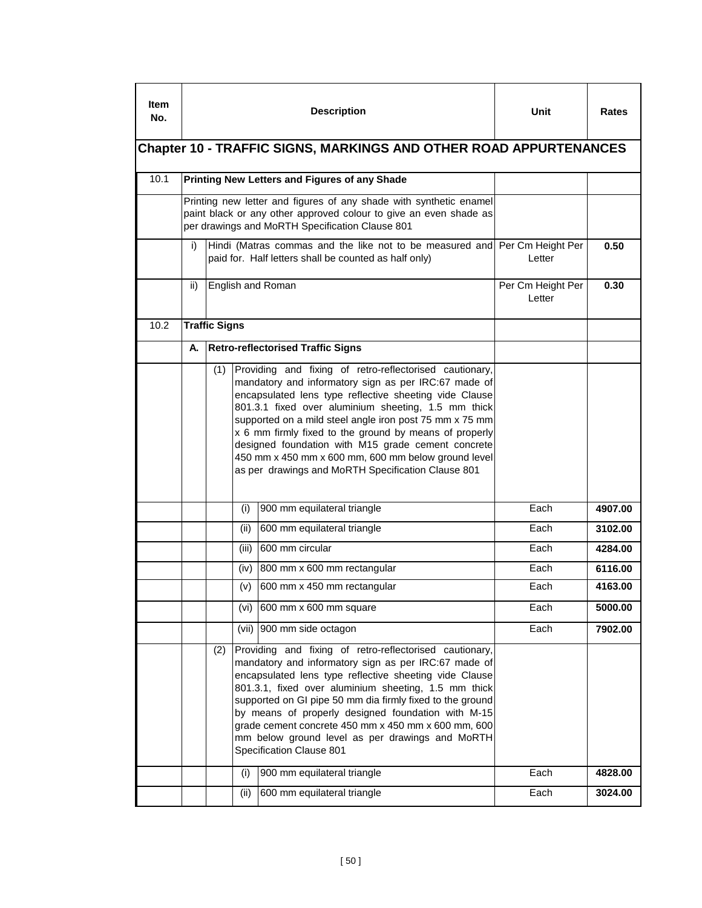| Item No. | Description | | | | Unit | Rates |
|---|---|---|---|---|---|---|
| **Chapter 10 - TRAFFIC SIGNS, MARKINGS AND OTHER ROAD APPURTENANCES** | | | | | | |
| 10.1 | **Printing New Letters and Figures of any Shade** | | | | | |
| | Printing new letter and figures of any shade with synthetic enamel paint black or any other approved colour to give an even shade as per drawings and MoRTH Specification Clause 801 | | | | | |
| | i) | Hindi (Matras commas and the like not to be measured and paid for. Half letters shall be counted as half only) | | | Per Cm Height Per Letter | **0.50** |
| | ii) | English and Roman | | | Per Cm Height Per Letter | **0.30** |
| 10.2 | **Traffic Signs** | | | | | |
| | **A.** | **Retro-reflectorised Traffic Signs** | | | | |
| | | (1) | Providing and fixing of retro-reflectorised cautionary, mandatory and informatory sign as per IRC:67 made of encapsulated lens type reflective sheeting vide Clause 801.3.1 fixed over aluminium sheeting, 1.5 mm thick supported on a mild steel angle iron post 75 mm x 75 mm x 6 mm firmly fixed to the ground by means of properly designed foundation with M15 grade cement concrete 450 mm x 450 mm x 600 mm, 600 mm below ground level as per drawings and MoRTH Specification Clause 801 | | | |
| | | | (i) | 900 mm equilateral triangle | Each | **4907.00** |
| | | | (ii) | 600 mm equilateral triangle | Each | **3102.00** |
| | | | (iii) | 600 mm circular | Each | **4284.00** |
| | | | (iv) | 800 mm x 600 mm rectangular | Each | **6116.00** |
| | | | (v) | 600 mm x 450 mm rectangular | Each | **4163.00** |
| | | | (vi) | 600 mm x 600 mm square | Each | **5000.00** |
| | | | (vii) | 900 mm side octagon | Each | **7902.00** |
| | | (2) | Providing and fixing of retro-reflectorised cautionary, mandatory and informatory sign as per IRC:67 made of encapsulated lens type reflective sheeting vide Clause 801.3.1, fixed over aluminium sheeting, 1.5 mm thick supported on GI pipe 50 mm dia firmly fixed to the ground by means of properly designed foundation with M-15 grade cement concrete 450 mm x 450 mm x 600 mm, 600 mm below ground level as per drawings and MoRTH Specification Clause 801 | | | |
| | | | (i) | 900 mm equilateral triangle | Each | **4828.00** |
| | | | (ii) | 600 mm equilateral triangle | Each | **3024.00** |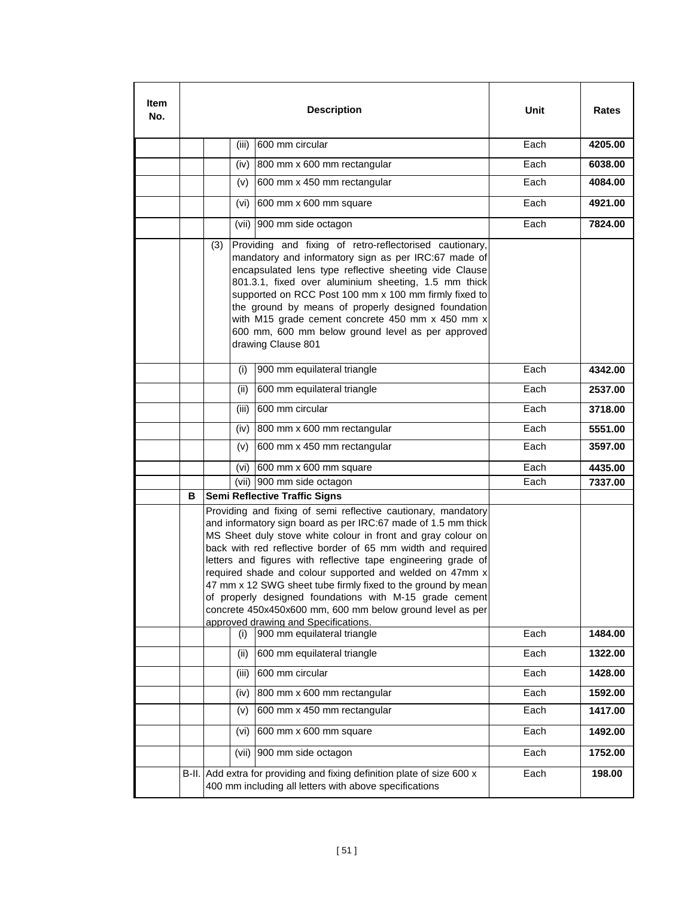| Item No. | | | | Description | Unit | Rates |
|---|---|---|---|---|---|---|
| | | | (iii) | 600 mm circular | Each | **4205.00** |
| | | | (iv) | 800 mm x 600 mm rectangular | Each | **6038.00** |
| | | | (v) | 600 mm x 450 mm rectangular | Each | **4084.00** |
| | | | (vi) | 600 mm x 600 mm square | Each | **4921.00** |
| | | | (vii) | 900 mm side octagon | Each | **7824.00** |
| | | (3) | Providing and fixing of retro-reflectorised cautionary, mandatory and informatory sign as per IRC:67 made of encapsulated lens type reflective sheeting vide Clause 801.3.1, fixed over aluminium sheeting, 1.5 mm thick supported on RCC Post 100 mm x 100 mm firmly fixed to the ground by means of properly designed foundation with M15 grade cement concrete 450 mm x 450 mm x 600 mm, 600 mm below ground level as per approved drawing Clause 801 | | | |
| | | | (i) | 900 mm equilateral triangle | Each | **4342.00** |
| | | | (ii) | 600 mm equilateral triangle | Each | **2537.00** |
| | | | (iii) | 600 mm circular | Each | **3718.00** |
| | | | (iv) | 800 mm x 600 mm rectangular | Each | **5551.00** |
| | | | (v) | 600 mm x 450 mm rectangular | Each | **3597.00** |
| | | | (vi) | 600 mm x 600 mm square | Each | **4435.00** |
| | | | (vii) | 900 mm side octagon | Each | **7337.00** |
| | **B** | **Semi Reflective Traffic Signs** | | | | |
| | | Providing and fixing of semi reflective cautionary, mandatory and informatory sign board as per IRC:67 made of 1.5 mm thick MS Sheet duly stove white colour in front and gray colour on back with red reflective border of 65 mm width and required letters and figures with reflective tape engineering grade of required shade and colour supported and welded on 47mm x 47 mm x 12 SWG sheet tube firmly fixed to the ground by mean of properly designed foundations with M-15 grade cement concrete 450x450x600 mm, 600 mm below ground level as per approved drawing and Specifications. | | | | |
| | | | (i) | 900 mm equilateral triangle | Each | **1484.00** |
| | | | (ii) | 600 mm equilateral triangle | Each | **1322.00** |
| | | | (iii) | 600 mm circular | Each | **1428.00** |
| | | | (iv) | 800 mm x 600 mm rectangular | Each | **1592.00** |
| | | | (v) | 600 mm x 450 mm rectangular | Each | **1417.00** |
| | | | (vi) | 600 mm x 600 mm square | Each | **1492.00** |
| | | | (vii) | 900 mm side octagon | Each | **1752.00** |
| | B-II. | Add extra for providing and fixing definition plate of size 600 x 400 mm including all letters with above specifications | | | Each | **198.00** |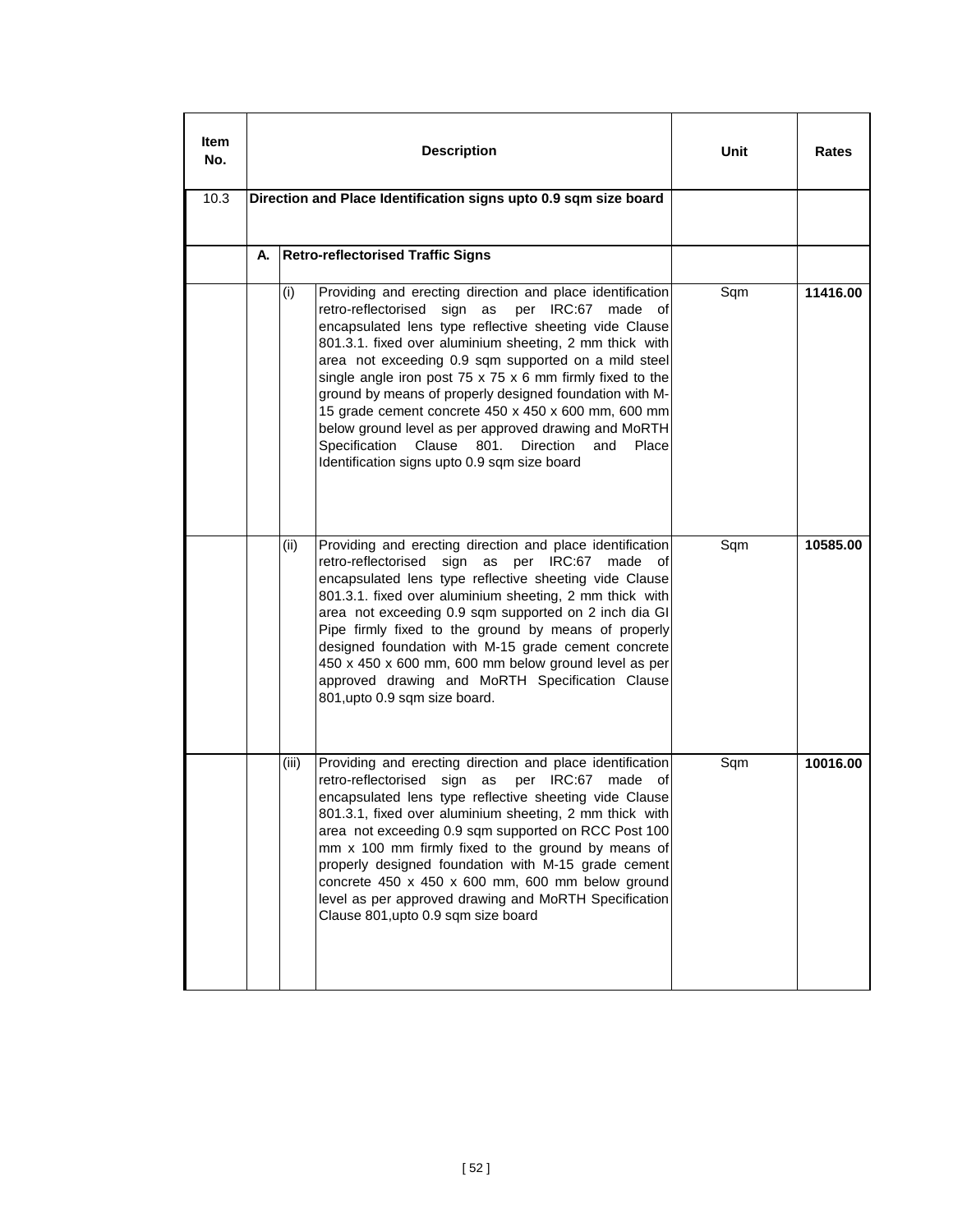| Item No. | Description | | | Unit | Rates |
|---|---|---|---|---|---|
| 10.3 | **Direction and Place Identification signs upto 0.9 sqm size board** | | | | |
| | **A.** | **Retro-reflectorised Traffic Signs** | | | |
| | | (i) | Providing and erecting direction and place identification retro-reflectorised sign as per IRC:67 made of encapsulated lens type reflective sheeting vide Clause 801.3.1. fixed over aluminium sheeting, 2 mm thick with area not exceeding 0.9 sqm supported on a mild steel single angle iron post 75 x 75 x 6 mm firmly fixed to the ground by means of properly designed foundation with M-15 grade cement concrete 450 x 450 x 600 mm, 600 mm below ground level as per approved drawing and MoRTH Specification Clause 801. Direction and Place Identification signs upto 0.9 sqm size board | Sqm | **11416.00** |
| | | (ii) | Providing and erecting direction and place identification retro-reflectorised sign as per IRC:67 made of encapsulated lens type reflective sheeting vide Clause 801.3.1. fixed over aluminium sheeting, 2 mm thick with area not exceeding 0.9 sqm supported on 2 inch dia GI Pipe firmly fixed to the ground by means of properly designed foundation with M-15 grade cement concrete 450 x 450 x 600 mm, 600 mm below ground level as per approved drawing and MoRTH Specification Clause 801,upto 0.9 sqm size board. | Sqm | **10585.00** |
| | | (iii) | Providing and erecting direction and place identification retro-reflectorised sign as per IRC:67 made of encapsulated lens type reflective sheeting vide Clause 801.3.1, fixed over aluminium sheeting, 2 mm thick with area not exceeding 0.9 sqm supported on RCC Post 100 mm x 100 mm firmly fixed to the ground by means of properly designed foundation with M-15 grade cement concrete 450 x 450 x 600 mm, 600 mm below ground level as per approved drawing and MoRTH Specification Clause 801,upto 0.9 sqm size board | Sqm | **10016.00** |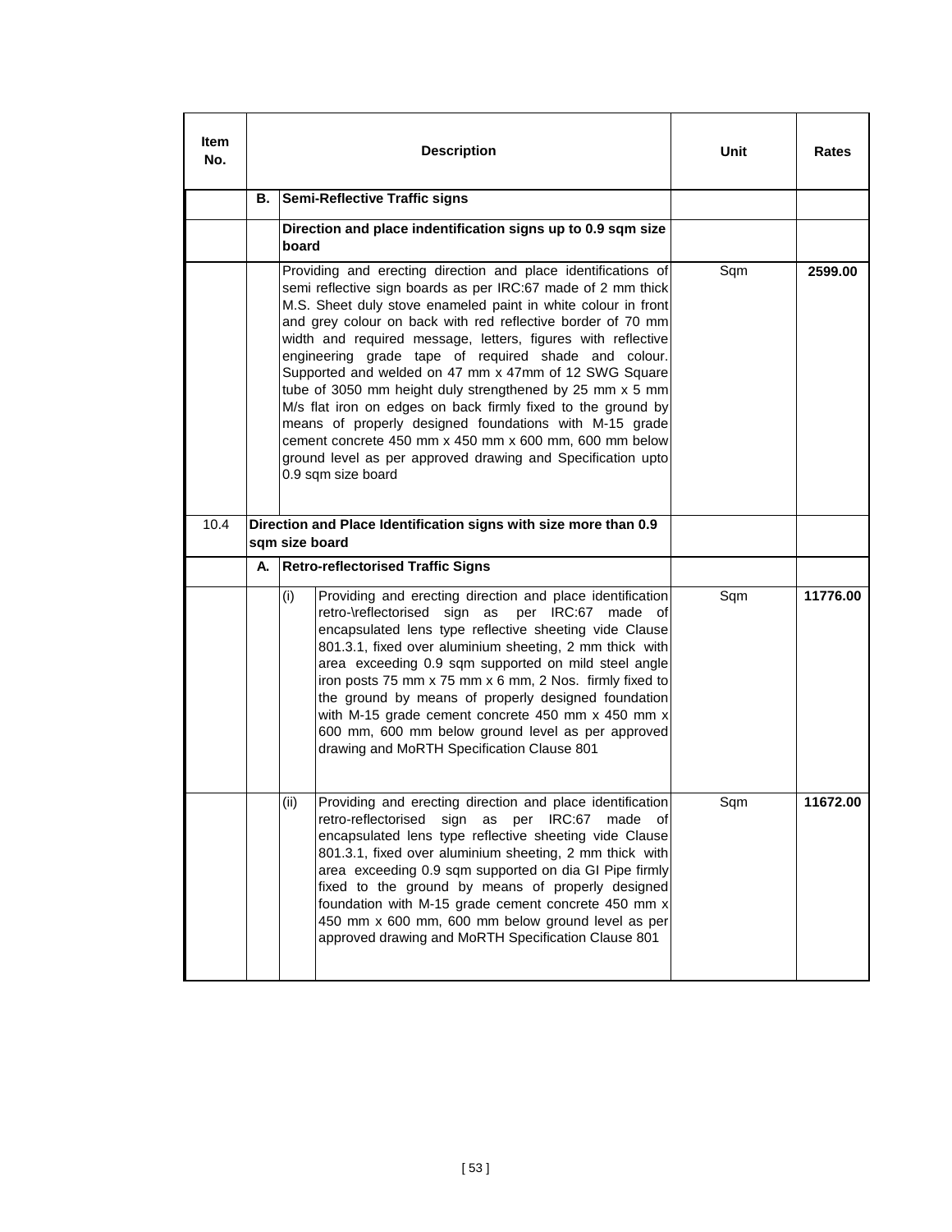| Item No. | Description | | | Unit | Rates |
|---|---|---|---|---|---|
| | **B.** | **Semi-Reflective Traffic signs** | | | |
| | | **Direction and place indentification signs up to 0.9 sqm size board** | | | |
| | | Providing and erecting direction and place identifications of semi reflective sign boards as per IRC:67 made of 2 mm thick M.S. Sheet duly stove enameled paint in white colour in front and grey colour on back with red reflective border of 70 mm width and required message, letters, figures with reflective engineering grade tape of required shade and colour. Supported and welded on 47 mm x 47mm of 12 SWG Square tube of 3050 mm height duly strengthened by 25 mm x 5 mm M/s flat iron on edges on back firmly fixed to the ground by means of properly designed foundations with M-15 grade cement concrete 450 mm x 450 mm x 600 mm, 600 mm below ground level as per approved drawing and Specification upto 0.9 sqm size board | | Sqm | **2599.00** |
| 10.4 | **Direction and Place Identification signs with size more than 0.9 sqm size board** | | | | |
| | **A.** | **Retro-reflectorised Traffic Signs** | | | |
| | | (i) | Providing and erecting direction and place identification retro-\reflectorised sign as per IRC:67 made of encapsulated lens type reflective sheeting vide Clause 801.3.1, fixed over aluminium sheeting, 2 mm thick with area exceeding 0.9 sqm supported on mild steel angle iron posts 75 mm x 75 mm x 6 mm, 2 Nos. firmly fixed to the ground by means of properly designed foundation with M-15 grade cement concrete 450 mm x 450 mm x 600 mm, 600 mm below ground level as per approved drawing and MoRTH Specification Clause 801 | Sqm | **11776.00** |
| | | (ii) | Providing and erecting direction and place identification retro-reflectorised sign as per IRC:67 made of encapsulated lens type reflective sheeting vide Clause 801.3.1, fixed over aluminium sheeting, 2 mm thick with area exceeding 0.9 sqm supported on dia GI Pipe firmly fixed to the ground by means of properly designed foundation with M-15 grade cement concrete 450 mm x 450 mm x 600 mm, 600 mm below ground level as per approved drawing and MoRTH Specification Clause 801 | Sqm | **11672.00** |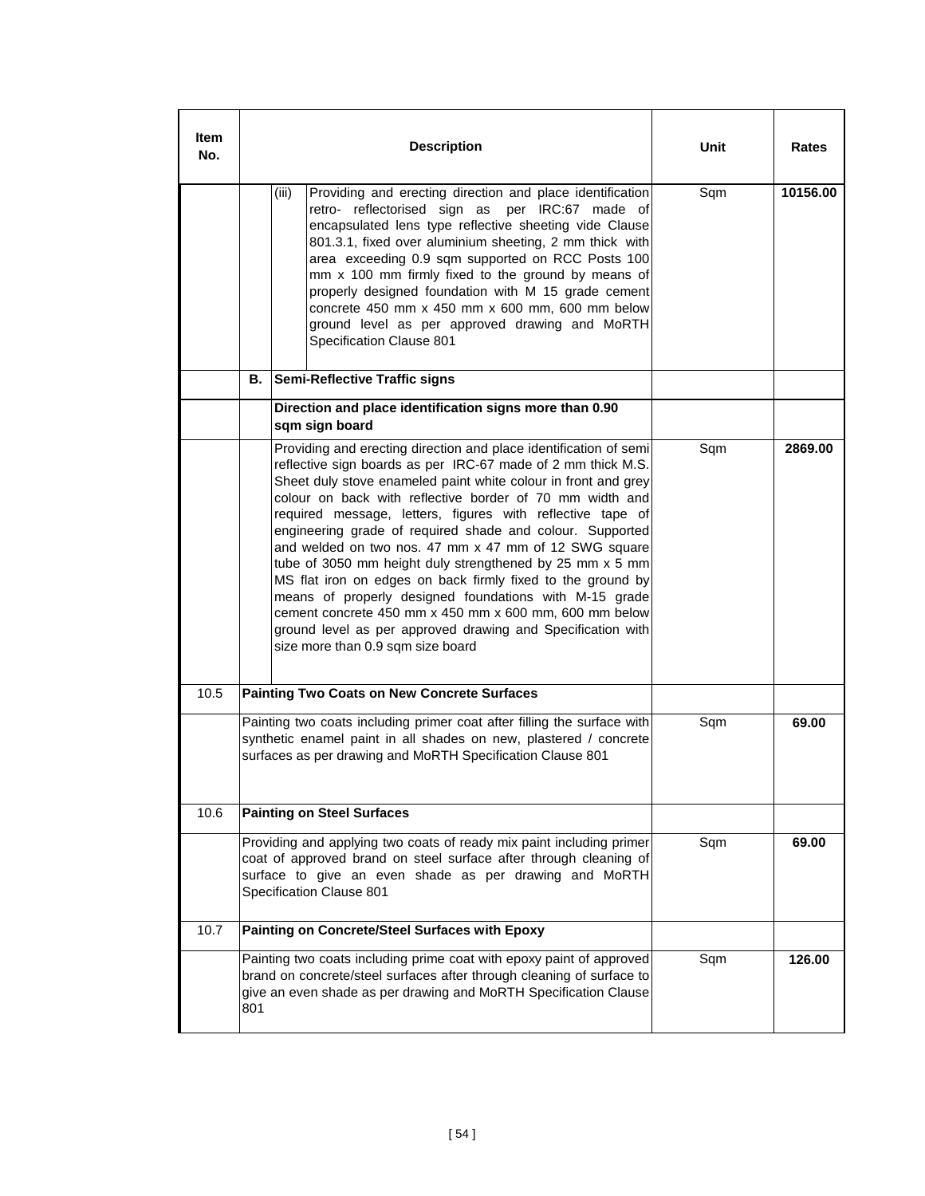| Item No. | Description | Unit | Rates |
|---|---|---|---|
| | (iii) Providing and erecting direction and place identification retro- reflectorised sign as per IRC:67 made of encapsulated lens type reflective sheeting vide Clause 801.3.1, fixed over aluminium sheeting, 2 mm thick with area exceeding 0.9 sqm supported on RCC Posts 100 mm x 100 mm firmly fixed to the ground by means of properly designed foundation with M 15 grade cement concrete 450 mm x 450 mm x 600 mm, 600 mm below ground level as per approved drawing and MoRTH Specification Clause 801 | Sqm | **10156.00** |
| | **B. Semi-Reflective Traffic signs** | | |
| | **Direction and place identification signs more than 0.90 sqm sign board** | | |
| | Providing and erecting direction and place identification of semi reflective sign boards as per IRC-67 made of 2 mm thick M.S. Sheet duly stove enameled paint white colour in front and grey colour on back with reflective border of 70 mm width and required message, letters, figures with reflective tape of engineering grade of required shade and colour. Supported and welded on two nos. 47 mm x 47 mm of 12 SWG square tube of 3050 mm height duly strengthened by 25 mm x 5 mm MS flat iron on edges on back firmly fixed to the ground by means of properly designed foundations with M-15 grade cement concrete 450 mm x 450 mm x 600 mm, 600 mm below ground level as per approved drawing and Specification with size more than 0.9 sqm size board | Sqm | **2869.00** |
| 10.5 | **Painting Two Coats on New Concrete Surfaces** | | |
| | Painting two coats including primer coat after filling the surface with synthetic enamel paint in all shades on new, plastered / concrete surfaces as per drawing and MoRTH Specification Clause 801 | Sqm | **69.00** |
| 10.6 | **Painting on Steel Surfaces** | | |
| | Providing and applying two coats of ready mix paint including primer coat of approved brand on steel surface after through cleaning of surface to give an even shade as per drawing and MoRTH Specification Clause 801 | Sqm | **69.00** |
| 10.7 | **Painting on Concrete/Steel Surfaces with Epoxy** | | |
| | Painting two coats including prime coat with epoxy paint of approved brand on concrete/steel surfaces after through cleaning of surface to give an even shade as per drawing and MoRTH Specification Clause 801 | Sqm | **126.00** |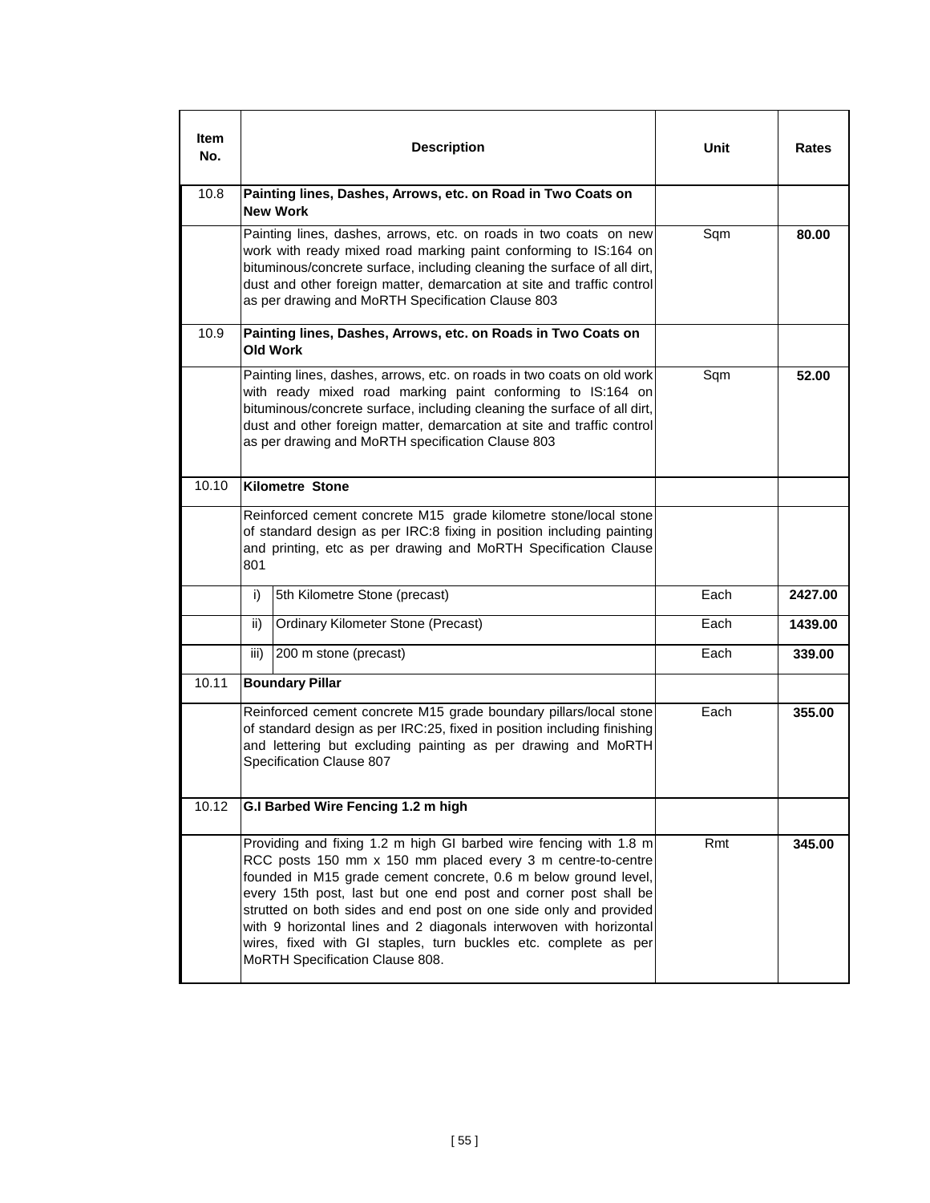| Item No. | Description | Unit | Rates |
|---|---|---|---|
| 10.8 | **Painting lines, Dashes, Arrows, etc. on Road in Two Coats on New Work** | | |
| | Painting lines, dashes, arrows, etc. on roads in two coats on new work with ready mixed road marking paint conforming to IS:164 on bituminous/concrete surface, including cleaning the surface of all dirt, dust and other foreign matter, demarcation at site and traffic control as per drawing and MoRTH Specification Clause 803 | Sqm | **80.00** |
| 10.9 | **Painting lines, Dashes, Arrows, etc. on Roads in Two Coats on Old Work** | | |
| | Painting lines, dashes, arrows, etc. on roads in two coats on old work with ready mixed road marking paint conforming to IS:164 on bituminous/concrete surface, including cleaning the surface of all dirt, dust and other foreign matter, demarcation at site and traffic control as per drawing and MoRTH specification Clause 803 | Sqm | **52.00** |
| 10.10 | **Kilometre Stone** | | |
| | Reinforced cement concrete M15 grade kilometre stone/local stone of standard design as per IRC:8 fixing in position including painting and printing, etc as per drawing and MoRTH Specification Clause 801 | | |
| | i) 5th Kilometre Stone (precast) | Each | **2427.00** |
| | ii) Ordinary Kilometer Stone (Precast) | Each | **1439.00** |
| | iii) 200 m stone (precast) | Each | **339.00** |
| 10.11 | **Boundary Pillar** | | |
| | Reinforced cement concrete M15 grade boundary pillars/local stone of standard design as per IRC:25, fixed in position including finishing and lettering but excluding painting as per drawing and MoRTH Specification Clause 807 | Each | **355.00** |
| 10.12 | **G.I Barbed Wire Fencing 1.2 m high** | | |
| | Providing and fixing 1.2 m high GI barbed wire fencing with 1.8 m RCC posts 150 mm x 150 mm placed every 3 m centre-to-centre founded in M15 grade cement concrete, 0.6 m below ground level, every 15th post, last but one end post and corner post shall be strutted on both sides and end post on one side only and provided with 9 horizontal lines and 2 diagonals interwoven with horizontal wires, fixed with GI staples, turn buckles etc. complete as per MoRTH Specification Clause 808. | Rmt | **345.00** |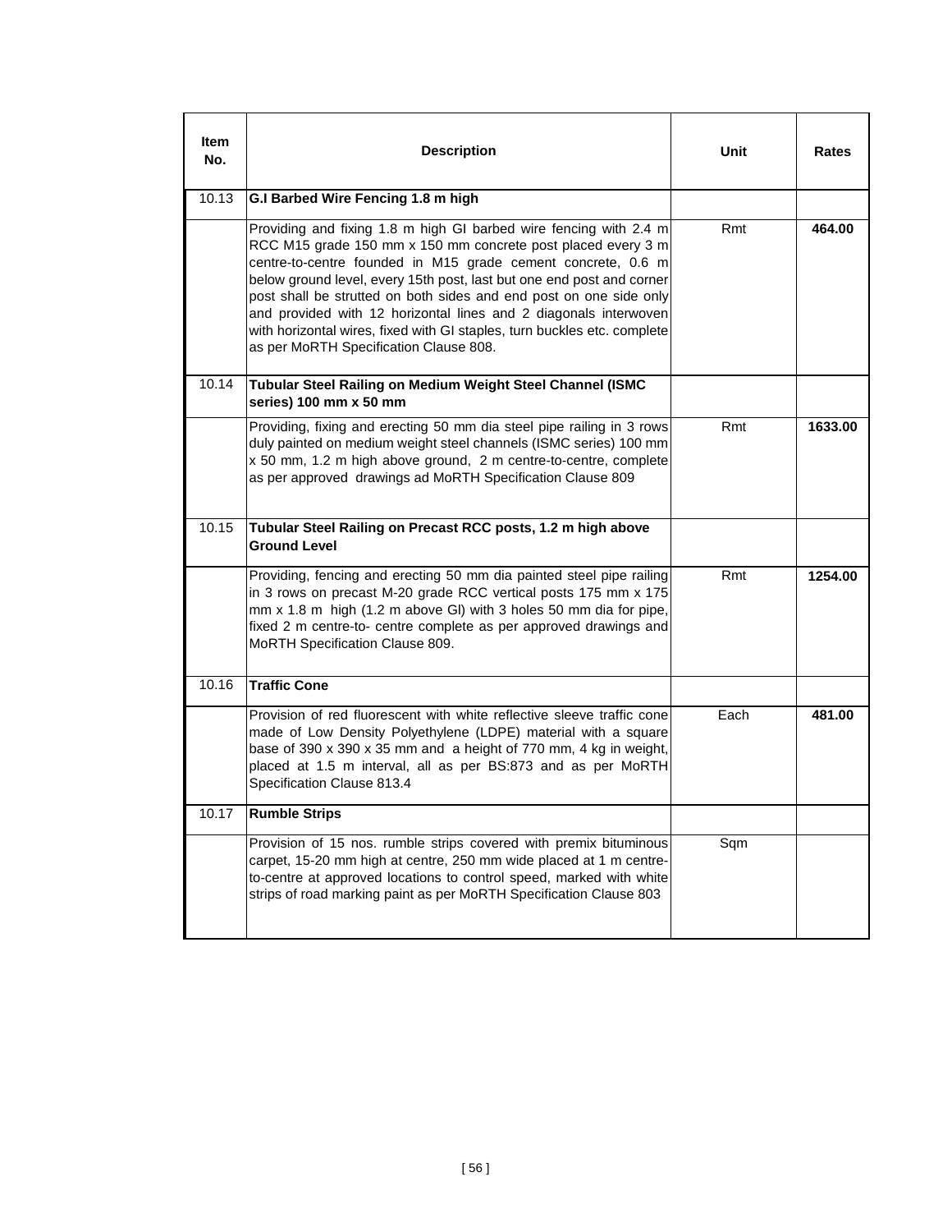| Item No. | Description | Unit | Rates |
|---|---|---|---|
| 10.13 | **G.I Barbed Wire Fencing 1.8 m high** | | |
| | Providing and fixing 1.8 m high GI barbed wire fencing with 2.4 m RCC M15 grade 150 mm x 150 mm concrete post placed every 3 m centre-to-centre founded in M15 grade cement concrete, 0.6 m below ground level, every 15th post, last but one end post and corner post shall be strutted on both sides and end post on one side only and provided with 12 horizontal lines and 2 diagonals interwoven with horizontal wires, fixed with GI staples, turn buckles etc. complete as per MoRTH Specification Clause 808. | Rmt | **464.00** |
| 10.14 | **Tubular Steel Railing on Medium Weight Steel Channel (ISMC series) 100 mm x 50 mm** | | |
| | Providing, fixing and erecting 50 mm dia steel pipe railing in 3 rows duly painted on medium weight steel channels (ISMC series) 100 mm x 50 mm, 1.2 m high above ground, 2 m centre-to-centre, complete as per approved drawings ad MoRTH Specification Clause 809 | Rmt | **1633.00** |
| 10.15 | **Tubular Steel Railing on Precast RCC posts, 1.2 m high above Ground Level** | | |
| | Providing, fencing and erecting 50 mm dia painted steel pipe railing in 3 rows on precast M-20 grade RCC vertical posts 175 mm x 175 mm x 1.8 m high (1.2 m above Gl) with 3 holes 50 mm dia for pipe, fixed 2 m centre-to- centre complete as per approved drawings and MoRTH Specification Clause 809. | Rmt | **1254.00** |
| 10.16 | **Traffic Cone** | | |
| | Provision of red fluorescent with white reflective sleeve traffic cone made of Low Density Polyethylene (LDPE) material with a square base of 390 x 390 x 35 mm and a height of 770 mm, 4 kg in weight, placed at 1.5 m interval, all as per BS:873 and as per MoRTH Specification Clause 813.4 | Each | **481.00** |
| 10.17 | **Rumble Strips** | | |
| | Provision of 15 nos. rumble strips covered with premix bituminous carpet, 15-20 mm high at centre, 250 mm wide placed at 1 m centre-to-centre at approved locations to control speed, marked with white strips of road marking paint as per MoRTH Specification Clause 803 | Sqm | |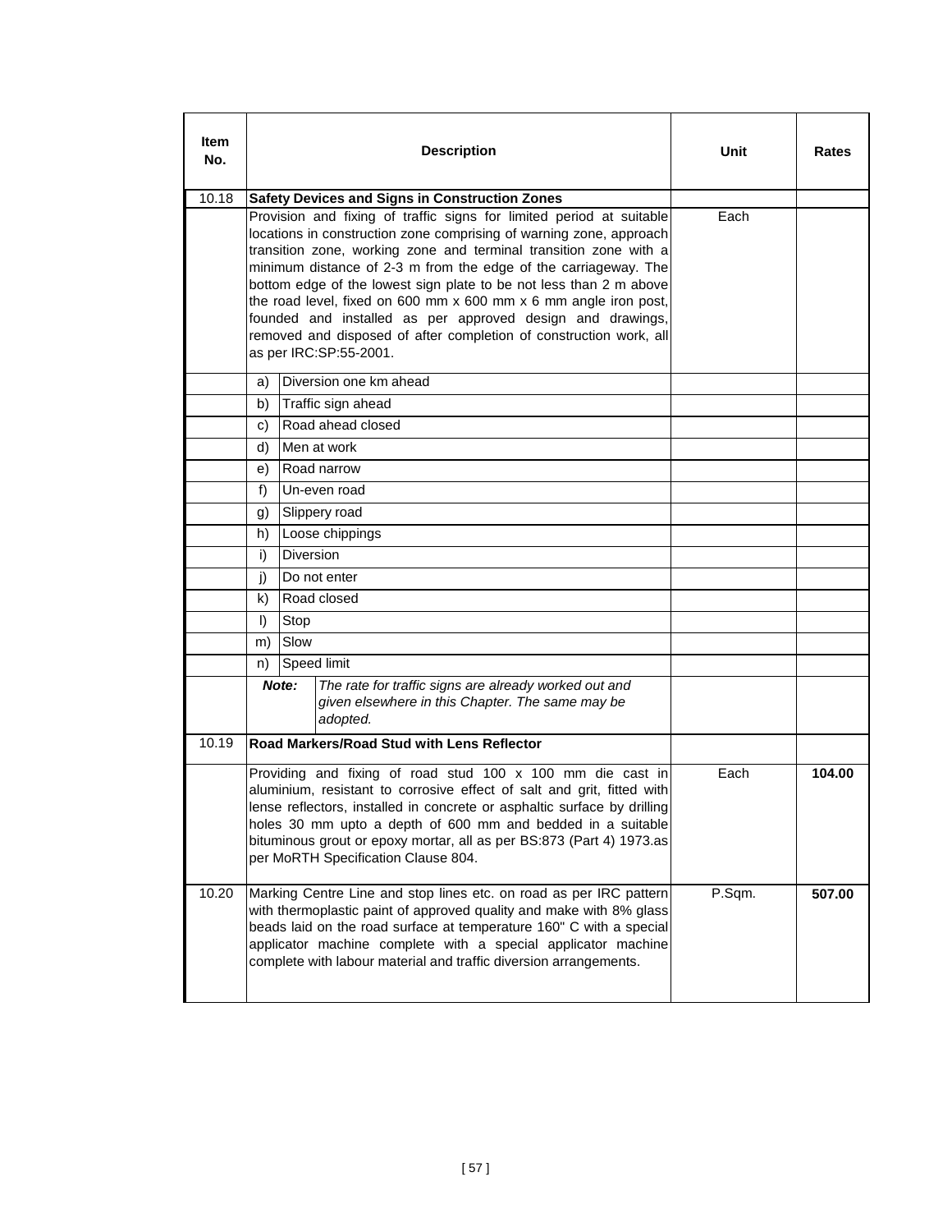| Item No. | Description | Unit | Rates |
|---|---|---|---|
| 10.18 | **Safety Devices and Signs in Construction Zones** | | |
| | Provision and fixing of traffic signs for limited period at suitable locations in construction zone comprising of warning zone, approach transition zone, working zone and terminal transition zone with a minimum distance of 2-3 m from the edge of the carriageway. The bottom edge of the lowest sign plate to be not less than 2 m above the road level, fixed on 600 mm x 600 mm x 6 mm angle iron post, founded and installed as per approved design and drawings, removed and disposed of after completion of construction work, all as per IRC:SP:55-2001. | Each | |
| | a) Diversion one km ahead | | |
| | b) Traffic sign ahead | | |
| | c) Road ahead closed | | |
| | d) Men at work | | |
| | e) Road narrow | | |
| | f) Un-even road | | |
| | g) Slippery road | | |
| | h) Loose chippings | | |
| | i) Diversion | | |
| | j) Do not enter | | |
| | k) Road closed | | |
| | l) Stop | | |
| | m) Slow | | |
| | n) Speed limit | | |
| | ***Note:*** *The rate for traffic signs are already worked out and given elsewhere in this Chapter. The same may be adopted.* | | |
| 10.19 | **Road Markers/Road Stud with Lens Reflector** | | |
| | Providing and fixing of road stud 100 x 100 mm die cast in aluminium, resistant to corrosive effect of salt and grit, fitted with lense reflectors, installed in concrete or asphaltic surface by drilling holes 30 mm upto a depth of 600 mm and bedded in a suitable bituminous grout or epoxy mortar, all as per BS:873 (Part 4) 1973.as per MoRTH Specification Clause 804. | Each | **104.00** |
| 10.20 | Marking Centre Line and stop lines etc. on road as per IRC pattern with thermoplastic paint of approved quality and make with 8% glass beads laid on the road surface at temperature 160" C with a special applicator machine complete with a special applicator machine complete with labour material and traffic diversion arrangements. | P.Sqm. | **507.00** |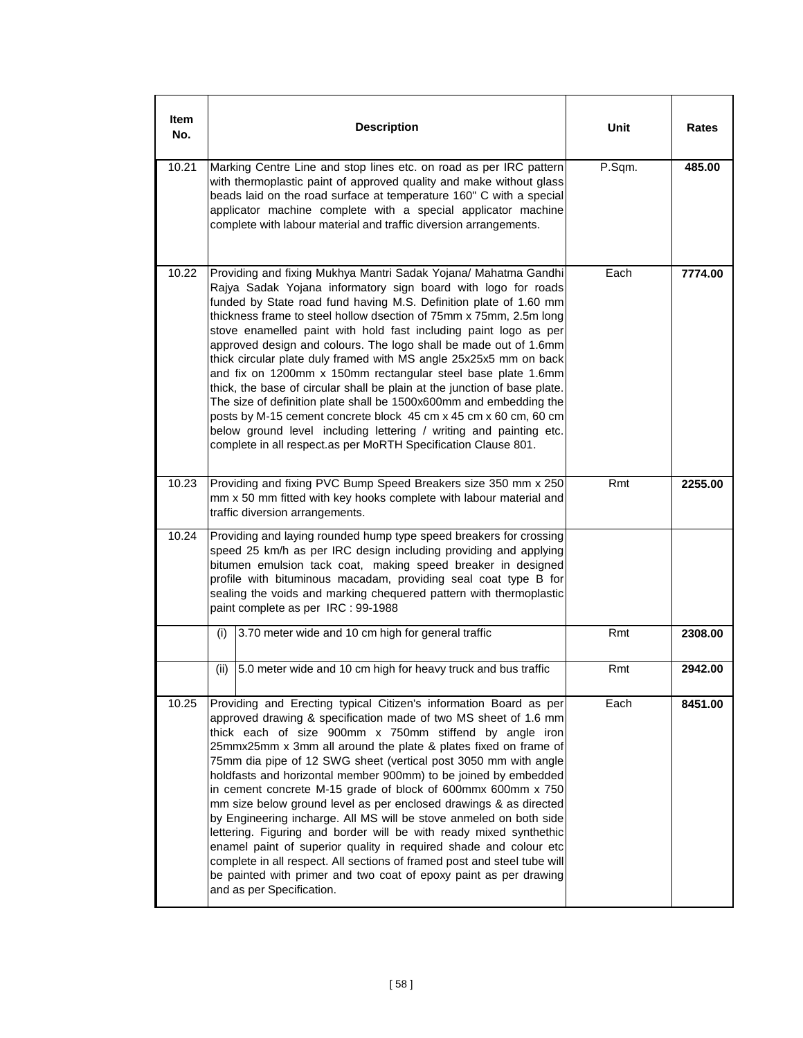| Item No. | Description | Unit | Rates |
|---|---|---|---|
| 10.21 | Marking Centre Line and stop lines etc. on road as per IRC pattern with thermoplastic paint of approved quality and make without glass beads laid on the road surface at temperature 160" C with a special applicator machine complete with a special applicator machine complete with labour material and traffic diversion arrangements. | P.Sqm. | **485.00** |
| 10.22 | Providing and fixing Mukhya Mantri Sadak Yojana/ Mahatma Gandhi Rajya Sadak Yojana informatory sign board with logo for roads funded by State road fund having M.S. Definition plate of 1.60 mm thickness frame to steel hollow dsection of 75mm x 75mm, 2.5m long stove enamelled paint with hold fast including paint logo as per approved design and colours. The logo shall be made out of 1.6mm thick circular plate duly framed with MS angle 25x25x5 mm on back and fix on 1200mm x 150mm rectangular steel base plate 1.6mm thick, the base of circular shall be plain at the junction of base plate. The size of definition plate shall be 1500x600mm and embedding the posts by M-15 cement concrete block 45 cm x 45 cm x 60 cm, 60 cm below ground level including lettering / writing and painting etc. complete in all respect.as per MoRTH Specification Clause 801. | Each | **7774.00** |
| 10.23 | Providing and fixing PVC Bump Speed Breakers size 350 mm x 250 mm x 50 mm fitted with key hooks complete with labour material and traffic diversion arrangements. | Rmt | **2255.00** |
| 10.24 | Providing and laying rounded hump type speed breakers for crossing speed 25 km/h as per IRC design including providing and applying bitumen emulsion tack coat, making speed breaker in designed profile with bituminous macadam, providing seal coat type B for sealing the voids and marking chequered pattern with thermoplastic paint complete as per IRC : 99-1988 | | |
| | (i) 3.70 meter wide and 10 cm high for general traffic | Rmt | **2308.00** |
| | (ii) 5.0 meter wide and 10 cm high for heavy truck and bus traffic | Rmt | **2942.00** |
| 10.25 | Providing and Erecting typical Citizen's information Board as per approved drawing & specification made of two MS sheet of 1.6 mm thick each of size 900mm x 750mm stiffend by angle iron 25mmx25mm x 3mm all around the plate & plates fixed on frame of 75mm dia pipe of 12 SWG sheet (vertical post 3050 mm with angle holdfasts and horizontal member 900mm) to be joined by embedded in cement concrete M-15 grade of block of 600mmx 600mm x 750 mm size below ground level as per enclosed drawings & as directed by Engineering incharge. All MS will be stove anmeled on both side lettering. Figuring and border will be with ready mixed synthethic enamel paint of superior quality in required shade and colour etc complete in all respect. All sections of framed post and steel tube will be painted with primer and two coat of epoxy paint as per drawing and as per Specification. | Each | **8451.00** |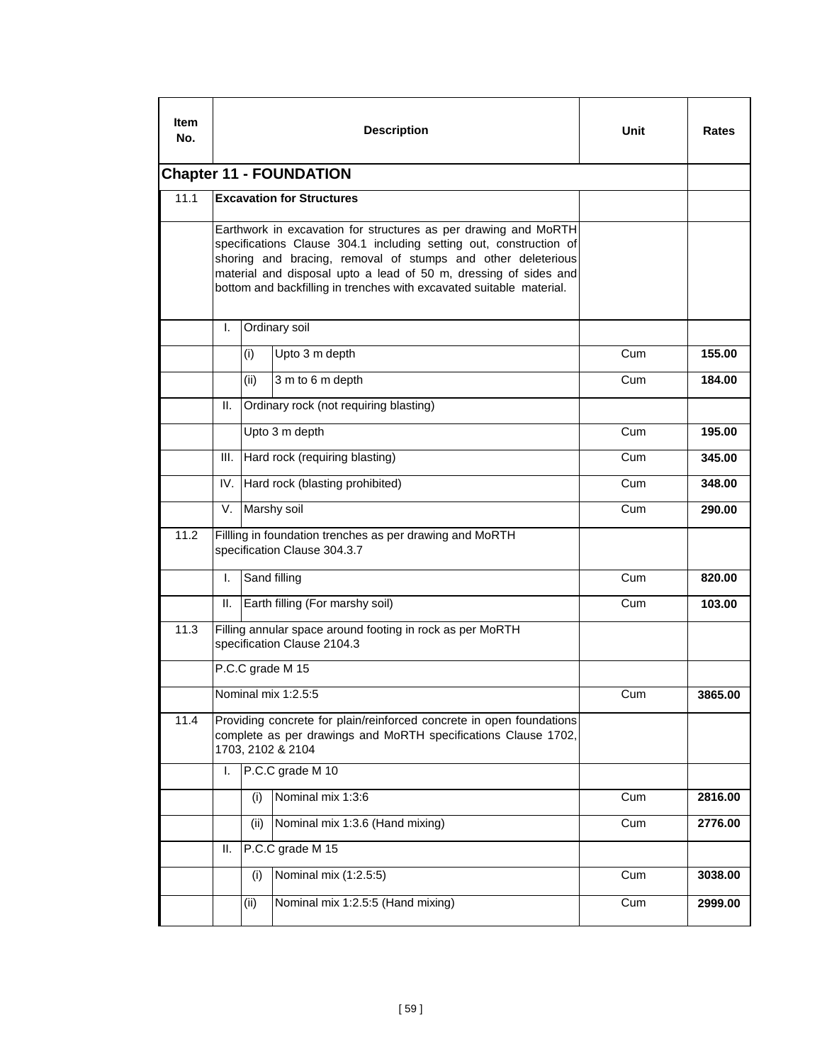| Item No. | Description | | | Unit | Rates |
|---|---|---|---|---|---|
| **Chapter 11 - FOUNDATION** | | | | | |
| 11.1 | **Excavation for Structures** | | | | |
| | Earthwork in excavation for structures as per drawing and MoRTH specifications Clause 304.1 including setting out, construction of shoring and bracing, removal of stumps and other deleterious material and disposal upto a lead of 50 m, dressing of sides and bottom and backfilling in trenches with excavated suitable material. | | | | |
| | I. | Ordinary soil | | | |
| | | (i) | Upto 3 m depth | Cum | **155.00** |
| | | (ii) | 3 m to 6 m depth | Cum | **184.00** |
| | II. | Ordinary rock (not requiring blasting) | | | |
| | | Upto 3 m depth | | Cum | **195.00** |
| | III. | Hard rock (requiring blasting) | | Cum | **345.00** |
| | IV. | Hard rock (blasting prohibited) | | Cum | **348.00** |
| | V. | Marshy soil | | Cum | **290.00** |
| 11.2 | Fillling in foundation trenches as per drawing and MoRTH specification Clause 304.3.7 | | | | |
| | I. | Sand filling | | Cum | **820.00** |
| | II. | Earth filling (For marshy soil) | | Cum | **103.00** |
| 11.3 | Filling annular space around footing in rock as per MoRTH specification Clause 2104.3 | | | | |
| | P.C.C grade M 15 | | | | |
| | Nominal mix 1:2.5:5 | | | Cum | **3865.00** |
| 11.4 | Providing concrete for plain/reinforced concrete in open foundations complete as per drawings and MoRTH specifications Clause 1702, 1703, 2102 & 2104 | | | | |
| | I. | P.C.C grade M 10 | | | |
| | | (i) | Nominal mix 1:3:6 | Cum | **2816.00** |
| | | (ii) | Nominal mix 1:3.6 (Hand mixing) | Cum | **2776.00** |
| | II. | P.C.C grade M 15 | | | |
| | | (i) | Nominal mix (1:2.5:5) | Cum | **3038.00** |
| | | (ii) | Nominal mix 1:2.5:5 (Hand mixing) | Cum | **2999.00** |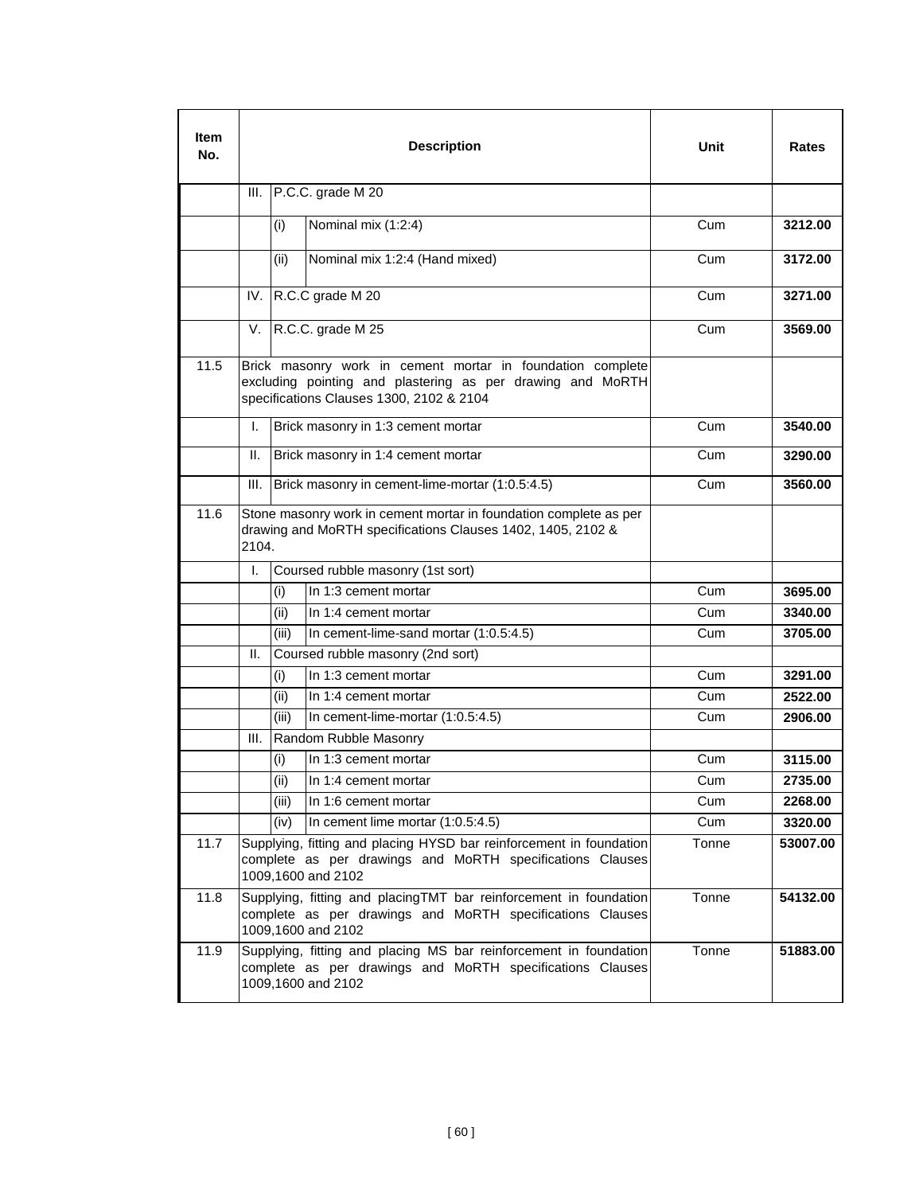| Item No. | Description | | | Unit | Rates |
|---|---|---|---|---|---|
| | III. | P.C.C. grade M 20 | | | |
| | | (i) | Nominal mix (1:2:4) | Cum | **3212.00** |
| | | (ii) | Nominal mix 1:2:4 (Hand mixed) | Cum | **3172.00** |
| | IV. | R.C.C grade M 20 | | Cum | **3271.00** |
| | V. | R.C.C. grade M 25 | | Cum | **3569.00** |
| 11.5 | Brick masonry work in cement mortar in foundation complete excluding pointing and plastering as per drawing and MoRTH specifications Clauses 1300, 2102 & 2104 | | | | |
| | I. | Brick masonry in 1:3 cement mortar | | Cum | **3540.00** |
| | II. | Brick masonry in 1:4 cement mortar | | Cum | **3290.00** |
| | III. | Brick masonry in cement-lime-mortar (1:0.5:4.5) | | Cum | **3560.00** |
| 11.6 | Stone masonry work in cement mortar in foundation complete as per drawing and MoRTH specifications Clauses 1402, 1405, 2102 & 2104. | | | | |
| | I. | Coursed rubble masonry (1st sort) | | | |
| | | (i) | In 1:3 cement mortar | Cum | **3695.00** |
| | | (ii) | In 1:4 cement mortar | Cum | **3340.00** |
| | | (iii) | In cement-lime-sand mortar (1:0.5:4.5) | Cum | **3705.00** |
| | II. | Coursed rubble masonry (2nd sort) | | | |
| | | (i) | In 1:3 cement mortar | Cum | **3291.00** |
| | | (ii) | In 1:4 cement mortar | Cum | **2522.00** |
| | | (iii) | In cement-lime-mortar (1:0.5:4.5) | Cum | **2906.00** |
| | III. | Random Rubble Masonry | | | |
| | | (i) | In 1:3 cement mortar | Cum | **3115.00** |
| | | (ii) | In 1:4 cement mortar | Cum | **2735.00** |
| | | (iii) | In 1:6 cement mortar | Cum | **2268.00** |
| | | (iv) | In cement lime mortar (1:0.5:4.5) | Cum | **3320.00** |
| 11.7 | Supplying, fitting and placing HYSD bar reinforcement in foundation complete as per drawings and MoRTH specifications Clauses 1009,1600 and 2102 | | | Tonne | **53007.00** |
| 11.8 | Supplying, fitting and placingTMT bar reinforcement in foundation complete as per drawings and MoRTH specifications Clauses 1009,1600 and 2102 | | | Tonne | **54132.00** |
| 11.9 | Supplying, fitting and placing MS bar reinforcement in foundation complete as per drawings and MoRTH specifications Clauses 1009,1600 and 2102 | | | Tonne | **51883.00** |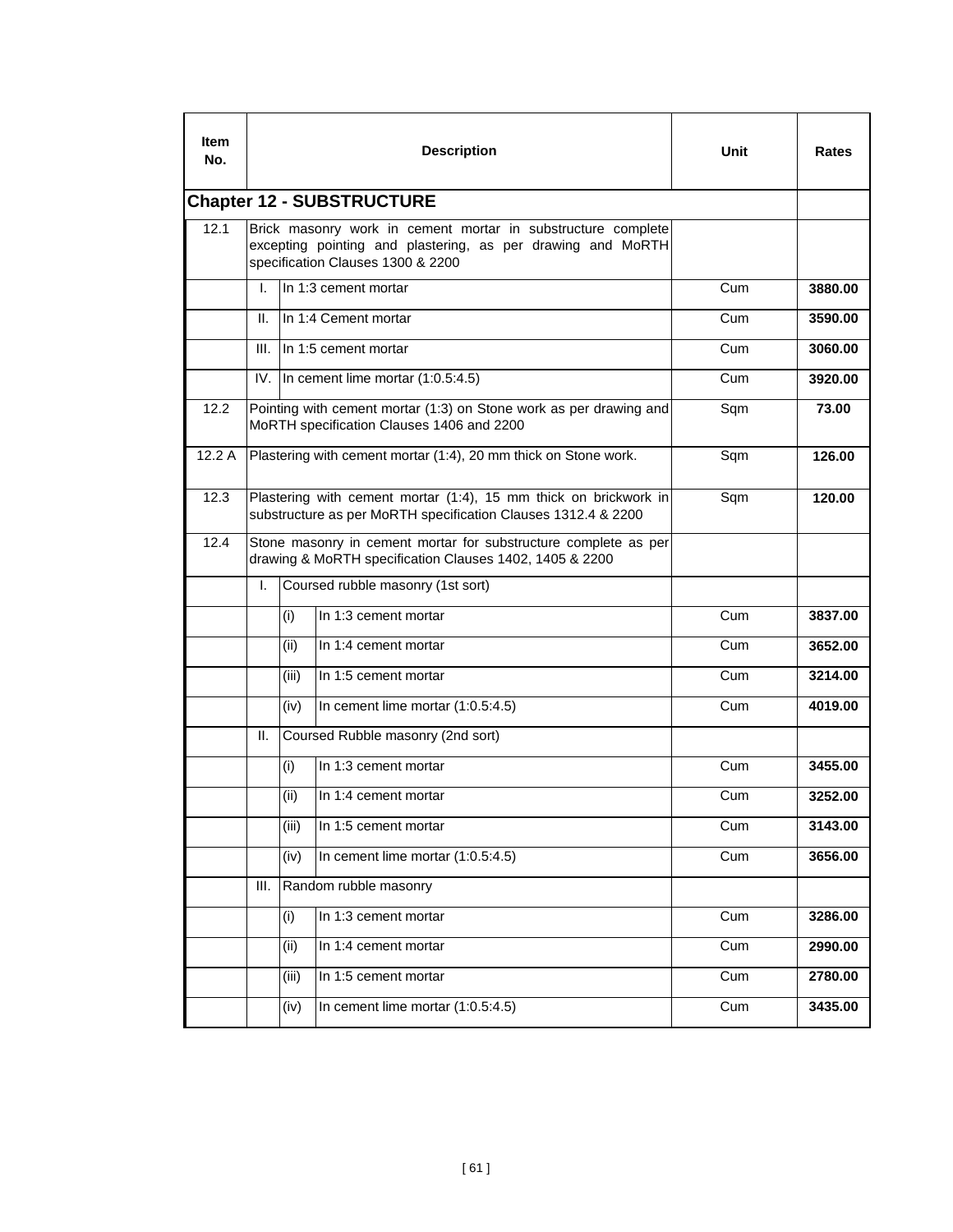| Item No. | Description | | | Unit | Rates |
|---|---|---|---|---|---|
| **Chapter 12 - SUBSTRUCTURE** | | | | | |
| 12.1 | Brick masonry work in cement mortar in substructure complete excepting pointing and plastering, as per drawing and MoRTH specification Clauses 1300 & 2200 | | | | |
| | I. | In 1:3 cement mortar | | Cum | **3880.00** |
| | II. | In 1:4 Cement mortar | | Cum | **3590.00** |
| | III. | In 1:5 cement mortar | | Cum | **3060.00** |
| | IV. | In cement lime mortar (1:0.5:4.5) | | Cum | **3920.00** |
| 12.2 | Pointing with cement mortar (1:3) on Stone work as per drawing and MoRTH specification Clauses 1406 and 2200 | | | Sqm | **73.00** |
| 12.2 A | Plastering with cement mortar (1:4), 20 mm thick on Stone work. | | | Sqm | **126.00** |
| 12.3 | Plastering with cement mortar (1:4), 15 mm thick on brickwork in substructure as per MoRTH specification Clauses 1312.4 & 2200 | | | Sqm | **120.00** |
| 12.4 | Stone masonry in cement mortar for substructure complete as per drawing & MoRTH specification Clauses 1402, 1405 & 2200 | | | | |
| | I. | Coursed rubble masonry (1st sort) | | | |
| | | (i) | In 1:3 cement mortar | Cum | **3837.00** |
| | | (ii) | In 1:4 cement mortar | Cum | **3652.00** |
| | | (iii) | In 1:5 cement mortar | Cum | **3214.00** |
| | | (iv) | In cement lime mortar (1:0.5:4.5) | Cum | **4019.00** |
| | II. | Coursed Rubble masonry (2nd sort) | | | |
| | | (i) | In 1:3 cement mortar | Cum | **3455.00** |
| | | (ii) | In 1:4 cement mortar | Cum | **3252.00** |
| | | (iii) | In 1:5 cement mortar | Cum | **3143.00** |
| | | (iv) | In cement lime mortar (1:0.5:4.5) | Cum | **3656.00** |
| | III. | Random rubble masonry | | | |
| | | (i) | In 1:3 cement mortar | Cum | **3286.00** |
| | | (ii) | In 1:4 cement mortar | Cum | **2990.00** |
| | | (iii) | In 1:5 cement mortar | Cum | **2780.00** |
| | | (iv) | In cement lime mortar (1:0.5:4.5) | Cum | **3435.00** |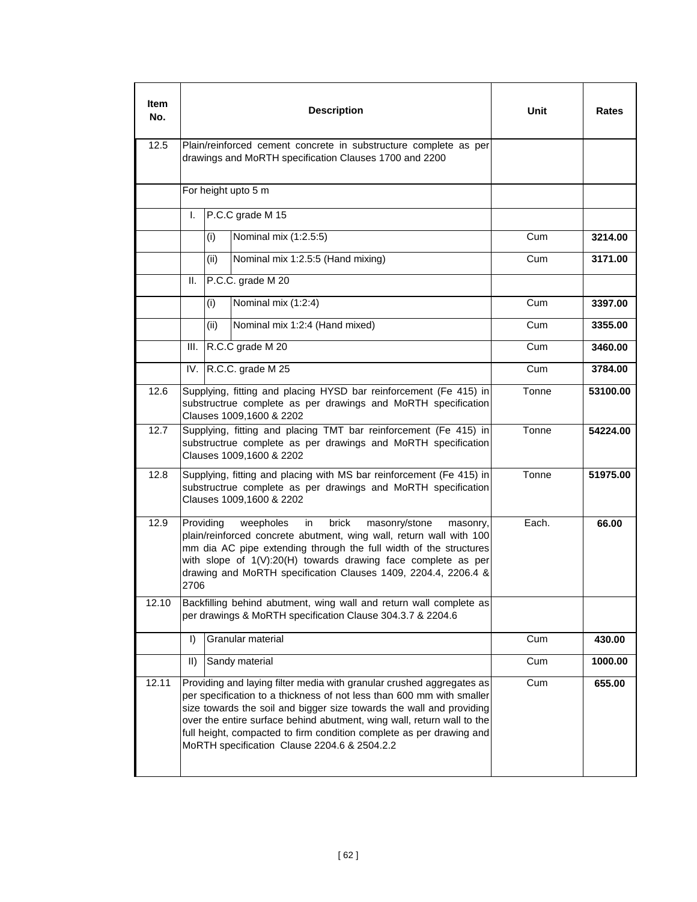| Item No. | Description | | | Unit | Rates |
|---|---|---|---|---|---|
| 12.5 | Plain/reinforced cement concrete in substructure complete as per drawings and MoRTH specification Clauses 1700 and 2200 | | | | |
| | For height upto 5 m | | | | |
| | I. | P.C.C grade M 15 | | | |
| | | (i) | Nominal mix (1:2.5:5) | Cum | **3214.00** |
| | | (ii) | Nominal mix 1:2.5:5 (Hand mixing) | Cum | **3171.00** |
| | II. | P.C.C. grade M 20 | | | |
| | | (i) | Nominal mix (1:2:4) | Cum | **3397.00** |
| | | (ii) | Nominal mix 1:2:4 (Hand mixed) | Cum | **3355.00** |
| | III. | R.C.C grade M 20 | | Cum | **3460.00** |
| | IV. | R.C.C. grade M 25 | | Cum | **3784.00** |
| 12.6 | Supplying, fitting and placing HYSD bar reinforcement (Fe 415) in substructrue complete as per drawings and MoRTH specification Clauses 1009,1600 & 2202 | | | Tonne | **53100.00** |
| 12.7 | Supplying, fitting and placing TMT bar reinforcement (Fe 415) in substructrue complete as per drawings and MoRTH specification Clauses 1009,1600 & 2202 | | | Tonne | **54224.00** |
| 12.8 | Supplying, fitting and placing with MS bar reinforcement (Fe 415) in substructrue complete as per drawings and MoRTH specification Clauses 1009,1600 & 2202 | | | Tonne | **51975.00** |
| 12.9 | Providing weepholes in brick masonry/stone masonry, plain/reinforced concrete abutment, wing wall, return wall with 100 mm dia AC pipe extending through the full width of the structures with slope of 1(V):20(H) towards drawing face complete as per drawing and MoRTH specification Clauses 1409, 2204.4, 2206.4 & 2706 | | | Each. | **66.00** |
| 12.10 | Backfilling behind abutment, wing wall and return wall complete as per drawings & MoRTH specification Clause 304.3.7 & 2204.6 | | | | |
| | I) | Granular material | | Cum | **430.00** |
| | II) | Sandy material | | Cum | **1000.00** |
| 12.11 | Providing and laying filter media with granular crushed aggregates as per specification to a thickness of not less than 600 mm with smaller size towards the soil and bigger size towards the wall and providing over the entire surface behind abutment, wing wall, return wall to the full height, compacted to firm condition complete as per drawing and MoRTH specification Clause 2204.6 & 2504.2.2 | | | Cum | **655.00** |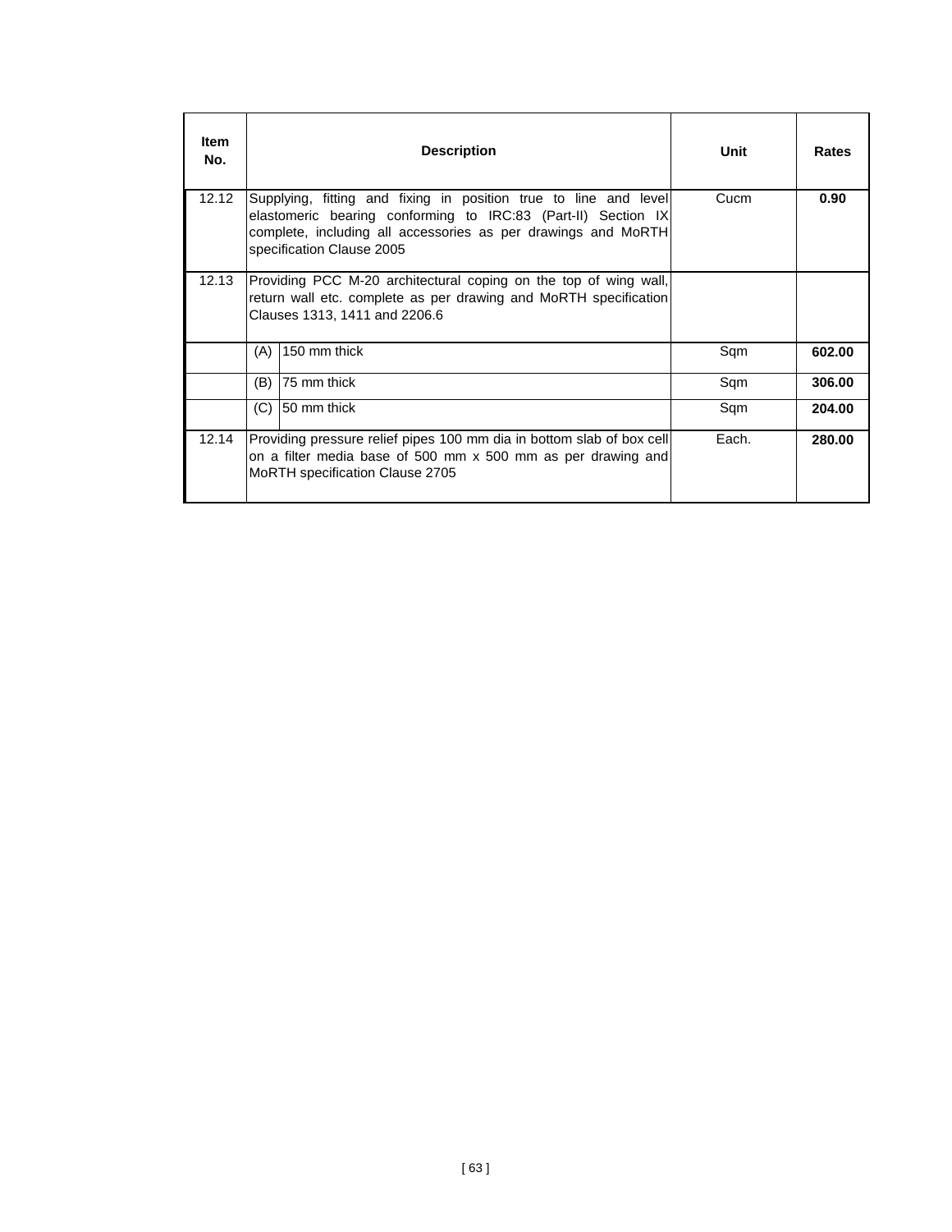| Item No. | Description | Unit | Rates |
|---|---|---|---|
| 12.12 | Supplying, fitting and fixing in position true to line and level elastomeric bearing conforming to IRC:83 (Part-II) Section IX complete, including all accessories as per drawings and MoRTH specification Clause 2005 | Cucm | **0.90** |
| 12.13 | Providing PCC M-20 architectural coping on the top of wing wall, return wall etc. complete as per drawing and MoRTH specification Clauses 1313, 1411 and 2206.6 | | |
| | (A) 150 mm thick | Sqm | **602.00** |
| | (B) 75 mm thick | Sqm | **306.00** |
| | (C) 50 mm thick | Sqm | **204.00** |
| 12.14 | Providing pressure relief pipes 100 mm dia in bottom slab of box cell on a filter media base of 500 mm x 500 mm as per drawing and MoRTH specification Clause 2705 | Each. | **280.00** |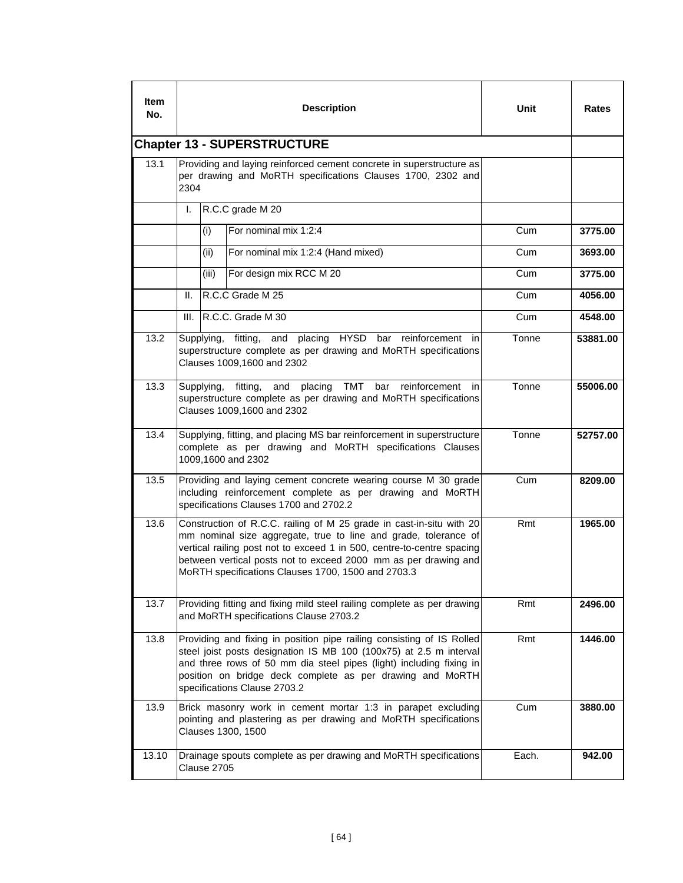| Item No. | Description | | | Unit | Rates |
|---|---|---|---|---|---|
| **Chapter 13 - SUPERSTRUCTURE** | | | | | |
| 13.1 | Providing and laying reinforced cement concrete in superstructure as per drawing and MoRTH specifications Clauses 1700, 2302 and 2304 | | | | |
| | I. | R.C.C grade M 20 | | | |
| | | (i) | For nominal mix 1:2:4 | Cum | **3775.00** |
| | | (ii) | For nominal mix 1:2:4 (Hand mixed) | Cum | **3693.00** |
| | | (iii) | For design mix RCC M 20 | Cum | **3775.00** |
| | II. | R.C.C Grade M 25 | | Cum | **4056.00** |
| | III. | R.C.C. Grade M 30 | | Cum | **4548.00** |
| 13.2 | Supplying, fitting, and placing HYSD bar reinforcement in superstructure complete as per drawing and MoRTH specifications Clauses 1009,1600 and 2302 | | | Tonne | **53881.00** |
| 13.3 | Supplying, fitting, and placing TMT bar reinforcement in superstructure complete as per drawing and MoRTH specifications Clauses 1009,1600 and 2302 | | | Tonne | **55006.00** |
| 13.4 | Supplying, fitting, and placing MS bar reinforcement in superstructure complete as per drawing and MoRTH specifications Clauses 1009,1600 and 2302 | | | Tonne | **52757.00** |
| 13.5 | Providing and laying cement concrete wearing course M 30 grade including reinforcement complete as per drawing and MoRTH specifications Clauses 1700 and 2702.2 | | | Cum | **8209.00** |
| 13.6 | Construction of R.C.C. railing of M 25 grade in cast-in-situ with 20 mm nominal size aggregate, true to line and grade, tolerance of vertical railing post not to exceed 1 in 500, centre-to-centre spacing between vertical posts not to exceed 2000 mm as per drawing and MoRTH specifications Clauses 1700, 1500 and 2703.3 | | | Rmt | **1965.00** |
| 13.7 | Providing fitting and fixing mild steel railing complete as per drawing and MoRTH specifications Clause 2703.2 | | | Rmt | **2496.00** |
| 13.8 | Providing and fixing in position pipe railing consisting of IS Rolled steel joist posts designation IS MB 100 (100x75) at 2.5 m interval and three rows of 50 mm dia steel pipes (light) including fixing in position on bridge deck complete as per drawing and MoRTH specifications Clause 2703.2 | | | Rmt | **1446.00** |
| 13.9 | Brick masonry work in cement mortar 1:3 in parapet excluding pointing and plastering as per drawing and MoRTH specifications Clauses 1300, 1500 | | | Cum | **3880.00** |
| 13.10 | Drainage spouts complete as per drawing and MoRTH specifications Clause 2705 | | | Each. | **942.00** |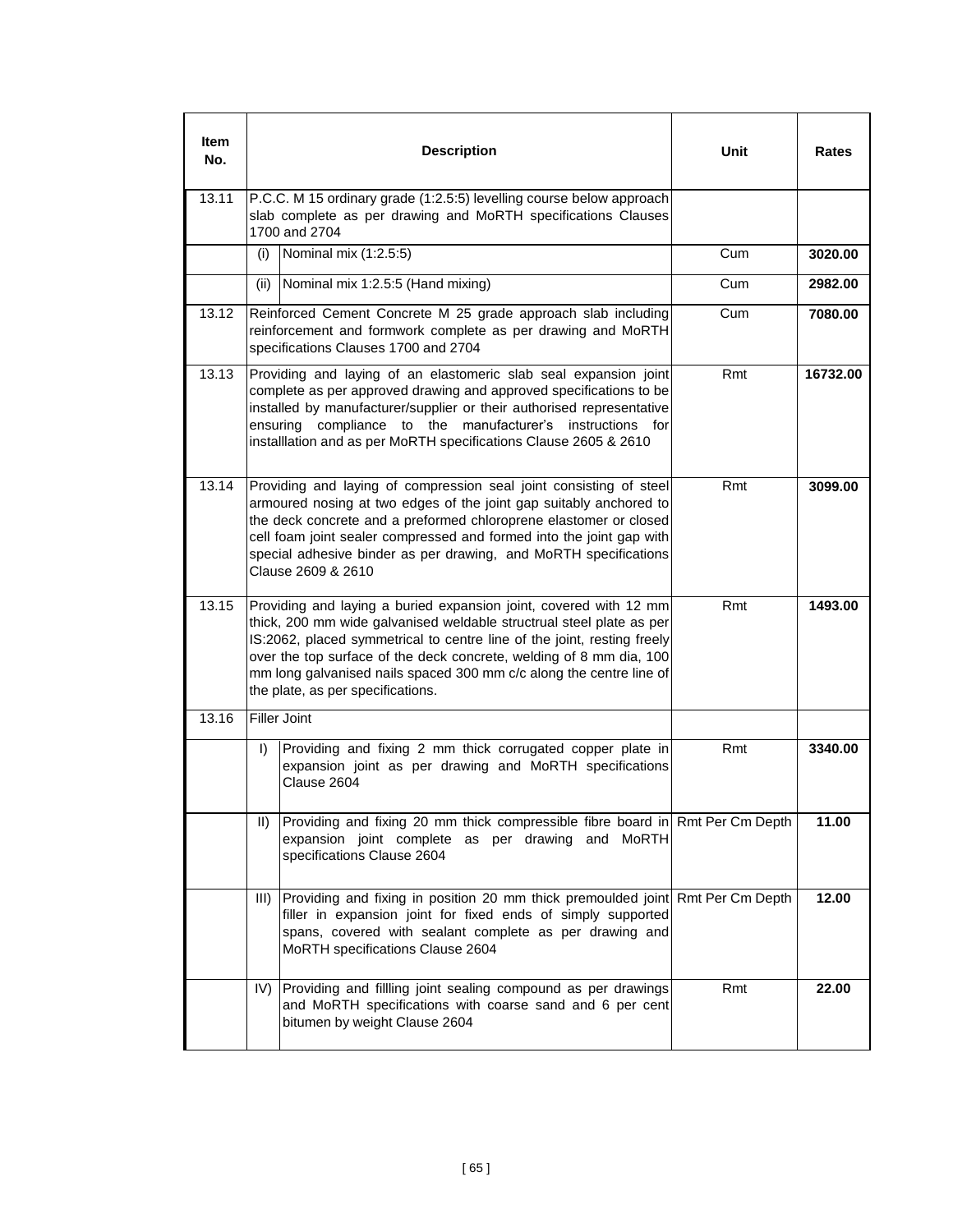| Item No. | Description | | Unit | Rates |
|---|---|---|---|---|
| 13.11 | P.C.C. M 15 ordinary grade (1:2.5:5) levelling course below approach slab complete as per drawing and MoRTH specifications Clauses 1700 and 2704 | | | |
| | (i) | Nominal mix (1:2.5:5) | Cum | **3020.00** |
| | (ii) | Nominal mix 1:2.5:5 (Hand mixing) | Cum | **2982.00** |
| 13.12 | Reinforced Cement Concrete M 25 grade approach slab including reinforcement and formwork complete as per drawing and MoRTH specifications Clauses 1700 and 2704 | | Cum | **7080.00** |
| 13.13 | Providing and laying of an elastomeric slab seal expansion joint complete as per approved drawing and approved specifications to be installed by manufacturer/supplier or their authorised representative ensuring compliance to the manufacturer's instructions for installlation and as per MoRTH specifications Clause 2605 & 2610 | | Rmt | **16732.00** |
| 13.14 | Providing and laying of compression seal joint consisting of steel armoured nosing at two edges of the joint gap suitably anchored to the deck concrete and a preformed chloroprene elastomer or closed cell foam joint sealer compressed and formed into the joint gap with special adhesive binder as per drawing, and MoRTH specifications Clause 2609 & 2610 | | Rmt | **3099.00** |
| 13.15 | Providing and laying a buried expansion joint, covered with 12 mm thick, 200 mm wide galvanised weldable structrual steel plate as per IS:2062, placed symmetrical to centre line of the joint, resting freely over the top surface of the deck concrete, welding of 8 mm dia, 100 mm long galvanised nails spaced 300 mm c/c along the centre line of the plate, as per specifications. | | Rmt | **1493.00** |
| 13.16 | Filler Joint | | | |
| | I) | Providing and fixing 2 mm thick corrugated copper plate in expansion joint as per drawing and MoRTH specifications Clause 2604 | Rmt | **3340.00** |
| | II) | Providing and fixing 20 mm thick compressible fibre board in expansion joint complete as per drawing and MoRTH specifications Clause 2604 | Rmt Per Cm Depth | **11.00** |
| | III) | Providing and fixing in position 20 mm thick premoulded joint filler in expansion joint for fixed ends of simply supported spans, covered with sealant complete as per drawing and MoRTH specifications Clause 2604 | Rmt Per Cm Depth | **12.00** |
| | IV) | Providing and fillling joint sealing compound as per drawings and MoRTH specifications with coarse sand and 6 per cent bitumen by weight Clause 2604 | Rmt | **22.00** |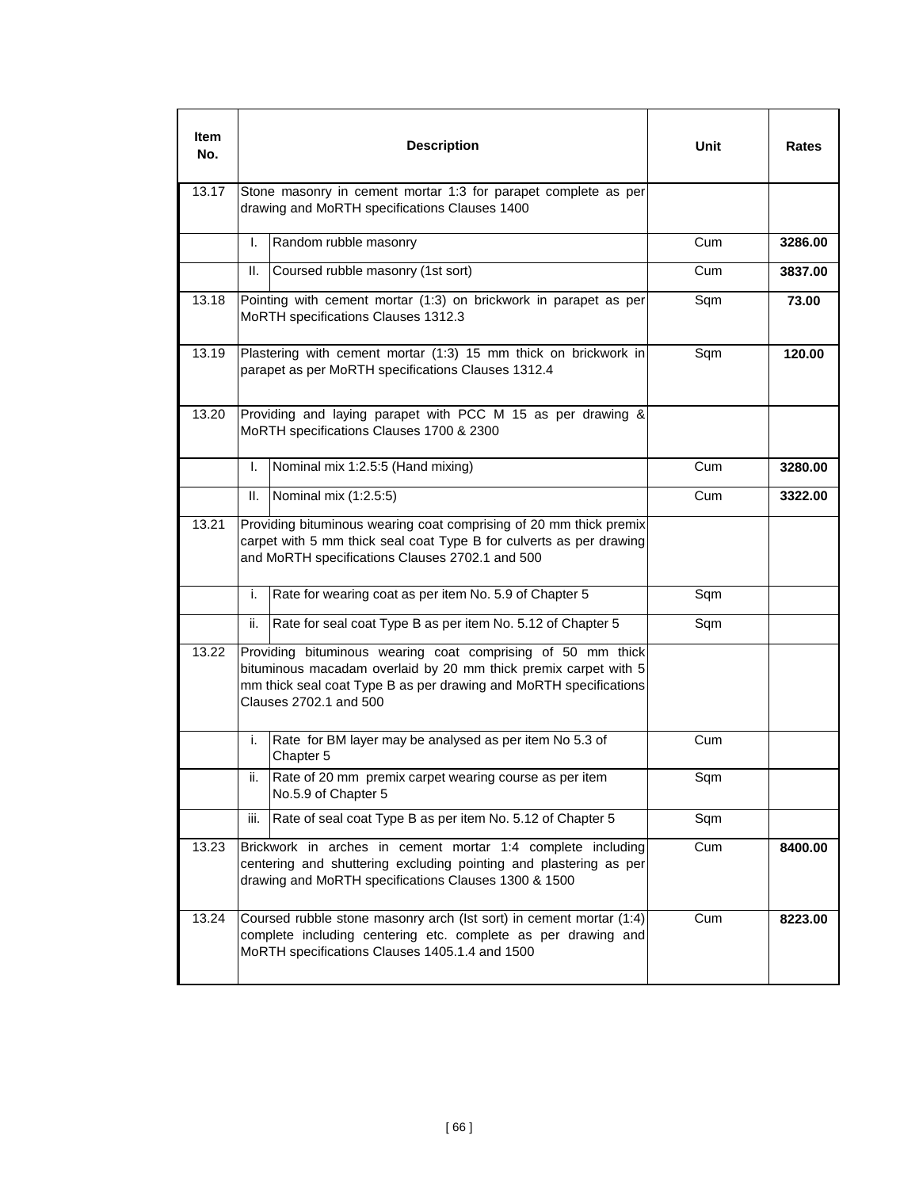| Item No. | | Description | Unit | Rates |
|---|---|---|---|---|
| 13.17 | | Stone masonry in cement mortar 1:3 for parapet complete as per drawing and MoRTH specifications Clauses 1400 | | |
| | I. | Random rubble masonry | Cum | **3286.00** |
| | II. | Coursed rubble masonry (1st sort) | Cum | **3837.00** |
| 13.18 | | Pointing with cement mortar (1:3) on brickwork in parapet as per MoRTH specifications Clauses 1312.3 | Sqm | **73.00** |
| 13.19 | | Plastering with cement mortar (1:3) 15 mm thick on brickwork in parapet as per MoRTH specifications Clauses 1312.4 | Sqm | **120.00** |
| 13.20 | | Providing and laying parapet with PCC M 15 as per drawing & MoRTH specifications Clauses 1700 & 2300 | | |
| | I. | Nominal mix 1:2.5:5 (Hand mixing) | Cum | **3280.00** |
| | II. | Nominal mix (1:2.5:5) | Cum | **3322.00** |
| 13.21 | | Providing bituminous wearing coat comprising of 20 mm thick premix carpet with 5 mm thick seal coat Type B for culverts as per drawing and MoRTH specifications Clauses 2702.1 and 500 | | |
| | i. | Rate for wearing coat as per item No. 5.9 of Chapter 5 | Sqm | |
| | ii. | Rate for seal coat Type B as per item No. 5.12 of Chapter 5 | Sqm | |
| 13.22 | | Providing bituminous wearing coat comprising of 50 mm thick bituminous macadam overlaid by 20 mm thick premix carpet with 5 mm thick seal coat Type B as per drawing and MoRTH specifications Clauses 2702.1 and 500 | | |
| | i. | Rate for BM layer may be analysed as per item No 5.3 of Chapter 5 | Cum | |
| | ii. | Rate of 20 mm premix carpet wearing course as per item No.5.9 of Chapter 5 | Sqm | |
| | iii. | Rate of seal coat Type B as per item No. 5.12 of Chapter 5 | Sqm | |
| 13.23 | | Brickwork in arches in cement mortar 1:4 complete including centering and shuttering excluding pointing and plastering as per drawing and MoRTH specifications Clauses 1300 & 1500 | Cum | **8400.00** |
| 13.24 | | Coursed rubble stone masonry arch (Ist sort) in cement mortar (1:4) complete including centering etc. complete as per drawing and MoRTH specifications Clauses 1405.1.4 and 1500 | Cum | **8223.00** |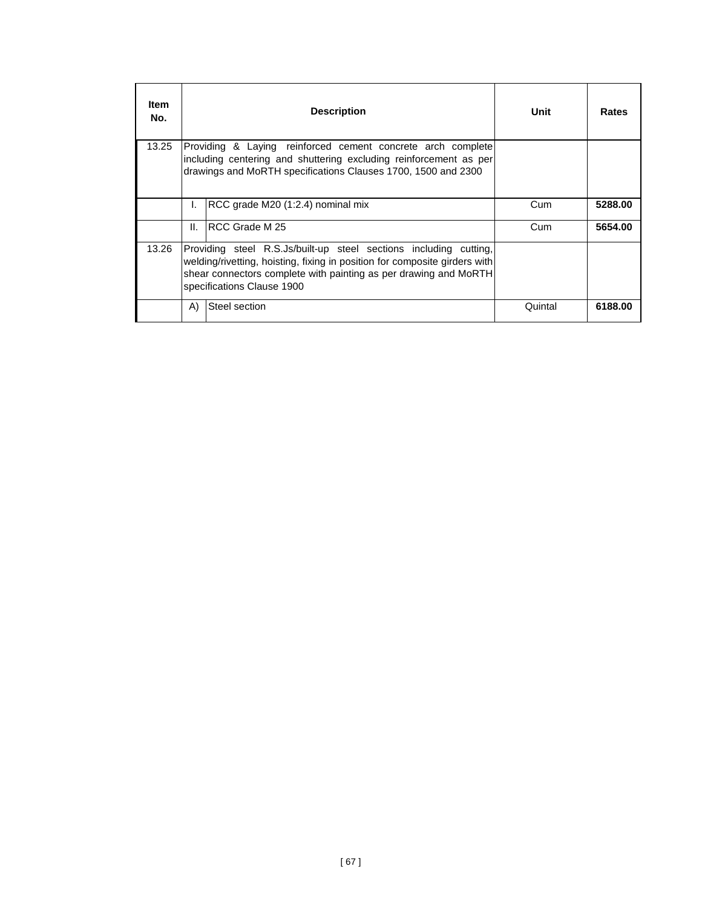| Item No. | | Description | Unit | Rates |
|---|---|---|---|---|
| 13.25 | Providing & Laying reinforced cement concrete arch complete including centering and shuttering excluding reinforcement as per drawings and MoRTH specifications Clauses 1700, 1500 and 2300 | | | |
| | I. | RCC grade M20 (1:2.4) nominal mix | Cum | **5288.00** |
| | II. | RCC Grade M 25 | Cum | **5654.00** |
| 13.26 | Providing steel R.S.Js/built-up steel sections including cutting, welding/rivetting, hoisting, fixing in position for composite girders with shear connectors complete with painting as per drawing and MoRTH specifications Clause 1900 | | | |
| | A) | Steel section | Quintal | **6188.00** |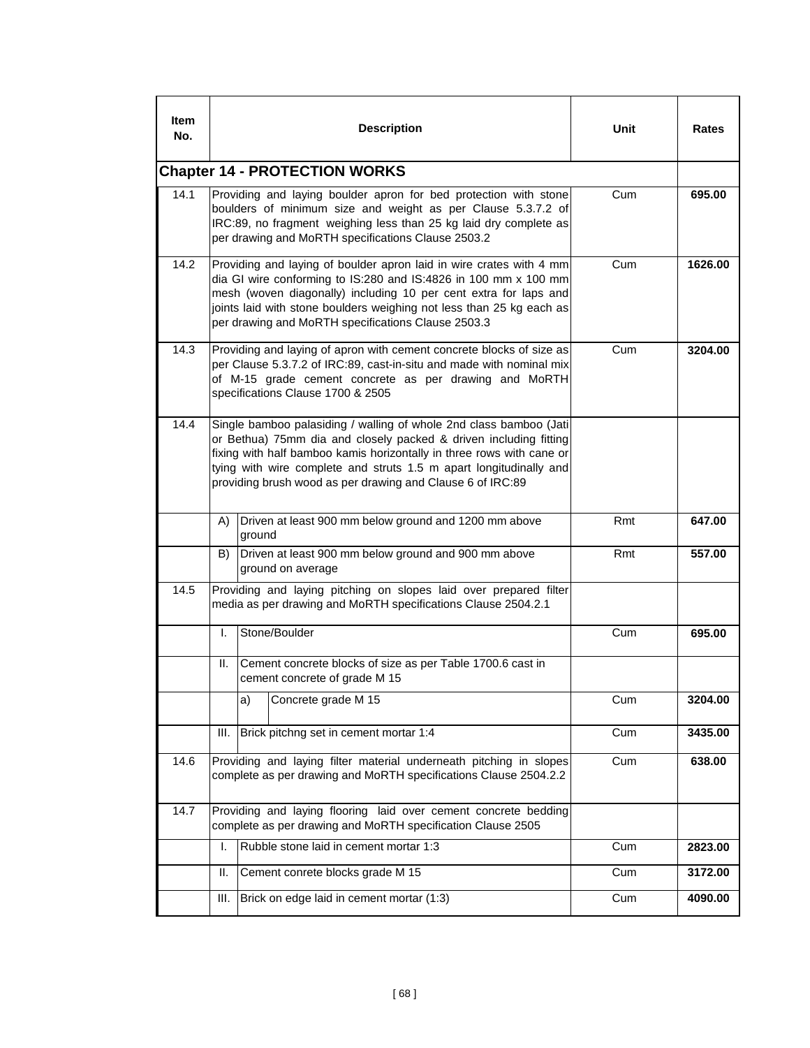| Item No. | Description | Unit | Rates |
|---|---|---|---|
| **Chapter 14 - PROTECTION WORKS** | | | |
| 14.1 | Providing and laying boulder apron for bed protection with stone boulders of minimum size and weight as per Clause 5.3.7.2 of IRC:89, no fragment weighing less than 25 kg laid dry complete as per drawing and MoRTH specifications Clause 2503.2 | Cum | **695.00** |
| 14.2 | Providing and laying of boulder apron laid in wire crates with 4 mm dia GI wire conforming to IS:280 and IS:4826 in 100 mm x 100 mm mesh (woven diagonally) including 10 per cent extra for laps and joints laid with stone boulders weighing not less than 25 kg each as per drawing and MoRTH specifications Clause 2503.3 | Cum | **1626.00** |
| 14.3 | Providing and laying of apron with cement concrete blocks of size as per Clause 5.3.7.2 of IRC:89, cast-in-situ and made with nominal mix of M-15 grade cement concrete as per drawing and MoRTH specifications Clause 1700 & 2505 | Cum | **3204.00** |
| 14.4 | Single bamboo palasiding / walling of whole 2nd class bamboo (Jati or Bethua) 75mm dia and closely packed & driven including fitting fixing with half bamboo kamis horizontally in three rows with cane or tying with wire complete and struts 1.5 m apart longitudinally and providing brush wood as per drawing and Clause 6 of IRC:89 | | |
| | A) Driven at least 900 mm below ground and 1200 mm above ground | Rmt | **647.00** |
| | B) Driven at least 900 mm below ground and 900 mm above ground on average | Rmt | **557.00** |
| 14.5 | Providing and laying pitching on slopes laid over prepared filter media as per drawing and MoRTH specifications Clause 2504.2.1 | | |
| | I. Stone/Boulder | Cum | **695.00** |
| | II. Cement concrete blocks of size as per Table 1700.6 cast in cement concrete of grade M 15 | | |
| | a) Concrete grade M 15 | Cum | **3204.00** |
| | III. Brick pitchng set in cement mortar 1:4 | Cum | **3435.00** |
| 14.6 | Providing and laying filter material underneath pitching in slopes complete as per drawing and MoRTH specifications Clause 2504.2.2 | Cum | **638.00** |
| 14.7 | Providing and laying flooring laid over cement concrete bedding complete as per drawing and MoRTH specification Clause 2505 | | |
| | I. Rubble stone laid in cement mortar 1:3 | Cum | **2823.00** |
| | II. Cement conrete blocks grade M 15 | Cum | **3172.00** |
| | III. Brick on edge laid in cement mortar (1:3) | Cum | **4090.00** |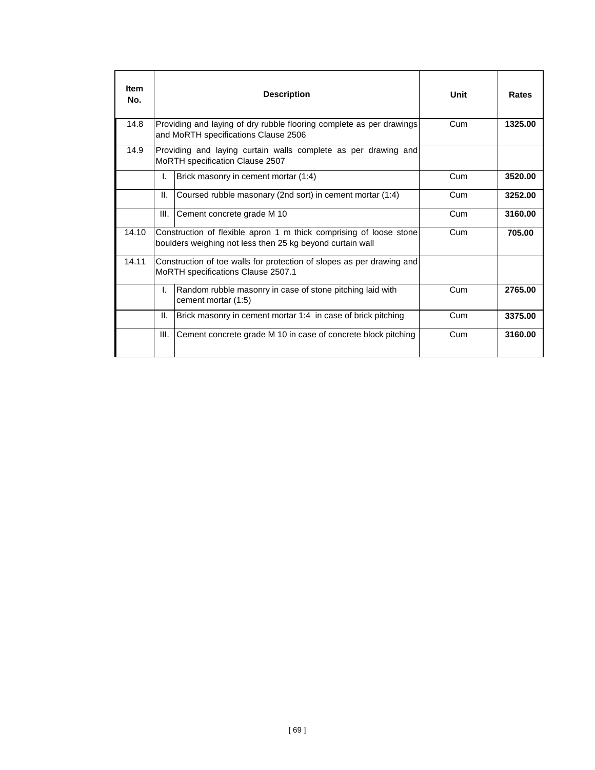| Item No. | | Description | Unit | Rates |
|---|---|---|---|---|
| 14.8 | | Providing and laying of dry rubble flooring complete as per drawings and MoRTH specifications Clause 2506 | Cum | **1325.00** |
| 14.9 | | Providing and laying curtain walls complete as per drawing and MoRTH specification Clause 2507 | | |
| | I. | Brick masonry in cement mortar (1:4) | Cum | **3520.00** |
| | II. | Coursed rubble masonary (2nd sort) in cement mortar (1:4) | Cum | **3252.00** |
| | III. | Cement concrete grade M 10 | Cum | **3160.00** |
| 14.10 | | Construction of flexible apron 1 m thick comprising of loose stone boulders weighing not less then 25 kg beyond curtain wall | Cum | **705.00** |
| 14.11 | | Construction of toe walls for protection of slopes as per drawing and MoRTH specifications Clause 2507.1 | | |
| | I. | Random rubble masonry in case of stone pitching laid with cement mortar (1:5) | Cum | **2765.00** |
| | II. | Brick masonry in cement mortar 1:4 in case of brick pitching | Cum | **3375.00** |
| | III. | Cement concrete grade M 10 in case of concrete block pitching | Cum | **3160.00** |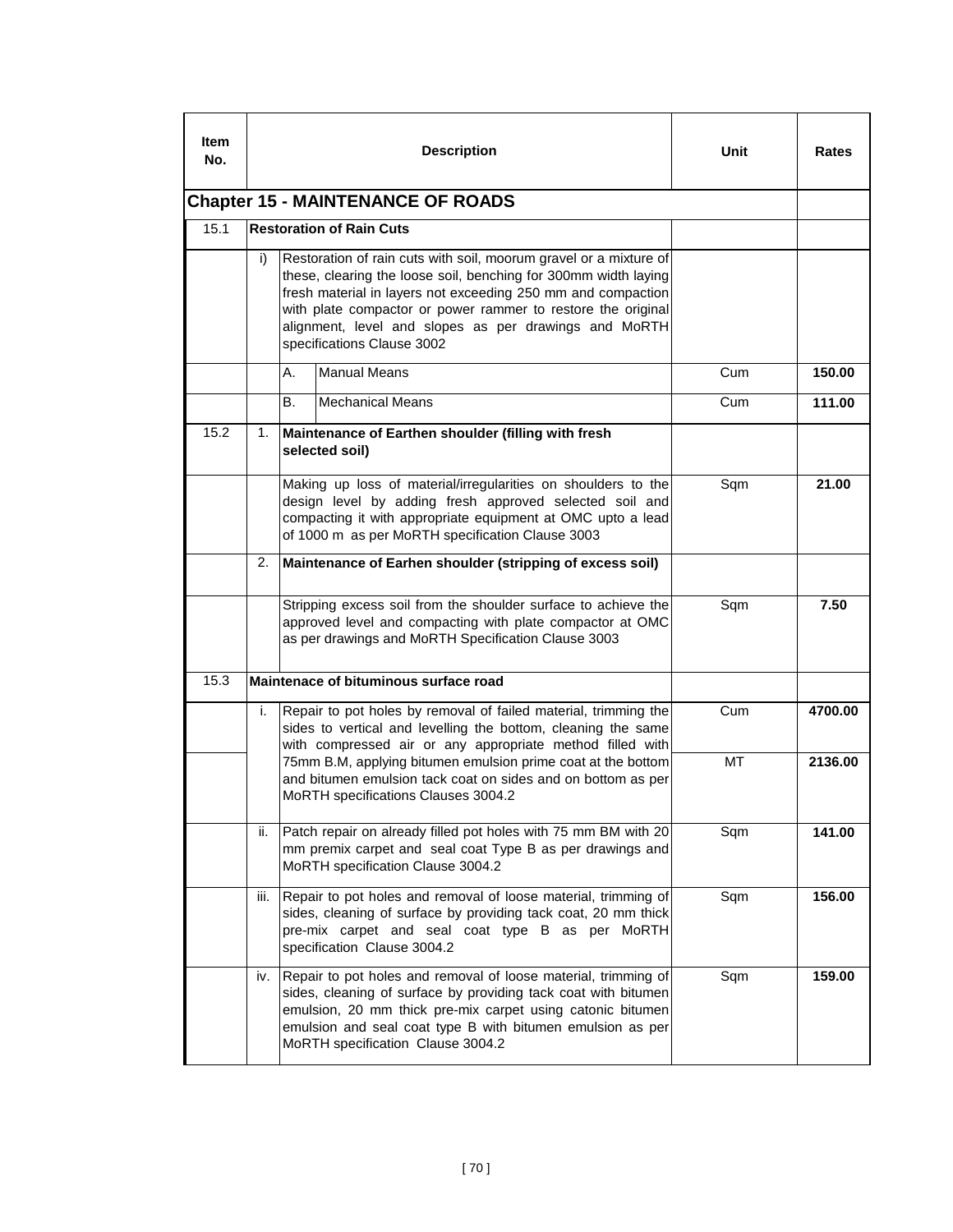| Item No. | | | Description | Unit | Rates |
|---|---|---|---|---|---|
| **Chapter 15 - MAINTENANCE OF ROADS** | | | | | |
| 15.1 | **Restoration of Rain Cuts** | | | | |
| | i) | Restoration of rain cuts with soil, moorum gravel or a mixture of these, clearing the loose soil, benching for 300mm width laying fresh material in layers not exceeding 250 mm and compaction with plate compactor or power rammer to restore the original alignment, level and slopes as per drawings and MoRTH specifications Clause 3002 | | | |
| | | A. | Manual Means | Cum | **150.00** |
| | | B. | Mechanical Means | Cum | **111.00** |
| 15.2 | 1. | **Maintenance of Earthen shoulder (filling with fresh selected soil)** | | | |
| | | Making up loss of material/irregularities on shoulders to the design level by adding fresh approved selected soil and compacting it with appropriate equipment at OMC upto a lead of 1000 m as per MoRTH specification Clause 3003 | | Sqm | **21.00** |
| | 2. | **Maintenance of Earhen shoulder (stripping of excess soil)** | | | |
| | | Stripping excess soil from the shoulder surface to achieve the approved level and compacting with plate compactor at OMC as per drawings and MoRTH Specification Clause 3003 | | Sqm | **7.50** |
| 15.3 | **Maintenace of bituminous surface road** | | | | |
| | i. | Repair to pot holes by removal of failed material, trimming the sides to vertical and levelling the bottom, cleaning the same with compressed air or any appropriate method filled with 75mm B.M, applying bitumen emulsion prime coat at the bottom and bitumen emulsion tack coat on sides and on bottom as per MoRTH specifications Clauses 3004.2 | | Cum | **4700.00** |
| | | | | MT | **2136.00** |
| | ii. | Patch repair on already filled pot holes with 75 mm BM with 20 mm premix carpet and seal coat Type B as per drawings and MoRTH specification Clause 3004.2 | | Sqm | **141.00** |
| | iii. | Repair to pot holes and removal of loose material, trimming of sides, cleaning of surface by providing tack coat, 20 mm thick pre-mix carpet and seal coat type B as per MoRTH specification Clause 3004.2 | | Sqm | **156.00** |
| | iv. | Repair to pot holes and removal of loose material, trimming of sides, cleaning of surface by providing tack coat with bitumen emulsion, 20 mm thick pre-mix carpet using catonic bitumen emulsion and seal coat type B with bitumen emulsion as per MoRTH specification Clause 3004.2 | | Sqm | **159.00** |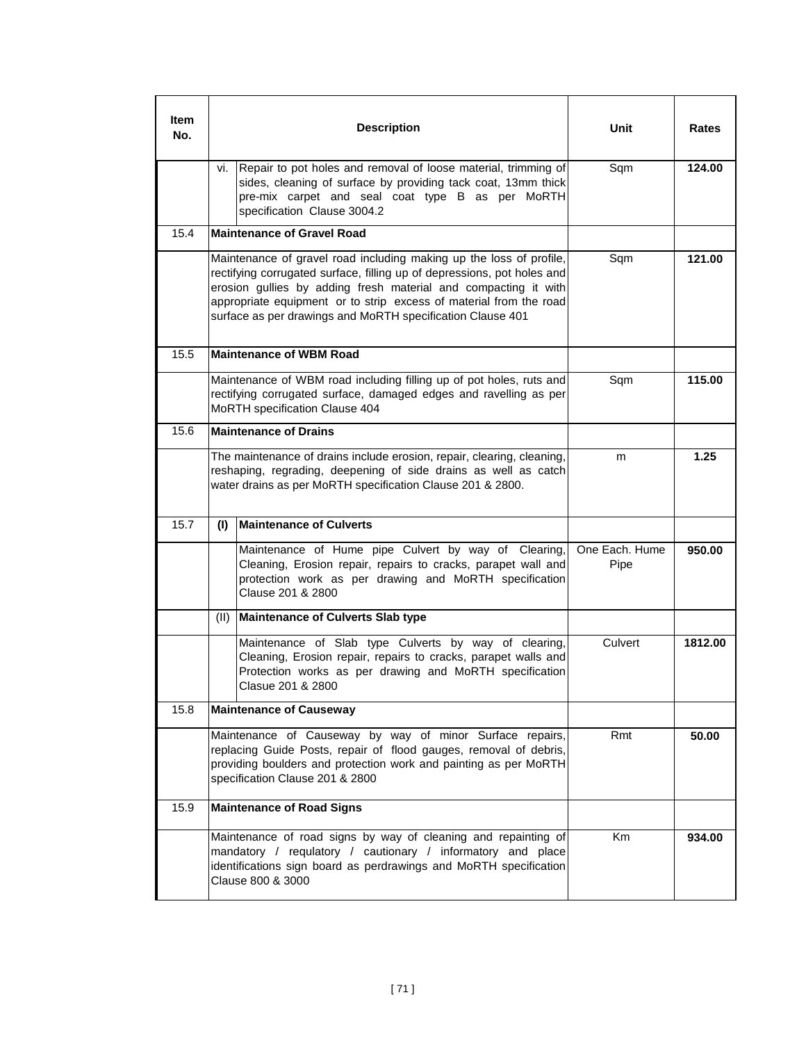| Item No. | Description | Unit | Rates |
|---|---|---|---|
| | vi. Repair to pot holes and removal of loose material, trimming of sides, cleaning of surface by providing tack coat, 13mm thick pre-mix carpet and seal coat type B as per MoRTH specification Clause 3004.2 | Sqm | **124.00** |
| 15.4 | **Maintenance of Gravel Road** | | |
| | Maintenance of gravel road including making up the loss of profile, rectifying corrugated surface, filling up of depressions, pot holes and erosion gullies by adding fresh material and compacting it with appropriate equipment or to strip excess of material from the road surface as per drawings and MoRTH specification Clause 401 | Sqm | **121.00** |
| 15.5 | **Maintenance of WBM Road** | | |
| | Maintenance of WBM road including filling up of pot holes, ruts and rectifying corrugated surface, damaged edges and ravelling as per MoRTH specification Clause 404 | Sqm | **115.00** |
| 15.6 | **Maintenance of Drains** | | |
| | The maintenance of drains include erosion, repair, clearing, cleaning, reshaping, regrading, deepening of side drains as well as catch water drains as per MoRTH specification Clause 201 & 2800. | m | **1.25** |
| 15.7 | **(I) Maintenance of Culverts** | | |
| | Maintenance of Hume pipe Culvert by way of Clearing, Cleaning, Erosion repair, repairs to cracks, parapet wall and protection work as per drawing and MoRTH specification Clause 201 & 2800 | One Each. Hume Pipe | **950.00** |
| | (II) **Maintenance of Culverts Slab type** | | |
| | Maintenance of Slab type Culverts by way of clearing, Cleaning, Erosion repair, repairs to cracks, parapet walls and Protection works as per drawing and MoRTH specification Clasue 201 & 2800 | Culvert | **1812.00** |
| 15.8 | **Maintenance of Causeway** | | |
| | Maintenance of Causeway by way of minor Surface repairs, replacing Guide Posts, repair of flood gauges, removal of debris, providing boulders and protection work and painting as per MoRTH specification Clause 201 & 2800 | Rmt | **50.00** |
| 15.9 | **Maintenance of Road Signs** | | |
| | Maintenance of road signs by way of cleaning and repainting of mandatory / requlatory / cautionary / informatory and place identifications sign board as perdrawings and MoRTH specification Clause 800 & 3000 | Km | **934.00** |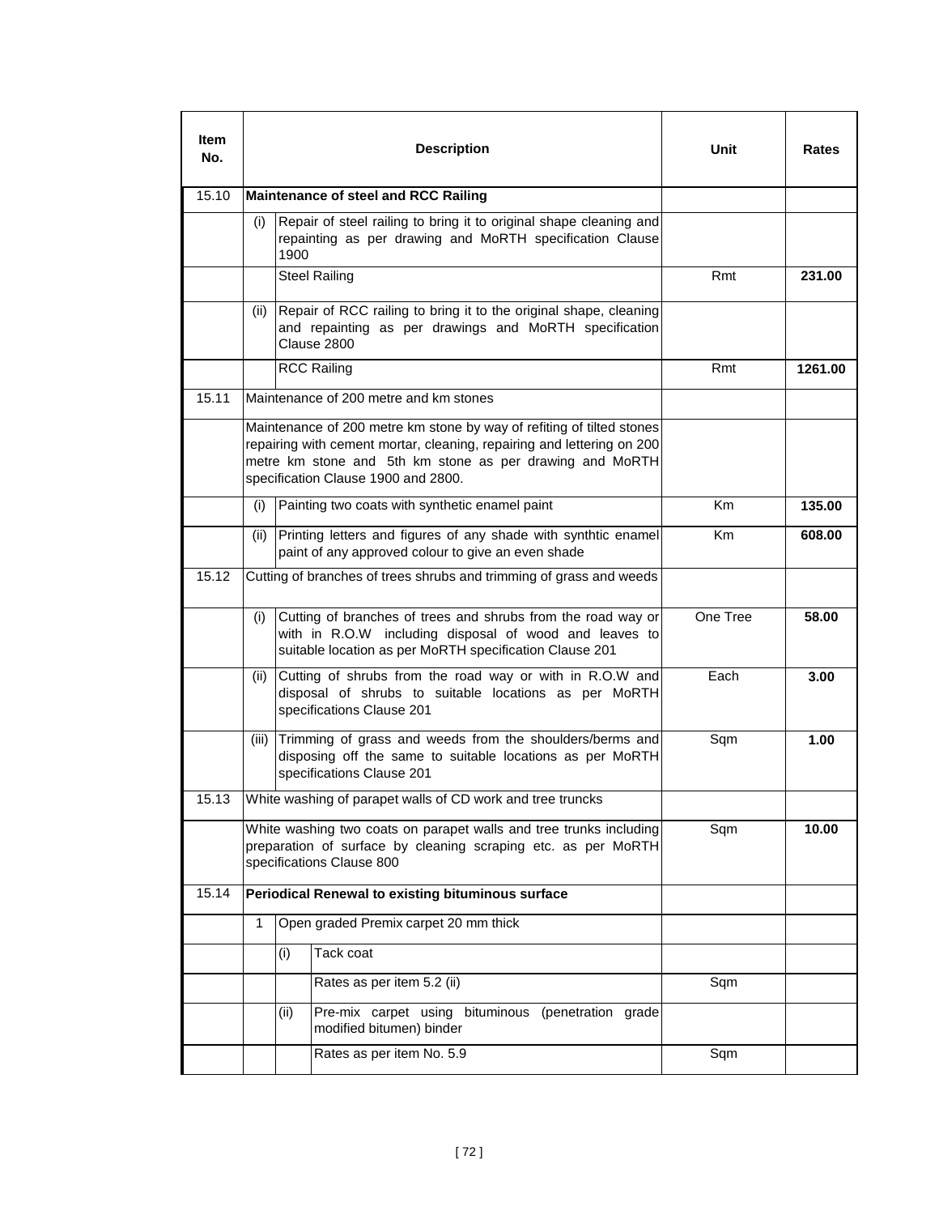| Item No. | Description | | | Unit | Rates |
|---|---|---|---|---|---|
| 15.10 | **Maintenance of steel and RCC Railing** | | | | |
| | (i) | Repair of steel railing to bring it to original shape cleaning and repainting as per drawing and MoRTH specification Clause 1900 | | | |
| | | Steel Railing | | Rmt | **231.00** |
| | (ii) | Repair of RCC railing to bring it to the original shape, cleaning and repainting as per drawings and MoRTH specification Clause 2800 | | | |
| | | RCC Railing | | Rmt | **1261.00** |
| 15.11 | Maintenance of 200 metre and km stones | | | | |
| | Maintenance of 200 metre km stone by way of refiting of tilted stones repairing with cement mortar, cleaning, repairing and lettering on 200 metre km stone and 5th km stone as per drawing and MoRTH specification Clause 1900 and 2800. | | | | |
| | (i) | Painting two coats with synthetic enamel paint | | Km | **135.00** |
| | (ii) | Printing letters and figures of any shade with synthtic enamel paint of any approved colour to give an even shade | | Km | **608.00** |
| 15.12 | Cutting of branches of trees shrubs and trimming of grass and weeds | | | | |
| | (i) | Cutting of branches of trees and shrubs from the road way or with in R.O.W including disposal of wood and leaves to suitable location as per MoRTH specification Clause 201 | | One Tree | **58.00** |
| | (ii) | Cutting of shrubs from the road way or with in R.O.W and disposal of shrubs to suitable locations as per MoRTH specifications Clause 201 | | Each | **3.00** |
| | (iii) | Trimming of grass and weeds from the shoulders/berms and disposing off the same to suitable locations as per MoRTH specifications Clause 201 | | Sqm | **1.00** |
| 15.13 | White washing of parapet walls of CD work and tree truncks | | | | |
| | White washing two coats on parapet walls and tree trunks including preparation of surface by cleaning scraping etc. as per MoRTH specifications Clause 800 | | | Sqm | **10.00** |
| 15.14 | **Periodical Renewal to existing bituminous surface** | | | | |
| | 1 | Open graded Premix carpet 20 mm thick | | | |
| | | (i) | Tack coat | | |
| | | | Rates as per item 5.2 (ii) | Sqm | |
| | | (ii) | Pre-mix carpet using bituminous (penetration grade modified bitumen) binder | | |
| | | | Rates as per item No. 5.9 | Sqm | |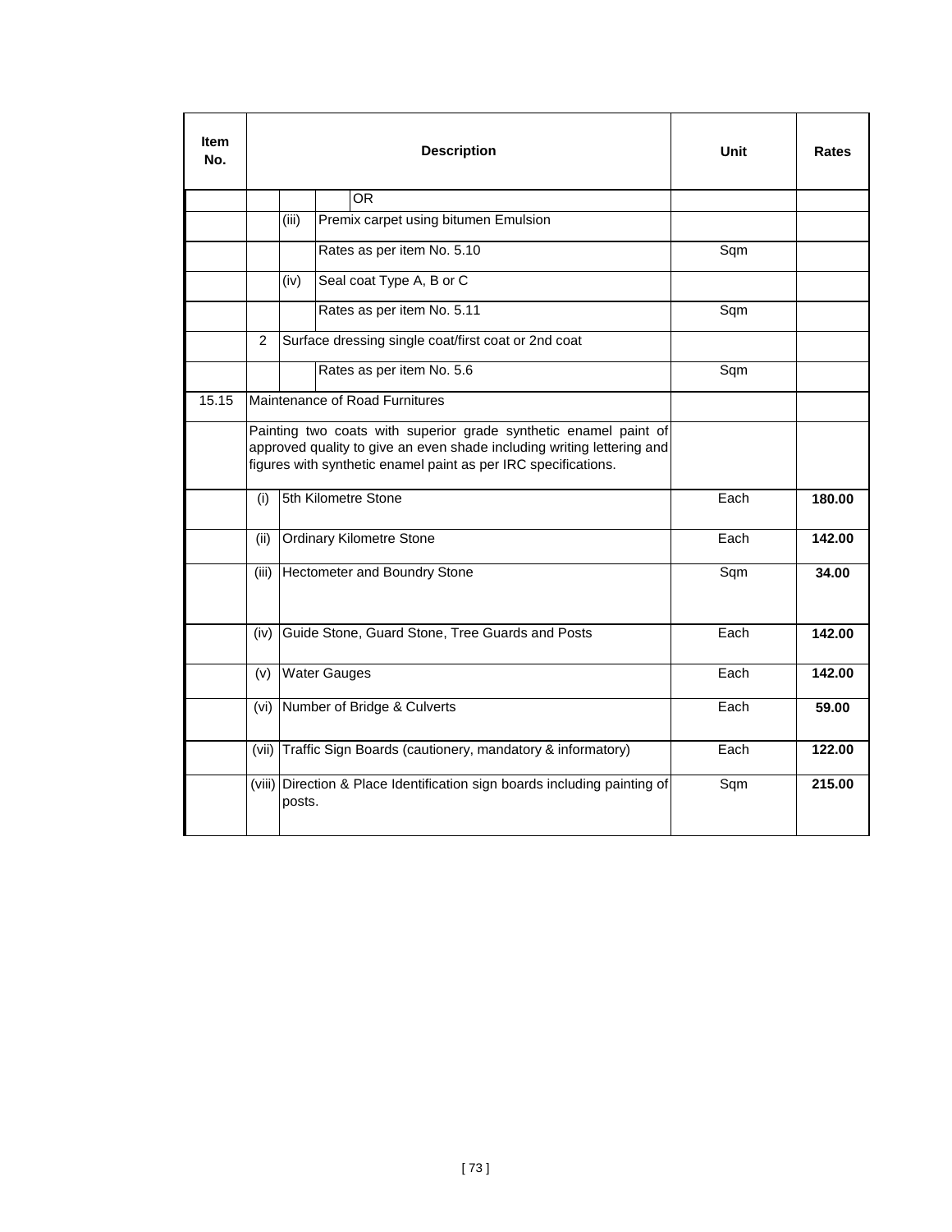| Item No. | Description | Unit | Rates |
|---|---|---|---|
| | OR | | |
| | (iii) Premix carpet using bitumen Emulsion | | |
| | Rates as per item No. 5.10 | Sqm | |
| | (iv) Seal coat Type A, B or C | | |
| | Rates as per item No. 5.11 | Sqm | |
| | 2 Surface dressing single coat/first coat or 2nd coat | | |
| | Rates as per item No. 5.6 | Sqm | |
| 15.15 | Maintenance of Road Furnitures | | |
| | Painting two coats with superior grade synthetic enamel paint of approved quality to give an even shade including writing lettering and figures with synthetic enamel paint as per IRC specifications. | | |
| | (i) 5th Kilometre Stone | Each | **180.00** |
| | (ii) Ordinary Kilometre Stone | Each | **142.00** |
| | (iii) Hectometer and Boundry Stone | Sqm | **34.00** |
| | (iv) Guide Stone, Guard Stone, Tree Guards and Posts | Each | **142.00** |
| | (v) Water Gauges | Each | **142.00** |
| | (vi) Number of Bridge & Culverts | Each | **59.00** |
| | (vii) Traffic Sign Boards (cautionery, mandatory & informatory) | Each | **122.00** |
| | (viii) Direction & Place Identification sign boards including painting of posts. | Sqm | **215.00** |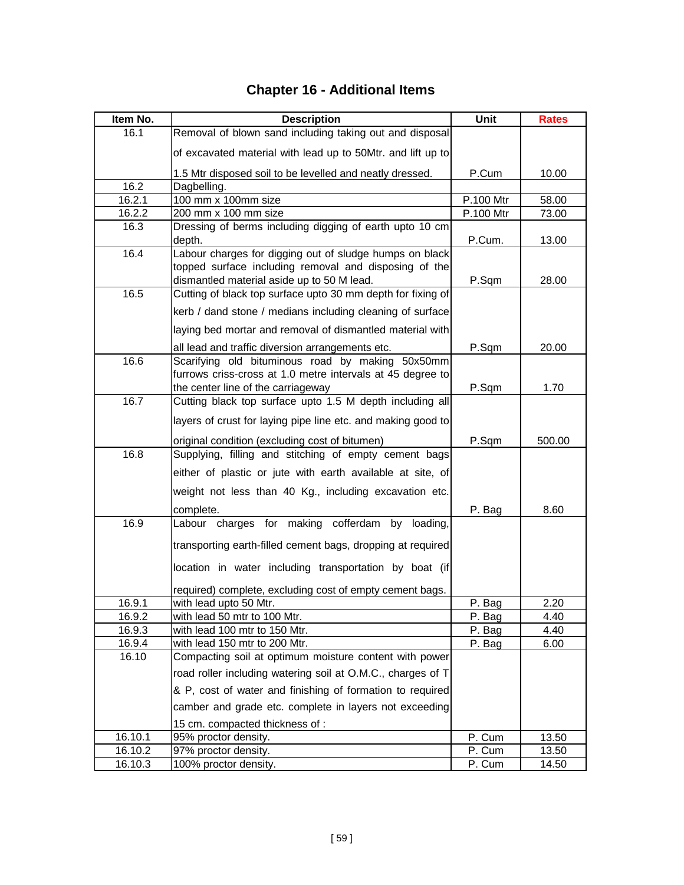# Chapter 16 - Additional Items

| Item No. | Description | Unit | Rates |
|---|---|---|---|
| 16.1 | Removal of blown sand including taking out and disposal of excavated material with lead up to 50Mtr. and lift up to 1.5 Mtr disposed soil to be levelled and neatly dressed. | P.Cum | 10.00 |
| 16.2 | Dagbelling. | | |
| 16.2.1 | 100 mm x 100mm size | P.100 Mtr | 58.00 |
| 16.2.2 | 200 mm x 100 mm size | P.100 Mtr | 73.00 |
| 16.3 | Dressing of berms including digging of earth upto 10 cm depth. | P.Cum. | 13.00 |
| 16.4 | Labour charges for digging out of sludge humps on black topped surface including removal and disposing of the dismantled material aside up to 50 M lead. | P.Sqm | 28.00 |
| 16.5 | Cutting of black top surface upto 30 mm depth for fixing of kerb / dand stone / medians including cleaning of surface laying bed mortar and removal of dismantled material with all lead and traffic diversion arrangements etc. | P.Sqm | 20.00 |
| 16.6 | Scarifying old bituminous road by making 50x50mm furrows criss-cross at 1.0 metre intervals at 45 degree to the center line of the carriageway | P.Sqm | 1.70 |
| 16.7 | Cutting black top surface upto 1.5 M depth including all layers of crust for laying pipe line etc. and making good to original condition (excluding cost of bitumen) | P.Sqm | 500.00 |
| 16.8 | Supplying, filling and stitching of empty cement bags either of plastic or jute with earth available at site, of weight not less than 40 Kg., including excavation etc. complete. | P. Bag | 8.60 |
| 16.9 | Labour charges for making cofferdam by loading, transporting earth-filled cement bags, dropping at required location in water including transportation by boat (if required) complete, excluding cost of empty cement bags. | | |
| 16.9.1 | with lead upto 50 Mtr. | P. Bag | 2.20 |
| 16.9.2 | with lead 50 mtr to 100 Mtr. | P. Bag | 4.40 |
| 16.9.3 | with lead 100 mtr to 150 Mtr. | P. Bag | 4.40 |
| 16.9.4 | with lead 150 mtr to 200 Mtr. | P. Bag | 6.00 |
| 16.10 | Compacting soil at optimum moisture content with power road roller including watering soil at O.M.C., charges of T & P, cost of water and finishing of formation to required camber and grade etc. complete in layers not exceeding 15 cm. compacted thickness of : | | |
| 16.10.1 | 95% proctor density. | P. Cum | 13.50 |
| 16.10.2 | 97% proctor density. | P. Cum | 13.50 |
| 16.10.3 | 100% proctor density. | P. Cum | 14.50 |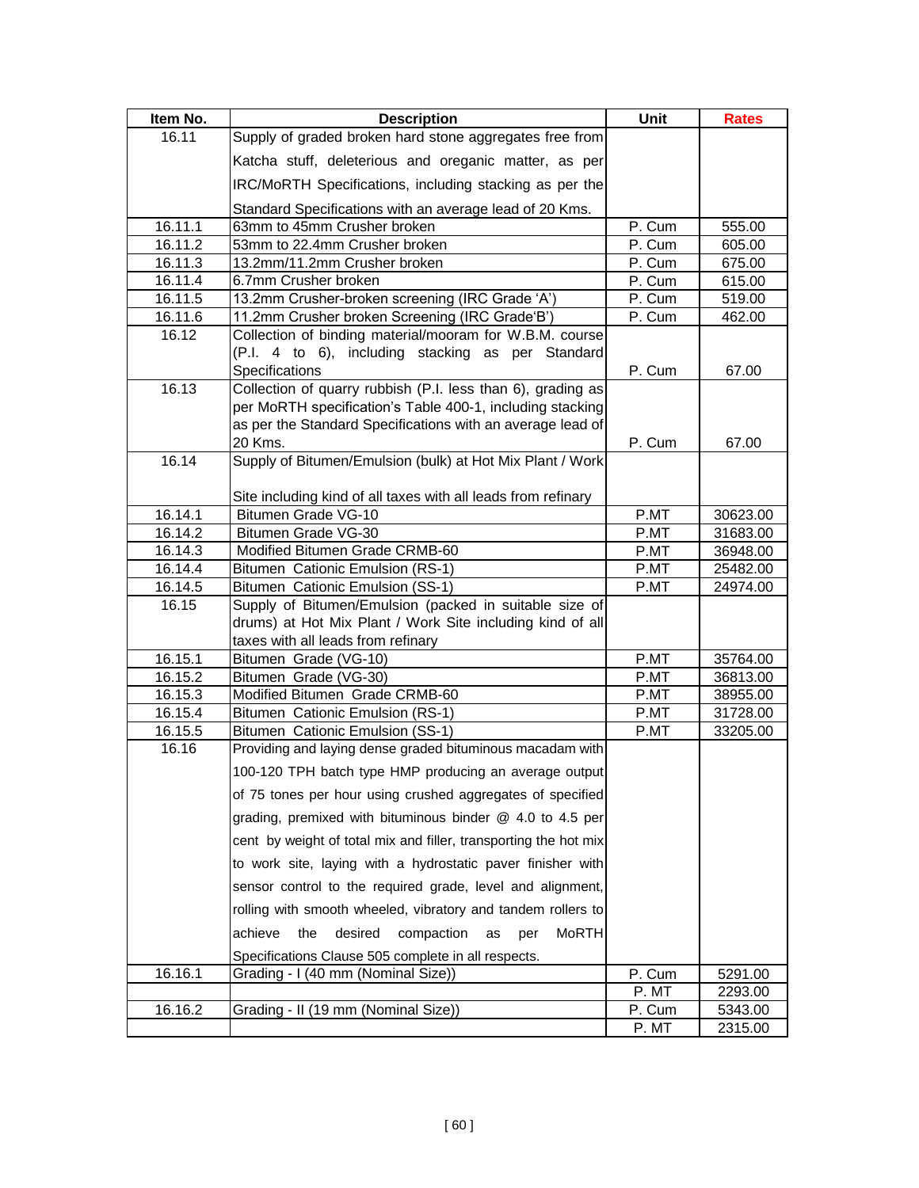| Item No. | Description | Unit | Rates |
|---|---|---|---|
| 16.11 | Supply of graded broken hard stone aggregates free from Katcha stuff, deleterious and oreganic matter, as per IRC/MoRTH Specifications, including stacking as per the Standard Specifications with an average lead of 20 Kms. | | |
| 16.11.1 | 63mm to 45mm Crusher broken | P. Cum | 555.00 |
| 16.11.2 | 53mm to 22.4mm Crusher broken | P. Cum | 605.00 |
| 16.11.3 | 13.2mm/11.2mm Crusher broken | P. Cum | 675.00 |
| 16.11.4 | 6.7mm Crusher broken | P. Cum | 615.00 |
| 16.11.5 | 13.2mm Crusher-broken screening (IRC Grade 'A') | P. Cum | 519.00 |
| 16.11.6 | 11.2mm Crusher broken Screening (IRC Grade'B') | P. Cum | 462.00 |
| 16.12 | Collection of binding material/mooram for W.B.M. course (P.I. 4 to 6), including stacking as per Standard Specifications | P. Cum | 67.00 |
| 16.13 | Collection of quarry rubbish (P.I. less than 6), grading as per MoRTH specification's Table 400-1, including stacking as per the Standard Specifications with an average lead of 20 Kms. | P. Cum | 67.00 |
| 16.14 | Supply of Bitumen/Emulsion (bulk) at Hot Mix Plant / Work Site including kind of all taxes with all leads from refinary | | |
| 16.14.1 | Bitumen Grade VG-10 | P.MT | 30623.00 |
| 16.14.2 | Bitumen Grade VG-30 | P.MT | 31683.00 |
| 16.14.3 | Modified Bitumen Grade CRMB-60 | P.MT | 36948.00 |
| 16.14.4 | Bitumen Cationic Emulsion (RS-1) | P.MT | 25482.00 |
| 16.14.5 | Bitumen Cationic Emulsion (SS-1) | P.MT | 24974.00 |
| 16.15 | Supply of Bitumen/Emulsion (packed in suitable size of drums) at Hot Mix Plant / Work Site including kind of all taxes with all leads from refinary | | |
| 16.15.1 | Bitumen Grade (VG-10) | P.MT | 35764.00 |
| 16.15.2 | Bitumen Grade (VG-30) | P.MT | 36813.00 |
| 16.15.3 | Modified Bitumen Grade CRMB-60 | P.MT | 38955.00 |
| 16.15.4 | Bitumen Cationic Emulsion (RS-1) | P.MT | 31728.00 |
| 16.15.5 | Bitumen Cationic Emulsion (SS-1) | P.MT | 33205.00 |
| 16.16 | Providing and laying dense graded bituminous macadam with 100-120 TPH batch type HMP producing an average output of 75 tones per hour using crushed aggregates of specified grading, premixed with bituminous binder @ 4.0 to 4.5 per cent by weight of total mix and filler, transporting the hot mix to work site, laying with a hydrostatic paver finisher with sensor control to the required grade, level and alignment, rolling with smooth wheeled, vibratory and tandem rollers to achieve the desired compaction as per MoRTH Specifications Clause 505 complete in all respects. | | |
| 16.16.1 | Grading - I (40 mm (Nominal Size)) | P. Cum | 5291.00 |
| | | P. MT | 2293.00 |
| 16.16.2 | Grading - II (19 mm (Nominal Size)) | P. Cum | 5343.00 |
| | | P. MT | 2315.00 |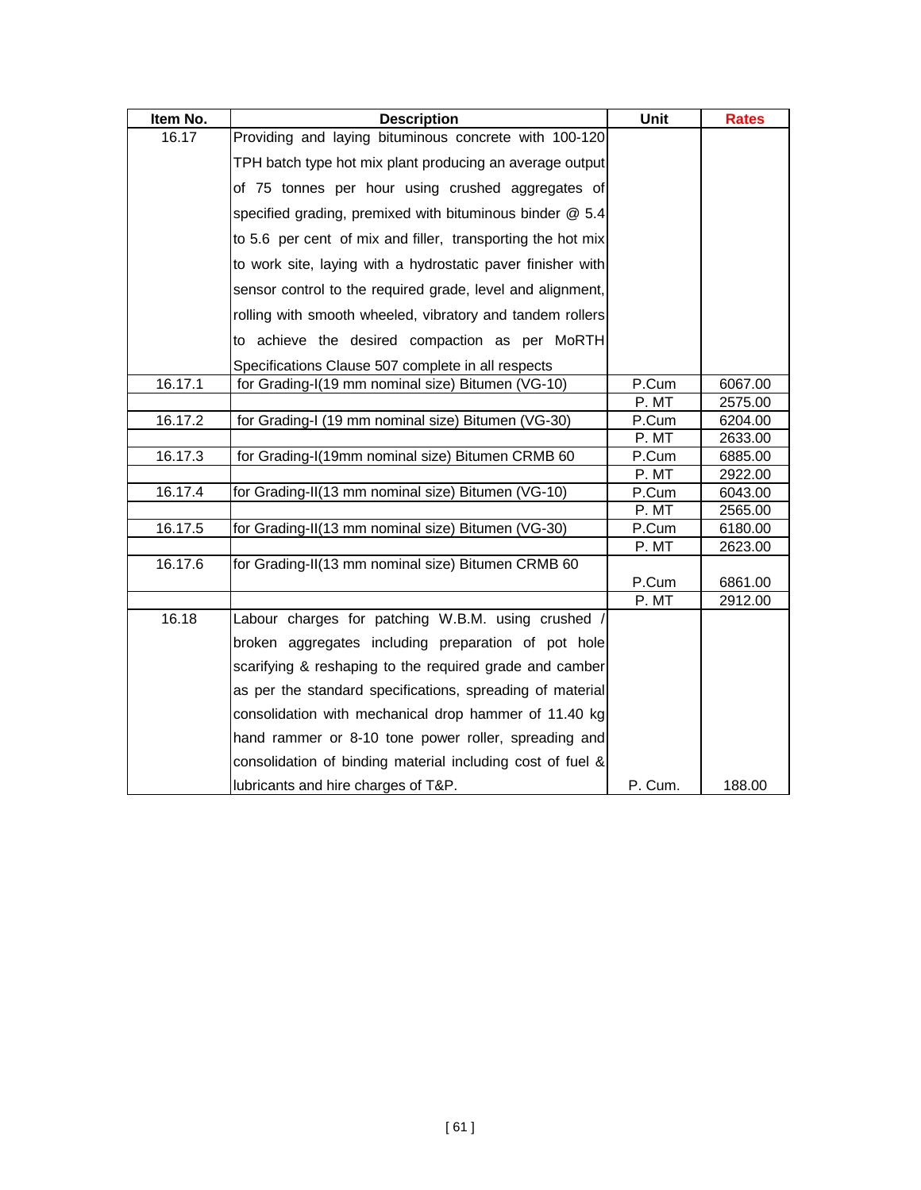| Item No. | Description | Unit | Rates |
|---|---|---|---|
| 16.17 | Providing and laying bituminous concrete with 100-120 TPH batch type hot mix plant producing an average output of 75 tonnes per hour using crushed aggregates of specified grading, premixed with bituminous binder @ 5.4 to 5.6 per cent of mix and filler, transporting the hot mix to work site, laying with a hydrostatic paver finisher with sensor control to the required grade, level and alignment, rolling with smooth wheeled, vibratory and tandem rollers to achieve the desired compaction as per MoRTH Specifications Clause 507 complete in all respects | | |
| 16.17.1 | for Grading-I(19 mm nominal size) Bitumen (VG-10) | P.Cum | 6067.00 |
| | | P. MT | 2575.00 |
| 16.17.2 | for Grading-I (19 mm nominal size) Bitumen (VG-30) | P.Cum | 6204.00 |
| | | P. MT | 2633.00 |
| 16.17.3 | for Grading-I(19mm nominal size) Bitumen CRMB 60 | P.Cum | 6885.00 |
| | | P. MT | 2922.00 |
| 16.17.4 | for Grading-II(13 mm nominal size) Bitumen (VG-10) | P.Cum | 6043.00 |
| | | P. MT | 2565.00 |
| 16.17.5 | for Grading-II(13 mm nominal size) Bitumen (VG-30) | P.Cum | 6180.00 |
| | | P. MT | 2623.00 |
| 16.17.6 | for Grading-II(13 mm nominal size) Bitumen CRMB 60 | P.Cum | 6861.00 |
| | | P. MT | 2912.00 |
| 16.18 | Labour charges for patching W.B.M. using crushed / broken aggregates including preparation of pot hole scarifying & reshaping to the required grade and camber as per the standard specifications, spreading of material consolidation with mechanical drop hammer of 11.40 kg hand rammer or 8-10 tone power roller, spreading and consolidation of binding material including cost of fuel & lubricants and hire charges of T&P. | P. Cum. | 188.00 |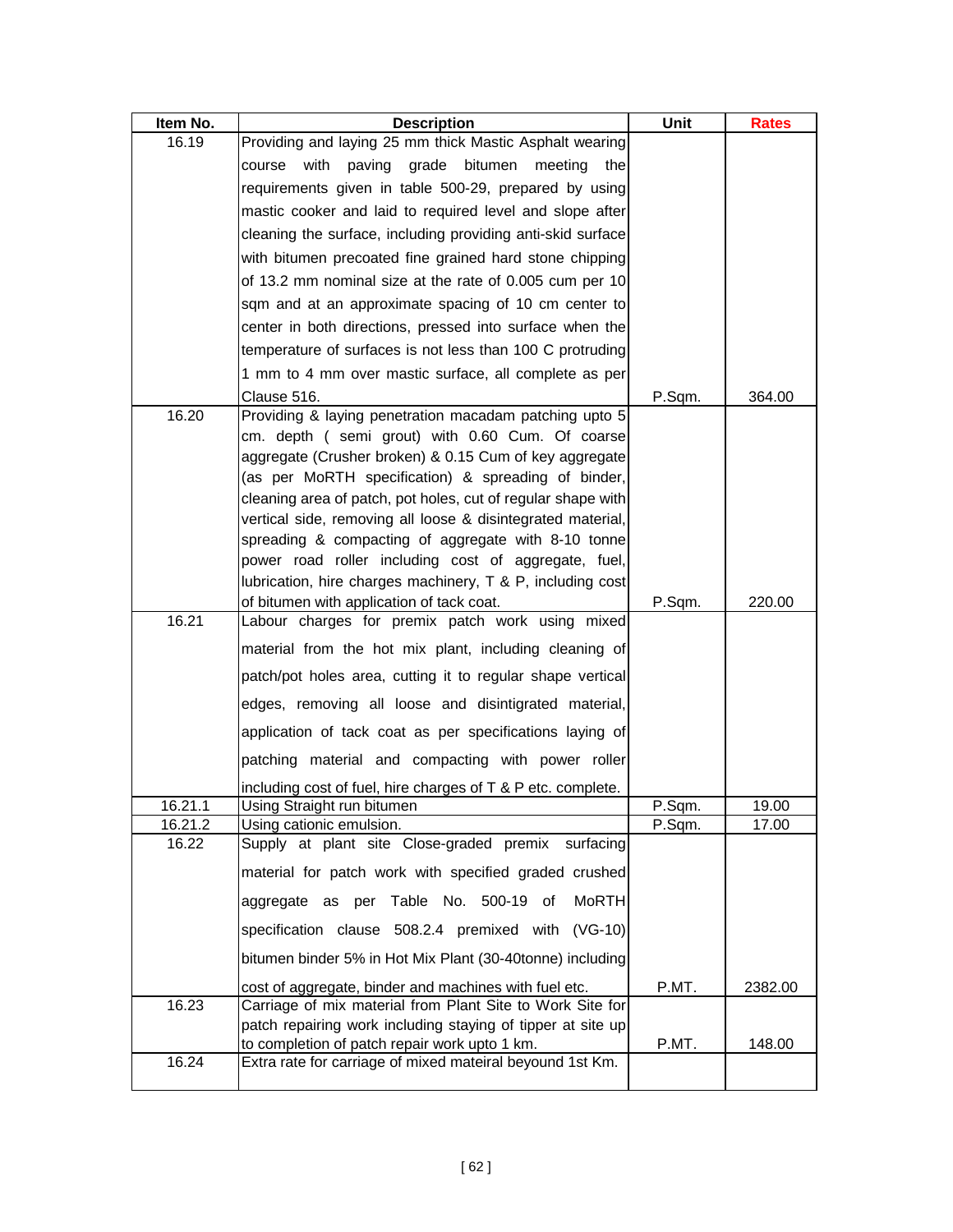| Item No. | Description | Unit | Rates |
|---|---|---|---|
| 16.19 | Providing and laying 25 mm thick Mastic Asphalt wearing course with paving grade bitumen meeting the requirements given in table 500-29, prepared by using mastic cooker and laid to required level and slope after cleaning the surface, including providing anti-skid surface with bitumen precoated fine grained hard stone chipping of 13.2 mm nominal size at the rate of 0.005 cum per 10 sqm and at an approximate spacing of 10 cm center to center in both directions, pressed into surface when the temperature of surfaces is not less than 100 C protruding 1 mm to 4 mm over mastic surface, all complete as per Clause 516. | P.Sqm. | 364.00 |
| 16.20 | Providing & laying penetration macadam patching upto 5 cm. depth ( semi grout) with 0.60 Cum. Of coarse aggregate (Crusher broken) & 0.15 Cum of key aggregate (as per MoRTH specification) & spreading of binder, cleaning area of patch, pot holes, cut of regular shape with vertical side, removing all loose & disintegrated material, spreading & compacting of aggregate with 8-10 tonne power road roller including cost of aggregate, fuel, lubrication, hire charges machinery, T & P, including cost of bitumen with application of tack coat. | P.Sqm. | 220.00 |
| 16.21 | Labour charges for premix patch work using mixed material from the hot mix plant, including cleaning of patch/pot holes area, cutting it to regular shape vertical edges, removing all loose and disintigrated material, application of tack coat as per specifications laying of patching material and compacting with power roller including cost of fuel, hire charges of T & P etc. complete. | | |
| 16.21.1 | Using Straight run bitumen | P.Sqm. | 19.00 |
| 16.21.2 | Using cationic emulsion. | P.Sqm. | 17.00 |
| 16.22 | Supply at plant site Close-graded premix surfacing material for patch work with specified graded crushed aggregate as per Table No. 500-19 of MoRTH specification clause 508.2.4 premixed with (VG-10) bitumen binder 5% in Hot Mix Plant (30-40tonne) including cost of aggregate, binder and machines with fuel etc. | P.MT. | 2382.00 |
| 16.23 | Carriage of mix material from Plant Site to Work Site for patch repairing work including staying of tipper at site up to completion of patch repair work upto 1 km. | P.MT. | 148.00 |
| 16.24 | Extra rate for carriage of mixed mateiral beyound 1st Km. | | |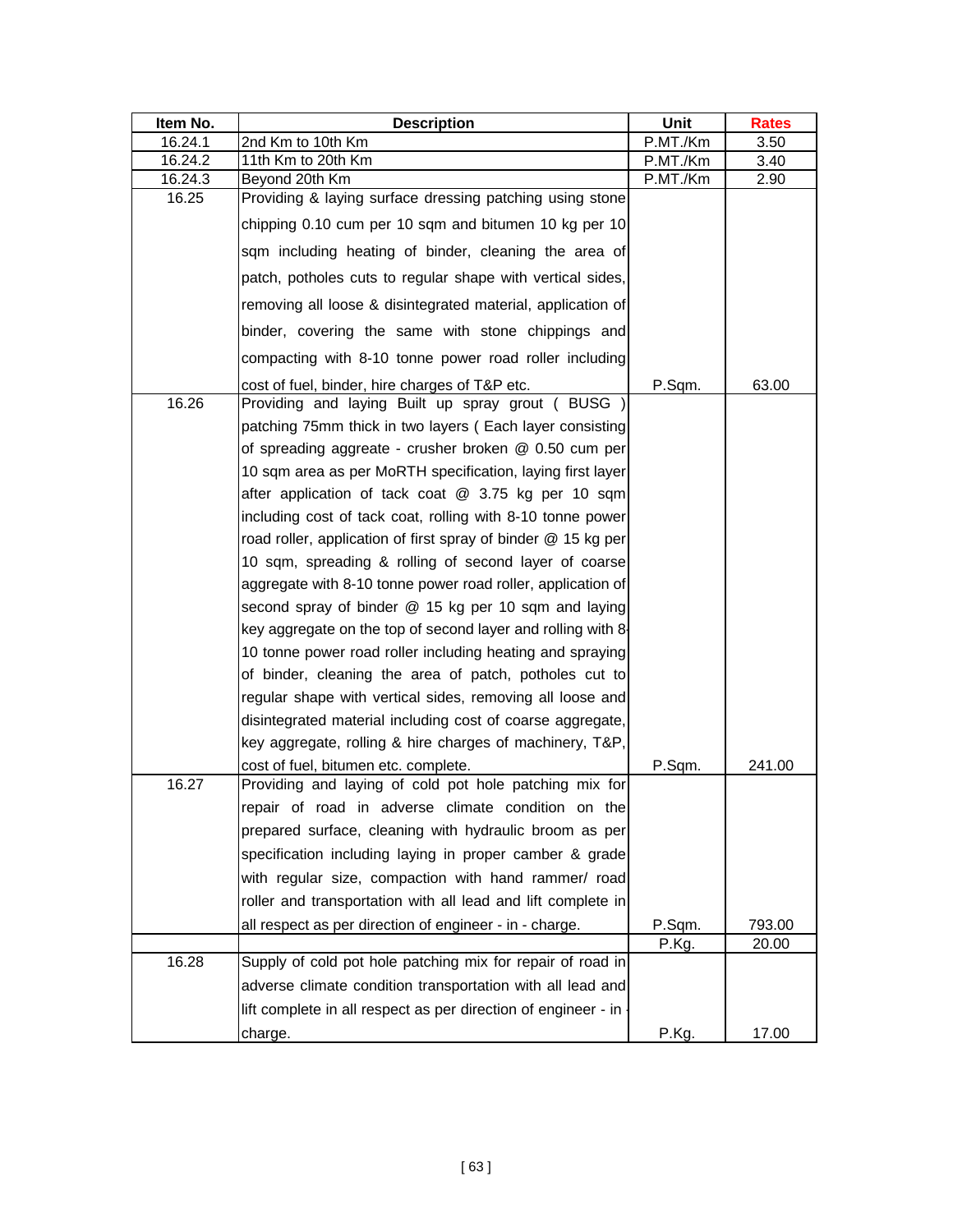| Item No. | Description | Unit | Rates |
|---|---|---|---|
| 16.24.1 | 2nd Km to 10th Km | P.MT./Km | 3.50 |
| 16.24.2 | 11th Km to 20th Km | P.MT./Km | 3.40 |
| 16.24.3 | Beyond 20th Km | P.MT./Km | 2.90 |
| 16.25 | Providing & laying surface dressing patching using stone chipping 0.10 cum per 10 sqm and bitumen 10 kg per 10 sqm including heating of binder, cleaning the area of patch, potholes cuts to regular shape with vertical sides, removing all loose & disintegrated material, application of binder, covering the same with stone chippings and compacting with 8-10 tonne power road roller including cost of fuel, binder, hire charges of T&P etc. | P.Sqm. | 63.00 |
| 16.26 | Providing and laying Built up spray grout ( BUSG ) patching 75mm thick in two layers ( Each layer consisting of spreading aggreate - crusher broken @ 0.50 cum per 10 sqm area as per MoRTH specification, laying first layer after application of tack coat @ 3.75 kg per 10 sqm including cost of tack coat, rolling with 8-10 tonne power road roller, application of first spray of binder @ 15 kg per 10 sqm, spreading & rolling of second layer of coarse aggregate with 8-10 tonne power road roller, application of second spray of binder @ 15 kg per 10 sqm and laying key aggregate on the top of second layer and rolling with 8-10 tonne power road roller including heating and spraying of binder, cleaning the area of patch, potholes cut to regular shape with vertical sides, removing all loose and disintegrated material including cost of coarse aggregate, key aggregate, rolling & hire charges of machinery, T&P, cost of fuel, bitumen etc. complete. | P.Sqm. | 241.00 |
| 16.27 | Providing and laying of cold pot hole patching mix for repair of road in adverse climate condition on the prepared surface, cleaning with hydraulic broom as per specification including laying in proper camber & grade with regular size, compaction with hand rammer/ road roller and transportation with all lead and lift complete in all respect as per direction of engineer - in - charge. | P.Sqm. | 793.00 |
| | | P.Kg. | 20.00 |
| 16.28 | Supply of cold pot hole patching mix for repair of road in adverse climate condition transportation with all lead and lift complete in all respect as per direction of engineer - in - charge. | P.Kg. | 17.00 |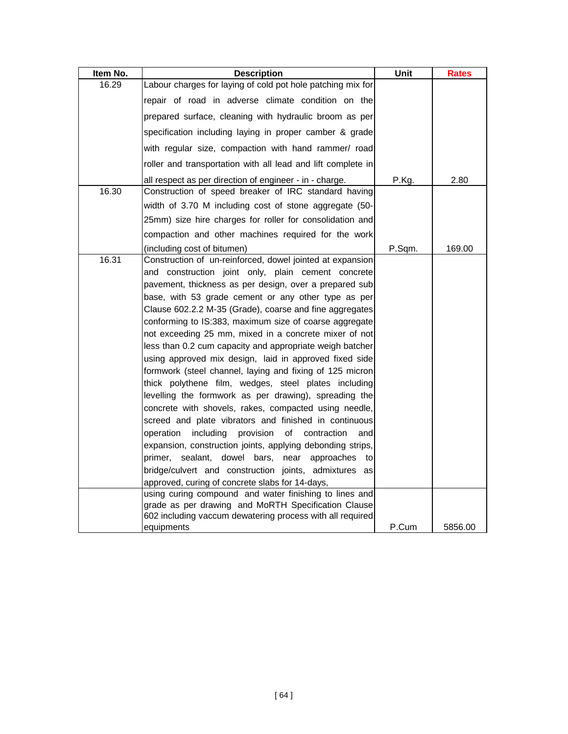| Item No. | Description | Unit | Rates |
|---|---|---|---|
| 16.29 | Labour charges for laying of cold pot hole patching mix for repair of road in adverse climate condition on the prepared surface, cleaning with hydraulic broom as per specification including laying in proper camber & grade with regular size, compaction with hand rammer/ road roller and transportation with all lead and lift complete in all respect as per direction of engineer - in - charge. | P.Kg. | 2.80 |
| 16.30 | Construction of speed breaker of IRC standard having width of 3.70 M including cost of stone aggregate (50-25mm) size hire charges for roller for consolidation and compaction and other machines required for the work (including cost of bitumen) | P.Sqm. | 169.00 |
| 16.31 | Construction of un-reinforced, dowel jointed at expansion and construction joint only, plain cement concrete pavement, thickness as per design, over a prepared sub base, with 53 grade cement or any other type as per Clause 602.2.2 M-35 (Grade), coarse and fine aggregates conforming to IS:383, maximum size of coarse aggregate not exceeding 25 mm, mixed in a concrete mixer of not less than 0.2 cum capacity and appropriate weigh batcher using approved mix design, laid in approved fixed side formwork (steel channel, laying and fixing of 125 micron thick polythene film, wedges, steel plates including levelling the formwork as per drawing), spreading the concrete with shovels, rakes, compacted using needle, screed and plate vibrators and finished in continuous operation including provision of contraction and expansion, construction joints, applying debonding strips, primer, sealant, dowel bars, near approaches to bridge/culvert and construction joints, admixtures as approved, curing of concrete slabs for 14-days, | | |
| | using curing compound and water finishing to lines and grade as per drawing and MoRTH Specification Clause 602 including vaccum dewatering process with all required equipments | P.Cum | 5856.00 |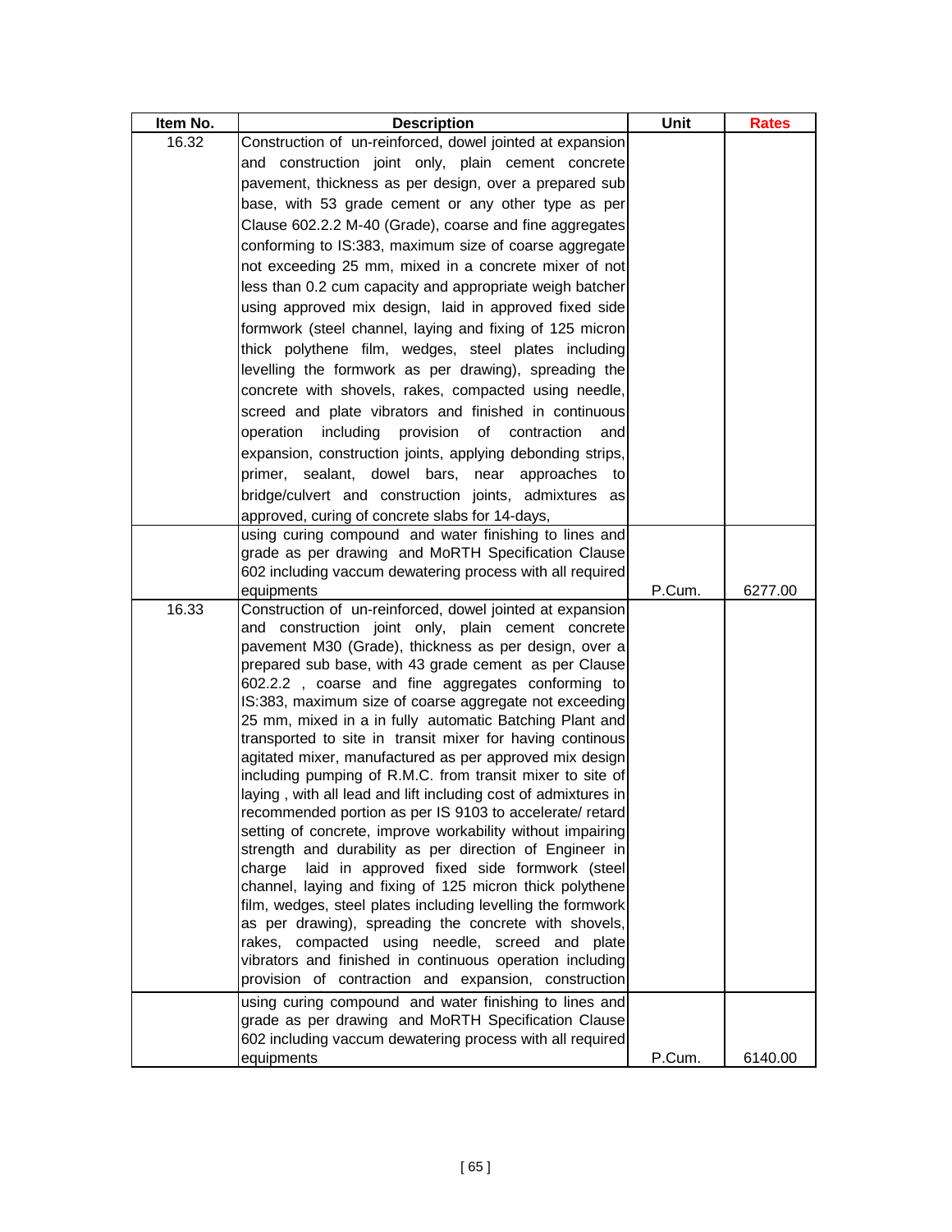| Item No. | Description | Unit | Rates |
|---|---|---|---|
| 16.32 | Construction of un-reinforced, dowel jointed at expansion and construction joint only, plain cement concrete pavement, thickness as per design, over a prepared sub base, with 53 grade cement or any other type as per Clause 602.2.2 M-40 (Grade), coarse and fine aggregates conforming to IS:383, maximum size of coarse aggregate not exceeding 25 mm, mixed in a concrete mixer of not less than 0.2 cum capacity and appropriate weigh batcher using approved mix design, laid in approved fixed side formwork (steel channel, laying and fixing of 125 micron thick polythene film, wedges, steel plates including levelling the formwork as per drawing), spreading the concrete with shovels, rakes, compacted using needle, screed and plate vibrators and finished in continuous operation including provision of contraction and expansion, construction joints, applying debonding strips, primer, sealant, dowel bars, near approaches to bridge/culvert and construction joints, admixtures as approved, curing of concrete slabs for 14-days, | | |
| | using curing compound and water finishing to lines and grade as per drawing and MoRTH Specification Clause 602 including vaccum dewatering process with all required equipments | P.Cum. | 6277.00 |
| 16.33 | Construction of un-reinforced, dowel jointed at expansion and construction joint only, plain cement concrete pavement M30 (Grade), thickness as per design, over a prepared sub base, with 43 grade cement as per Clause 602.2.2 , coarse and fine aggregates conforming to IS:383, maximum size of coarse aggregate not exceeding 25 mm, mixed in a in fully automatic Batching Plant and transported to site in transit mixer for having continous agitated mixer, manufactured as per approved mix design including pumping of R.M.C. from transit mixer to site of laying , with all lead and lift including cost of admixtures in recommended portion as per IS 9103 to accelerate/ retard setting of concrete, improve workability without impairing strength and durability as per direction of Engineer in charge laid in approved fixed side formwork (steel channel, laying and fixing of 125 micron thick polythene film, wedges, steel plates including levelling the formwork as per drawing), spreading the concrete with shovels, rakes, compacted using needle, screed and plate vibrators and finished in continuous operation including provision of contraction and expansion, construction | | |
| | using curing compound and water finishing to lines and grade as per drawing and MoRTH Specification Clause 602 including vaccum dewatering process with all required equipments | P.Cum. | 6140.00 |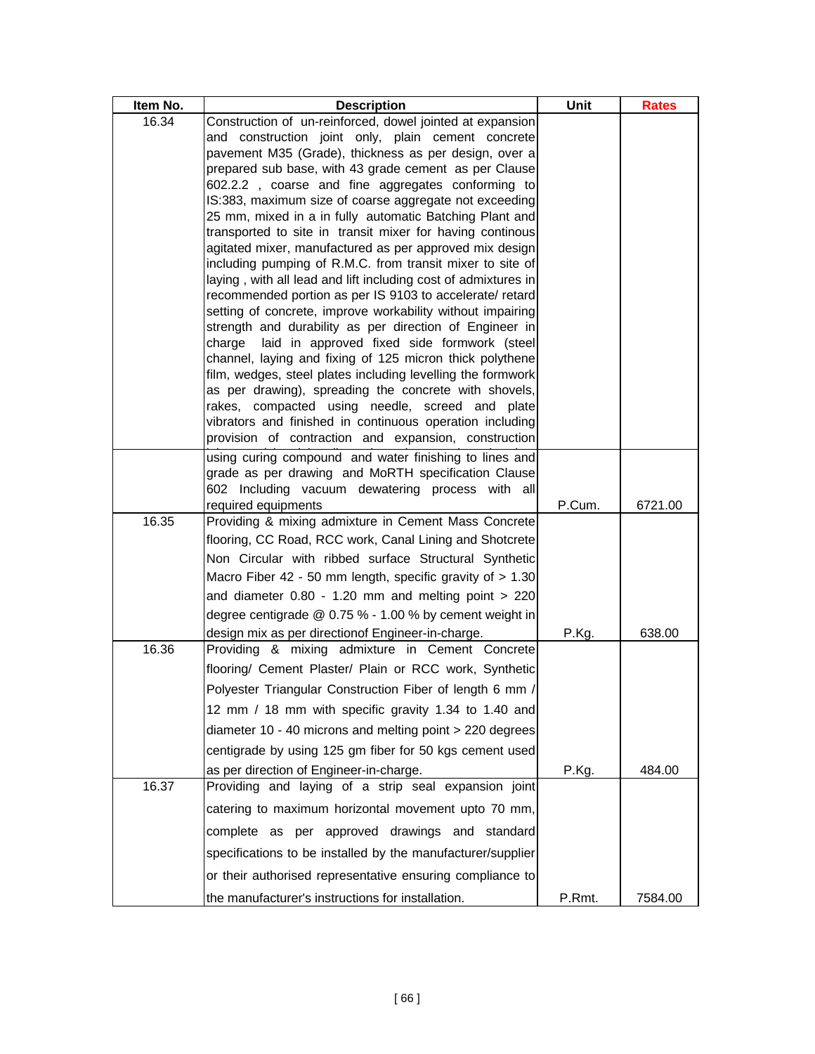| Item No. | Description | Unit | Rates |
|---|---|---|---|
| 16.34 | Construction of un-reinforced, dowel jointed at expansion and construction joint only, plain cement concrete pavement M35 (Grade), thickness as per design, over a prepared sub base, with 43 grade cement as per Clause 602.2.2 , coarse and fine aggregates conforming to IS:383, maximum size of coarse aggregate not exceeding 25 mm, mixed in a in fully automatic Batching Plant and transported to site in transit mixer for having continous agitated mixer, manufactured as per approved mix design including pumping of R.M.C. from transit mixer to site of laying , with all lead and lift including cost of admixtures in recommended portion as per IS 9103 to accelerate/ retard setting of concrete, improve workability without impairing strength and durability as per direction of Engineer in charge laid in approved fixed side formwork (steel channel, laying and fixing of 125 micron thick polythene film, wedges, steel plates including levelling the formwork as per drawing), spreading the concrete with shovels, rakes, compacted using needle, screed and plate vibrators and finished in continuous operation including provision of contraction and expansion, construction using curing compound and water finishing to lines and grade as per drawing and MoRTH specification Clause 602 Including vacuum dewatering process with all required equipments | P.Cum. | 6721.00 |
| 16.35 | Providing & mixing admixture in Cement Mass Concrete flooring, CC Road, RCC work, Canal Lining and Shotcrete Non Circular with ribbed surface Structural Synthetic Macro Fiber 42 - 50 mm length, specific gravity of > 1.30 and diameter 0.80 - 1.20 mm and melting point > 220 degree centigrade @ 0.75 % - 1.00 % by cement weight in design mix as per directionof Engineer-in-charge. | P.Kg. | 638.00 |
| 16.36 | Providing & mixing admixture in Cement Concrete flooring/ Cement Plaster/ Plain or RCC work, Synthetic Polyester Triangular Construction Fiber of length 6 mm / 12 mm / 18 mm with specific gravity 1.34 to 1.40 and diameter 10 - 40 microns and melting point > 220 degrees centigrade by using 125 gm fiber for 50 kgs cement used as per direction of Engineer-in-charge. | P.Kg. | 484.00 |
| 16.37 | Providing and laying of a strip seal expansion joint catering to maximum horizontal movement upto 70 mm, complete as per approved drawings and standard specifications to be installed by the manufacturer/supplier or their authorised representative ensuring compliance to the manufacturer's instructions for installation. | P.Rmt. | 7584.00 |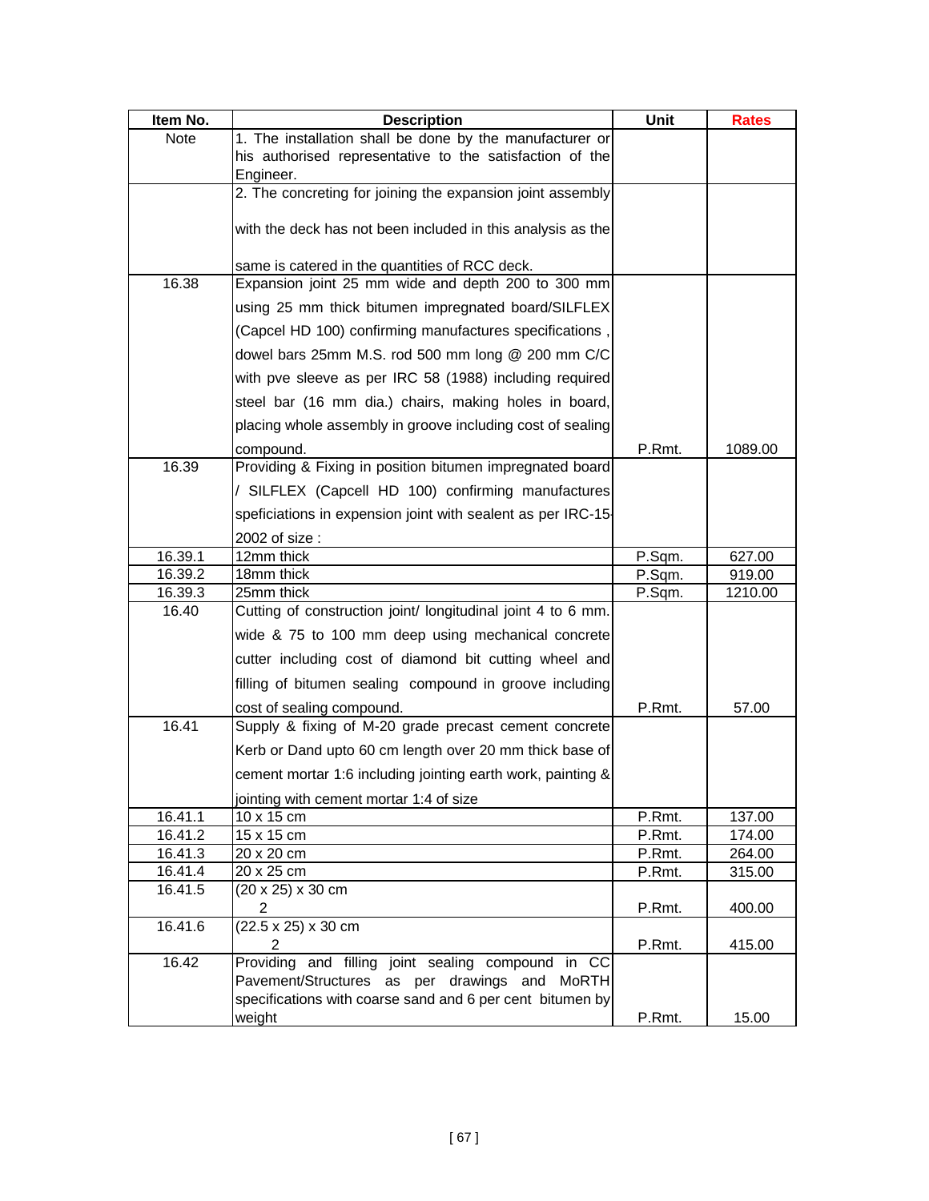| Item No. | Description | Unit | Rates |
|---|---|---|---|
| Note | 1. The installation shall be done by the manufacturer or his authorised representative to the satisfaction of the Engineer. | | |
| | 2. The concreting for joining the expansion joint assembly with the deck has not been included in this analysis as the same is catered in the quantities of RCC deck. | | |
| 16.38 | Expansion joint 25 mm wide and depth 200 to 300 mm using 25 mm thick bitumen impregnated board/SILFLEX (Capcel HD 100) confirming manufactures specifications , dowel bars 25mm M.S. rod 500 mm long @ 200 mm C/C with pve sleeve as per IRC 58 (1988) including required steel bar (16 mm dia.) chairs, making holes in board, placing whole assembly in groove including cost of sealing compound. | P.Rmt. | 1089.00 |
| 16.39 | Providing & Fixing in position bitumen impregnated board / SILFLEX (Capcell HD 100) confirming manufactures speficiations in expension joint with sealent as per IRC-15-2002 of size : | | |
| 16.39.1 | 12mm thick | P.Sqm. | 627.00 |
| 16.39.2 | 18mm thick | P.Sqm. | 919.00 |
| 16.39.3 | 25mm thick | P.Sqm. | 1210.00 |
| 16.40 | Cutting of construction joint/ longitudinal joint 4 to 6 mm. wide & 75 to 100 mm deep using mechanical concrete cutter including cost of diamond bit cutting wheel and filling of bitumen sealing compound in groove including cost of sealing compound. | P.Rmt. | 57.00 |
| 16.41 | Supply & fixing of M-20 grade precast cement concrete Kerb or Dand upto 60 cm length over 20 mm thick base of cement mortar 1:6 including jointing earth work, painting & jointing with cement mortar 1:4 of size | | |
| 16.41.1 | 10 x 15 cm | P.Rmt. | 137.00 |
| 16.41.2 | 15 x 15 cm | P.Rmt. | 174.00 |
| 16.41.3 | 20 x 20 cm | P.Rmt. | 264.00 |
| 16.41.4 | 20 x 25 cm | P.Rmt. | 315.00 |
| 16.41.5 | (20 x 25) x 30 cm / 2 | P.Rmt. | 400.00 |
| 16.41.6 | (22.5 x 25) x 30 cm / 2 | P.Rmt. | 415.00 |
| 16.42 | Providing and filling joint sealing compound in CC Pavement/Structures as per drawings and MoRTH specifications with coarse sand and 6 per cent bitumen by weight | P.Rmt. | 15.00 |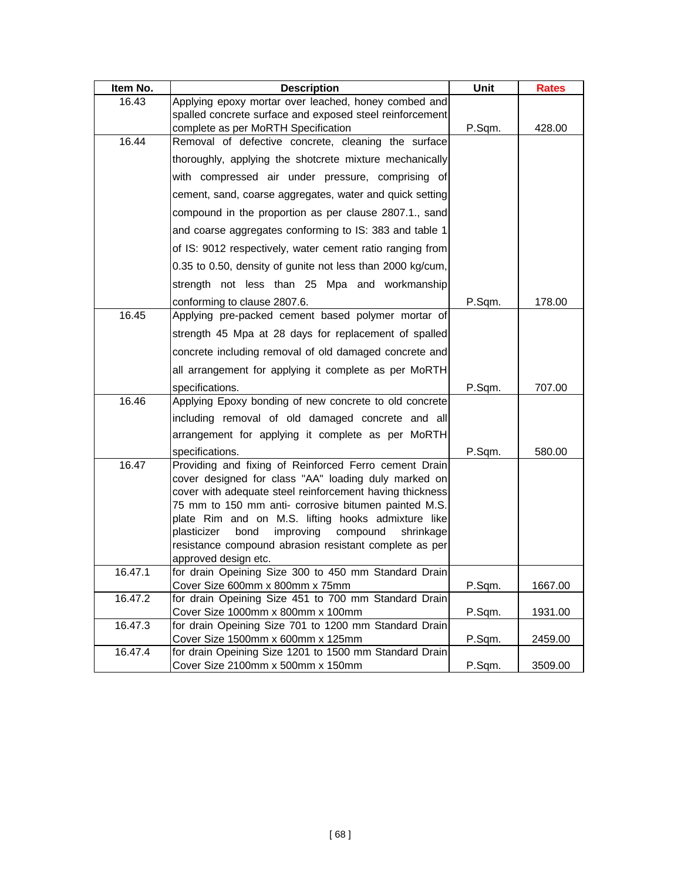| Item No. | Description | Unit | Rates |
| --- | --- | --- | --- |
| 16.43 | Applying epoxy mortar over leached, honey combed and spalled concrete surface and exposed steel reinforcement complete as per MoRTH Specification | P.Sqm. | 428.00 |
| 16.44 | Removal of defective concrete, cleaning the surface thoroughly, applying the shotcrete mixture mechanically with compressed air under pressure, comprising of cement, sand, coarse aggregates, water and quick setting compound in the proportion as per clause 2807.1., sand and coarse aggregates conforming to IS: 383 and table 1 of IS: 9012 respectively, water cement ratio ranging from 0.35 to 0.50, density of gunite not less than 2000 kg/cum, strength not less than 25 Mpa and workmanship conforming to clause 2807.6. | P.Sqm. | 178.00 |
| 16.45 | Applying pre-packed cement based polymer mortar of strength 45 Mpa at 28 days for replacement of spalled concrete including removal of old damaged concrete and all arrangement for applying it complete as per MoRTH specifications. | P.Sqm. | 707.00 |
| 16.46 | Applying Epoxy bonding of new concrete to old concrete including removal of old damaged concrete and all arrangement for applying it complete as per MoRTH specifications. | P.Sqm. | 580.00 |
| 16.47 | Providing and fixing of Reinforced Ferro cement Drain cover designed for class "AA" loading duly marked on cover with adequate steel reinforcement having thickness 75 mm to 150 mm anti- corrosive bitumen painted M.S. plate Rim and on M.S. lifting hooks admixture like plasticizer bond improving compound shrinkage resistance compound abrasion resistant complete as per approved design etc. | | |
| 16.47.1 | for drain Opeining Size 300 to 450 mm Standard Drain Cover Size 600mm x 800mm x 75mm | P.Sqm. | 1667.00 |
| 16.47.2 | for drain Opeining Size 451 to 700 mm Standard Drain Cover Size 1000mm x 800mm x 100mm | P.Sqm. | 1931.00 |
| 16.47.3 | for drain Opeining Size 701 to 1200 mm Standard Drain Cover Size 1500mm x 600mm x 125mm | P.Sqm. | 2459.00 |
| 16.47.4 | for drain Opeining Size 1201 to 1500 mm Standard Drain Cover Size 2100mm x 500mm x 150mm | P.Sqm. | 3509.00 |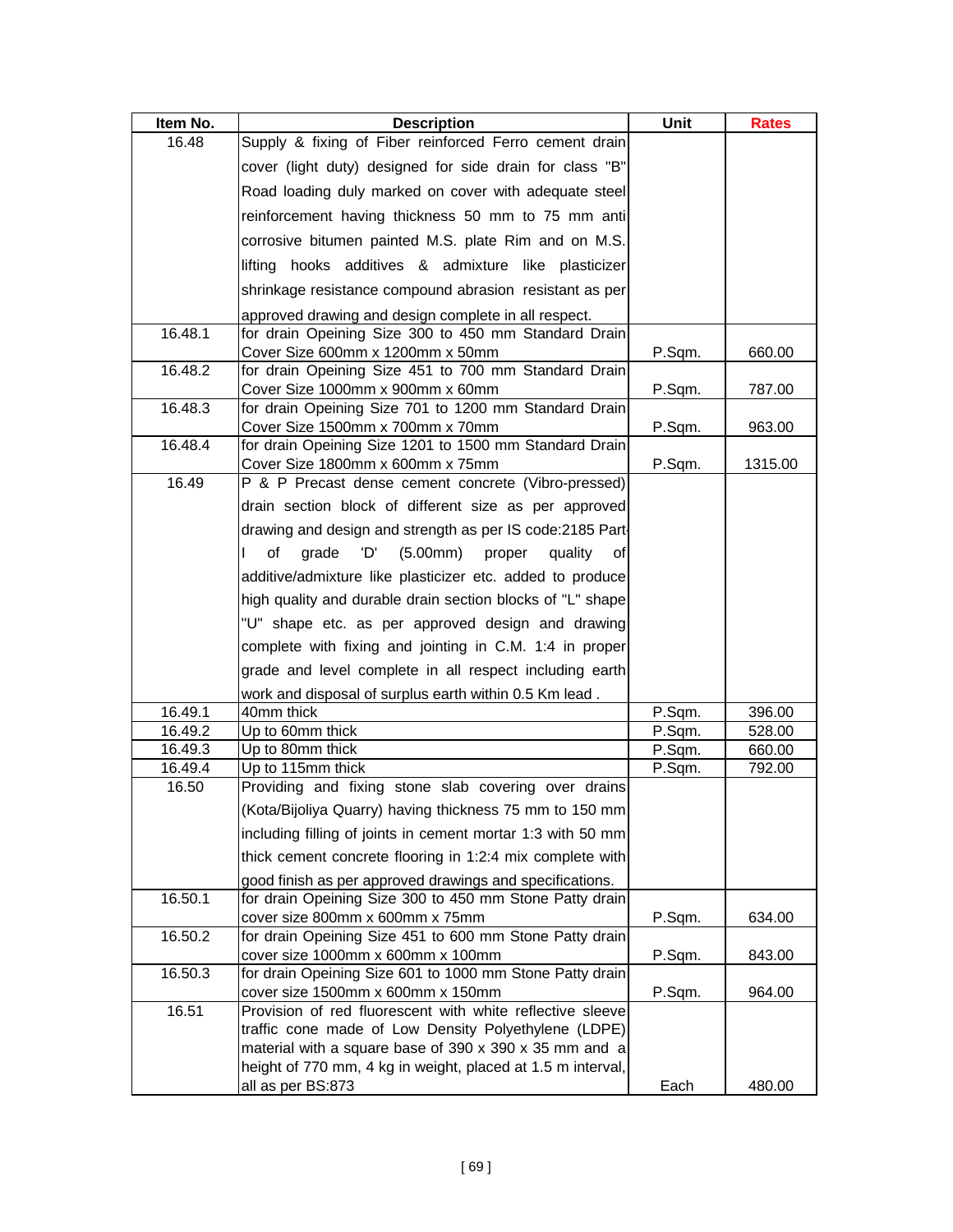| Item No. | Description | Unit | Rates |
|---|---|---|---|
| 16.48 | Supply & fixing of Fiber reinforced Ferro cement drain cover (light duty) designed for side drain for class "B" Road loading duly marked on cover with adequate steel reinforcement having thickness 50 mm to 75 mm anti corrosive bitumen painted M.S. plate Rim and on M.S. lifting hooks additives & admixture like plasticizer shrinkage resistance compound abrasion resistant as per approved drawing and design complete in all respect. | | |
| 16.48.1 | for drain Opeining Size 300 to 450 mm Standard Drain Cover Size 600mm x 1200mm x 50mm | P.Sqm. | 660.00 |
| 16.48.2 | for drain Opeining Size 451 to 700 mm Standard Drain Cover Size 1000mm x 900mm x 60mm | P.Sqm. | 787.00 |
| 16.48.3 | for drain Opeining Size 701 to 1200 mm Standard Drain Cover Size 1500mm x 700mm x 70mm | P.Sqm. | 963.00 |
| 16.48.4 | for drain Opeining Size 1201 to 1500 mm Standard Drain Cover Size 1800mm x 600mm x 75mm | P.Sqm. | 1315.00 |
| 16.49 | P & P Precast dense cement concrete (Vibro-pressed) drain section block of different size as per approved drawing and design and strength as per IS code:2185 Part-I of grade 'D' (5.00mm) proper quality of additive/admixture like plasticizer etc. added to produce high quality and durable drain section blocks of "L" shape "U" shape etc. as per approved design and drawing complete with fixing and jointing in C.M. 1:4 in proper grade and level complete in all respect including earth work and disposal of surplus earth within 0.5 Km lead . | | |
| 16.49.1 | 40mm thick | P.Sqm. | 396.00 |
| 16.49.2 | Up to 60mm thick | P.Sqm. | 528.00 |
| 16.49.3 | Up to 80mm thick | P.Sqm. | 660.00 |
| 16.49.4 | Up to 115mm thick | P.Sqm. | 792.00 |
| 16.50 | Providing and fixing stone slab covering over drains (Kota/Bijoliya Quarry) having thickness 75 mm to 150 mm including filling of joints in cement mortar 1:3 with 50 mm thick cement concrete flooring in 1:2:4 mix complete with good finish as per approved drawings and specifications. | | |
| 16.50.1 | for drain Opeining Size 300 to 450 mm Stone Patty drain cover size 800mm x 600mm x 75mm | P.Sqm. | 634.00 |
| 16.50.2 | for drain Opeining Size 451 to 600 mm Stone Patty drain cover size 1000mm x 600mm x 100mm | P.Sqm. | 843.00 |
| 16.50.3 | for drain Opeining Size 601 to 1000 mm Stone Patty drain cover size 1500mm x 600mm x 150mm | P.Sqm. | 964.00 |
| 16.51 | Provision of red fluorescent with white reflective sleeve traffic cone made of Low Density Polyethylene (LDPE) material with a square base of 390 x 390 x 35 mm and a height of 770 mm, 4 kg in weight, placed at 1.5 m interval, all as per BS:873 | Each | 480.00 |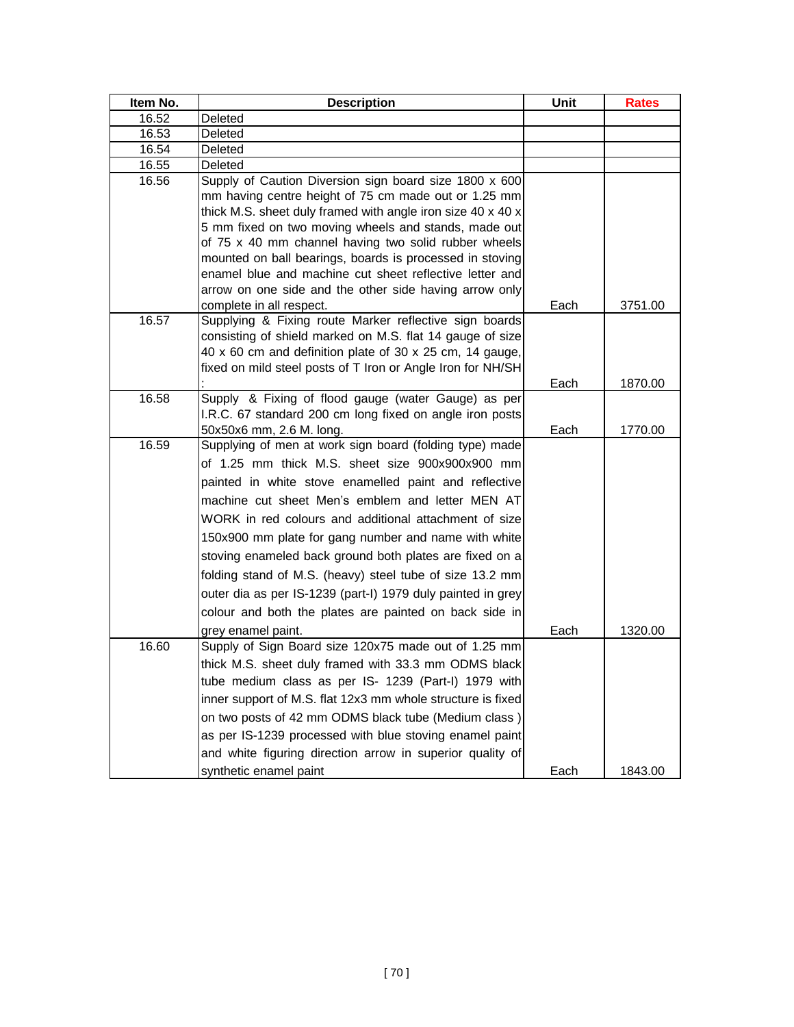| Item No. | Description | Unit | Rates |
|---|---|---|---|
| 16.52 | Deleted | | |
| 16.53 | Deleted | | |
| 16.54 | Deleted | | |
| 16.55 | Deleted | | |
| 16.56 | Supply of Caution Diversion sign board size 1800 x 600 mm having centre height of 75 cm made out or 1.25 mm thick M.S. sheet duly framed with angle iron size 40 x 40 x 5 mm fixed on two moving wheels and stands, made out of 75 x 40 mm channel having two solid rubber wheels mounted on ball bearings, boards is processed in stoving enamel blue and machine cut sheet reflective letter and arrow on one side and the other side having arrow only complete in all respect. | Each | 3751.00 |
| 16.57 | Supplying & Fixing route Marker reflective sign boards consisting of shield marked on M.S. flat 14 gauge of size 40 x 60 cm and definition plate of 30 x 25 cm, 14 gauge, fixed on mild steel posts of T Iron or Angle Iron for NH/SH : | Each | 1870.00 |
| 16.58 | Supply & Fixing of flood gauge (water Gauge) as per I.R.C. 67 standard 200 cm long fixed on angle iron posts 50x50x6 mm, 2.6 M. long. | Each | 1770.00 |
| 16.59 | Supplying of men at work sign board (folding type) made of 1.25 mm thick M.S. sheet size 900x900x900 mm painted in white stove enamelled paint and reflective machine cut sheet Men's emblem and letter MEN AT WORK in red colours and additional attachment of size 150x900 mm plate for gang number and name with white stoving enameled back ground both plates are fixed on a folding stand of M.S. (heavy) steel tube of size 13.2 mm outer dia as per IS-1239 (part-I) 1979 duly painted in grey colour and both the plates are painted on back side in grey enamel paint. | Each | 1320.00 |
| 16.60 | Supply of Sign Board size 120x75 made out of 1.25 mm thick M.S. sheet duly framed with 33.3 mm ODMS black tube medium class as per IS- 1239 (Part-I) 1979 with inner support of M.S. flat 12x3 mm whole structure is fixed on two posts of 42 mm ODMS black tube (Medium class ) as per IS-1239 processed with blue stoving enamel paint and white figuring direction arrow in superior quality of synthetic enamel paint | Each | 1843.00 |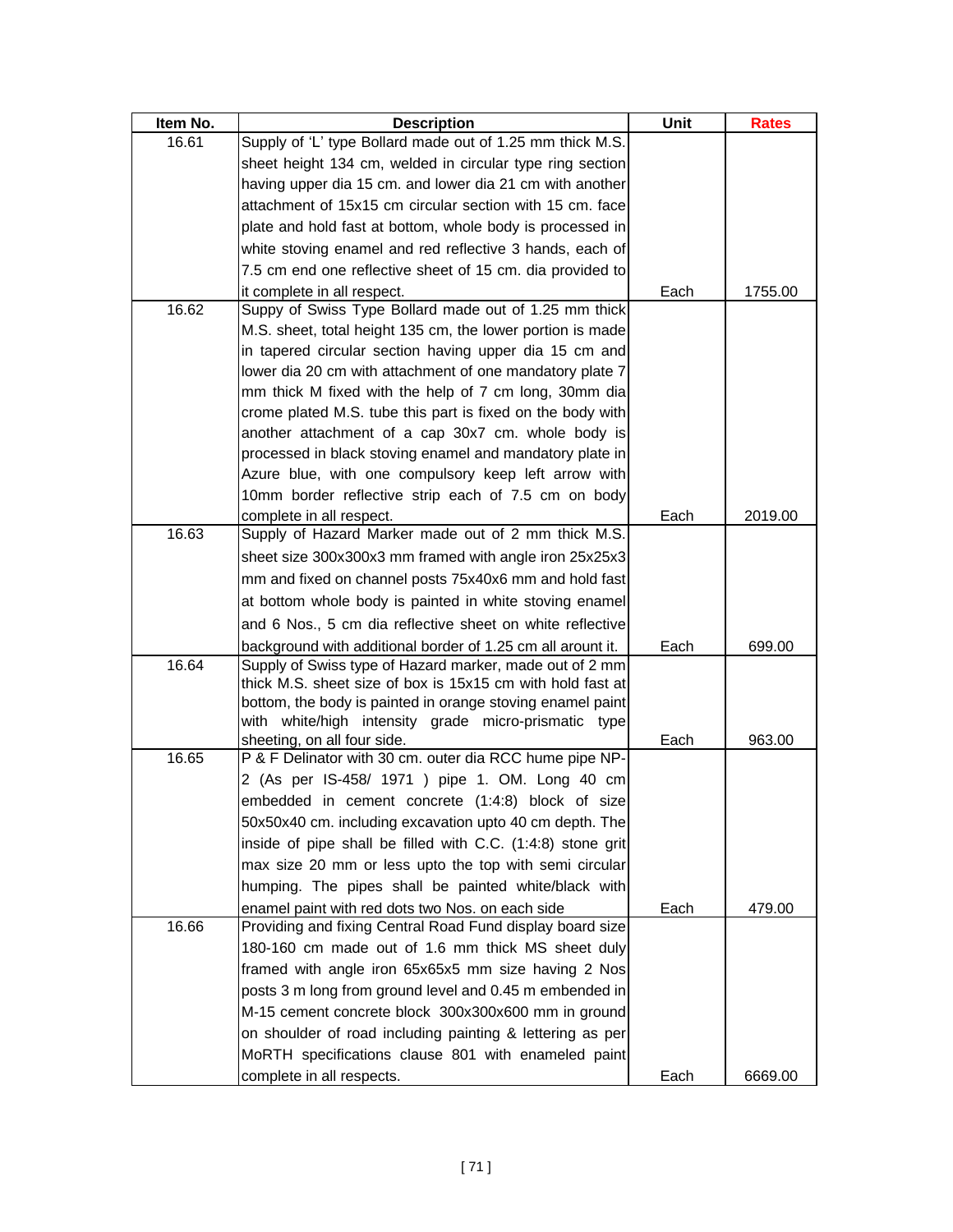| Item No. | Description | Unit | Rates |
| --- | --- | --- | --- |
| 16.61 | Supply of 'L' type Bollard made out of 1.25 mm thick M.S. sheet height 134 cm, welded in circular type ring section having upper dia 15 cm. and lower dia 21 cm with another attachment of 15x15 cm circular section with 15 cm. face plate and hold fast at bottom, whole body is processed in white stoving enamel and red reflective 3 hands, each of 7.5 cm end one reflective sheet of 15 cm. dia provided to it complete in all respect. | Each | 1755.00 |
| 16.62 | Suppy of Swiss Type Bollard made out of 1.25 mm thick M.S. sheet, total height 135 cm, the lower portion is made in tapered circular section having upper dia 15 cm and lower dia 20 cm with attachment of one mandatory plate 7 mm thick M fixed with the help of 7 cm long, 30mm dia crome plated M.S. tube this part is fixed on the body with another attachment of a cap 30x7 cm. whole body is processed in black stoving enamel and mandatory plate in Azure blue, with one compulsory keep left arrow with 10mm border reflective strip each of 7.5 cm on body complete in all respect. | Each | 2019.00 |
| 16.63 | Supply of Hazard Marker made out of 2 mm thick M.S. sheet size 300x300x3 mm framed with angle iron 25x25x3 mm and fixed on channel posts 75x40x6 mm and hold fast at bottom whole body is painted in white stoving enamel and 6 Nos., 5 cm dia reflective sheet on white reflective background with additional border of 1.25 cm all arount it. | Each | 699.00 |
| 16.64 | Supply of Swiss type of Hazard marker, made out of 2 mm thick M.S. sheet size of box is 15x15 cm with hold fast at bottom, the body is painted in orange stoving enamel paint with white/high intensity grade micro-prismatic type sheeting, on all four side. | Each | 963.00 |
| 16.65 | P & F Delinator with 30 cm. outer dia RCC hume pipe NP-2 (As per IS-458/ 1971 ) pipe 1. OM. Long 40 cm embedded in cement concrete (1:4:8) block of size 50x50x40 cm. including excavation upto 40 cm depth. The inside of pipe shall be filled with C.C. (1:4:8) stone grit max size 20 mm or less upto the top with semi circular humping. The pipes shall be painted white/black with enamel paint with red dots two Nos. on each side | Each | 479.00 |
| 16.66 | Providing and fixing Central Road Fund display board size 180-160 cm made out of 1.6 mm thick MS sheet duly framed with angle iron 65x65x5 mm size having 2 Nos posts 3 m long from ground level and 0.45 m embended in M-15 cement concrete block 300x300x600 mm in ground on shoulder of road including painting & lettering as per MoRTH specifications clause 801 with enameled paint complete in all respects. | Each | 6669.00 |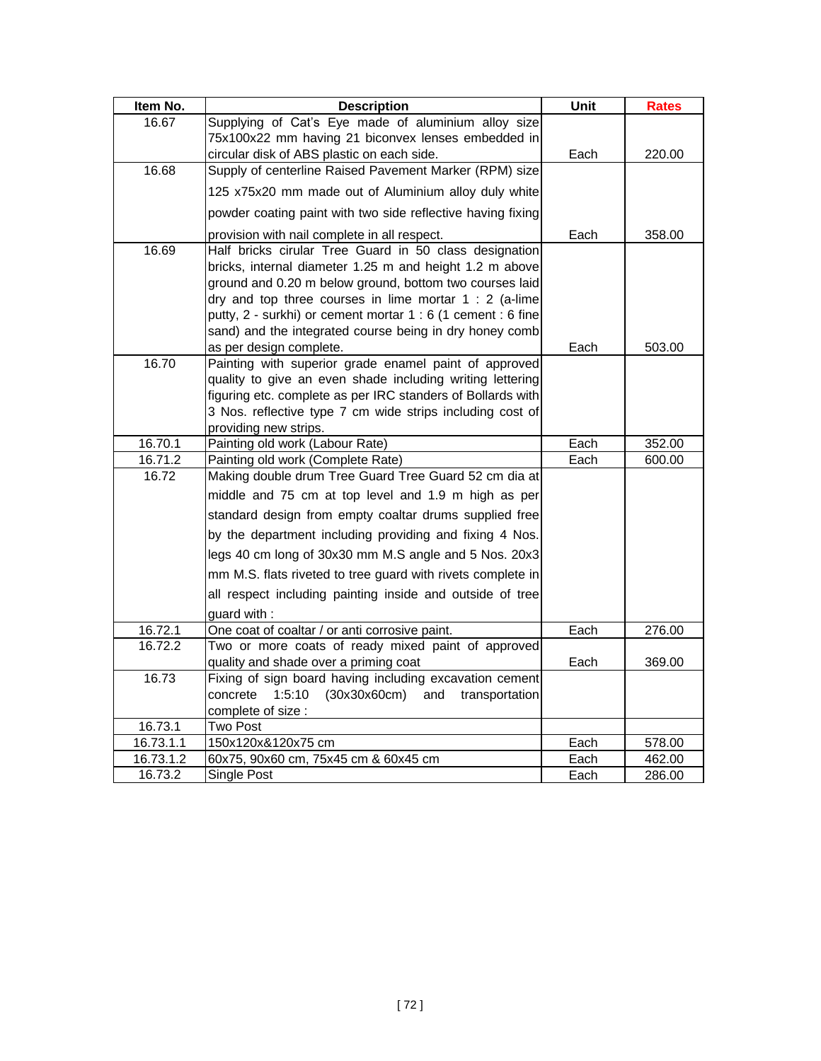| Item No. | Description | Unit | Rates |
|---|---|---|---|
| 16.67 | Supplying of Cat's Eye made of aluminium alloy size 75x100x22 mm having 21 biconvex lenses embedded in circular disk of ABS plastic on each side. | Each | 220.00 |
| 16.68 | Supply of centerline Raised Pavement Marker (RPM) size 125 x75x20 mm made out of Aluminium alloy duly white powder coating paint with two side reflective having fixing provision with nail complete in all respect. | Each | 358.00 |
| 16.69 | Half bricks cirular Tree Guard in 50 class designation bricks, internal diameter 1.25 m and height 1.2 m above ground and 0.20 m below ground, bottom two courses laid dry and top three courses in lime mortar 1 : 2 (a-lime putty, 2 - surkhi) or cement mortar 1 : 6 (1 cement : 6 fine sand) and the integrated course being in dry honey comb as per design complete. | Each | 503.00 |
| 16.70 | Painting with superior grade enamel paint of approved quality to give an even shade including writing lettering figuring etc. complete as per IRC standers of Bollards with 3 Nos. reflective type 7 cm wide strips including cost of providing new strips. | | |
| 16.70.1 | Painting old work (Labour Rate) | Each | 352.00 |
| 16.71.2 | Painting old work (Complete Rate) | Each | 600.00 |
| 16.72 | Making double drum Tree Guard Tree Guard 52 cm dia at middle and 75 cm at top level and 1.9 m high as per standard design from empty coaltar drums supplied free by the department including providing and fixing 4 Nos. legs 40 cm long of 30x30 mm M.S angle and 5 Nos. 20x3 mm M.S. flats riveted to tree guard with rivets complete in all respect including painting inside and outside of tree guard with : | | |
| 16.72.1 | One coat of coaltar / or anti corrosive paint. | Each | 276.00 |
| 16.72.2 | Two or more coats of ready mixed paint of approved quality and shade over a priming coat | Each | 369.00 |
| 16.73 | Fixing of sign board having including excavation cement concrete 1:5:10 (30x30x60cm) and transportation complete of size : | | |
| 16.73.1 | Two Post | | |
| 16.73.1.1 | 150x120x&120x75 cm | Each | 578.00 |
| 16.73.1.2 | 60x75, 90x60 cm, 75x45 cm & 60x45 cm | Each | 462.00 |
| 16.73.2 | Single Post | Each | 286.00 |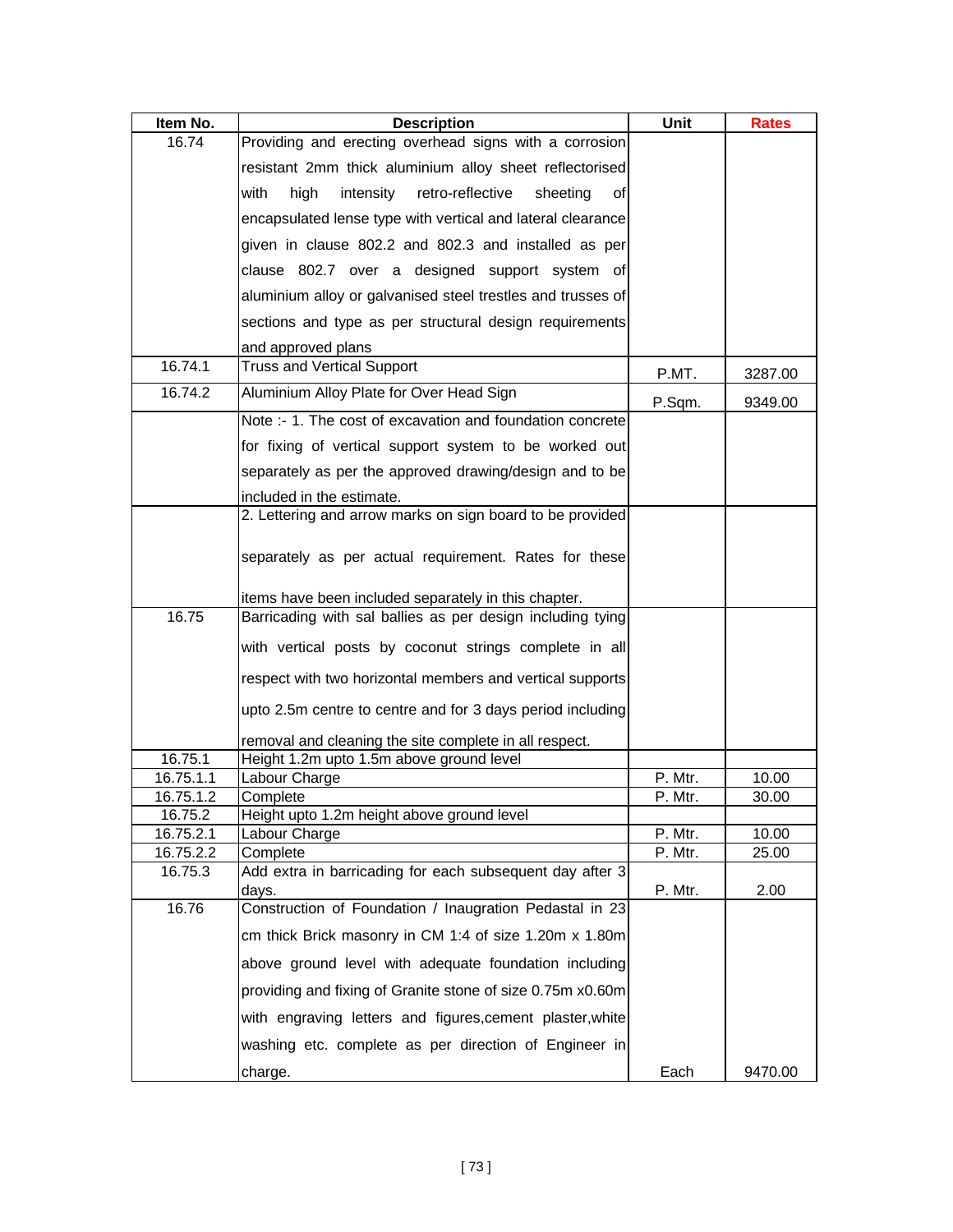| Item No. | Description | Unit | Rates |
|---|---|---|---|
| 16.74 | Providing and erecting overhead signs with a corrosion resistant 2mm thick aluminium alloy sheet reflectorised with high intensity retro-reflective sheeting of encapsulated lense type with vertical and lateral clearance given in clause 802.2 and 802.3 and installed as per clause 802.7 over a designed support system of aluminium alloy or galvanised steel trestles and trusses of sections and type as per structural design requirements and approved plans | | |
| 16.74.1 | Truss and Vertical Support | P.MT. | 3287.00 |
| 16.74.2 | Aluminium Alloy Plate for Over Head Sign | P.Sqm. | 9349.00 |
| | Note :- 1. The cost of excavation and foundation concrete for fixing of vertical support system to be worked out separately as per the approved drawing/design and to be included in the estimate. | | |
| | 2. Lettering and arrow marks on sign board to be provided separately as per actual requirement. Rates for these items have been included separately in this chapter. | | |
| 16.75 | Barricading with sal ballies as per design including tying with vertical posts by coconut strings complete in all respect with two horizontal members and vertical supports upto 2.5m centre to centre and for 3 days period including removal and cleaning the site complete in all respect. | | |
| 16.75.1 | Height 1.2m upto 1.5m above ground level | | |
| 16.75.1.1 | Labour Charge | P. Mtr. | 10.00 |
| 16.75.1.2 | Complete | P. Mtr. | 30.00 |
| 16.75.2 | Height upto 1.2m height above ground level | | |
| 16.75.2.1 | Labour Charge | P. Mtr. | 10.00 |
| 16.75.2.2 | Complete | P. Mtr. | 25.00 |
| 16.75.3 | Add extra in barricading for each subsequent day after 3 days. | P. Mtr. | 2.00 |
| 16.76 | Construction of Foundation / Inaugration Pedastal in 23 cm thick Brick masonry in CM 1:4 of size 1.20m x 1.80m above ground level with adequate foundation including providing and fixing of Granite stone of size 0.75m x0.60m with engraving letters and figures,cement plaster,white washing etc. complete as per direction of Engineer in charge. | Each | 9470.00 |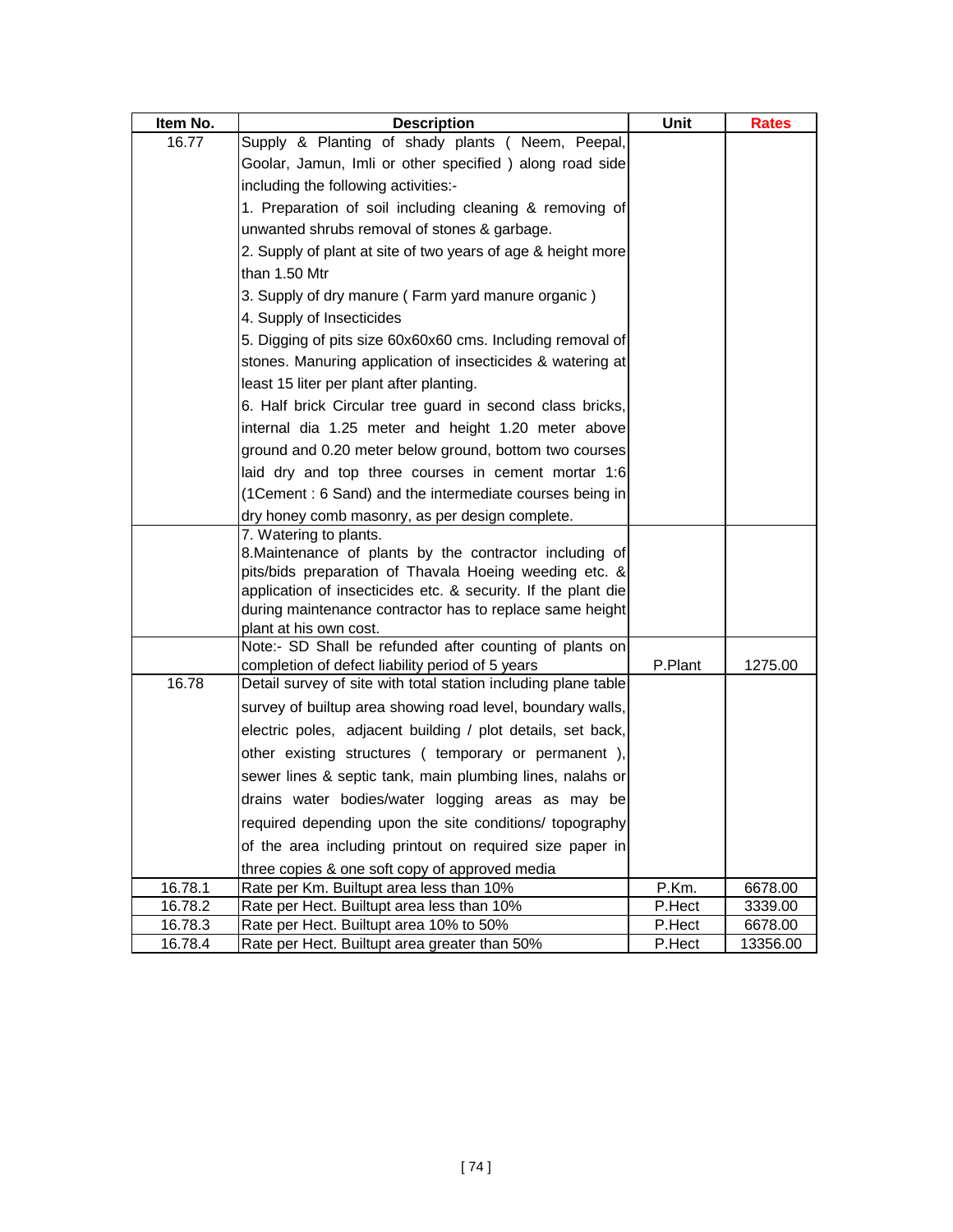| Item No. | Description | Unit | Rates |
|---|---|---|---|
| 16.77 | Supply & Planting of shady plants ( Neem, Peepal, Goolar, Jamun, Imli or other specified ) along road side including the following activities:- 1. Preparation of soil including cleaning & removing of unwanted shrubs removal of stones & garbage. 2. Supply of plant at site of two years of age & height more than 1.50 Mtr 3. Supply of dry manure ( Farm yard manure organic ) 4. Supply of Insecticides 5. Digging of pits size 60x60x60 cms. Including removal of stones. Manuring application of insecticides & watering at least 15 liter per plant after planting. 6. Half brick Circular tree guard in second class bricks, internal dia 1.25 meter and height 1.20 meter above ground and 0.20 meter below ground, bottom two courses laid dry and top three courses in cement mortar 1:6 (1Cement : 6 Sand) and the intermediate courses being in dry honey comb masonry, as per design complete. | | |
| | 7. Watering to plants. 8.Maintenance of plants by the contractor including of pits/bids preparation of Thavala Hoeing weeding etc. & application of insecticides etc. & security. If the plant die during maintenance contractor has to replace same height plant at his own cost. | | |
| | Note:- SD Shall be refunded after counting of plants on completion of defect liability period of 5 years | P.Plant | 1275.00 |
| 16.78 | Detail survey of site with total station including plane table survey of builtup area showing road level, boundary walls, electric poles, adjacent building / plot details, set back, other existing structures ( temporary or permanent ), sewer lines & septic tank, main plumbing lines, nalahs or drains water bodies/water logging areas as may be required depending upon the site conditions/ topography of the area including printout on required size paper in three copies & one soft copy of approved media | | |
| 16.78.1 | Rate per Km. Builtupt area less than 10% | P.Km. | 6678.00 |
| 16.78.2 | Rate per Hect. Builtupt area less than 10% | P.Hect | 3339.00 |
| 16.78.3 | Rate per Hect. Builtupt area 10% to 50% | P.Hect | 6678.00 |
| 16.78.4 | Rate per Hect. Builtupt area greater than 50% | P.Hect | 13356.00 |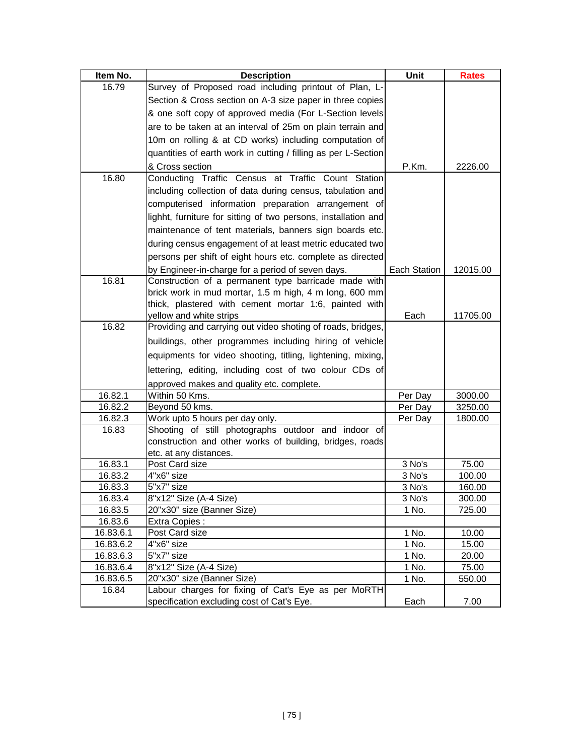| Item No. | Description | Unit | Rates |
|---|---|---|---|
| 16.79 | Survey of Proposed road including printout of Plan, L-Section & Cross section on A-3 size paper in three copies & one soft copy of approved media (For L-Section levels are to be taken at an interval of 25m on plain terrain and 10m on rolling & at CD works) including computation of quantities of earth work in cutting / filling as per L-Section & Cross section | P.Km. | 2226.00 |
| 16.80 | Conducting Traffic Census at Traffic Count Station including collection of data during census, tabulation and computerised information preparation arrangement of lighht, furniture for sitting of two persons, installation and maintenance of tent materials, banners sign boards etc. during census engagement of at least metric educated two persons per shift of eight hours etc. complete as directed by Engineer-in-charge for a period of seven days. | Each Station | 12015.00 |
| 16.81 | Construction of a permanent type barricade made with brick work in mud mortar, 1.5 m high, 4 m long, 600 mm thick, plastered with cement mortar 1:6, painted with yellow and white strips | Each | 11705.00 |
| 16.82 | Providing and carrying out video shoting of roads, bridges, buildings, other programmes including hiring of vehicle equipments for video shooting, titling, lightening, mixing, lettering, editing, including cost of two colour CDs of approved makes and quality etc. complete. | | |
| 16.82.1 | Within 50 Kms. | Per Day | 3000.00 |
| 16.82.2 | Beyond 50 kms. | Per Day | 3250.00 |
| 16.82.3 | Work upto 5 hours per day only. | Per Day | 1800.00 |
| 16.83 | Shooting of still photographs outdoor and indoor of construction and other works of building, bridges, roads etc. at any distances. | | |
| 16.83.1 | Post Card size | 3 No's | 75.00 |
| 16.83.2 | 4"x6" size | 3 No's | 100.00 |
| 16.83.3 | 5"x7" size | 3 No's | 160.00 |
| 16.83.4 | 8"x12" Size (A-4 Size) | 3 No's | 300.00 |
| 16.83.5 | 20"x30" size (Banner Size) | 1 No. | 725.00 |
| 16.83.6 | Extra Copies : | | |
| 16.83.6.1 | Post Card size | 1 No. | 10.00 |
| 16.83.6.2 | 4"x6" size | 1 No. | 15.00 |
| 16.83.6.3 | 5"x7" size | 1 No. | 20.00 |
| 16.83.6.4 | 8"x12" Size (A-4 Size) | 1 No. | 75.00 |
| 16.83.6.5 | 20"x30" size (Banner Size) | 1 No. | 550.00 |
| 16.84 | Labour charges for fixing of Cat's Eye as per MoRTH specification excluding cost of Cat's Eye. | Each | 7.00 |